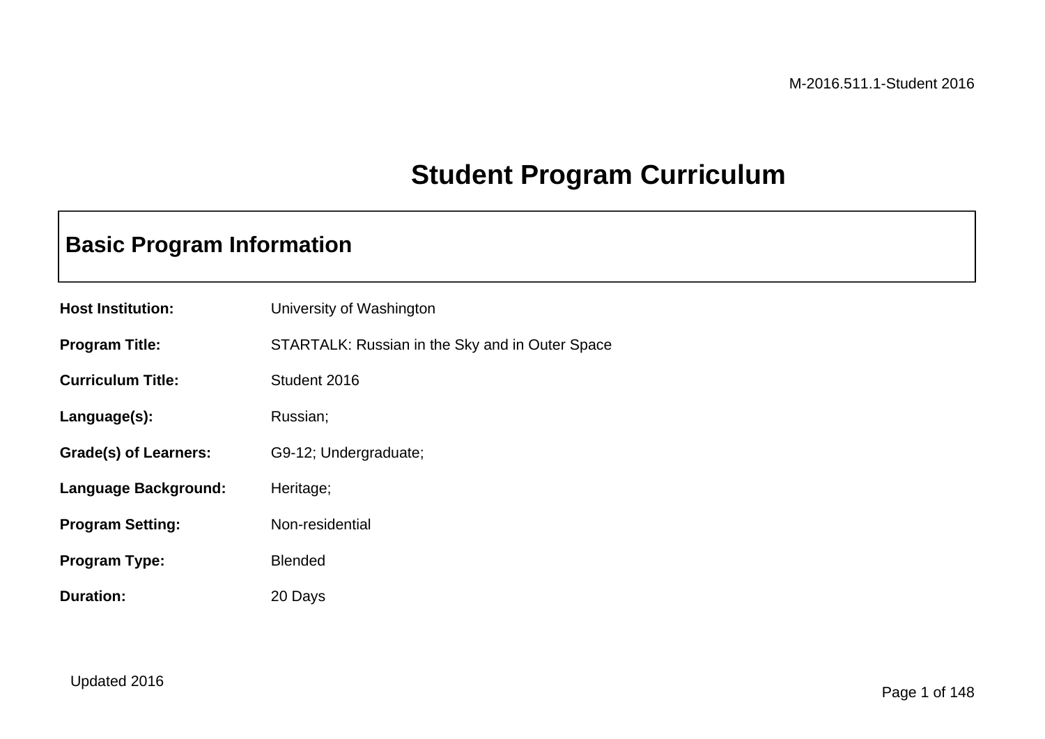M-2016.511.1-Student 2016

# Student Program Curriculum

## Basic Program Information

**Host Institution:** University of Washington

**Program Title:** STARTALK: Russian in the Sky and in Outer Space

**Curriculum Title:** Student 2016

**Language(s):** Russian;

**Grade(s) of Learners:** G9-12; Undergraduate;

**Language Background:** Heritage;

**Program Setting:** Non-residential

**Program Type:** Blended

**Duration:** 20 Days

Updated 2016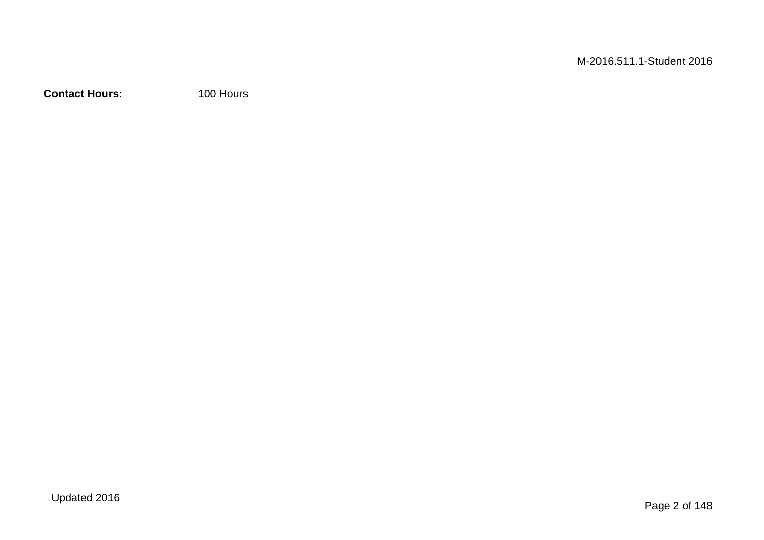**Contact Hours:** 100 Hours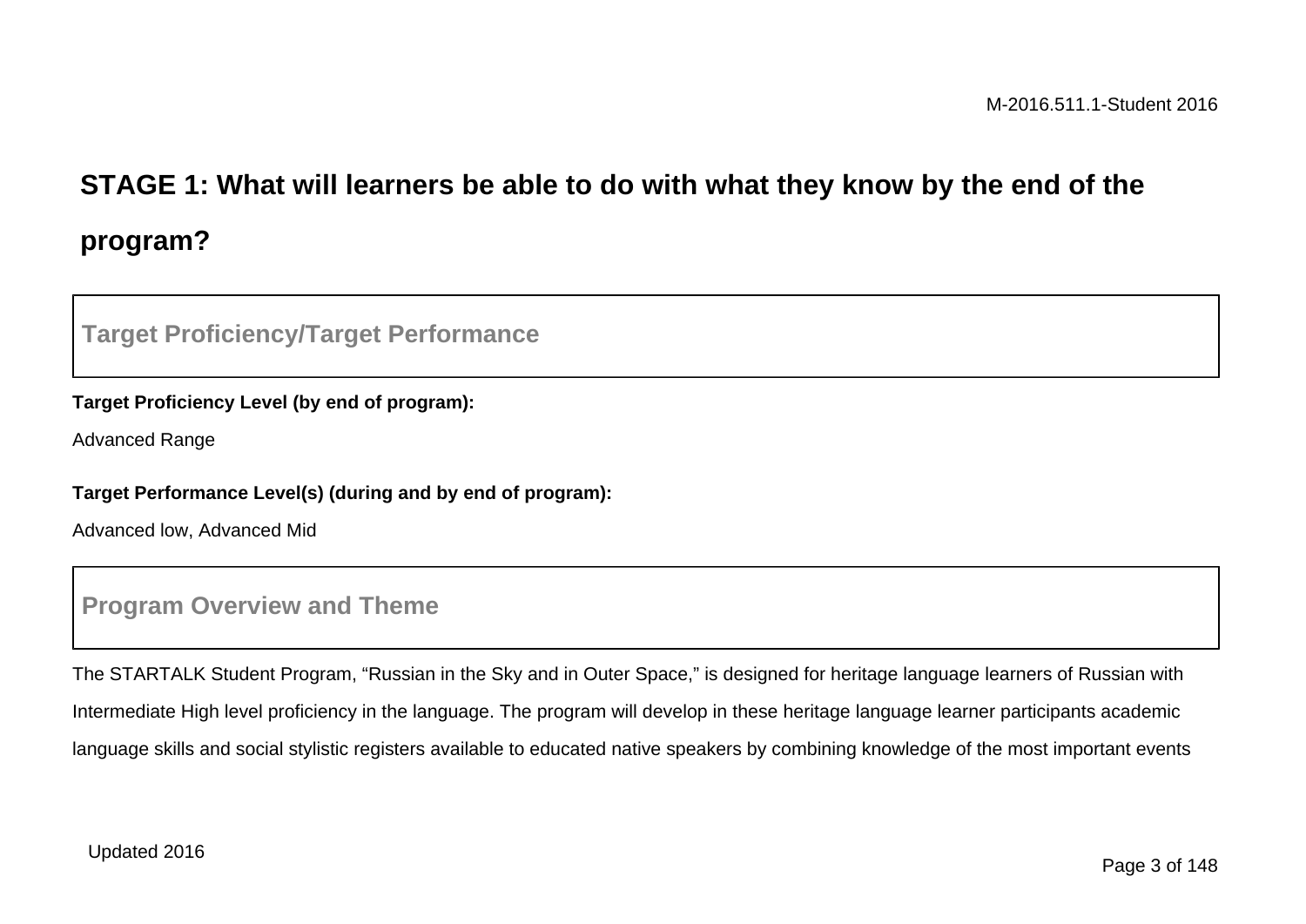## STAGE 1: What will learners be able to do with what they know by the end of the program?

### Target Proficiency/Target Performance

**Target Proficiency Level (by end of program):**

Advanced Range

**Target Performance Level(s) (during and by end of program):**

Advanced low, Advanced Mid

### Program Overview and Theme

The STARTALK Student Program, “Russian in the Sky and in Outer Space,” is designed for heritage language learners of Russian with Intermediate High level proficiency in the language. The program will develop in these heritage language learner participants academic language skills and social stylistic registers available to educated native speakers by combining knowledge of the most important events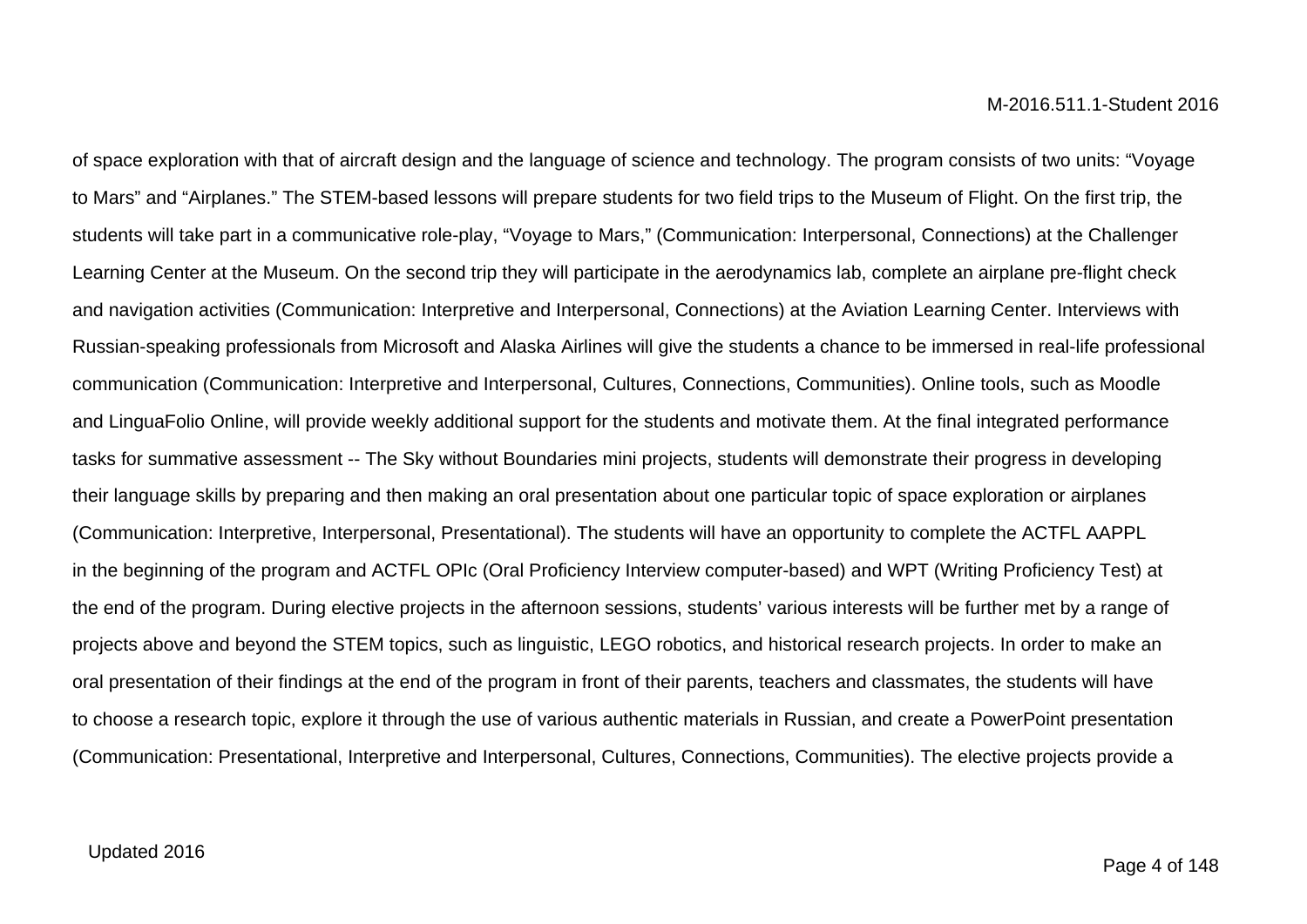of space exploration with that of aircraft design and the language of science and technology. The program consists of two units: “Voyage to Mars” and “Airplanes.” The STEM-based lessons will prepare students for two field trips to the Museum of Flight. On the first trip, the students will take part in a communicative role-play, “Voyage to Mars,” (Communication: Interpersonal, Connections) at the Challenger Learning Center at the Museum. On the second trip they will participate in the aerodynamics lab, complete an airplane pre-flight check and navigation activities (Communication: Interpretive and Interpersonal, Connections) at the Aviation Learning Center. Interviews with Russian-speaking professionals from Microsoft and Alaska Airlines will give the students a chance to be immersed in real-life professional communication (Communication: Interpretive and Interpersonal, Cultures, Connections, Communities). Online tools, such as Moodle and LinguaFolio Online, will provide weekly additional support for the students and motivate them. At the final integrated performance tasks for summative assessment -- The Sky without Boundaries mini projects, students will demonstrate their progress in developing their language skills by preparing and then making an oral presentation about one particular topic of space exploration or airplanes (Communication: Interpretive, Interpersonal, Presentational). The students will have an opportunity to complete the ACTFL AAPPL in the beginning of the program and ACTFL OPIc (Oral Proficiency Interview computer-based) and WPT (Writing Proficiency Test) at the end of the program. During elective projects in the afternoon sessions, students’ various interests will be further met by a range of projects above and beyond the STEM topics, such as linguistic, LEGO robotics, and historical research projects. In order to make an oral presentation of their findings at the end of the program in front of their parents, teachers and classmates, the students will have to choose a research topic, explore it through the use of various authentic materials in Russian, and create a PowerPoint presentation (Communication: Presentational, Interpretive and Interpersonal, Cultures, Connections, Communities). The elective projects provide a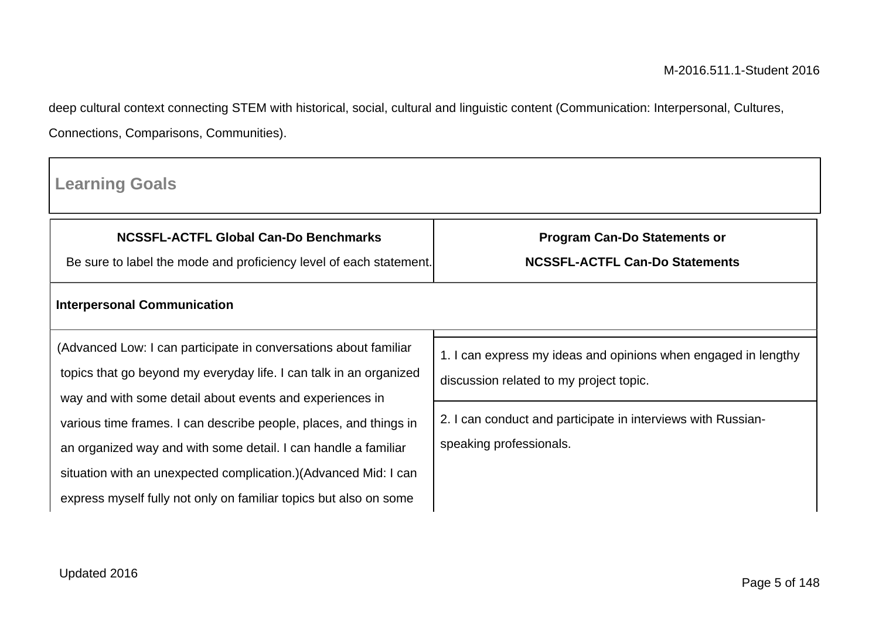deep cultural context connecting STEM with historical, social, cultural and linguistic content (Communication: Interpersonal, Cultures, Connections, Comparisons, Communities).

## Learning Goals

| NCSSFL-ACTFL Global Can-Do Benchmarks<br>Be sure to label the mode and proficiency level of each statement. | Program Can-Do Statements or<br>NCSSFL-ACTFL Can-Do Statements |
|---|---|
| **Interpersonal Communication** | |
| (Advanced Low: I can participate in conversations about familiar topics that go beyond my everyday life. I can talk in an organized way and with some detail about events and experiences in various time frames. I can describe people, places, and things in an organized way and with some detail. I can handle a familiar situation with an unexpected complication.)(Advanced Mid: I can express myself fully not only on familiar topics but also on some | 1. I can express my ideas and opinions when engaged in lengthy discussion related to my project topic.<br>2. I can conduct and participate in interviews with Russian-speaking professionals. |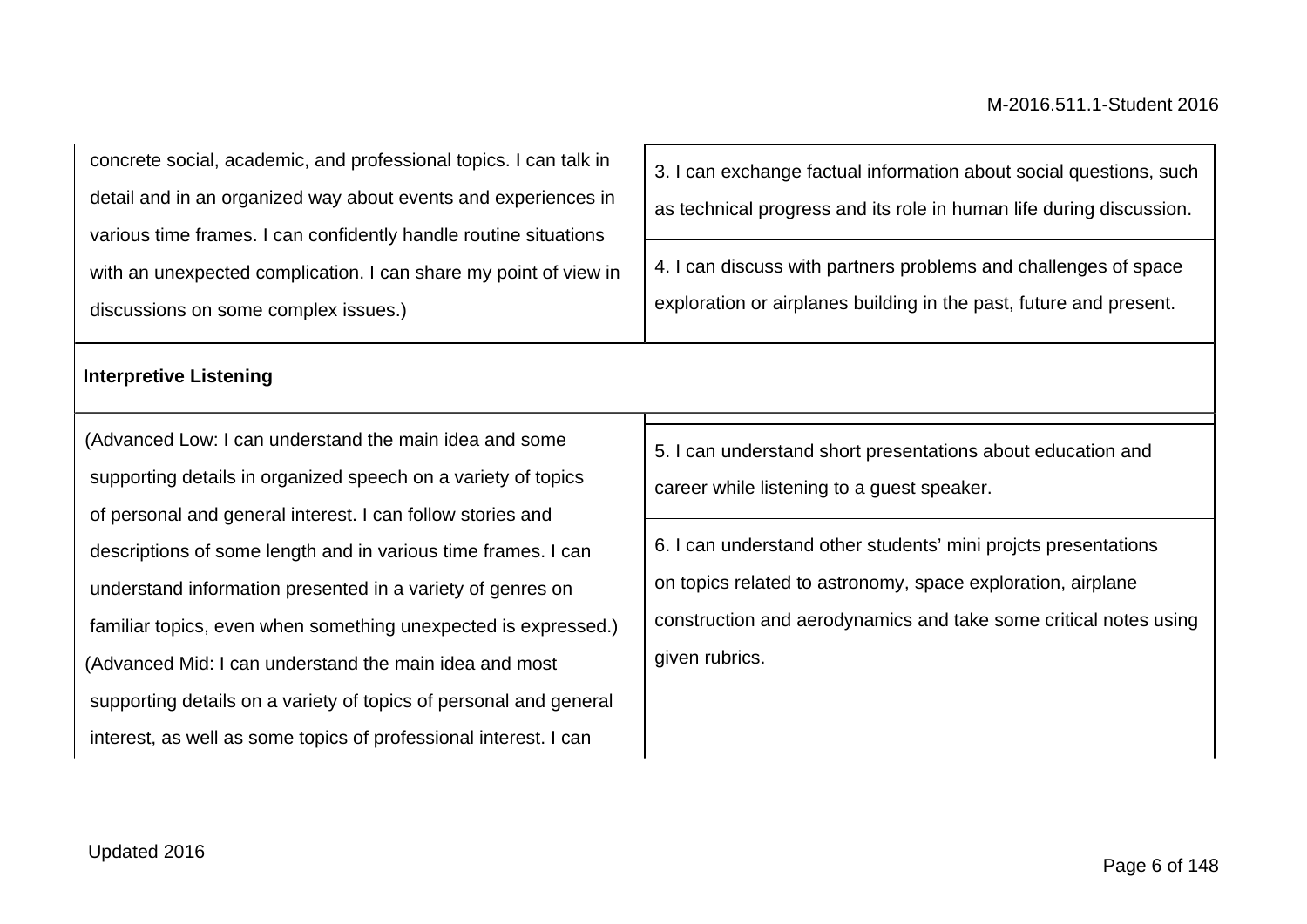| | |
|---|---|
| concrete social, academic, and professional topics. I can talk in detail and in an organized way about events and experiences in various time frames. I can confidently handle routine situations with an unexpected complication. I can share my point of view in discussions on some complex issues.) | 3. I can exchange factual information about social questions, such as technical progress and its role in human life during discussion.<br><br>4. I can discuss with partners problems and challenges of space exploration or airplanes building in the past, future and present. |
| **Interpretive Listening** | |
| (Advanced Low: I can understand the main idea and some supporting details in organized speech on a variety of topics of personal and general interest. I can follow stories and descriptions of some length and in various time frames. I can understand information presented in a variety of genres on familiar topics, even when something unexpected is expressed.)<br>(Advanced Mid: I can understand the main idea and most supporting details on a variety of topics of personal and general interest, as well as some topics of professional interest. I can | 5. I can understand short presentations about education and career while listening to a guest speaker.<br><br>6. I can understand other students' mini projcts presentations on topics related to astronomy, space exploration, airplane construction and aerodynamics and take some critical notes using given rubrics. |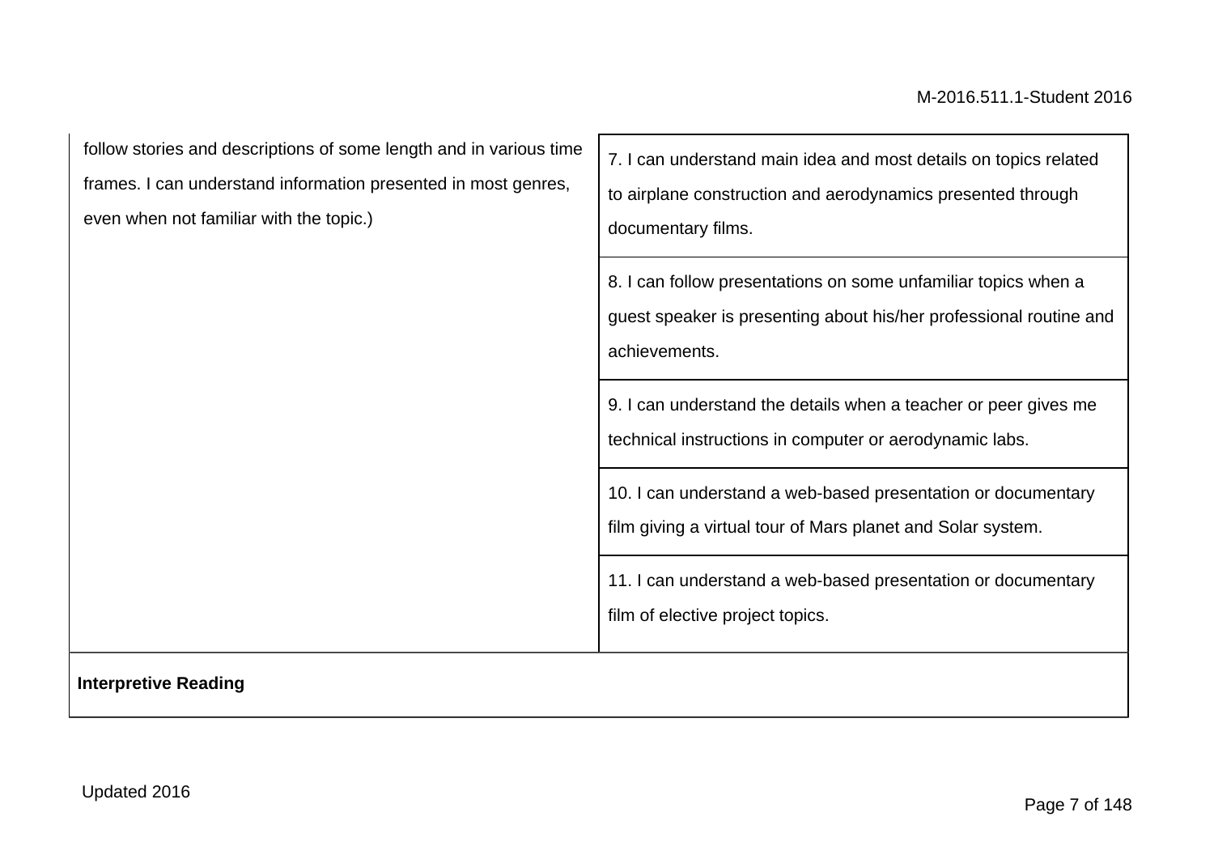| | |
|---|---|
| follow stories and descriptions of some length and in various time frames. I can understand information presented in most genres, even when not familiar with the topic.) | 7. I can understand main idea and most details on topics related to airplane construction and aerodynamics presented through documentary films. |
| | 8. I can follow presentations on some unfamiliar topics when a guest speaker is presenting about his/her professional routine and achievements. |
| | 9. I can understand the details when a teacher or peer gives me technical instructions in computer or aerodynamic labs. |
| | 10. I can understand a web-based presentation or documentary film giving a virtual tour of Mars planet and Solar system. |
| | 11. I can understand a web-based presentation or documentary film of elective project topics. |
| **Interpretive Reading** | |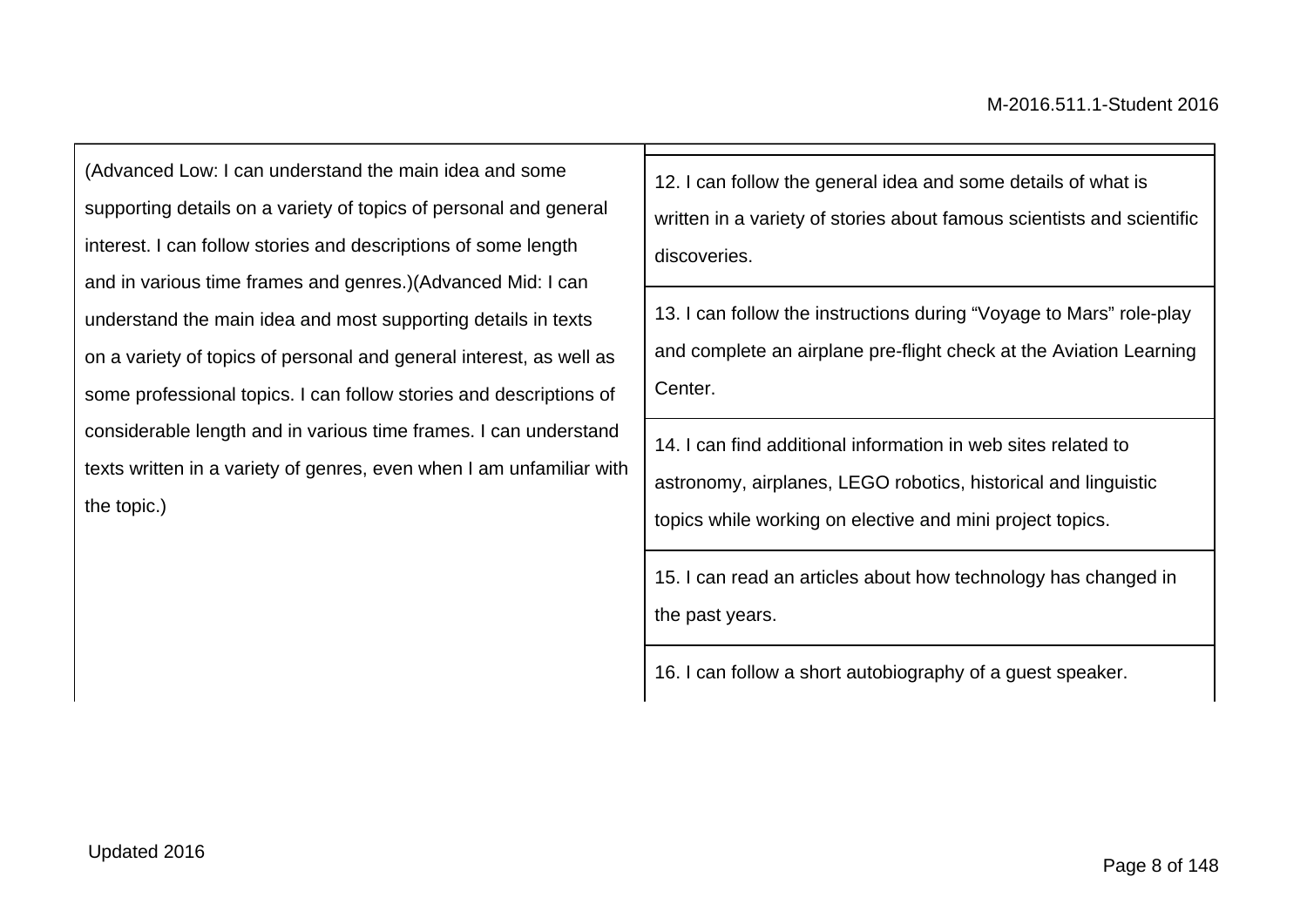| (Advanced Low: I can understand the main idea and some supporting details on a variety of topics of personal and general interest. I can follow stories and descriptions of some length and in various time frames and genres.)(Advanced Mid: I can understand the main idea and most supporting details in texts on a variety of topics of personal and general interest, as well as some professional topics. I can follow stories and descriptions of considerable length and in various time frames. I can understand texts written in a variety of genres, even when I am unfamiliar with the topic.) | |
|---|---|
| | 12. I can follow the general idea and some details of what is written in a variety of stories about famous scientists and scientific discoveries. |
| | 13. I can follow the instructions during “Voyage to Mars” role-play and complete an airplane pre-flight check at the Aviation Learning Center. |
| | 14. I can find additional information in web sites related to astronomy, airplanes, LEGO robotics, historical and linguistic topics while working on elective and mini project topics. |
| | 15. I can read an articles about how technology has changed in the past years. |
| | 16. I can follow a short autobiography of a guest speaker. |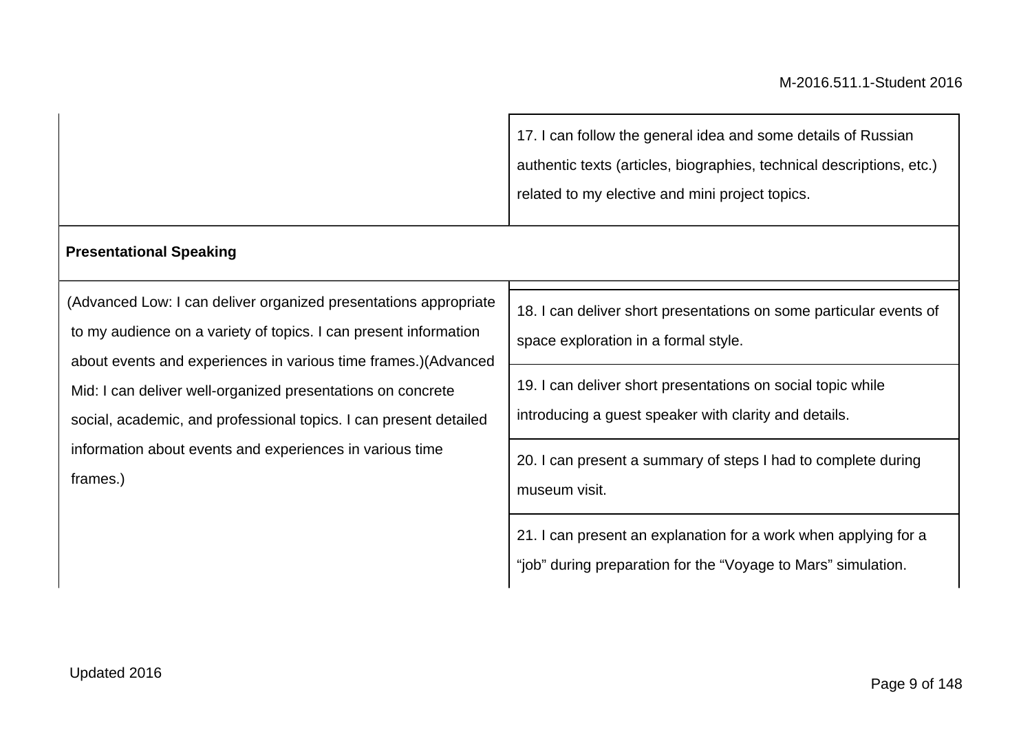| | |
|---|---|
| | 17. I can follow the general idea and some details of Russian authentic texts (articles, biographies, technical descriptions, etc.) related to my elective and mini project topics. |
| **Presentational Speaking** | |
| (Advanced Low: I can deliver organized presentations appropriate to my audience on a variety of topics. I can present information about events and experiences in various time frames.)(Advanced Mid: I can deliver well-organized presentations on concrete social, academic, and professional topics. I can present detailed information about events and experiences in various time frames.) | 18. I can deliver short presentations on some particular events of space exploration in a formal style. |
| | 19. I can deliver short presentations on social topic while introducing a guest speaker with clarity and details. |
| | 20. I can present a summary of steps I had to complete during museum visit. |
| | 21. I can present an explanation for a work when applying for a "job" during preparation for the "Voyage to Mars" simulation. |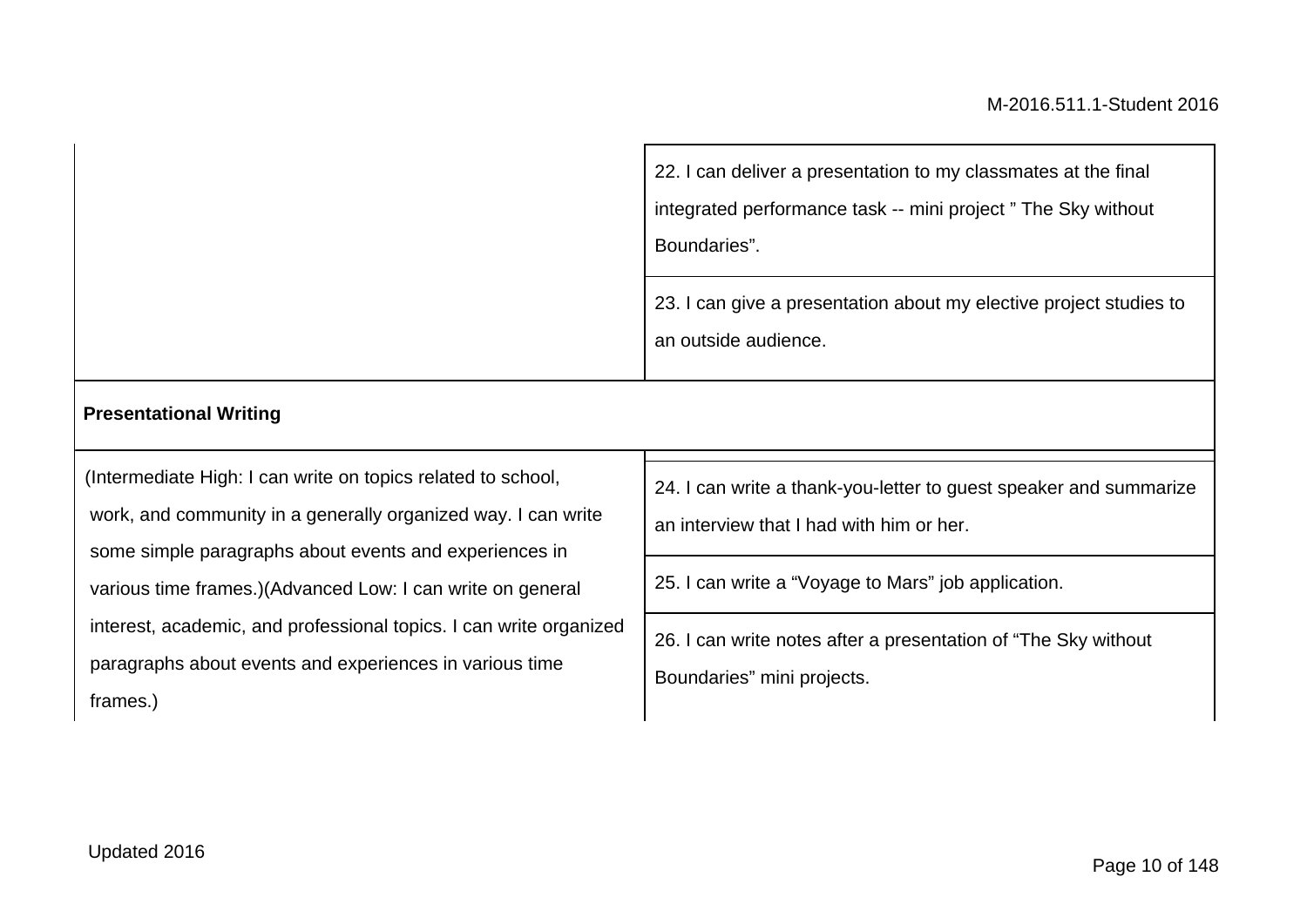| | |
|---|---|
| | 22. I can deliver a presentation to my classmates at the final integrated performance task -- mini project ” The Sky without Boundaries”. |
| | 23. I can give a presentation about my elective project studies to an outside audience. |
| **Presentational Writing** | |
| (Intermediate High: I can write on topics related to school, work, and community in a generally organized way. I can write some simple paragraphs about events and experiences in various time frames.)(Advanced Low: I can write on general interest, academic, and professional topics. I can write organized paragraphs about events and experiences in various time frames.) | 24. I can write a thank-you-letter to guest speaker and summarize an interview that I had with him or her. |
| | 25. I can write a “Voyage to Mars” job application. |
| | 26. I can write notes after a presentation of “The Sky without Boundaries” mini projects. |

Updated 2016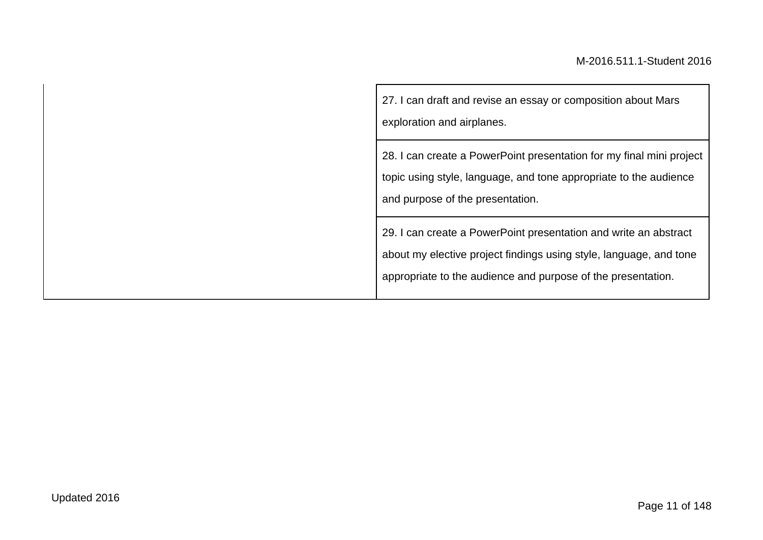| | |
|---|---|
| | 27. I can draft and revise an essay or composition about Mars exploration and airplanes. |
| | 28. I can create a PowerPoint presentation for my final mini project topic using style, language, and tone appropriate to the audience and purpose of the presentation. |
| | 29. I can create a PowerPoint presentation and write an abstract about my elective project findings using style, language, and tone appropriate to the audience and purpose of the presentation. |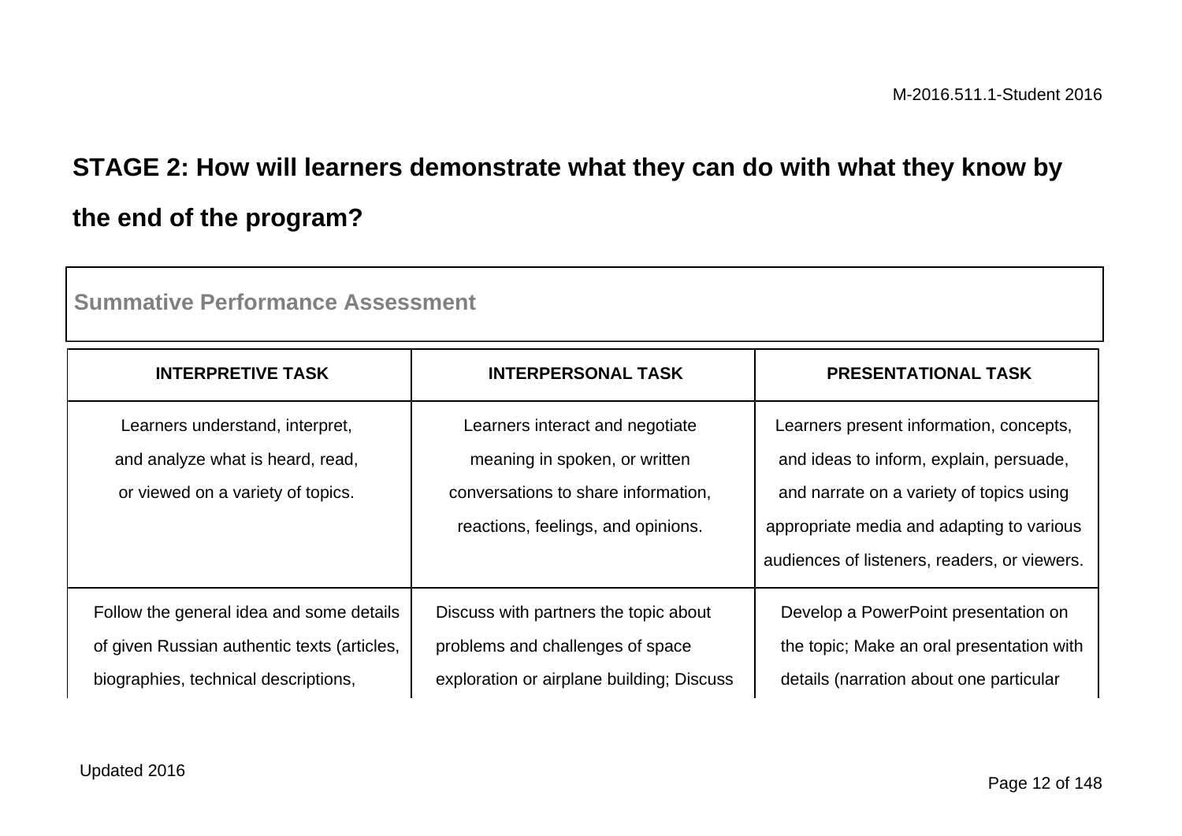## STAGE 2: How will learners demonstrate what they can do with what they know by the end of the program?

| Summative Performance Assessment | | |
|---|---|---|
| **INTERPRETIVE TASK** | **INTERPERSONAL TASK** | **PRESENTATIONAL TASK** |
| Learners understand, interpret, and analyze what is heard, read, or viewed on a variety of topics. | Learners interact and negotiate meaning in spoken, or written conversations to share information, reactions, feelings, and opinions. | Learners present information, concepts, and ideas to inform, explain, persuade, and narrate on a variety of topics using appropriate media and adapting to various audiences of listeners, readers, or viewers. |
| Follow the general idea and some details of given Russian authentic texts (articles, biographies, technical descriptions, | Discuss with partners the topic about problems and challenges of space exploration or airplane building; Discuss | Develop a PowerPoint presentation on the topic; Make an oral presentation with details (narration about one particular |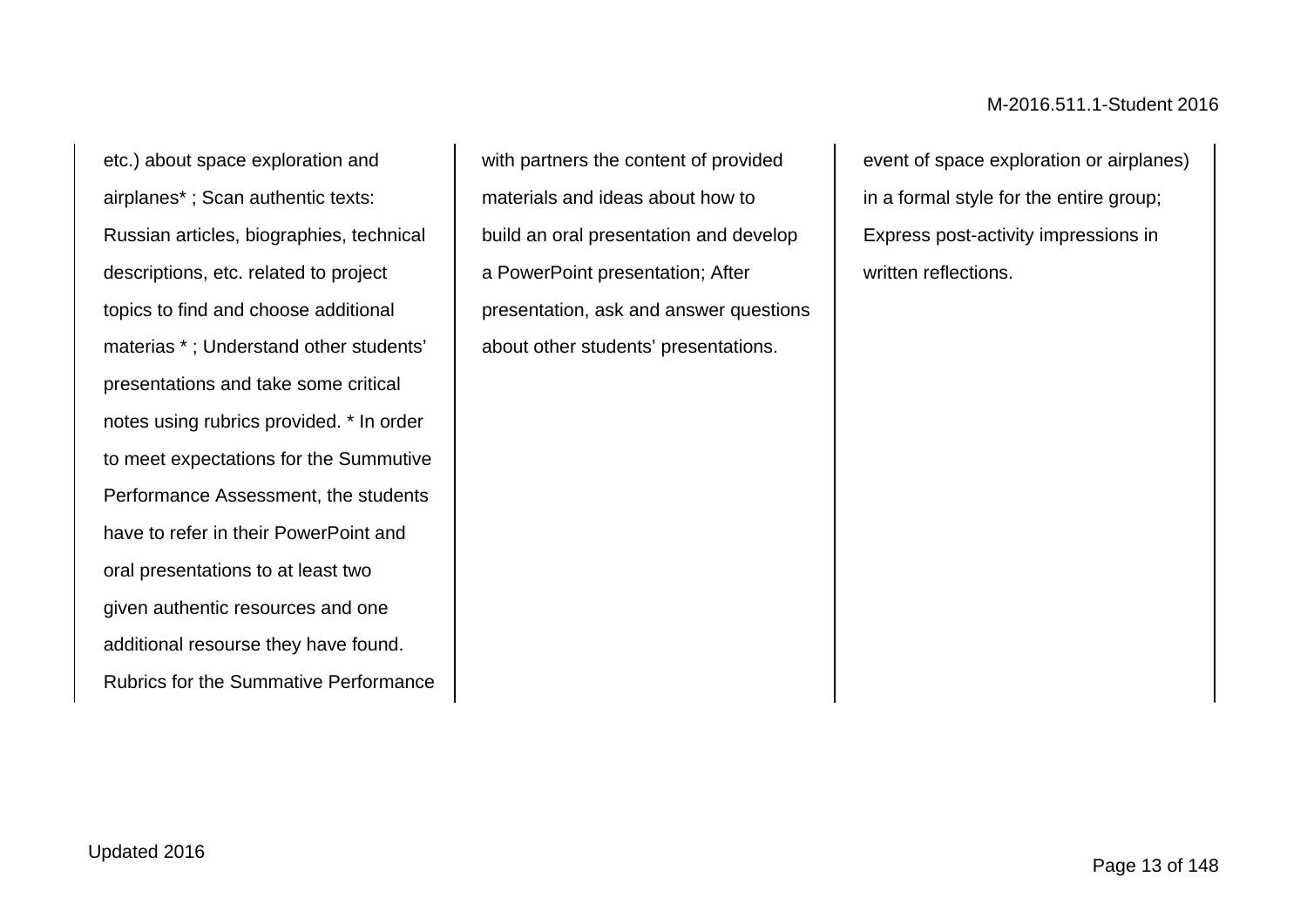| | | |
|---|---|---|
| etc.) about space exploration and airplanes* ; Scan authentic texts: Russian articles, biographies, technical descriptions, etc. related to project topics to find and choose additional materias * ; Understand other students' presentations and take some critical notes using rubrics provided. * In order to meet expectations for the Summutive Performance Assessment, the students have to refer in their PowerPoint and oral presentations to at least two given authentic resources and one additional resourse they have found. Rubrics for the Summative Performance | with partners the content of provided materials and ideas about how to build an oral presentation and develop a PowerPoint presentation; After presentation, ask and answer questions about other students' presentations. | event of space exploration or airplanes) in a formal style for the entire group; Express post-activity impressions in written reflections. |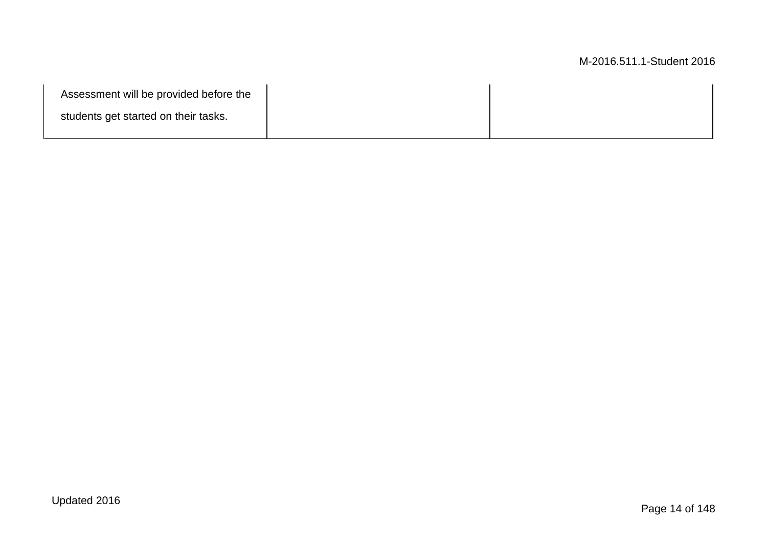| | | |
|---|---|---|
| Assessment will be provided before the students get started on their tasks. | | |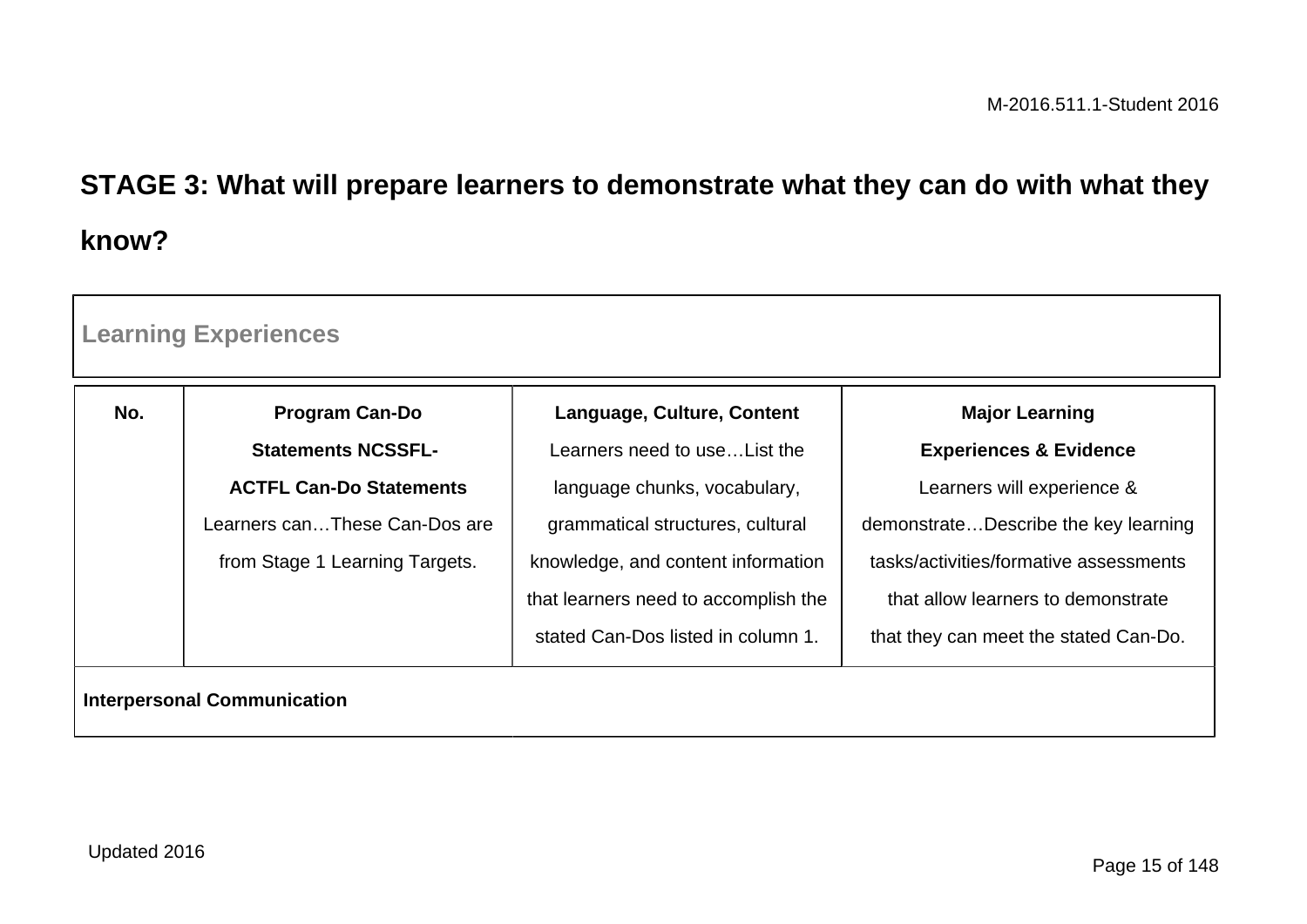## STAGE 3: What will prepare learners to demonstrate what they can do with what they know?

### Learning Experiences

| No. | **Program Can-Do Statements NCSSFL-ACTFL Can-Do Statements** Learners can…These Can-Dos are from Stage 1 Learning Targets. | **Language, Culture, Content** Learners need to use…List the language chunks, vocabulary, grammatical structures, cultural knowledge, and content information that learners need to accomplish the stated Can-Dos listed in column 1. | **Major Learning Experiences & Evidence** Learners will experience & demonstrate…Describe the key learning tasks/activities/formative assessments that allow learners to demonstrate that they can meet the stated Can-Do. |
| --- | --- | --- | --- |
| **Interpersonal Communication** | | | |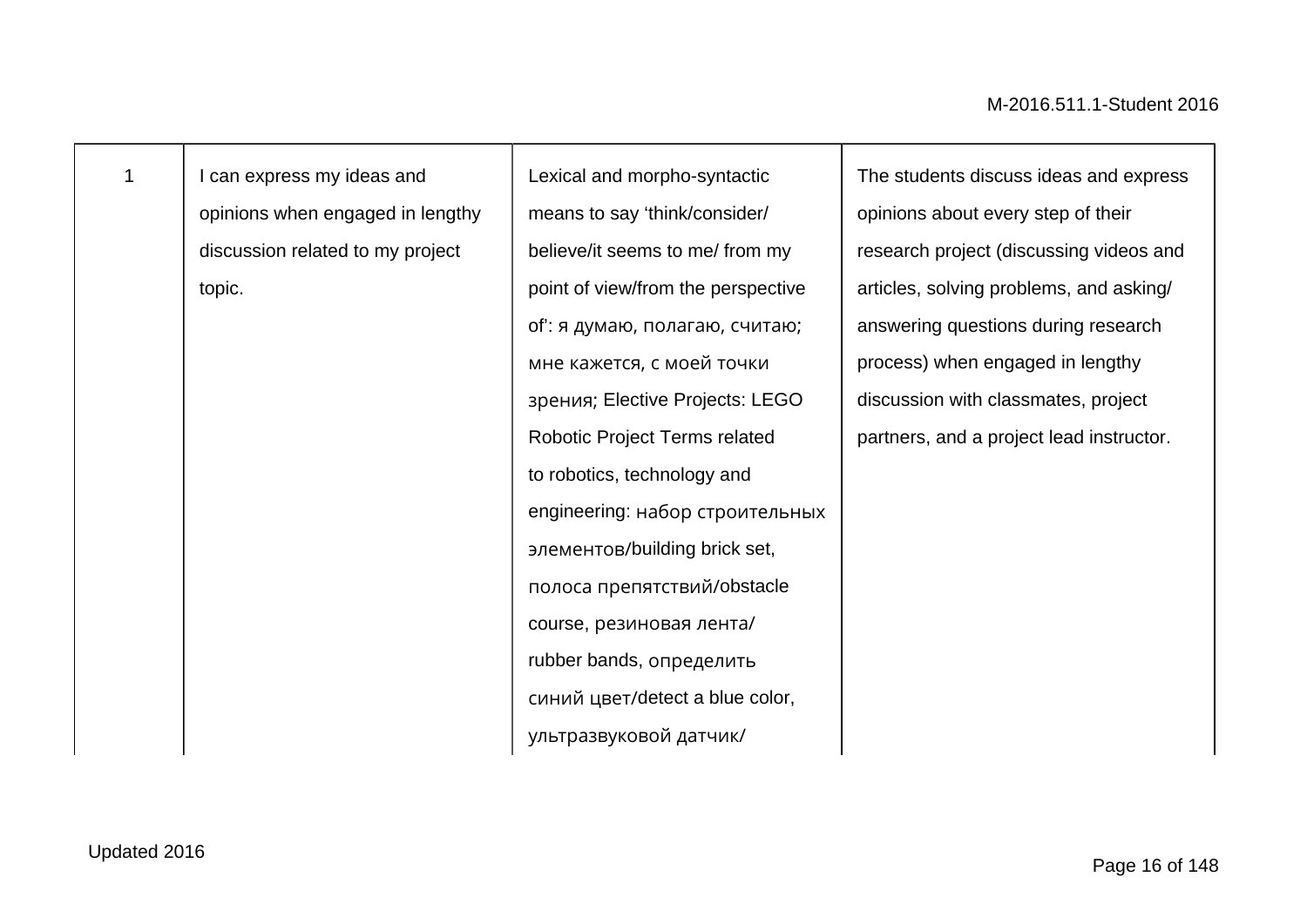| | | | |
|---|---|---|---|
| 1 | I can express my ideas and opinions when engaged in lengthy discussion related to my project topic. | Lexical and morpho-syntactic means to say 'think/consider/ believe/it seems to me/ from my point of view/from the perspective of': я думаю, полагаю, считаю; мне кажется, с моей точки зрения; Elective Projects: LEGO Robotic Project Terms related to robotics, technology and engineering: набор строительных элементов/building brick set, полоса препятствий/obstacle course, резиновая лента/ rubber bands, определить синий цвет/detect a blue color, ультразвуковой датчик/ | The students discuss ideas and express opinions about every step of their research project (discussing videos and articles, solving problems, and asking/ answering questions during research process) when engaged in lengthy discussion with classmates, project partners, and a project lead instructor. |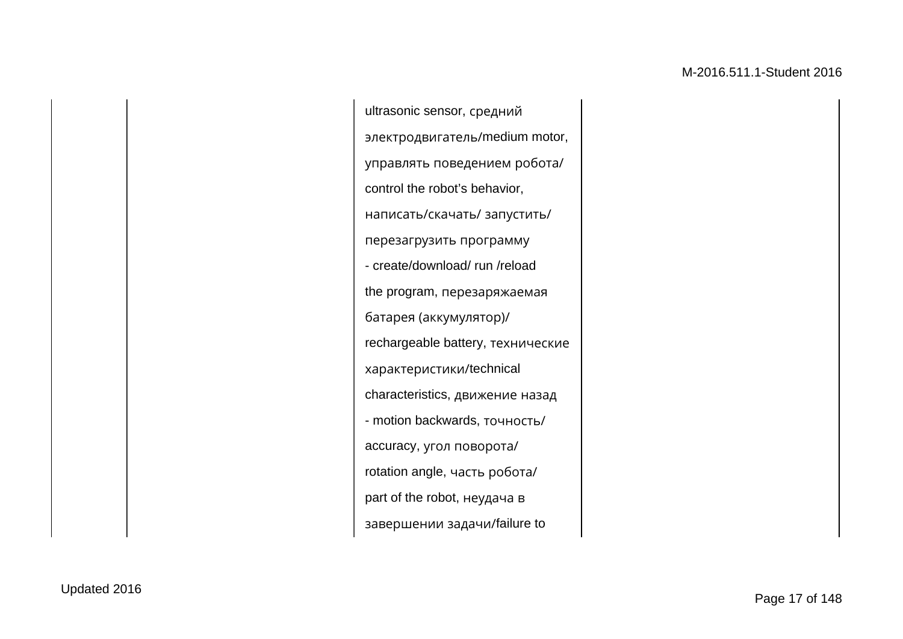| | | | |
|---|---|---|---|
| | | ultrasonic sensor, средний электродвигатель/medium motor, управлять поведением робота/ control the robot's behavior, написать/скачать/ запустить/ перезагрузить программу - create/download/ run /reload the program, перезаряжаемая батарея (аккумулятор)/ rechargeable battery, технические характеристики/technical characteristics, движение назад - motion backwards, точность/ accuracy, угол поворота/ rotation angle, часть робота/ part of the robot, неудача в завершении задачи/failure to | |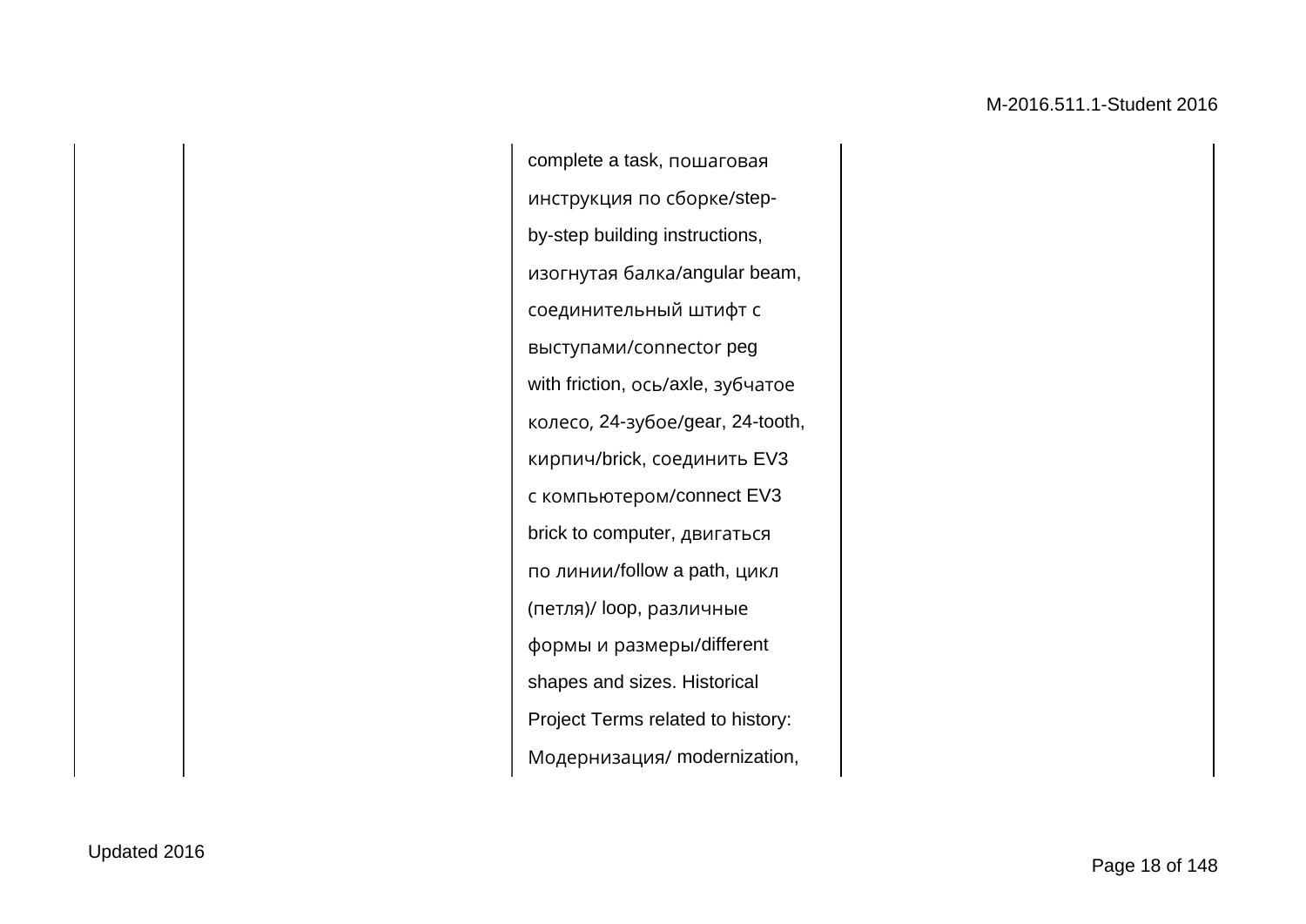|  |  | complete a task, пошаговая инструкция по сборке/step-by-step building instructions, изогнутая балка/angular beam, соединительный штифт с выступами/connector peg with friction, ось/axle, зубчатое колесо, 24-зубое/gear, 24-tooth, кирпич/brick, соединить EV3 с компьютером/connect EV3 brick to computer, двигаться по линии/follow a path, цикл (петля)/ loop, различные формы и размеры/different shapes and sizes. Historical Project Terms related to history: Модернизация/ modernization, |  |
|---|---|---|---|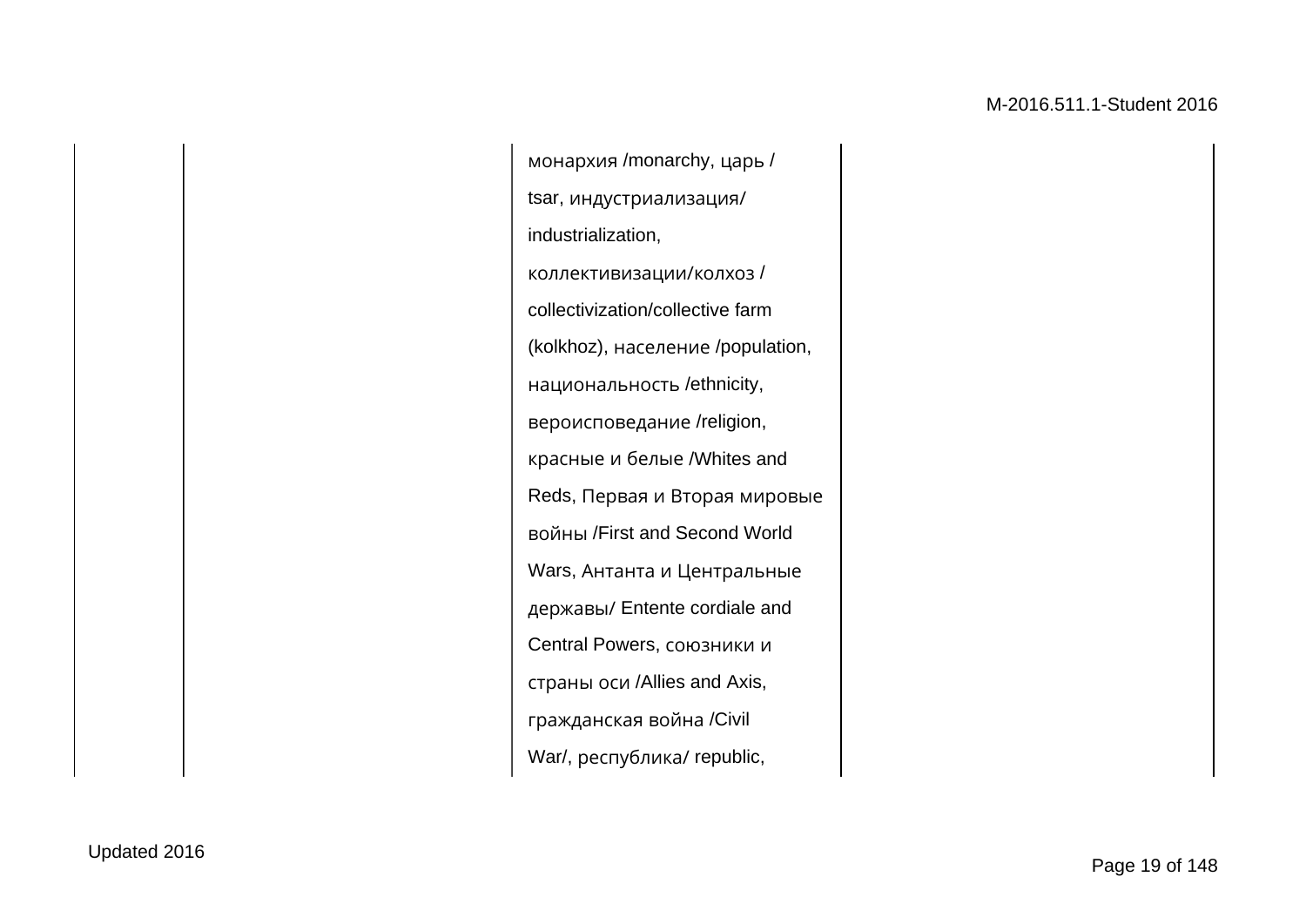| | | | |
|---|---|---|---|
| | | монархия /monarchy, царь / tsar, индустриализация/ industrialization, коллективизации/колхоз / collectivization/collective farm (kolkhoz), население /population, национальность /ethnicity, вероисповедание /religion, красные и белые /Whites and Reds, Первая и Вторая мировые войны /First and Second World Wars, Антанта и Центральные державы/ Entente cordiale and Central Powers, союзники и страны оси /Allies and Axis, гражданская война /Civil War/, республика/ republic, | |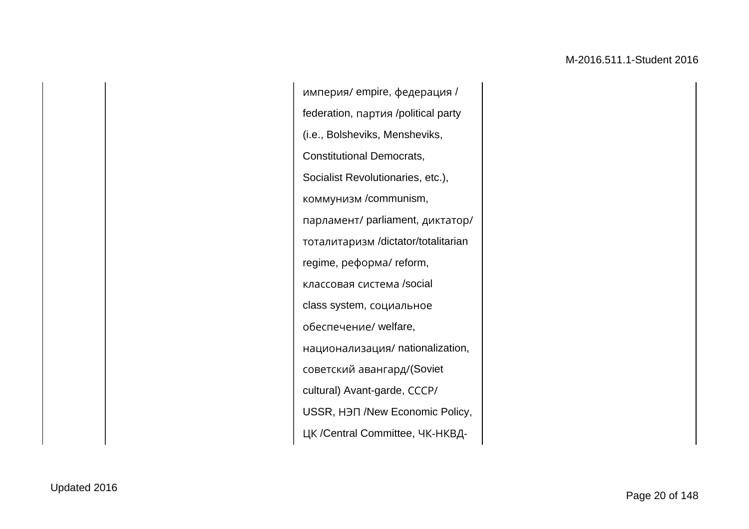| | | | |
|---|---|---|---|
| | | империя/ empire, федерация / federation, партия /political party (i.e., Bolsheviks, Mensheviks, Constitutional Democrats, Socialist Revolutionaries, etc.), коммунизм /communism, парламент/ parliament, диктатор/ тоталитаризм /dictator/totalitarian regime, реформа/ reform, классовая система /social class system, социальное обеспечение/ welfare, национализация/ nationalization, советский авангард/(Soviet cultural) Avant-garde, СССР/ USSR, НЭП /New Economic Policy, ЦК /Central Committee, ЧК-НКВД- | |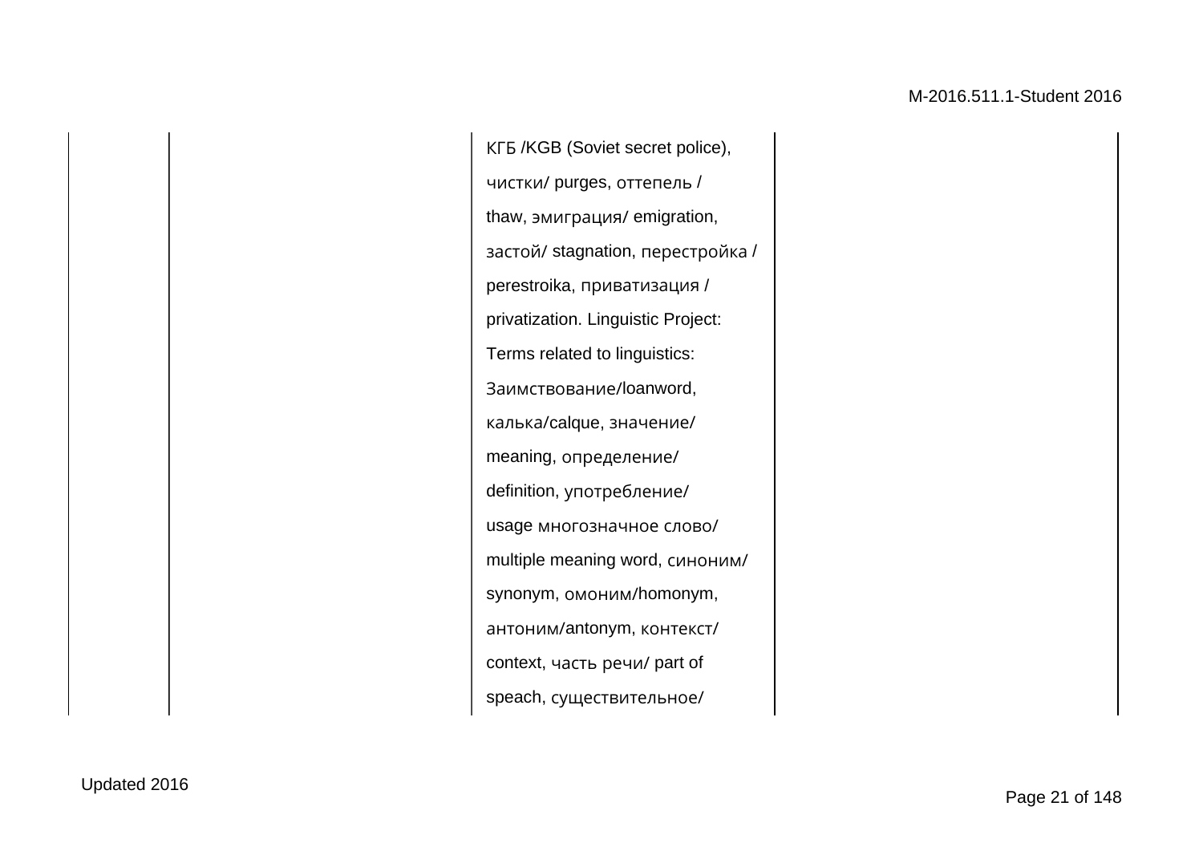|  |  |  |  |
|---|---|---|---|
|  |  | КГБ /KGB (Soviet secret police), чистки/ purges, оттепель / thaw, эмиграция/ emigration, застой/ stagnation, перестройка / perestroika, приватизация / privatization. Linguistic Project: Terms related to linguistics: Заимствование/loanword, калька/calque, значение/ meaning, определение/ definition, употребление/ usage многозначное слово/ multiple meaning word, синоним/ synonym, омоним/homonym, антоним/antonym, контекст/ context, часть речи/ part of speach, существительное/ |  |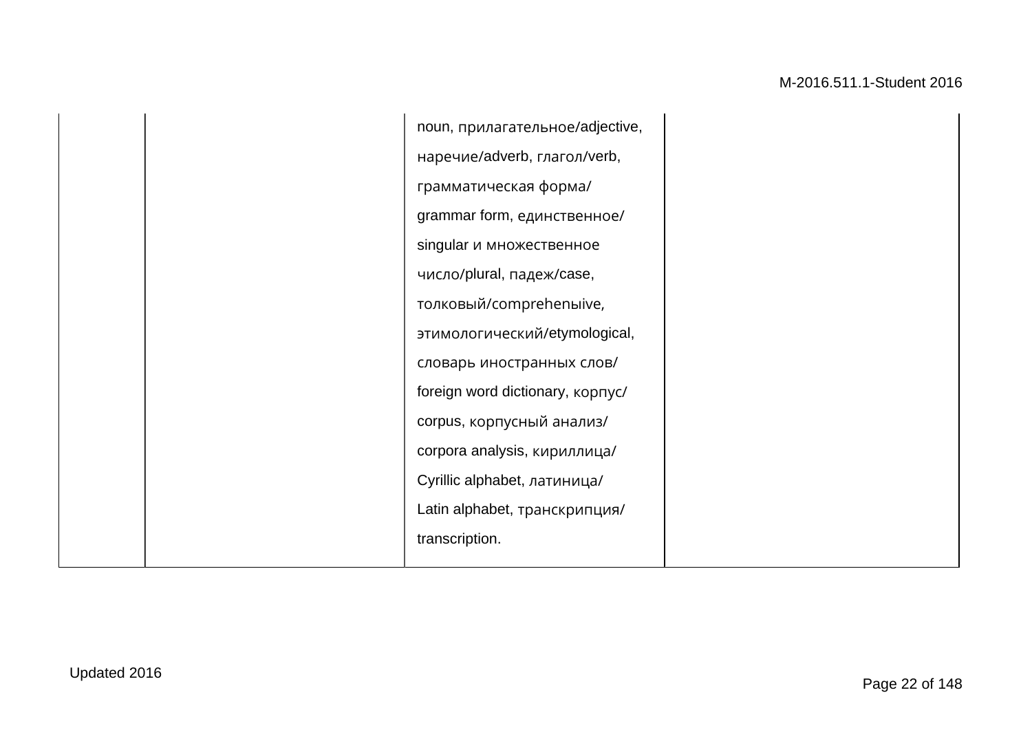|  |  | noun, прилагательное/adjective, наречие/adverb, глагол/verb, грамматическая форма/ grammar form, единственное/ singular и множественное число/plural, падеж/case, толковый/comprehenыive, этимологический/etymological, словарь иностранных слов/ foreign word dictionary, корпус/ corpus, корпусный анализ/ corpora analysis, кириллица/ Cyrillic alphabet, латиница/ Latin alphabet, транскрипция/ transcription. |  |
|---|---|---|---|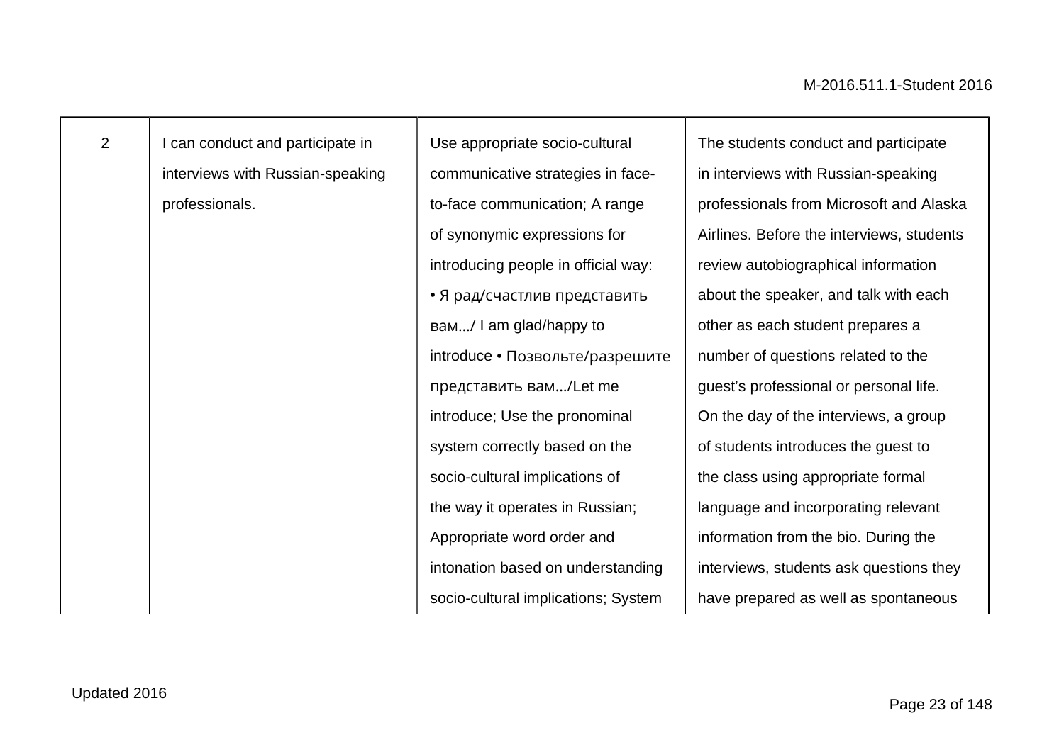| 2 | I can conduct and participate in interviews with Russian-speaking professionals. | Use appropriate socio-cultural communicative strategies in face-to-face communication; A range of synonymic expressions for introducing people in official way: • Я рад/счастлив представить вам.../ I am glad/happy to introduce • Позвольте/разрешите представить вам.../Let me introduce; Use the pronominal system correctly based on the socio-cultural implications of the way it operates in Russian; Appropriate word order and intonation based on understanding socio-cultural implications; System | The students conduct and participate in interviews with Russian-speaking professionals from Microsoft and Alaska Airlines. Before the interviews, students review autobiographical information about the speaker, and talk with each other as each student prepares a number of questions related to the guest's professional or personal life. On the day of the interviews, a group of students introduces the guest to the class using appropriate formal language and incorporating relevant information from the bio. During the interviews, students ask questions they have prepared as well as spontaneous |
|---|---|---|---|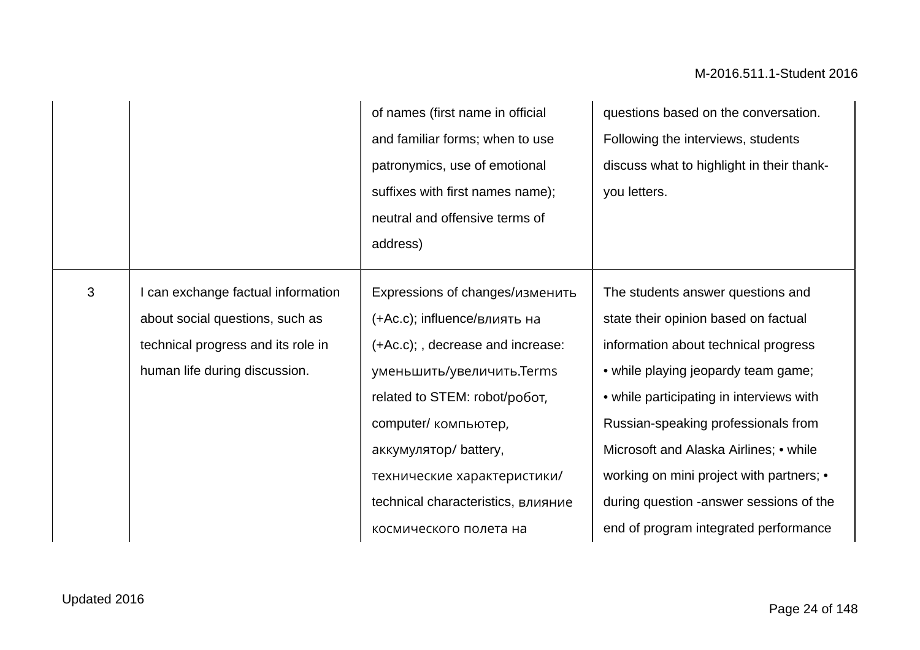| | | | |
|---|---|---|---|
| | | of names (first name in official and familiar forms; when to use patronymics, use of emotional suffixes with first names name); neutral and offensive terms of address) | questions based on the conversation. Following the interviews, students discuss what to highlight in their thank-you letters. |
| 3 | I can exchange factual information about social questions, such as technical progress and its role in human life during discussion. | Expressions of changes/изменить (+Ac.c); influence/влиять на (+Ac.c); , decrease and increase: уменьшить/увеличить.Terms related to STEM: robot/робот, computer/ компьютер, аккумулятор/ battery, технические характеристики/ technical characteristics, влияние космического полета на | The students answer questions and state their opinion based on factual information about technical progress<br>• while playing jeopardy team game;<br>• while participating in interviews with Russian-speaking professionals from Microsoft and Alaska Airlines; • while working on mini project with partners; • during question -answer sessions of the end of program integrated performance |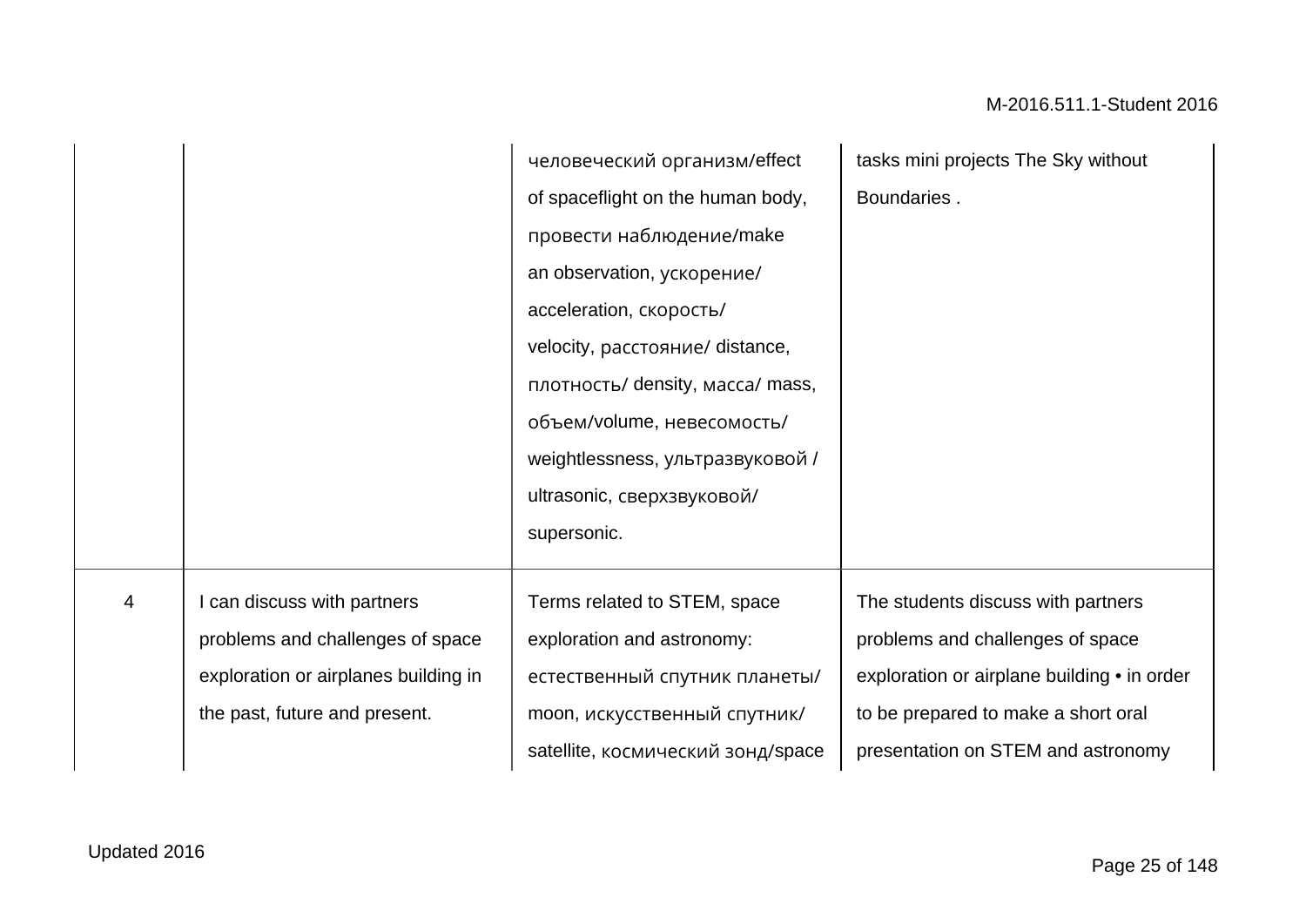| | | | |
|---|---|---|---|
| | | человеческий организм/effect of spaceflight on the human body, провести наблюдение/make an observation, ускорение/ acceleration, скорость/ velocity, расстояние/ distance, плотность/ density, масса/ mass, объем/volume, невесомость/ weightlessness, ультразвуковой / ultrasonic, сверхзвуковой/ supersonic. | tasks mini projects The Sky without Boundaries . |
| 4 | I can discuss with partners problems and challenges of space exploration or airplanes building in the past, future and present. | Terms related to STEM, space exploration and astronomy: естественный спутник планеты/ moon, искусственный спутник/ satellite, космический зонд/space | The students discuss with partners problems and challenges of space exploration or airplane building • in order to be prepared to make a short oral presentation on STEM and astronomy |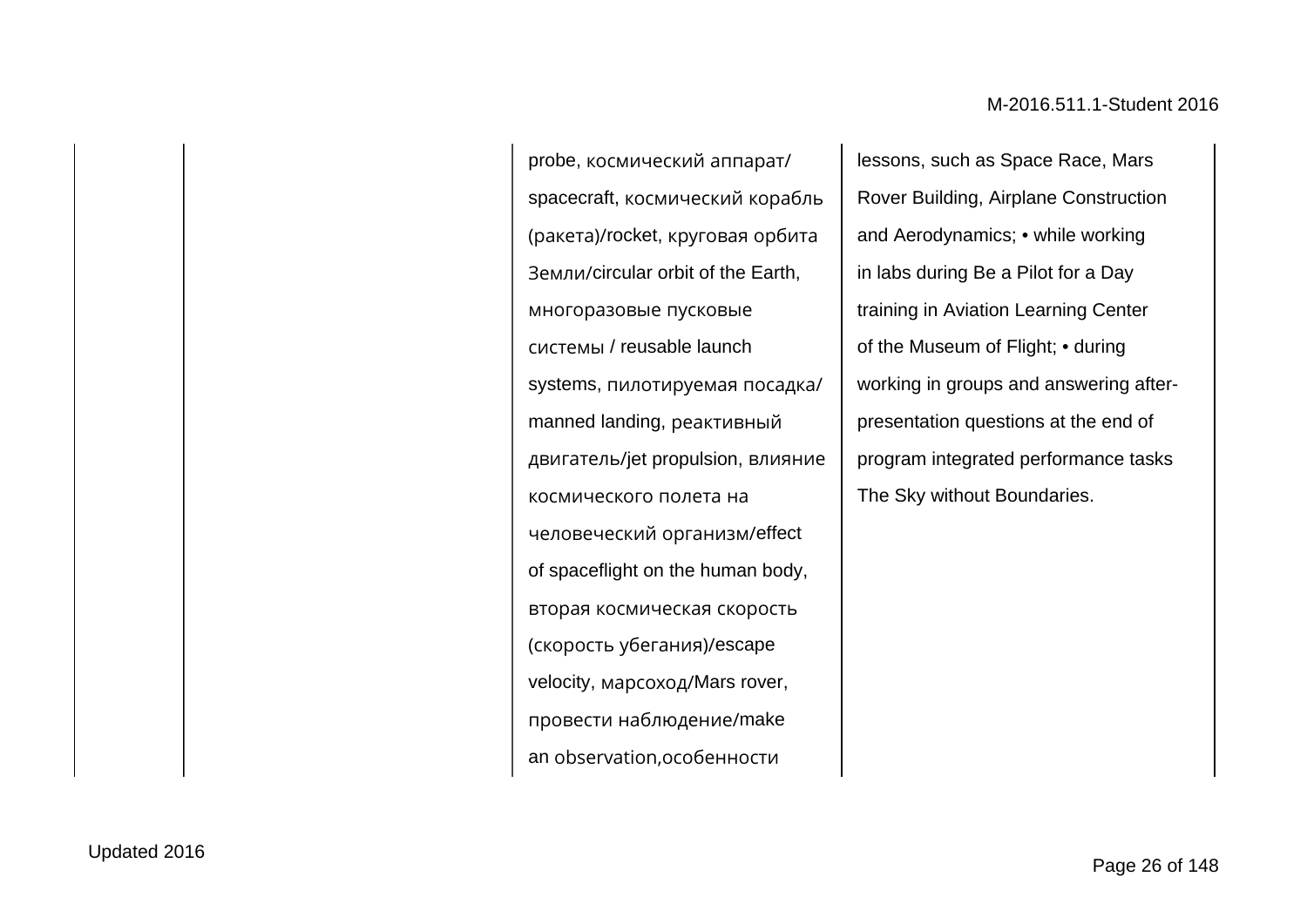|  |  |  | probe, космический аппарат/ spacecraft, космический корабль (ракета)/rocket, круговая орбита Земли/circular orbit of the Earth, многоразовые пусковые системы / reusable launch systems, пилотируемая посадка/ manned landing, реактивный двигатель/jet propulsion, влияние космического полета на человеческий организм/effect of spaceflight on the human body, вторая космическая скорость (скорость убегания)/escape velocity, марсоход/Mars rover, провести наблюдение/make an observation,особенности | lessons, such as Space Race, Mars Rover Building, Airplane Construction and Aerodynamics; • while working in labs during Be a Pilot for a Day training in Aviation Learning Center of the Museum of Flight; • during working in groups and answering after-presentation questions at the end of program integrated performance tasks The Sky without Boundaries. |
|---|---|---|---|---|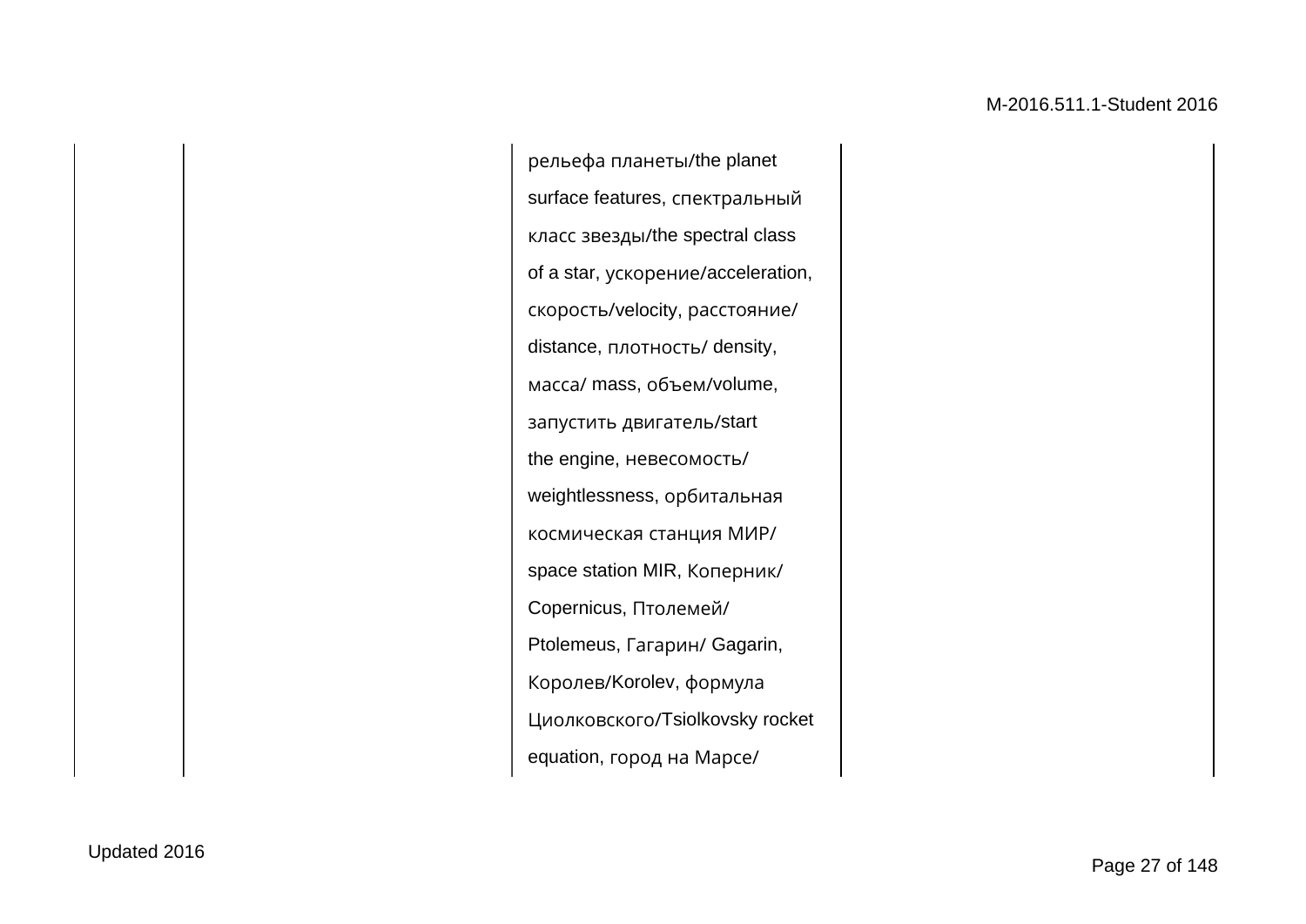| | | | | |
|---|---|---|---|---|
| | | рельефа планеты/the planet surface features, спектральный класс звезды/the spectral class of a star, ускорение/acceleration, скорость/velocity, расстояние/ distance, плотность/ density, масса/ mass, объем/volume, запустить двигатель/start the engine, невесомость/ weightlessness, орбитальная космическая станция МИР/ space station MIR, Коперник/ Copernicus, Птолемей/ Ptolemeus, Гагарин/ Gagarin, Королев/Korolev, формула Циолковского/Tsiolkovsky rocket equation, город на Марсе/ | | |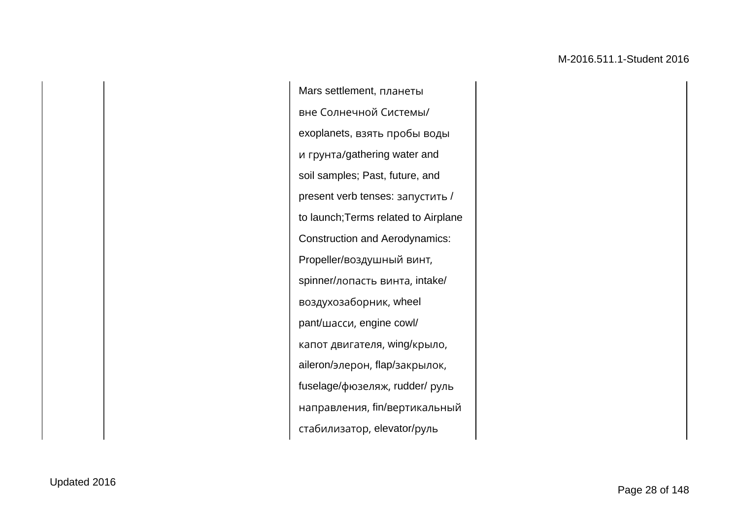|  |  | Mars settlement, планеты вне Солнечной Системы/ exoplanets, взять пробы воды и грунта/gathering water and soil samples; Past, future, and present verb tenses: запустить / to launch;Terms related to Airplane Construction and Aerodynamics: Propeller/воздушный винт, spinner/лопасть винта, intake/ воздухозаборник, wheel pant/шасси, engine cowl/ капот двигателя, wing/крыло, aileron/элерон, flap/закрылок, fuselage/фюзеляж, rudder/ руль направления, fin/вертикальный стабилизатор, elevator/руль |  |
| --- | --- | --- | --- |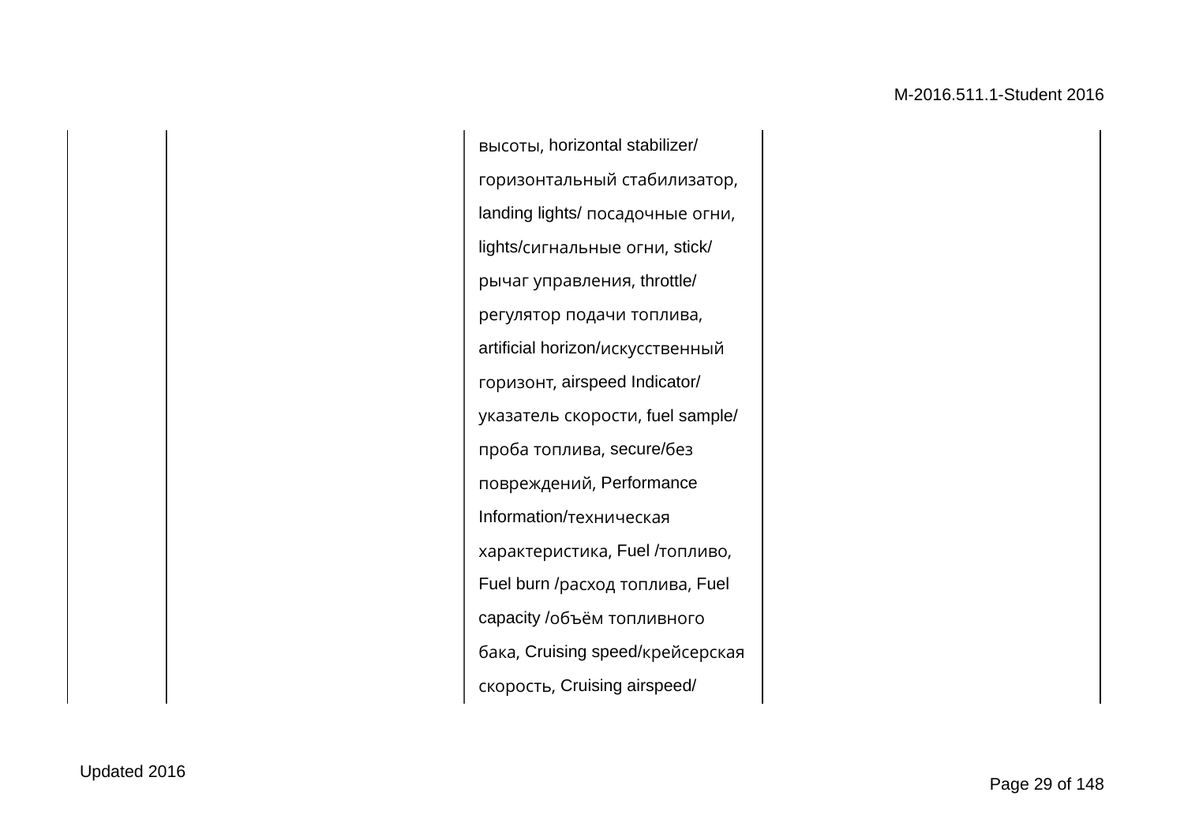|  |  | высоты, horizontal stabilizer/ горизонтальный стабилизатор, landing lights/ посадочные огни, lights/сигнальные огни, stick/ рычаг управления, throttle/ регулятор подачи топлива, artificial horizon/искусственный горизонт, airspeed Indicator/ указатель скорости, fuel sample/ проба топлива, secure/без повреждений, Performance Information/техническая характеристика, Fuel /топливо, Fuel burn /расход топлива, Fuel capacity /объём топливного бака, Cruising speed/крейсерская скорость, Cruising airspeed/ |  |
|---|---|---|---|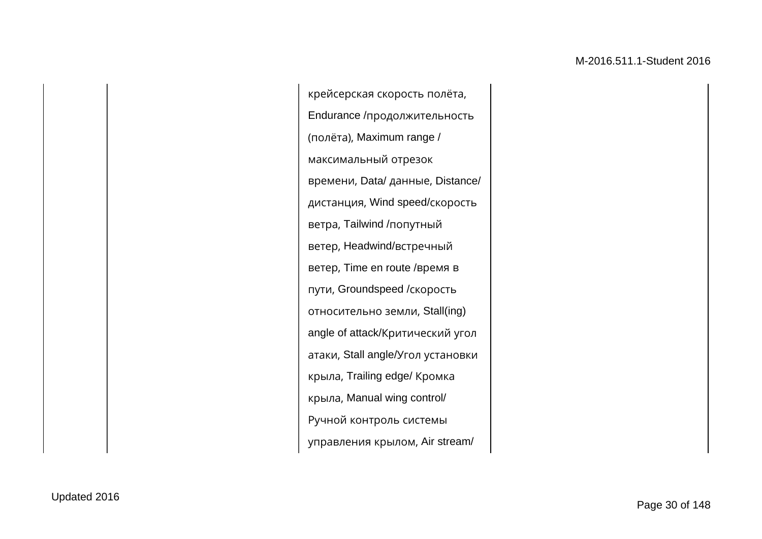|  |  |  |  |
|---|---|---|---|
|  |  | крейсерская скорость полёта, Endurance /продолжительность (полёта), Maximum range / максимальный отрезок времени, Data/ данные, Distance/ дистанция, Wind speed/скорость ветра, Tailwind /попутный ветер, Headwind/встречный ветер, Time en route /время в пути, Groundspeed /скорость относительно земли, Stall(ing) angle of attack/Критический угол атаки, Stall angle/Угол установки крыла, Trailing edge/ Кромка крыла, Manual wing control/ Ручной контроль системы управления крылом, Air stream/ |  |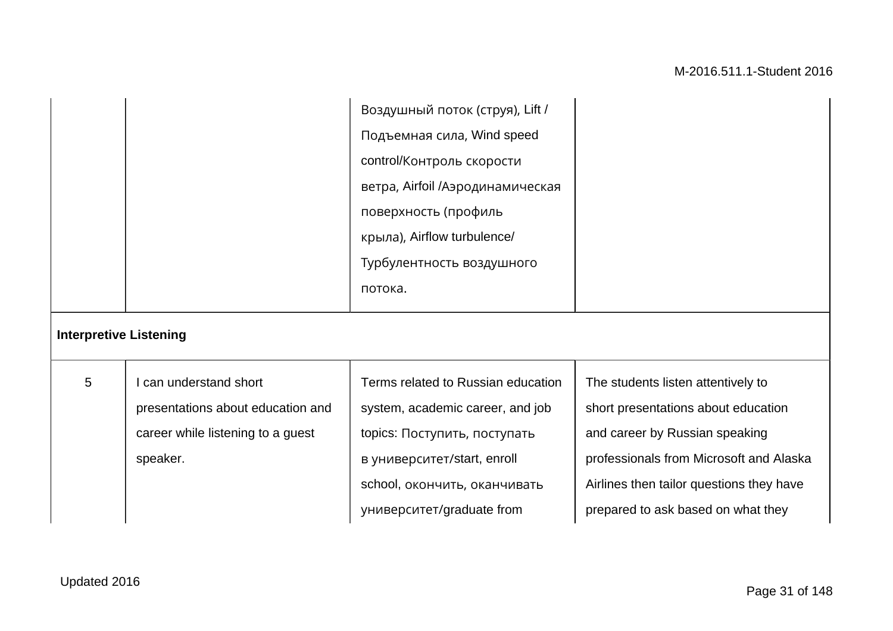| | | | |
|---|---|---|---|
| | | Воздушный поток (струя), Lift / Подъемная сила, Wind speed control/Контроль скорости ветра, Airfoil /Аэродинамическая поверхность (профиль крыла), Airflow turbulence/ Турбулентность воздушного потока. | |
| **Interpretive Listening** | | | |
| 5 | I can understand short presentations about education and career while listening to a guest speaker. | Terms related to Russian education system, academic career, and job topics: Поступить, поступать в университет/start, enroll school, окончить, оканчивать университет/graduate from | The students listen attentively to short presentations about education and career by Russian speaking professionals from Microsoft and Alaska Airlines then tailor questions they have prepared to ask based on what they |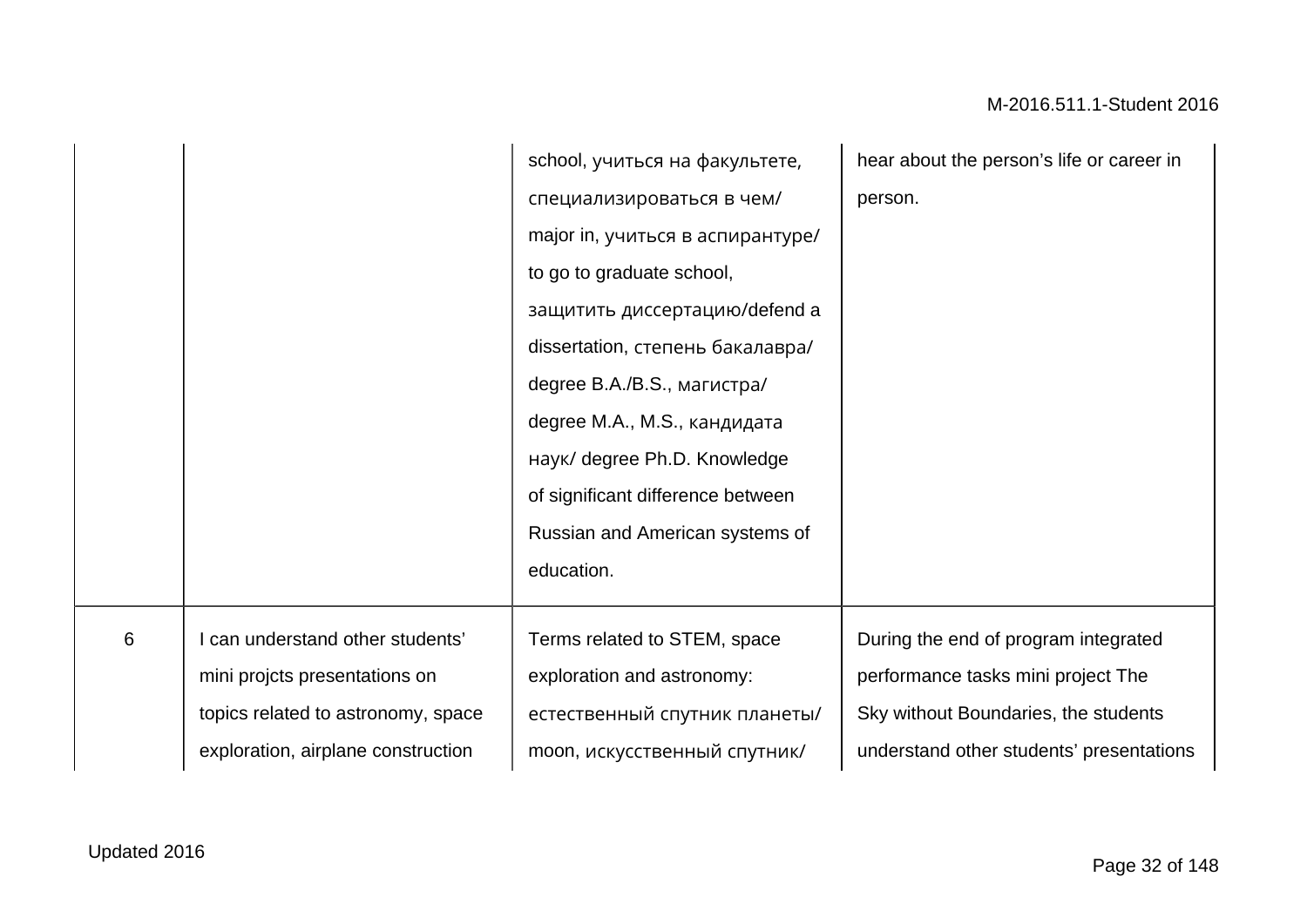| | | | |
|---|---|---|---|
| | | school, учиться на факультете, специализироваться в чем/ major in, учиться в аспирантуре/ to go to graduate school, защитить диссертацию/defend a dissertation, степень бакалавра/ degree B.A./B.S., магистра/ degree M.A., M.S., кандидата наук/ degree Ph.D. Knowledge of significant difference between Russian and American systems of education. | hear about the person's life or career in person. |
| 6 | I can understand other students' mini projcts presentations on topics related to astronomy, space exploration, airplane construction | Terms related to STEM, space exploration and astronomy: естественный спутник планеты/ moon, искусственный спутник/ | During the end of program integrated performance tasks mini project The Sky without Boundaries, the students understand other students' presentations |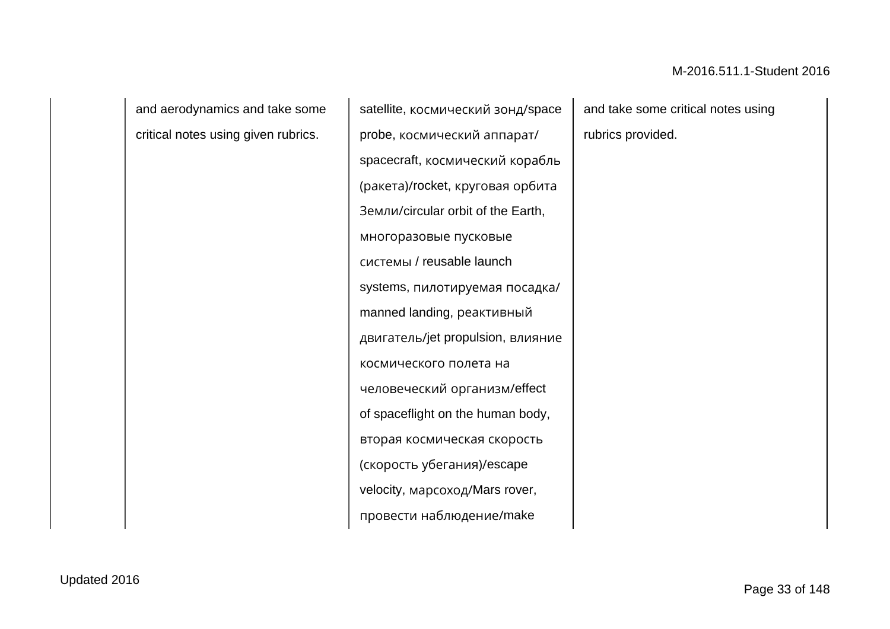| | | | | |
|---|---|---|---|---|
| | and aerodynamics and take some critical notes using given rubrics. | satellite, космический зонд/space probe, космический аппарат/ spacecraft, космический корабль (ракета)/rocket, круговая орбита Земли/circular orbit of the Earth, многоразовые пусковые системы / reusable launch systems, пилотируемая посадка/ manned landing, реактивный двигатель/jet propulsion, влияние космического полета на человеческий организм/effect of spaceflight on the human body, вторая космическая скорость (скорость убегания)/escape velocity, марсоход/Mars rover, провести наблюдение/make | and take some critical notes using rubrics provided. | |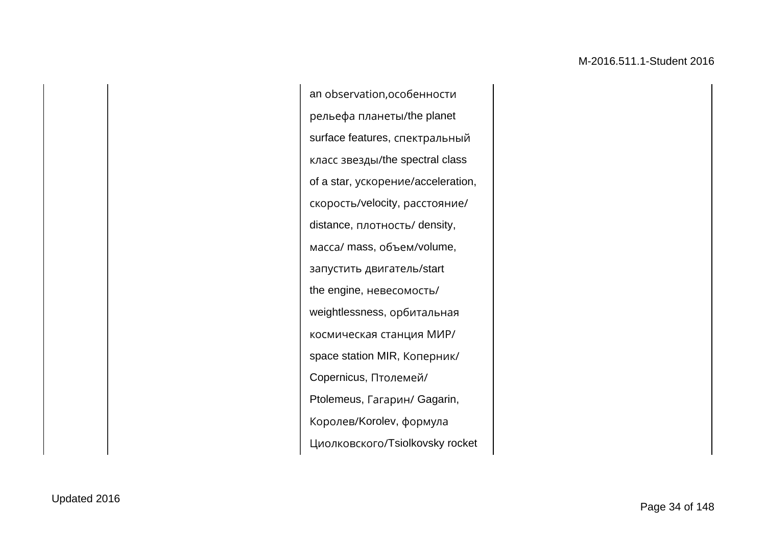|  |  |  |  |
|---|---|---|---|
|  |  | an observation,особенности рельефа планеты/the planet surface features, спектральный класс звезды/the spectral class of a star, ускорение/acceleration, скорость/velocity, расстояние/ distance, плотность/ density, масса/ mass, объем/volume, запустить двигатель/start the engine, невесомость/ weightlessness, орбитальная космическая станция МИР/ space station MIR, Коперник/ Copernicus, Птолемей/ Ptolemeus, Гагарин/ Gagarin, Королев/Korolev, формула Циолковского/Tsiolkovsky rocket |  |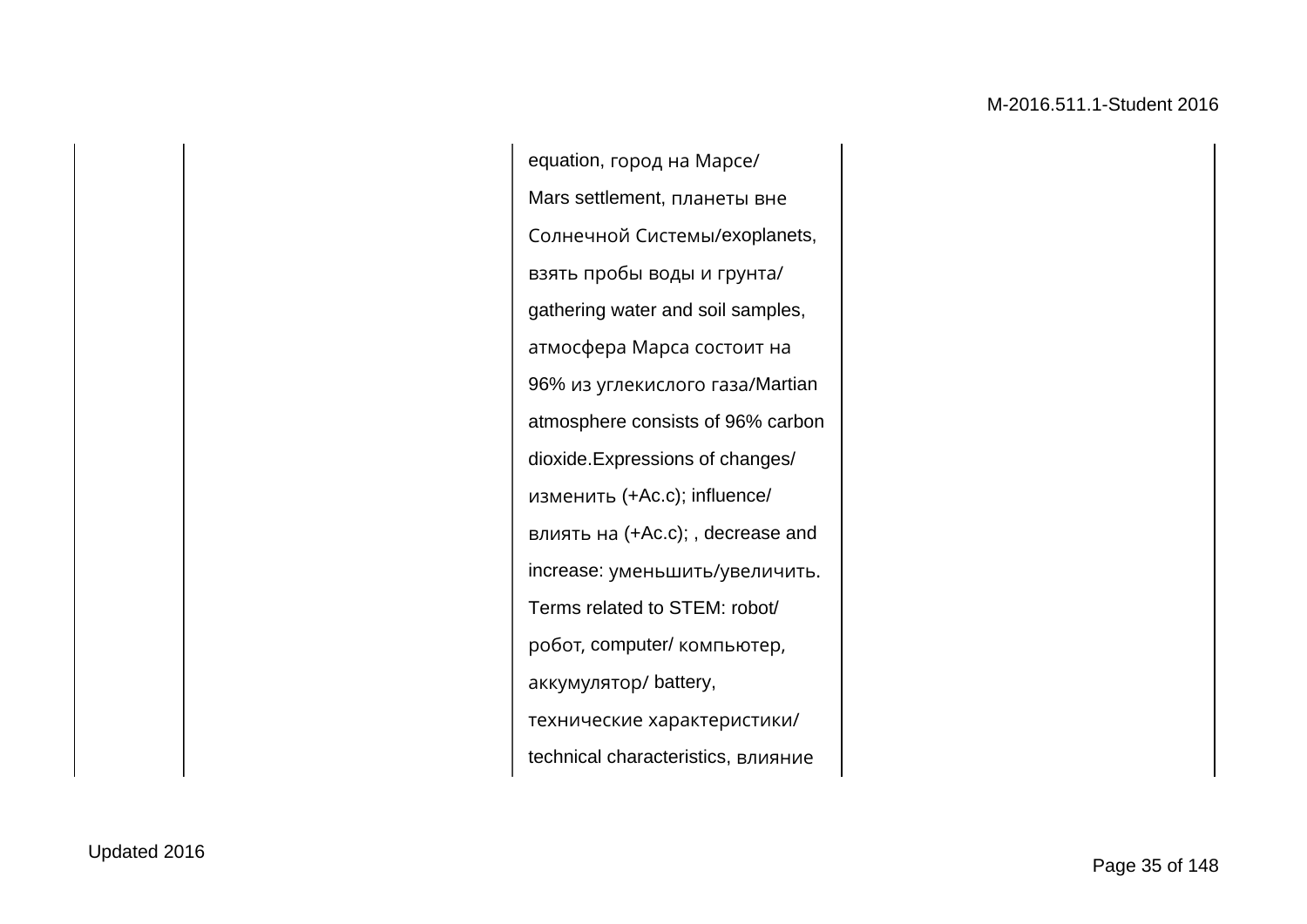|  |  | equation, город на Марсе/ Mars settlement, планеты вне Солнечной Системы/exoplanets, взять пробы воды и грунта/ gathering water and soil samples, атмосфера Марса состоит на 96% из углекислого газа/Martian atmosphere consists of 96% carbon dioxide.Expressions of changes/ изменить (+Ac.c); influence/ влиять на (+Ac.c); , decrease and increase: уменьшить/увеличить. Terms related to STEM: robot/ робот, computer/ компьютер, аккумулятор/ battery, технические характеристики/ technical characteristics, влияние |  |
|---|---|---|---|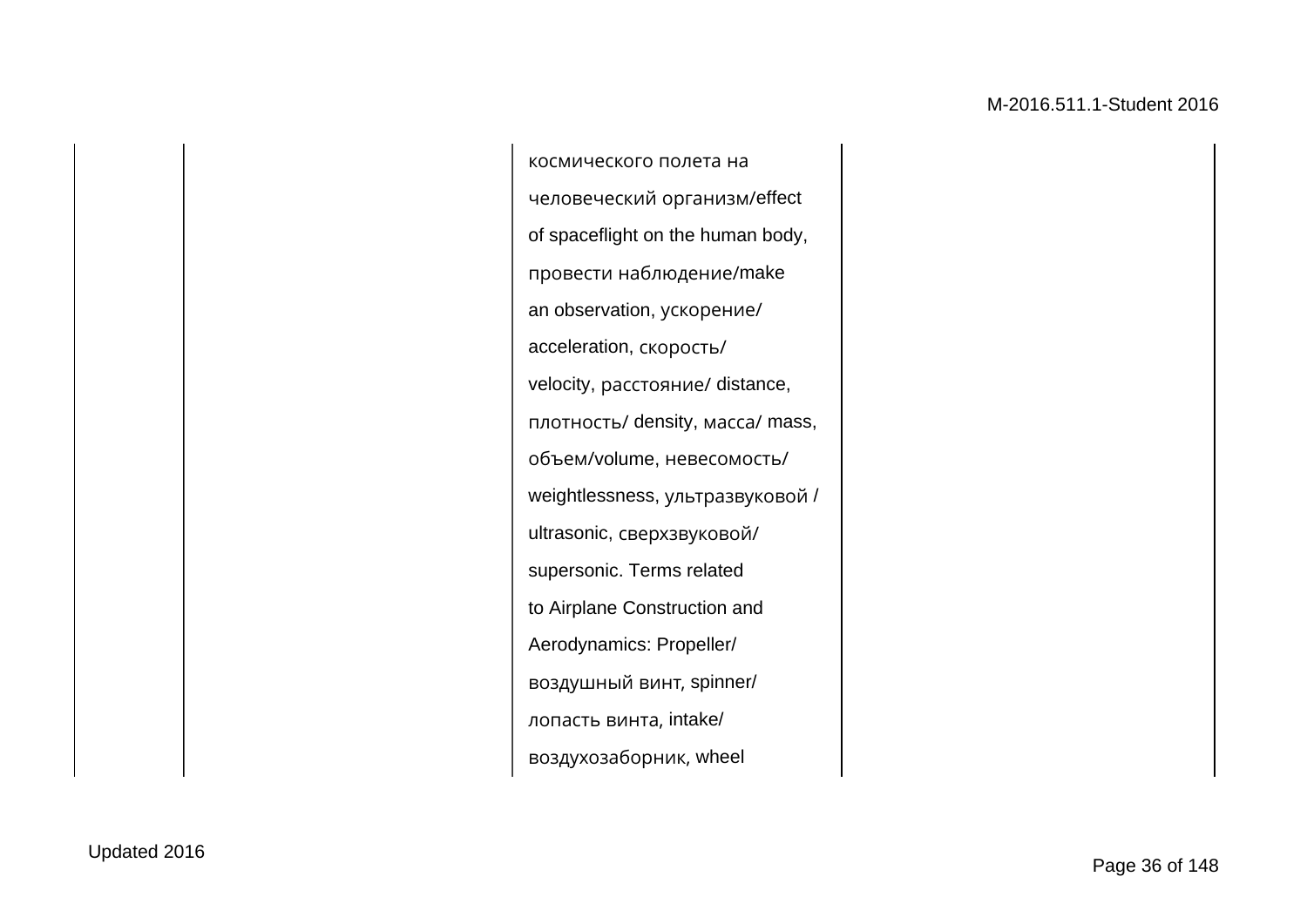|  |  |  |  |
|---|---|---|---|
|  |  | космического полета на человеческий организм/effect of spaceflight on the human body, провести наблюдение/make an observation, ускорение/ acceleration, скорость/ velocity, расстояние/ distance, плотность/ density, масса/ mass, объем/volume, невесомость/ weightlessness, ультразвуковой / ultrasonic, сверхзвуковой/ supersonic. Terms related to Airplane Construction and Aerodynamics: Propeller/ воздушный винт, spinner/ лопасть винта, intake/ воздухозаборник, wheel |  |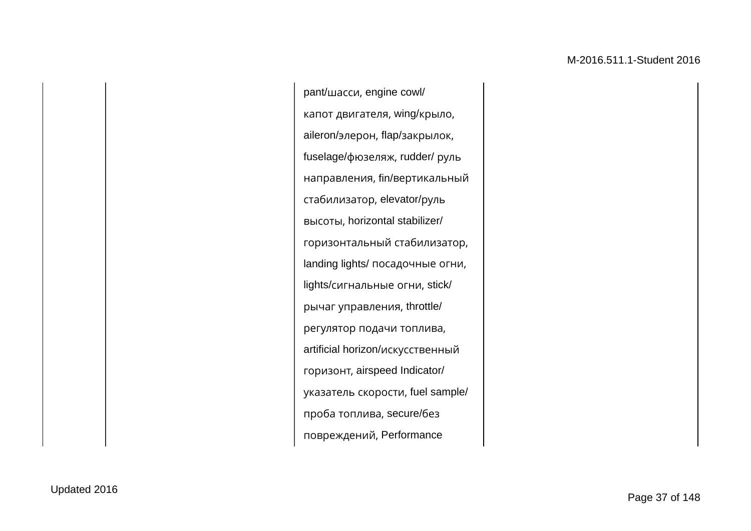|  |  |  |  |  |
| --- | --- | --- | --- | --- |
|  |  | pant/шасси, engine cowl/ капот двигателя, wing/крыло, aileron/элерон, flap/закрылок, fuselage/фюзеляж, rudder/ руль направления, fin/вертикальный стабилизатор, elevator/руль высоты, horizontal stabilizer/ горизонтальный стабилизатор, landing lights/ посадочные огни, lights/сигнальные огни, stick/ рычаг управления, throttle/ регулятор подачи топлива, artificial horizon/искусственный горизонт, airspeed Indicator/ указатель скорости, fuel sample/ проба топлива, secure/без повреждений, Performance |  |  |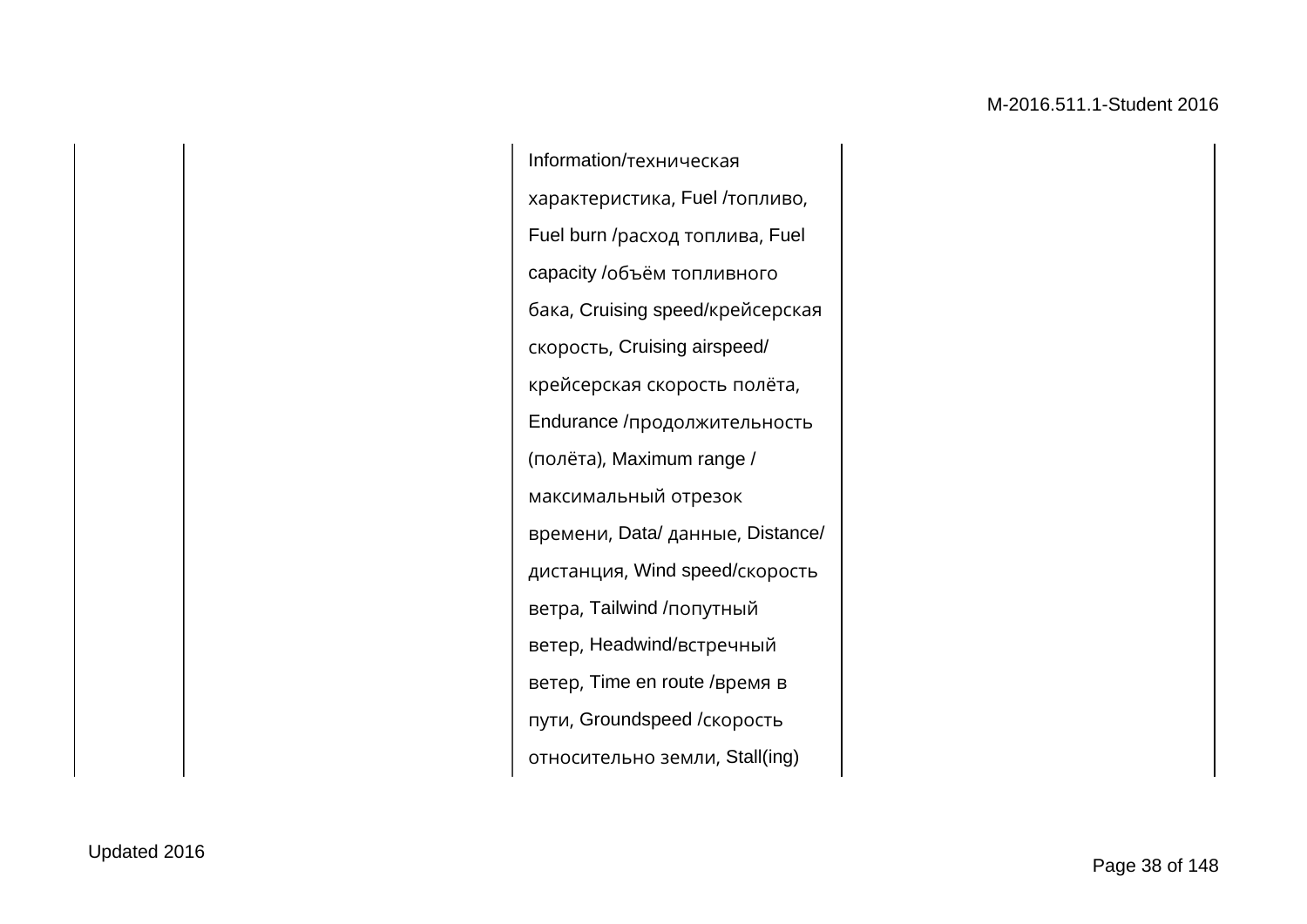|  |  | Information/техническая характеристика, Fuel /топливо, Fuel burn /расход топлива, Fuel capacity /объём топливного бака, Cruising speed/крейсерская скорость, Cruising airspeed/ крейсерская скорость полёта, Endurance /продолжительность (полёта), Maximum range / максимальный отрезок времени, Data/ данные, Distance/ дистанция, Wind speed/скорость ветра, Tailwind /попутный ветер, Headwind/встречный ветер, Time en route /время в пути, Groundspeed /скорость относительно земли, Stall(ing) |  |
|---|---|---|---|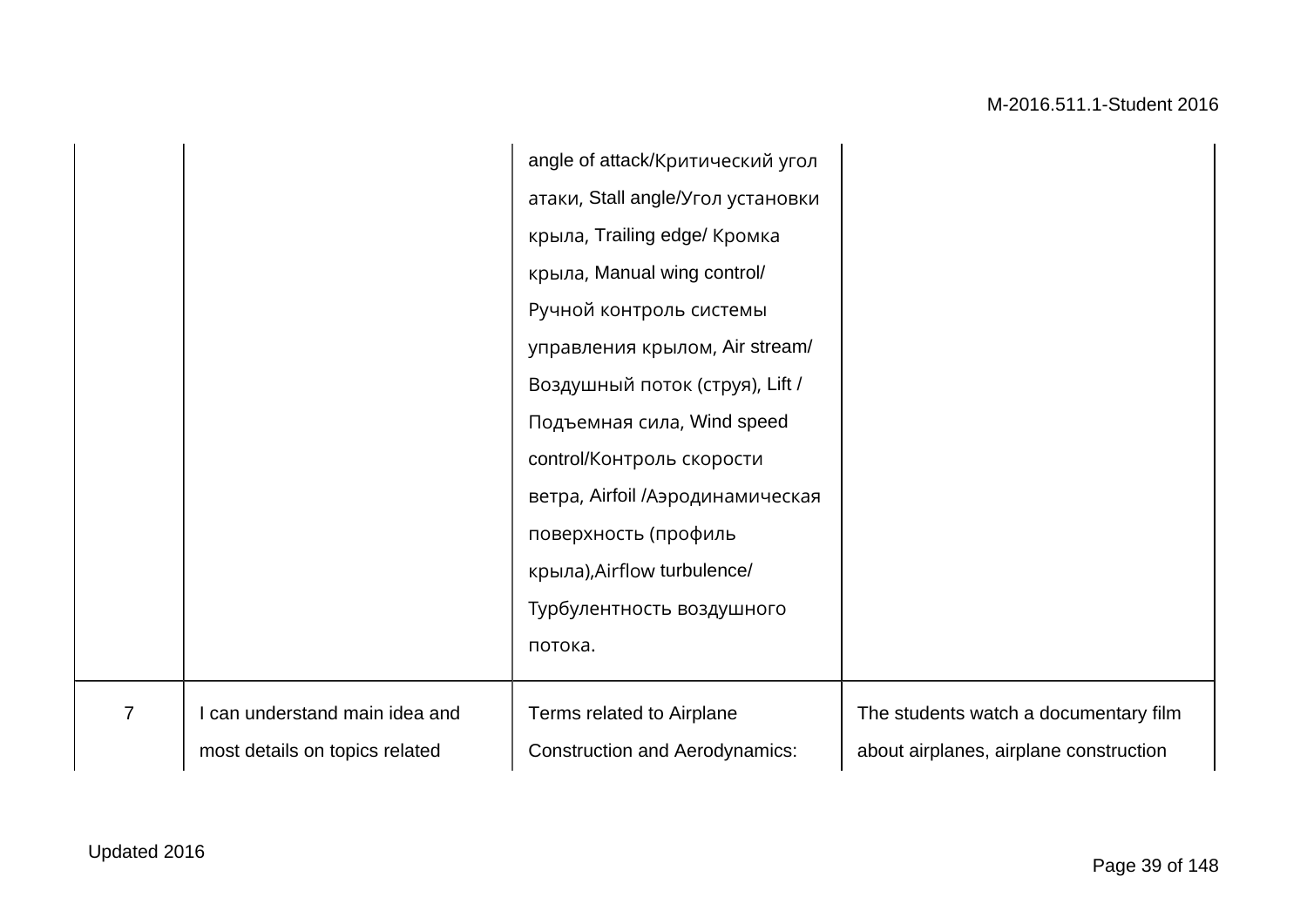| | | | |
|---|---|---|---|
| | | angle of attack/Критический угол атаки, Stall angle/Угол установки крыла, Trailing edge/ Кромка крыла, Manual wing control/ Ручной контроль системы управления крылом, Air stream/ Воздушный поток (струя), Lift / Подъемная сила, Wind speed control/Контроль скорости ветра, Airfoil /Аэродинамическая поверхность (профиль крыла),Airflow turbulence/ Турбулентность воздушного потока. | |
| 7 | I can understand main idea and most details on topics related | Terms related to Airplane Construction and Aerodynamics: | The students watch a documentary film about airplanes, airplane construction |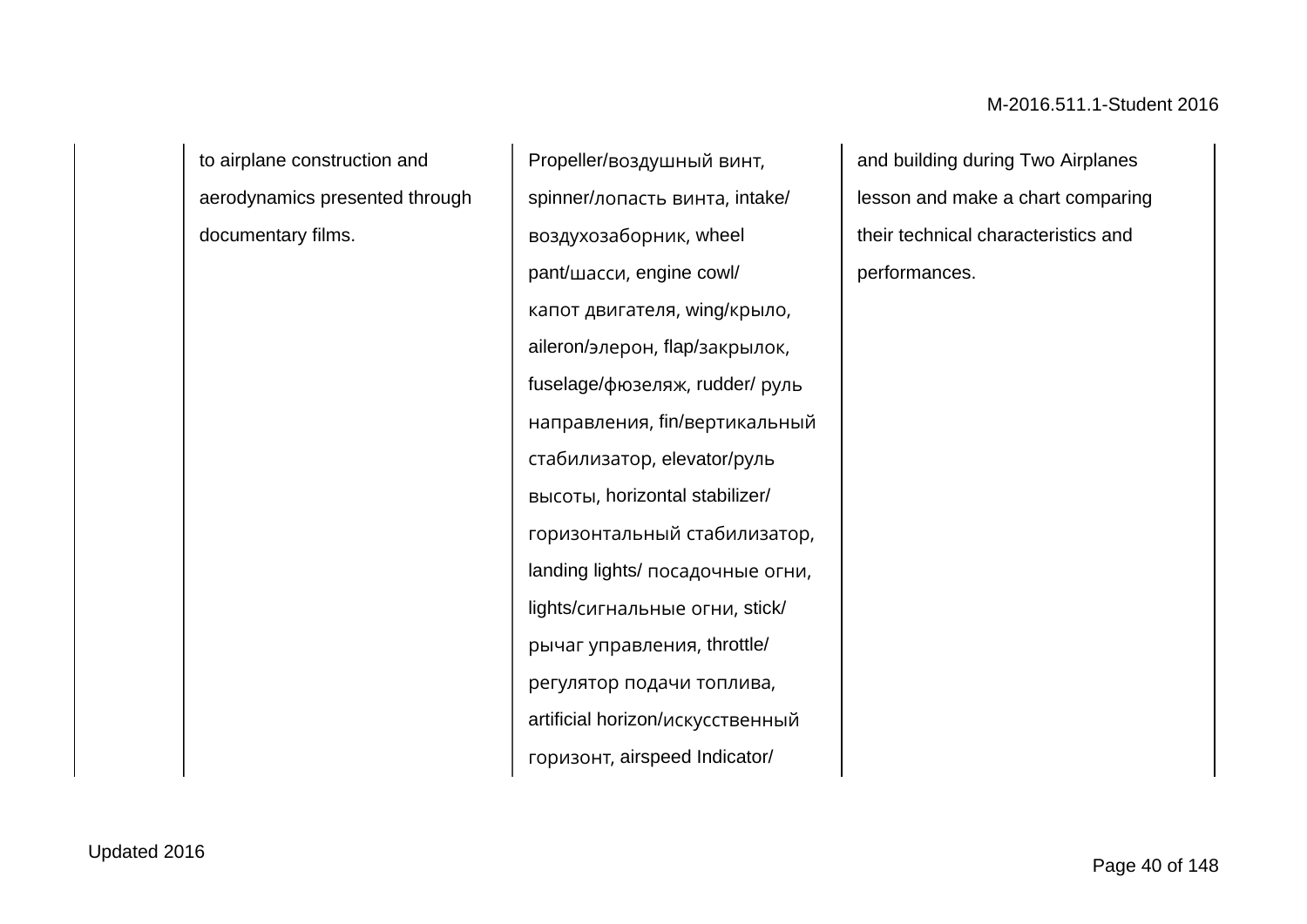|  | to airplane construction and aerodynamics presented through documentary films. | Propeller/воздушный винт, spinner/лопасть винта, intake/ воздухозаборник, wheel pant/шасси, engine cowl/ капот двигателя, wing/крыло, aileron/элерон, flap/закрылок, fuselage/фюзеляж, rudder/ руль направления, fin/вертикальный стабилизатор, elevator/руль высоты, horizontal stabilizer/ горизонтальный стабилизатор, landing lights/ посадочные огни, lights/сигнальные огни, stick/ рычаг управления, throttle/ регулятор подачи топлива, artificial horizon/искусственный горизонт, airspeed Indicator/ | and building during Two Airplanes lesson and make a chart comparing their technical characteristics and performances. |
|---|---|---|---|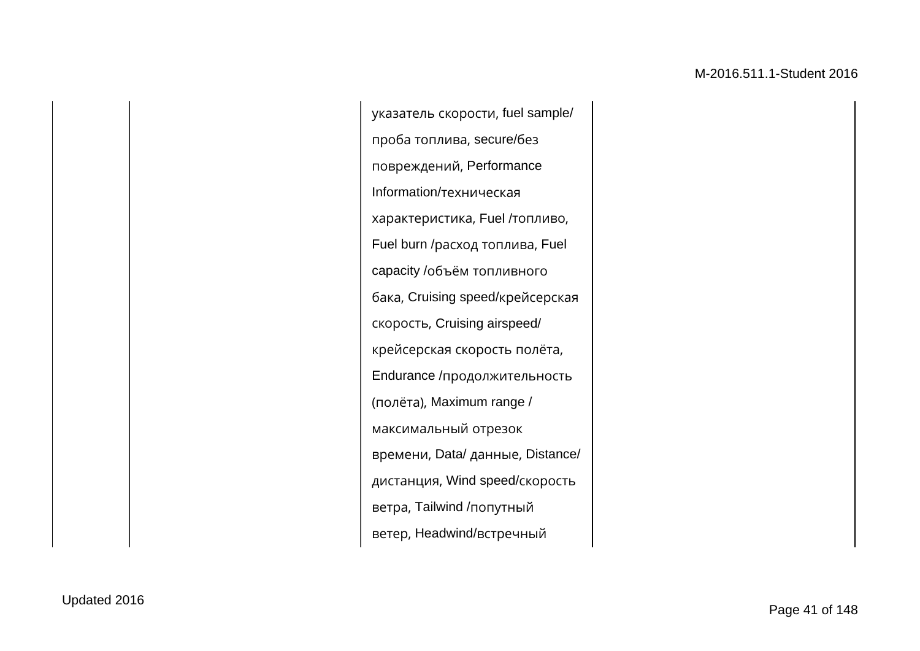|  |  | указатель скорости, fuel sample/ проба топлива, secure/без повреждений, Performance Information/техническая характеристика, Fuel /топливо, Fuel burn /расход топлива, Fuel capacity /объём топливного бака, Cruising speed/крейсерская скорость, Cruising airspeed/ крейсерская скорость полёта, Endurance /продолжительность (полёта), Maximum range / максимальный отрезок времени, Data/ данные, Distance/ дистанция, Wind speed/скорость ветра, Tailwind /попутный ветер, Headwind/встречный |  |
|---|---|---|---|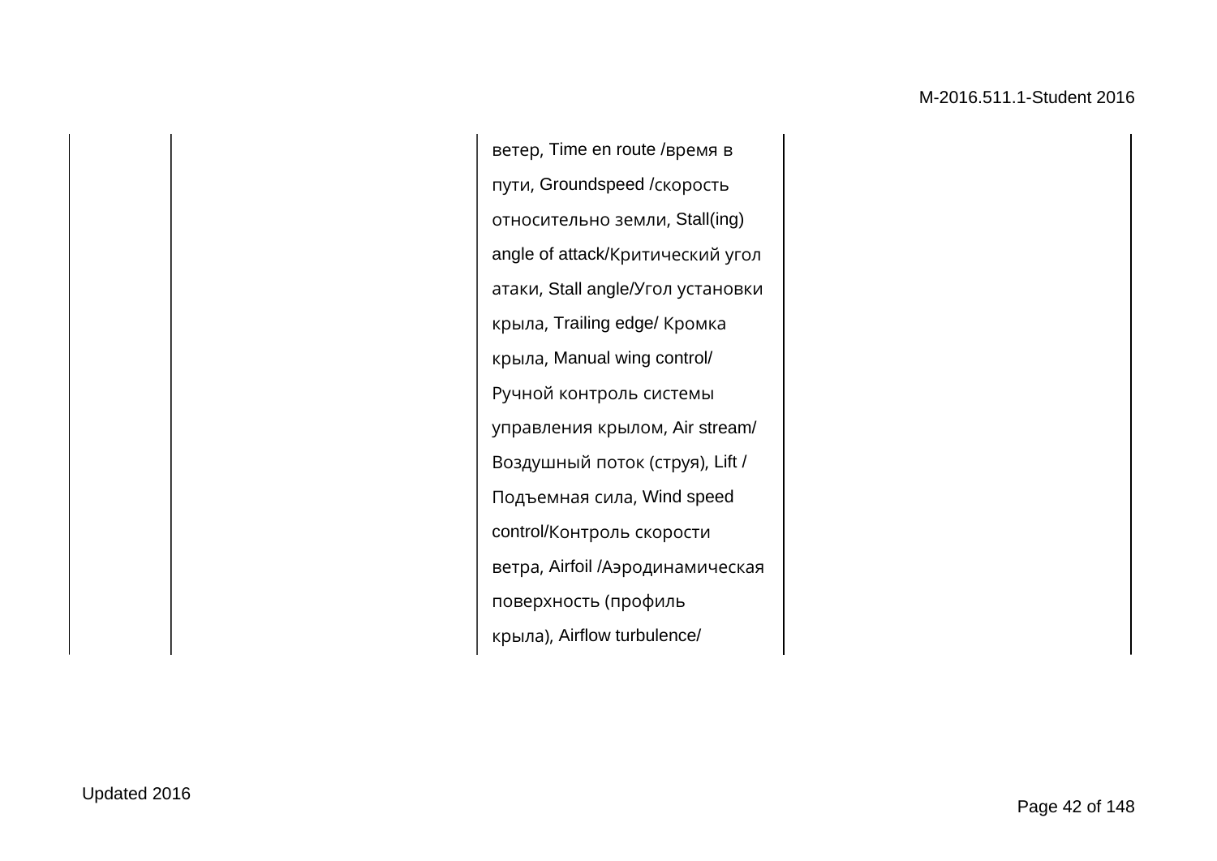|  |  | ветер, Time en route /время в пути, Groundspeed /скорость относительно земли, Stall(ing) angle of attack/Критический угол атаки, Stall angle/Угол установки крыла, Trailing edge/ Кромка крыла, Manual wing control/ Ручной контроль системы управления крылом, Air stream/ Воздушный поток (струя), Lift / Подъемная сила, Wind speed control/Контроль скорости ветра, Airfoil /Аэродинамическая поверхность (профиль крыла), Airflow turbulence/ |  |
|---|---|---|---|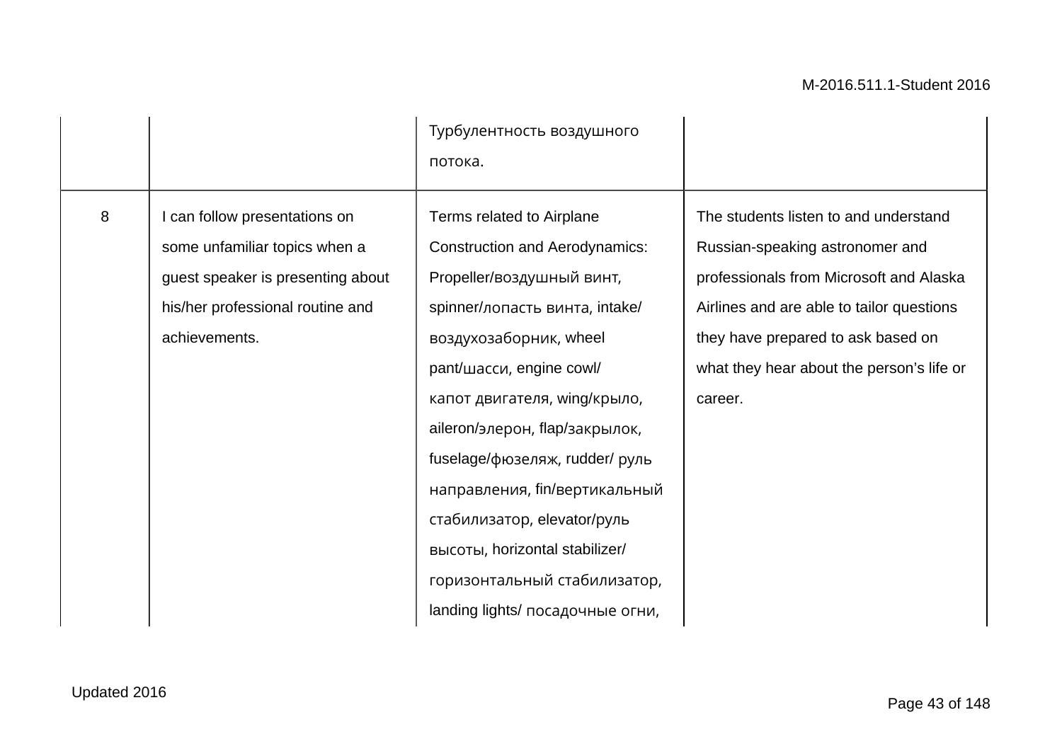| | | | |
|---|---|---|---|
| | | Турбулентность воздушного потока. | |
| 8 | I can follow presentations on some unfamiliar topics when a guest speaker is presenting about his/her professional routine and achievements. | Terms related to Airplane Construction and Aerodynamics: Propeller/воздушный винт, spinner/лопасть винта, intake/ воздухозаборник, wheel pant/шасси, engine cowl/ капот двигателя, wing/крыло, aileron/элерон, flap/закрылок, fuselage/фюзеляж, rudder/ руль направления, fin/вертикальный стабилизатор, elevator/руль высоты, horizontal stabilizer/ горизонтальный стабилизатор, landing lights/ посадочные огни, | The students listen to and understand Russian-speaking astronomer and professionals from Microsoft and Alaska Airlines and are able to tailor questions they have prepared to ask based on what they hear about the person's life or career. |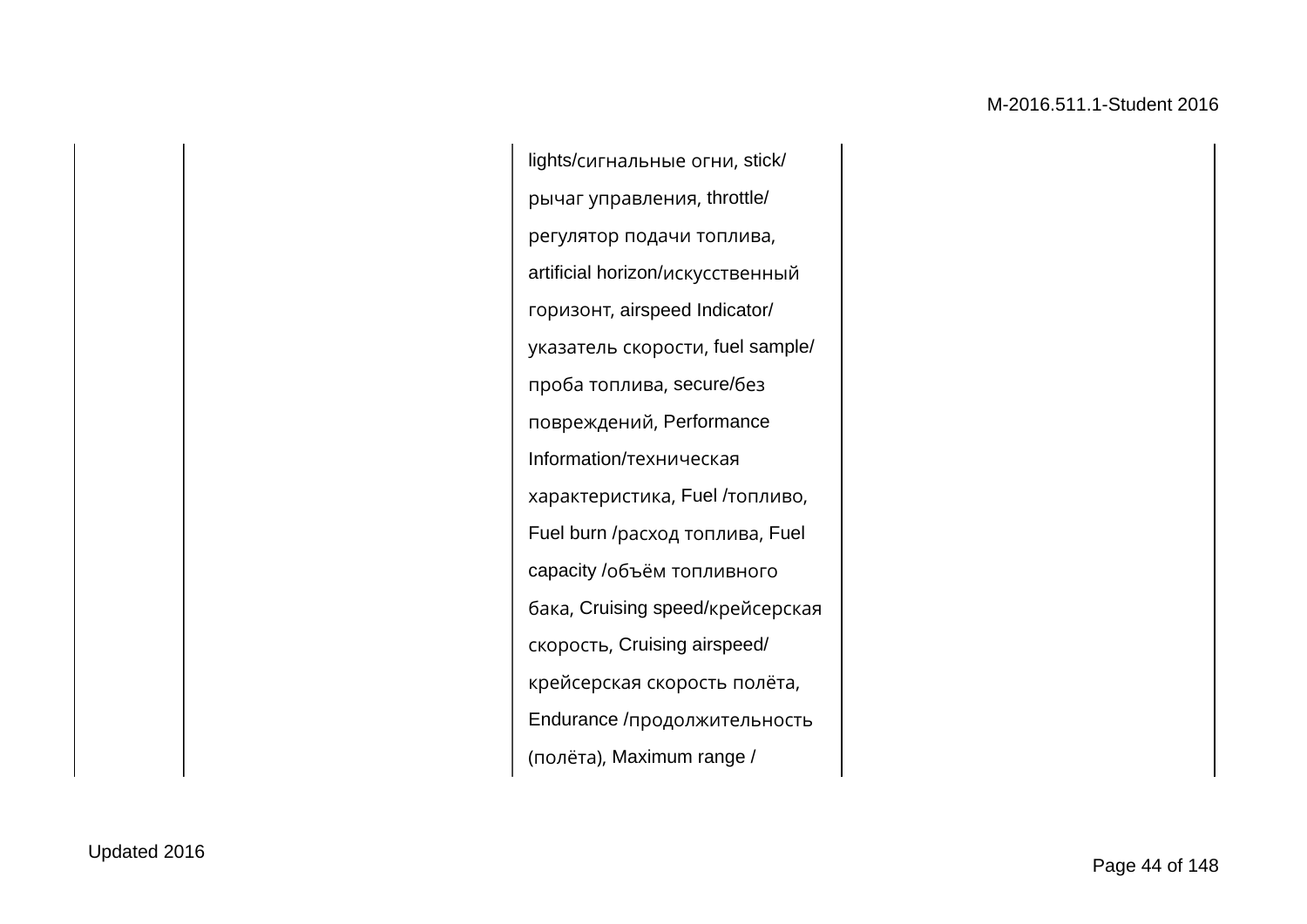| | | | lights/сигнальные огни, stick/ рычаг управления, throttle/ регулятор подачи топлива, artificial horizon/искусственный горизонт, airspeed Indicator/ указатель скорости, fuel sample/ проба топлива, secure/без повреждений, Performance Information/техническая характеристика, Fuel /топливо, Fuel burn /расход топлива, Fuel capacity /объём топливного бака, Cruising speed/крейсерская скорость, Cruising airspeed/ крейсерская скорость полёта, Endurance /продолжительность (полёта), Maximum range / | |
|---|---|---|---|---|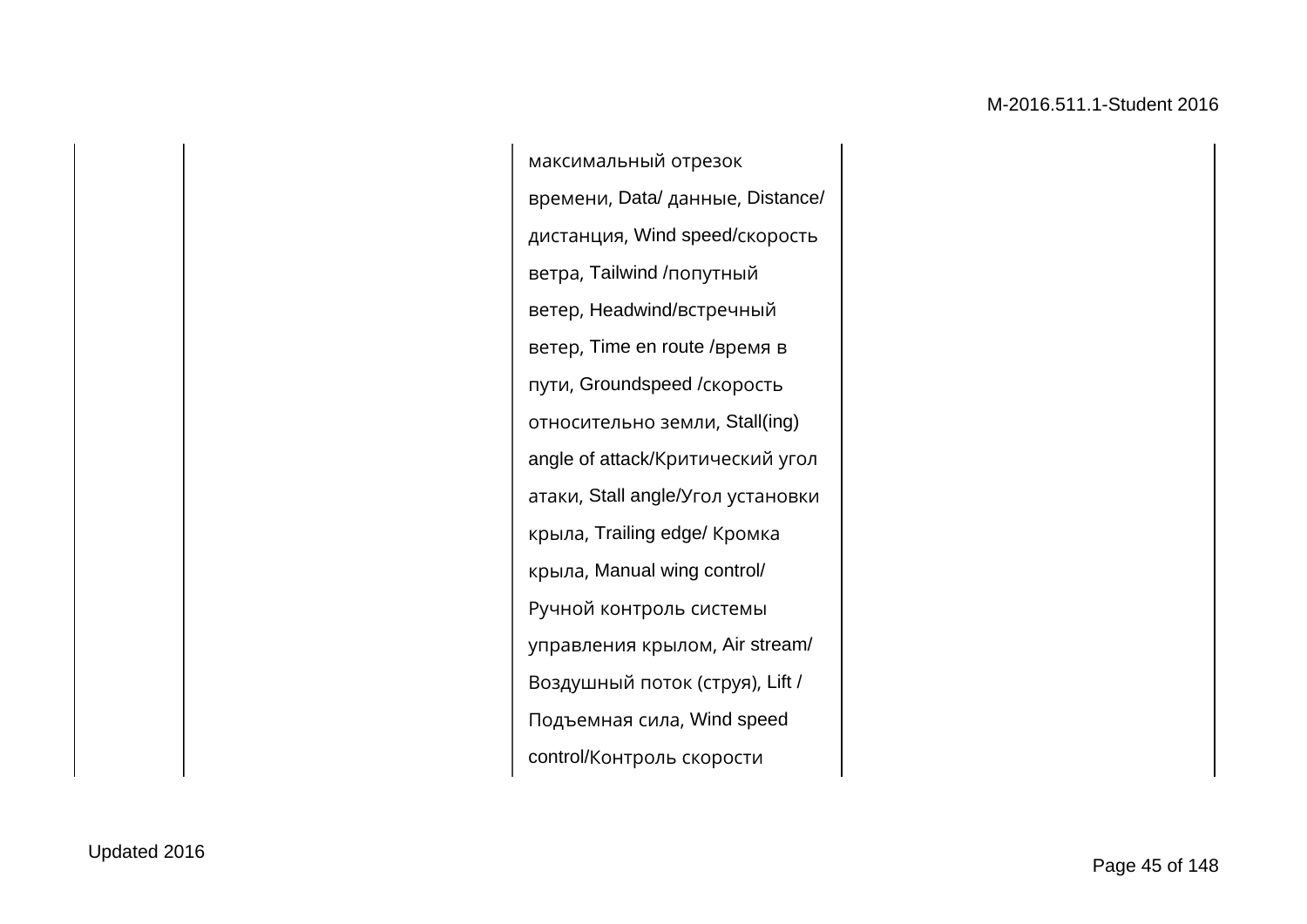|  |  |  |  |
|---|---|---|---|
|  |  | максимальный отрезок времени, Data/ данные, Distance/ дистанция, Wind speed/скорость ветра, Tailwind /попутный ветер, Headwind/встречный ветер, Time en route /время в пути, Groundspeed /скорость относительно земли, Stall(ing) angle of attack/Критический угол атаки, Stall angle/Угол установки крыла, Trailing edge/ Кромка крыла, Manual wing control/ Ручной контроль системы управления крылом, Air stream/ Воздушный поток (струя), Lift / Подъемная сила, Wind speed control/Контроль скорости |  |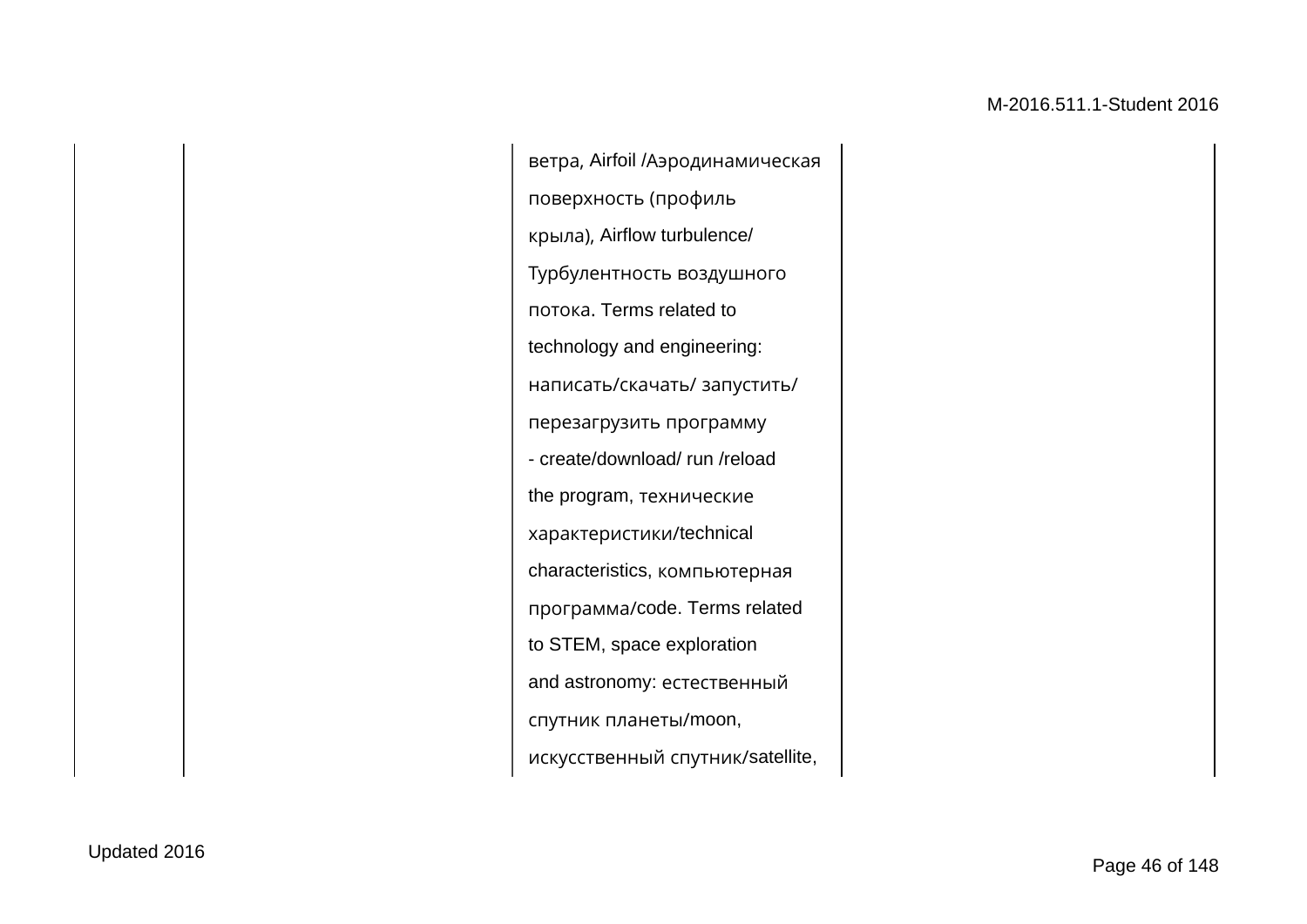|  |  | ветра, Airfoil /Аэродинамическая поверхность (профиль крыла), Airflow turbulence/ Турбулентность воздушного потока. Terms related to technology and engineering: написать/скачать/ запустить/ перезагрузить программу - create/download/ run /reload the program, технические характеристики/technical characteristics, компьютерная программа/code. Terms related to STEM, space exploration and astronomy: естественный спутник планеты/moon, искусственный спутник/satellite, |  |
|---|---|---|---|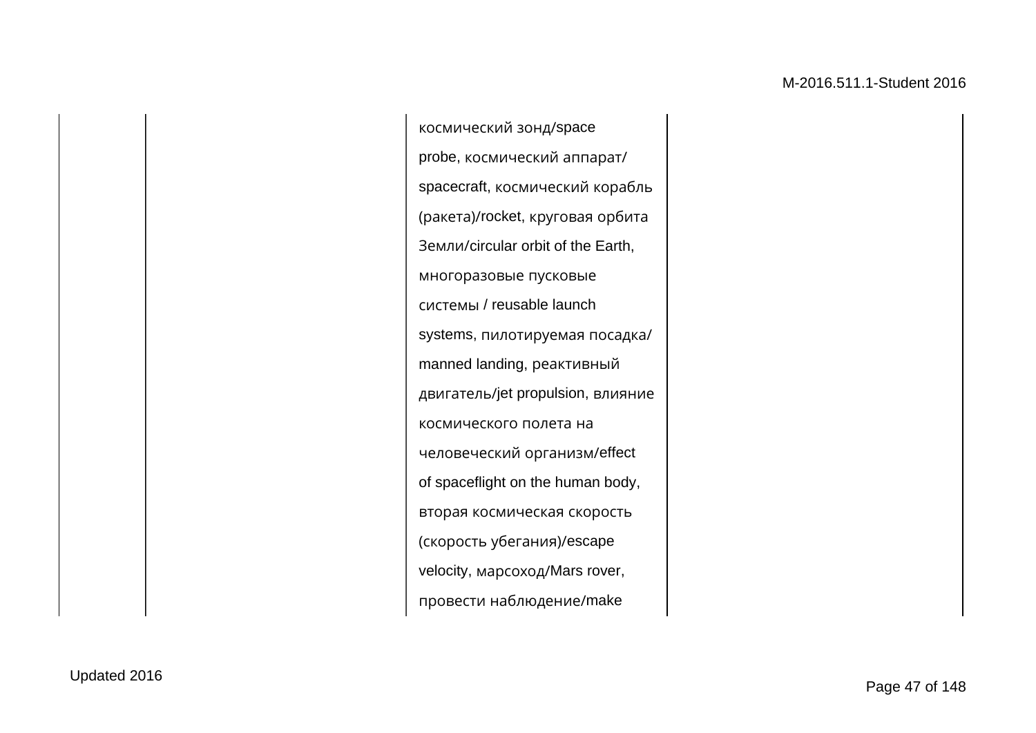|  |  | космический зонд/space probe, космический аппарат/ spacecraft, космический корабль (ракета)/rocket, круговая орбита Земли/circular orbit of the Earth, многоразовые пусковые системы / reusable launch systems, пилотируемая посадка/ manned landing, реактивный двигатель/jet propulsion, влияние космического полета на человеческий организм/effect of spaceflight on the human body, вторая космическая скорость (скорость убегания)/escape velocity, марсоход/Mars rover, провести наблюдение/make |  |
|---|---|---|---|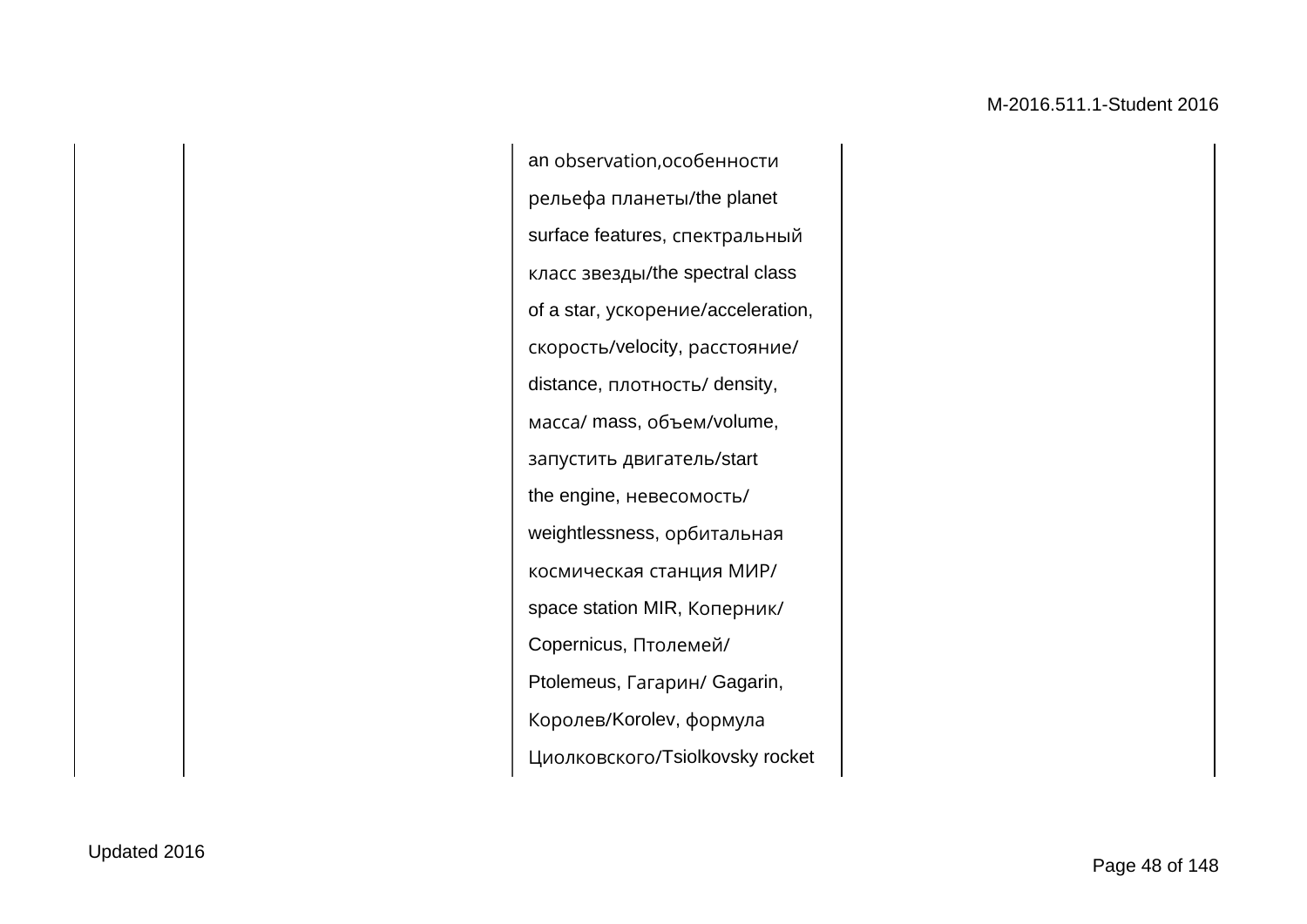|  |  |  | an observation,особенности рельефа планеты/the planet surface features, спектральный класс звезды/the spectral class of a star, ускорение/acceleration, скорость/velocity, расстояние/ distance, плотность/ density, масса/ mass, объем/volume, запустить двигатель/start the engine, невесомость/ weightlessness, орбитальная космическая станция МИР/ space station MIR, Коперник/ Copernicus, Птолемей/ Ptolemeus, Гагарин/ Gagarin, Королев/Korolev, формула Циолковского/Tsiolkovsky rocket |  |
|---|---|---|---|---|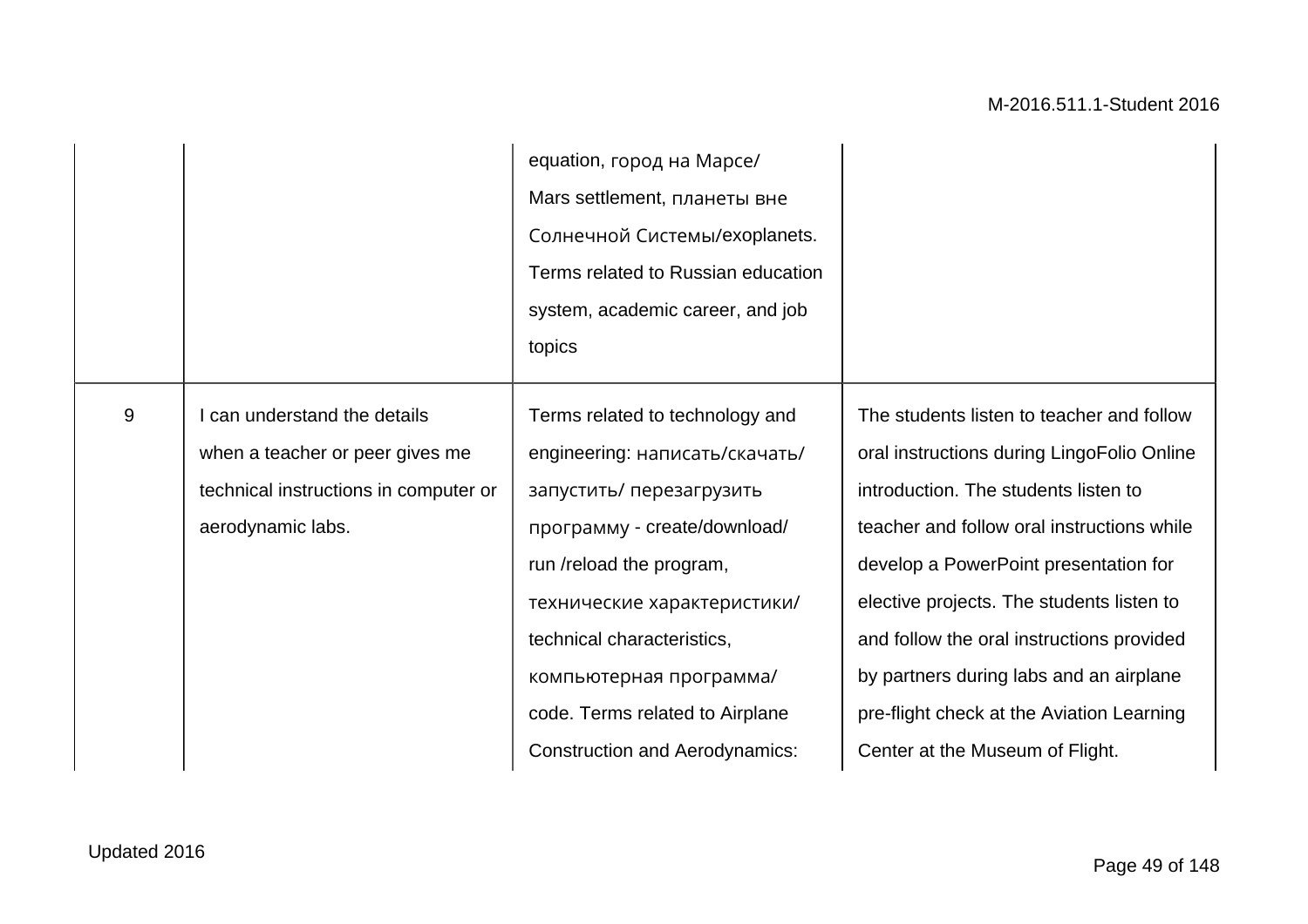| | | | |
|---|---|---|---|
| | | equation, город на Марсе/ Mars settlement, планеты вне Солнечной Системы/exoplanets. Terms related to Russian education system, academic career, and job topics | |
| 9 | I can understand the details when a teacher or peer gives me technical instructions in computer or aerodynamic labs. | Terms related to technology and engineering: написать/скачать/ запустить/ перезагрузить программу - create/download/ run /reload the program, технические характеристики/ technical characteristics, компьютерная программа/ code. Terms related to Airplane Construction and Aerodynamics: | The students listen to teacher and follow oral instructions during LingoFolio Online introduction. The students listen to teacher and follow oral instructions while develop a PowerPoint presentation for elective projects. The students listen to and follow the oral instructions provided by partners during labs and an airplane pre-flight check at the Aviation Learning Center at the Museum of Flight. |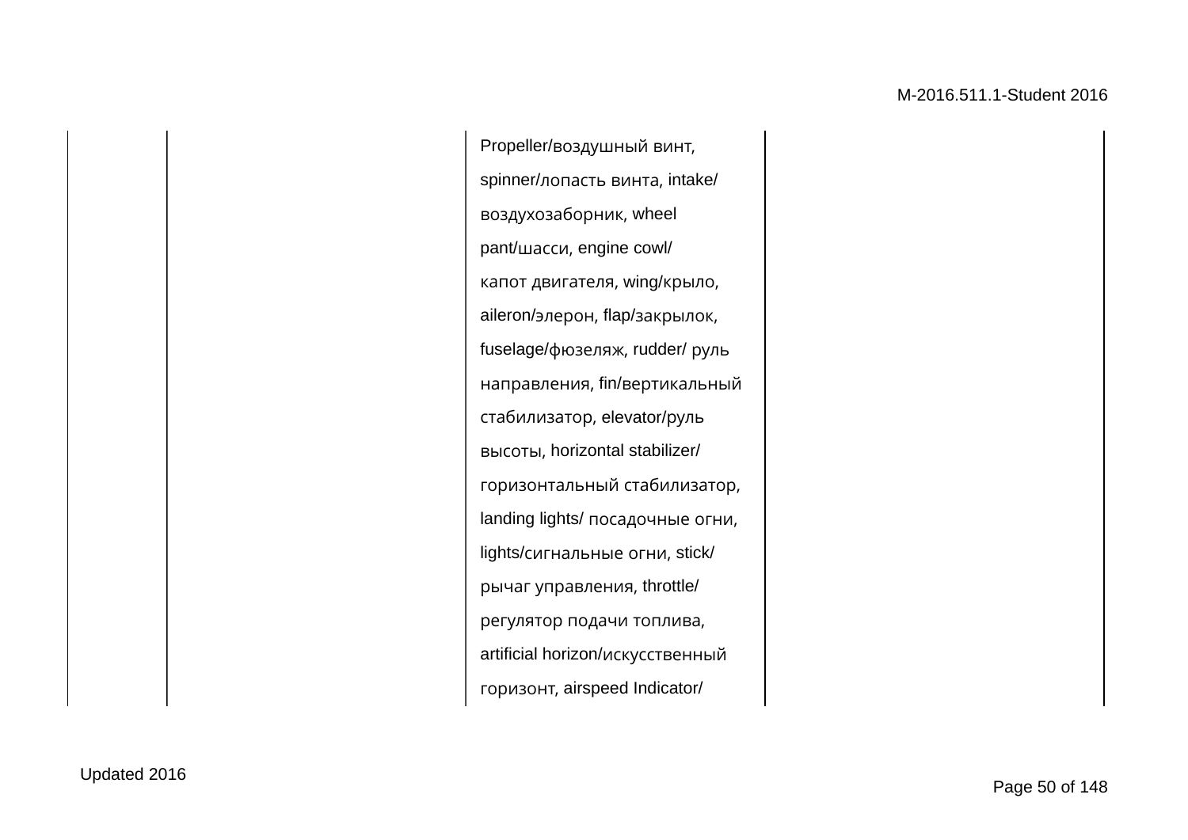|  |  | Propeller/воздушный винт, spinner/лопасть винта, intake/ воздухозаборник, wheel pant/шасси, engine cowl/ капот двигателя, wing/крыло, aileron/элерон, flap/закрылок, fuselage/фюзеляж, rudder/ руль направления, fin/вертикальный стабилизатор, elevator/руль высоты, horizontal stabilizer/ горизонтальный стабилизатор, landing lights/ посадочные огни, lights/сигнальные огни, stick/ рычаг управления, throttle/ регулятор подачи топлива, artificial horizon/искусственный горизонт, airspeed Indicator/ |  |
|---|---|---|---|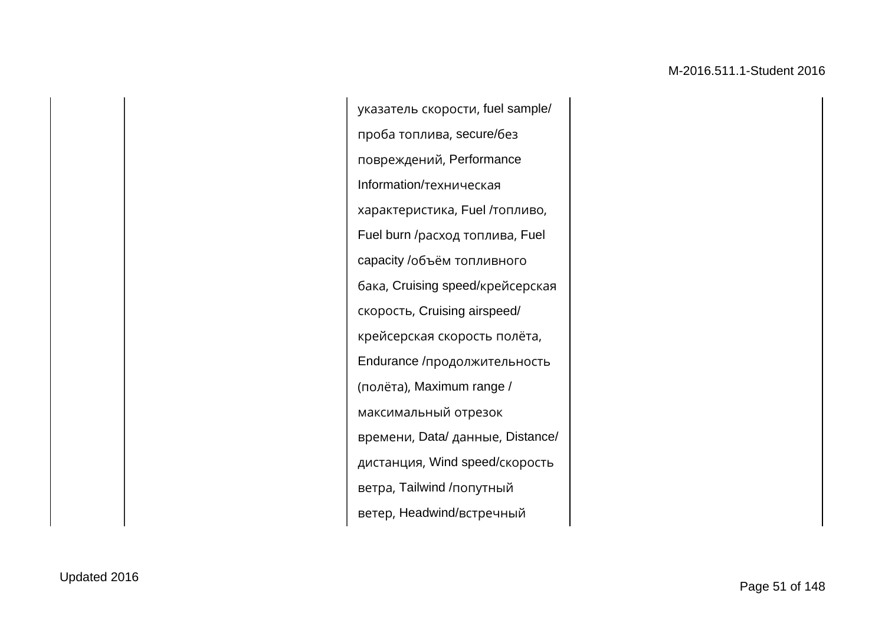|  |  |  |  |  |
|---|---|---|---|---|
|  |  | указатель скорости, fuel sample/ проба топлива, secure/без повреждений, Performance Information/техническая характеристика, Fuel /топливо, Fuel burn /расход топлива, Fuel capacity /объём топливного бака, Cruising speed/крейсерская скорость, Cruising airspeed/ крейсерская скорость полёта, Endurance /продолжительность (полёта), Maximum range / максимальный отрезок времени, Data/ данные, Distance/ дистанция, Wind speed/скорость ветра, Tailwind /попутный ветер, Headwind/встречный |  |  |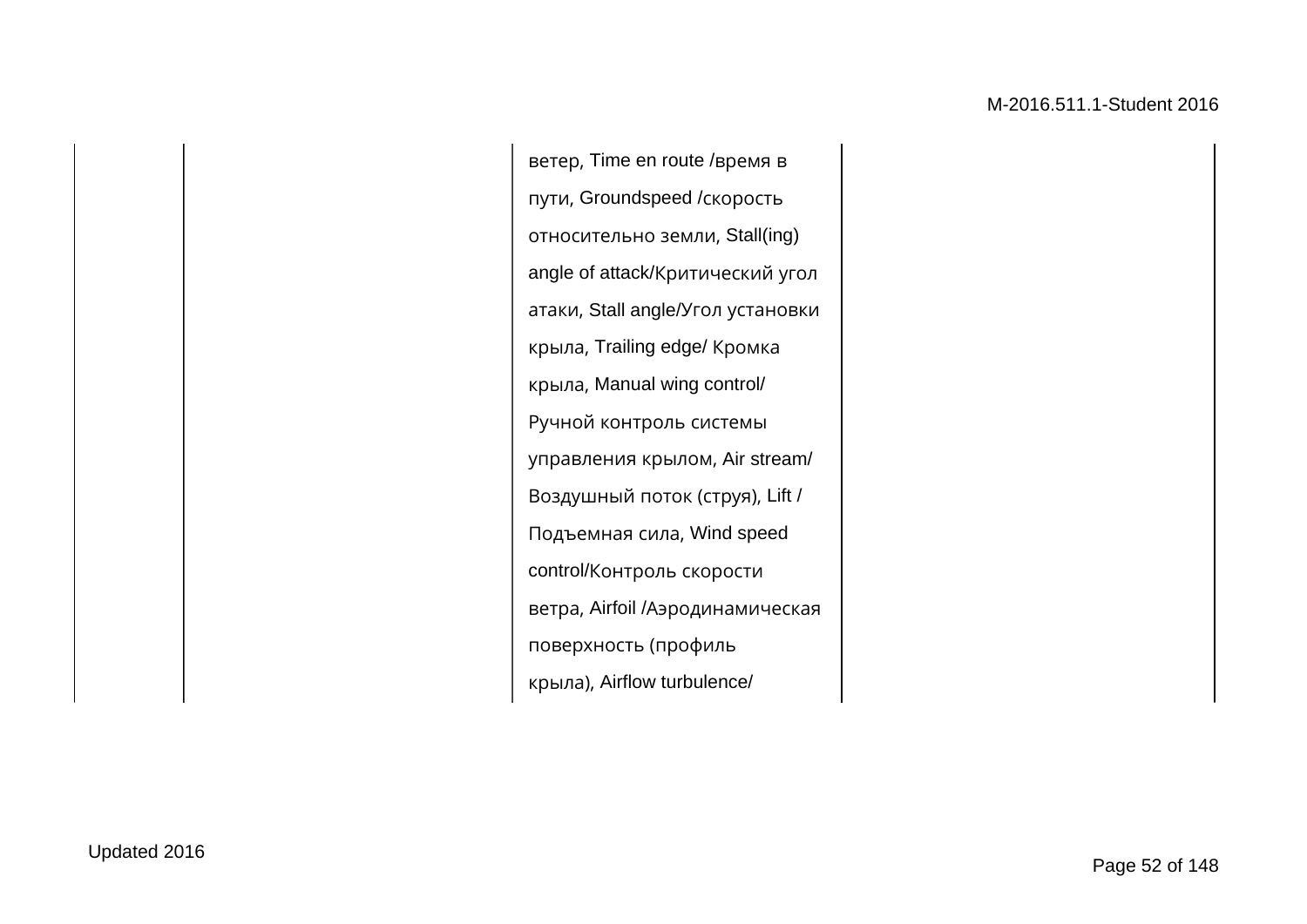|  |  |  |  |
|---|---|---|---|
|  |  | ветер, Time en route /время в пути, Groundspeed /скорость относительно земли, Stall(ing) angle of attack/Критический угол атаки, Stall angle/Угол установки крыла, Trailing edge/ Кромка крыла, Manual wing control/ Ручной контроль системы управления крылом, Air stream/ Воздушный поток (струя), Lift / Подъемная сила, Wind speed control/Контроль скорости ветра, Airfoil /Аэродинамическая поверхность (профиль крыла), Airflow turbulence/ |  |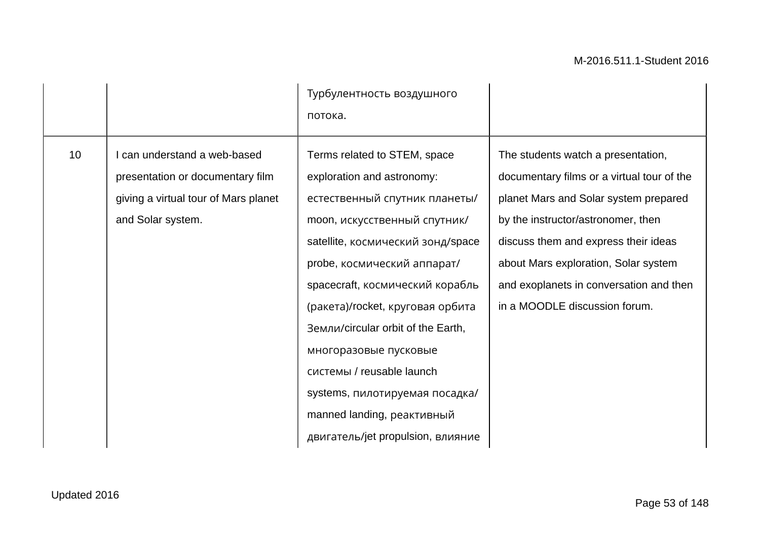| | | | |
|---|---|---|---|
| | | Турбулентность воздушного потока. | |
| 10 | I can understand a web-based presentation or documentary film giving a virtual tour of Mars planet and Solar system. | Terms related to STEM, space exploration and astronomy: естественный спутник планеты/ moon, искусственный спутник/ satellite, космический зонд/space probe, космический аппарат/ spacecraft, космический корабль (ракета)/rocket, круговая орбита Земли/circular orbit of the Earth, многоразовые пусковые системы / reusable launch systems, пилотируемая посадка/ manned landing, реактивный двигатель/jet propulsion, влияние | The students watch a presentation, documentary films or a virtual tour of the planet Mars and Solar system prepared by the instructor/astronomer, then discuss them and express their ideas about Mars exploration, Solar system and exoplanets in conversation and then in a MOODLE discussion forum. |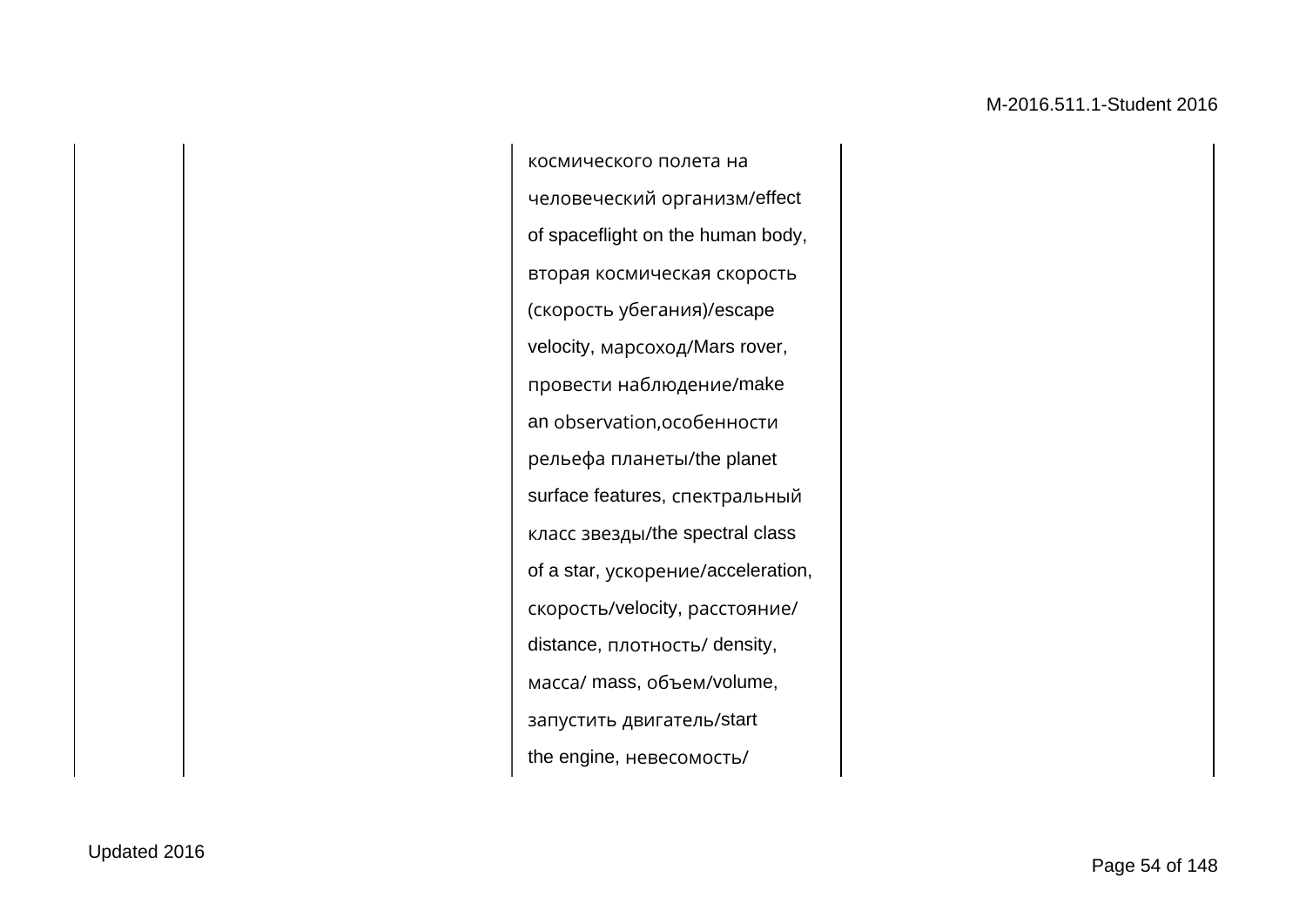|  |  | космического полета на человеческий организм/effect of spaceflight on the human body, вторая космическая скорость (скорость убегания)/escape velocity, марсоход/Mars rover, провести наблюдение/make an observation,особенности рельефа планеты/the planet surface features, спектральный класс звезды/the spectral class of a star, ускорение/acceleration, скорость/velocity, расстояние/ distance, плотность/ density, масса/ mass, объем/volume, запустить двигатель/start the engine, невесомость/ |  |
|---|---|---|---|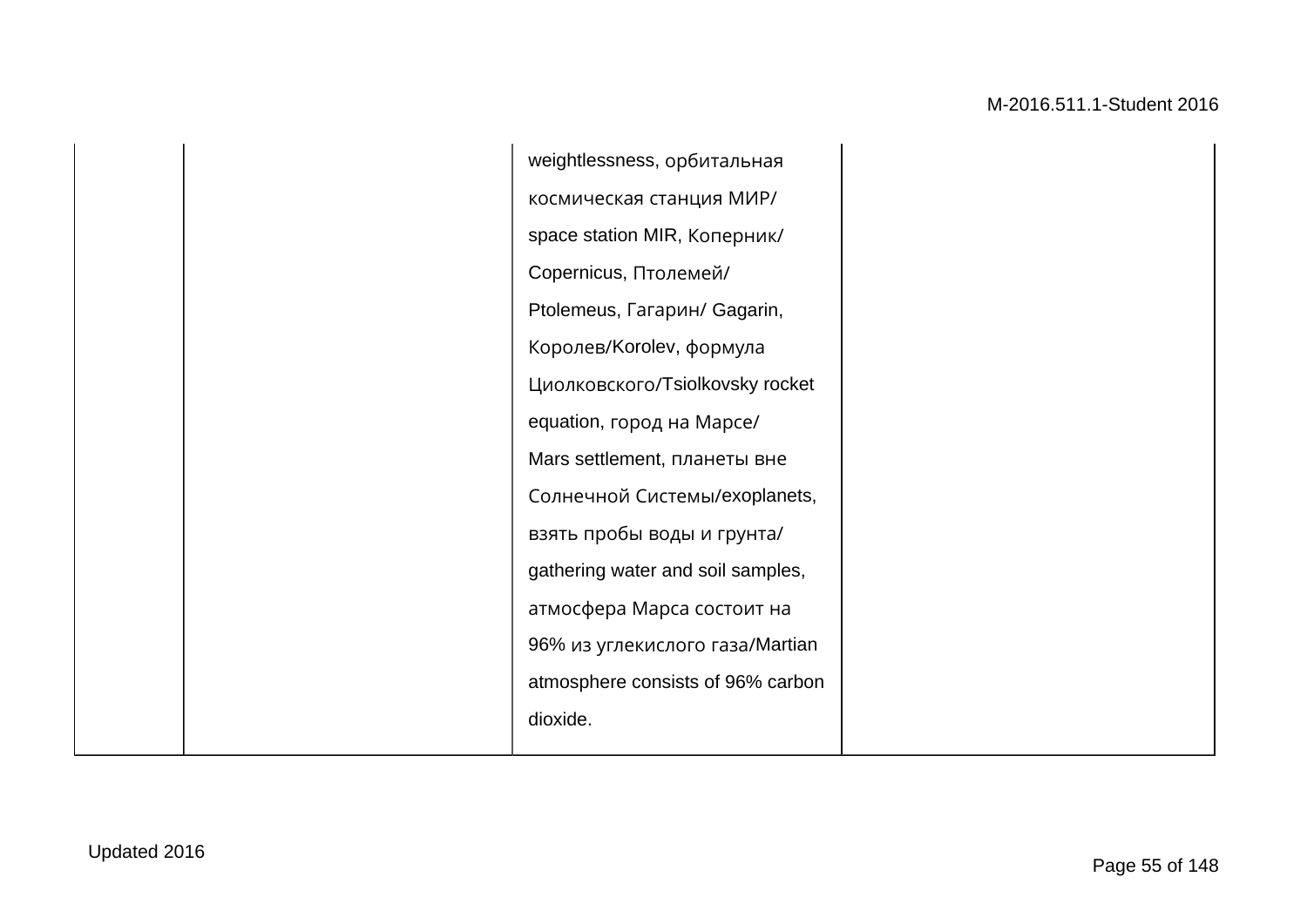|  |  | weightlessness, орбитальная космическая станция МИР/ space station MIR, Коперник/ Copernicus, Птолемей/ Ptolemeus, Гагарин/ Gagarin, Королев/Korolev, формула Циолковского/Tsiolkovsky rocket equation, город на Марсе/ Mars settlement, планеты вне Солнечной Системы/exoplanets, взять пробы воды и грунта/ gathering water and soil samples, атмосфера Марса состоит на 96% из углекислого газа/Martian atmosphere consists of 96% carbon dioxide. |  |
|---|---|---|---|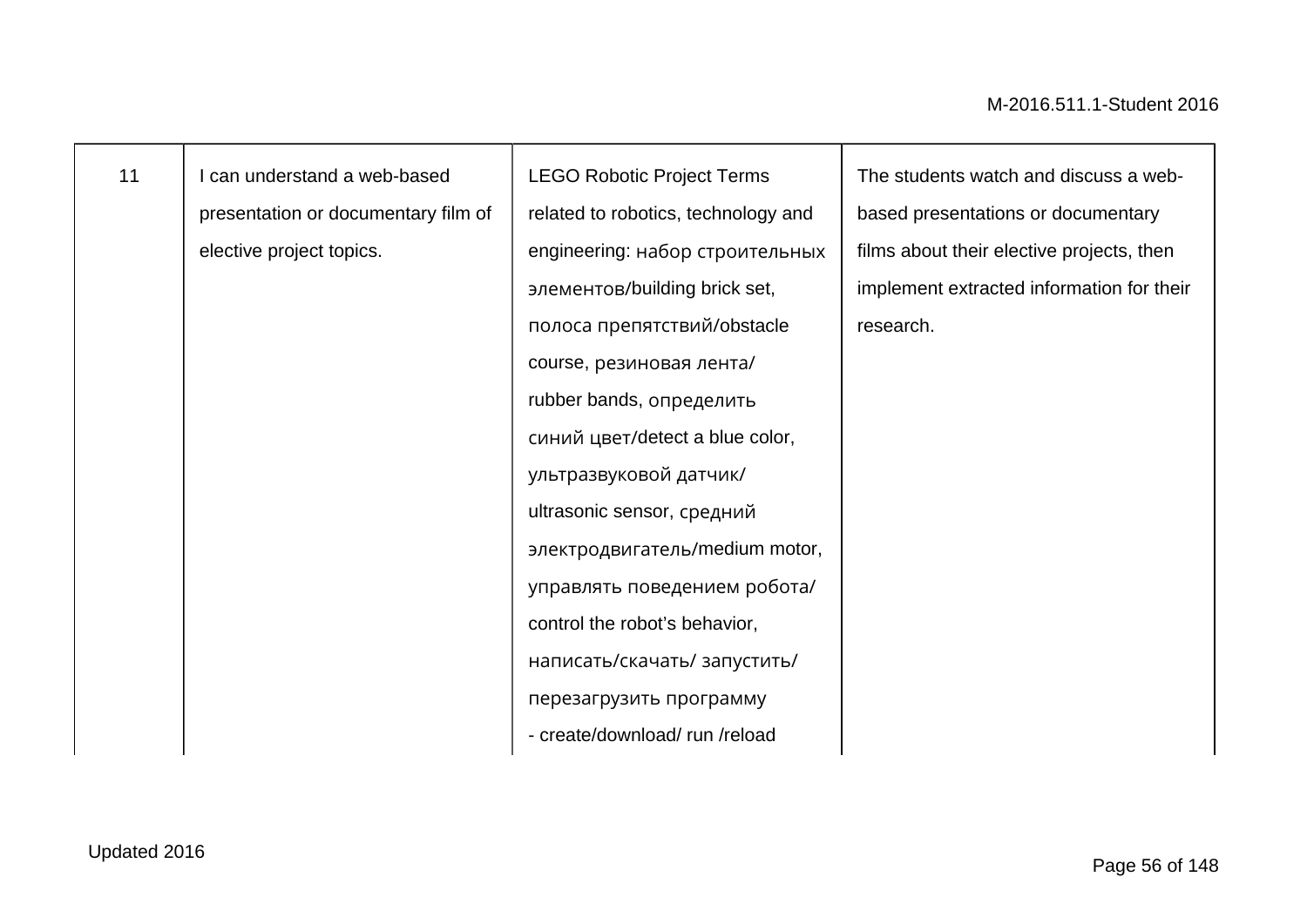| | | | |
|---|---|---|---|
| 11 | I can understand a web-based presentation or documentary film of elective project topics. | LEGO Robotic Project Terms related to robotics, technology and engineering: набор строительных элементов/building brick set, полоса препятствий/obstacle course, резиновая лента/ rubber bands, определить синий цвет/detect a blue color, ультразвуковой датчик/ ultrasonic sensor, средний электродвигатель/medium motor, управлять поведением робота/ control the robot's behavior, написать/скачать/ запустить/ перезагрузить программу - create/download/ run /reload | The students watch and discuss a web-based presentations or documentary films about their elective projects, then implement extracted information for their research. |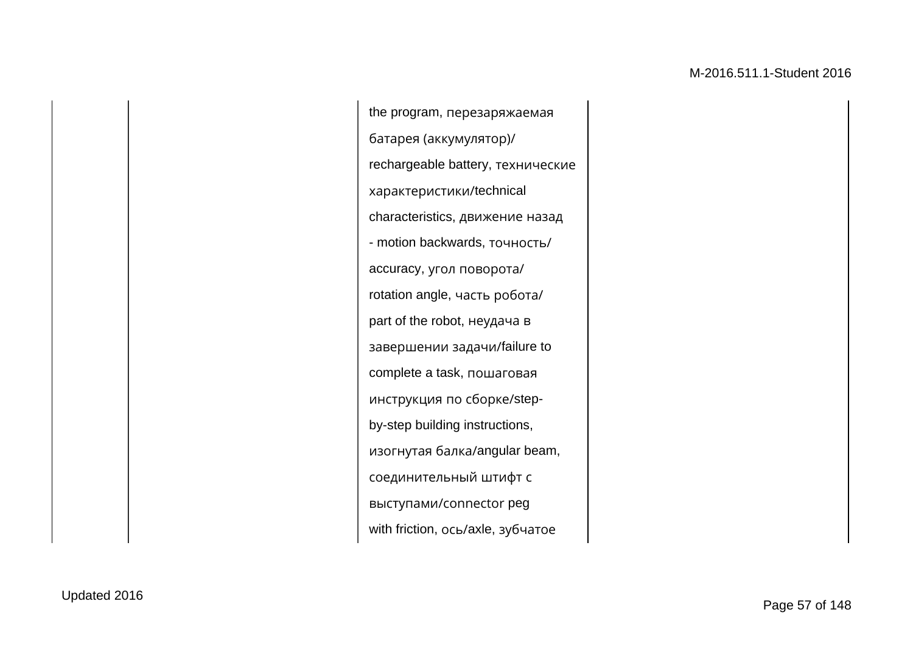|  |  |  |  |  |
|---|---|---|---|---|
|  |  | the program, перезаряжаемая батарея (аккумулятор)/ rechargeable battery, технические характеристики/technical characteristics, движение назад - motion backwards, точность/ accuracy, угол поворота/ rotation angle, часть робота/ part of the robot, неудача в завершении задачи/failure to complete a task, пошаговая инструкция по сборке/step-by-step building instructions, изогнутая балка/angular beam, соединительный штифт с выступами/connector peg with friction, ось/axle, зубчатое |  |  |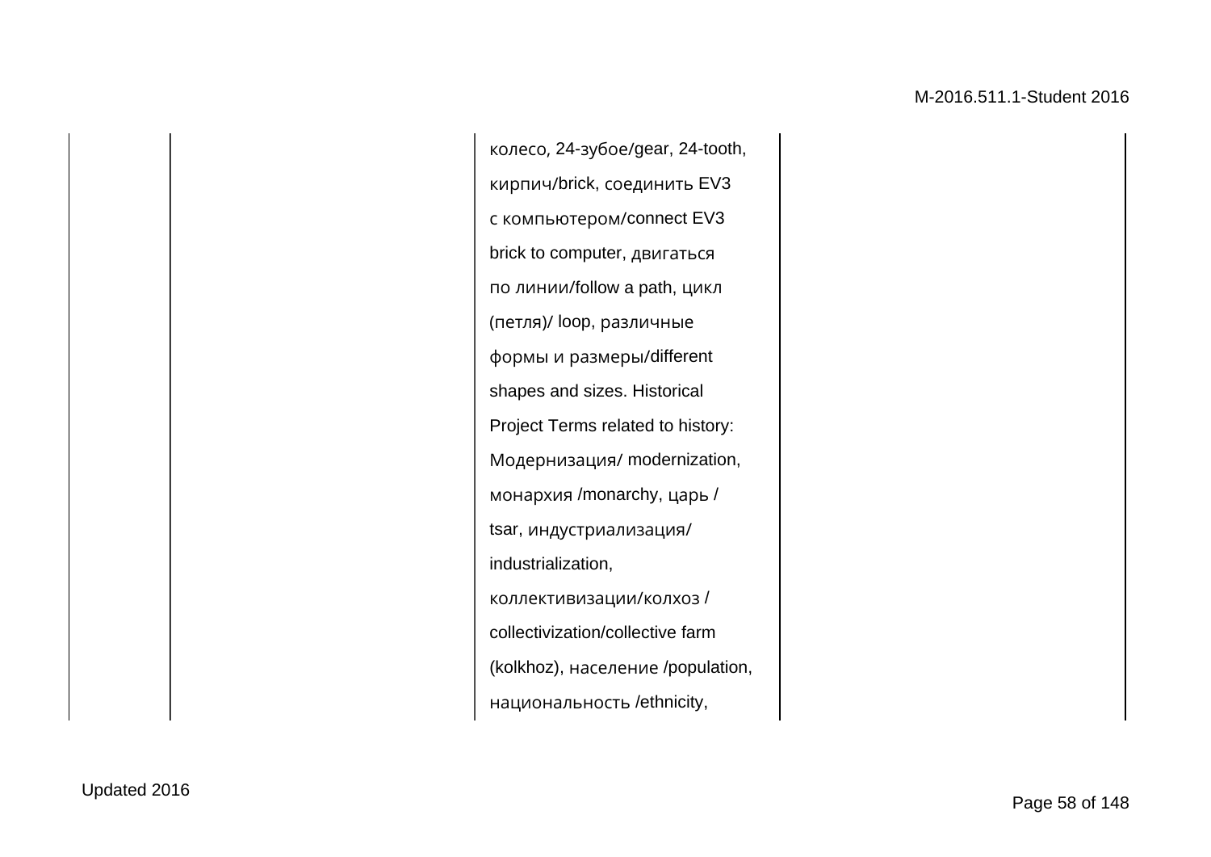|  |  |  |  |
|---|---|---|---|
|  |  | колесо, 24-зубое/gear, 24-tooth, кирпич/brick, соединить EV3 с компьютером/connect EV3 brick to computer, двигаться по линии/follow a path, цикл (петля)/ loop, различные формы и размеры/different shapes and sizes. Historical Project Terms related to history: Модернизация/ modernization, монархия /monarchy, царь / tsar, индустриализация/ industrialization, коллективизации/колхоз / collectivization/collective farm (kolkhoz), население /population, национальность /ethnicity, |  |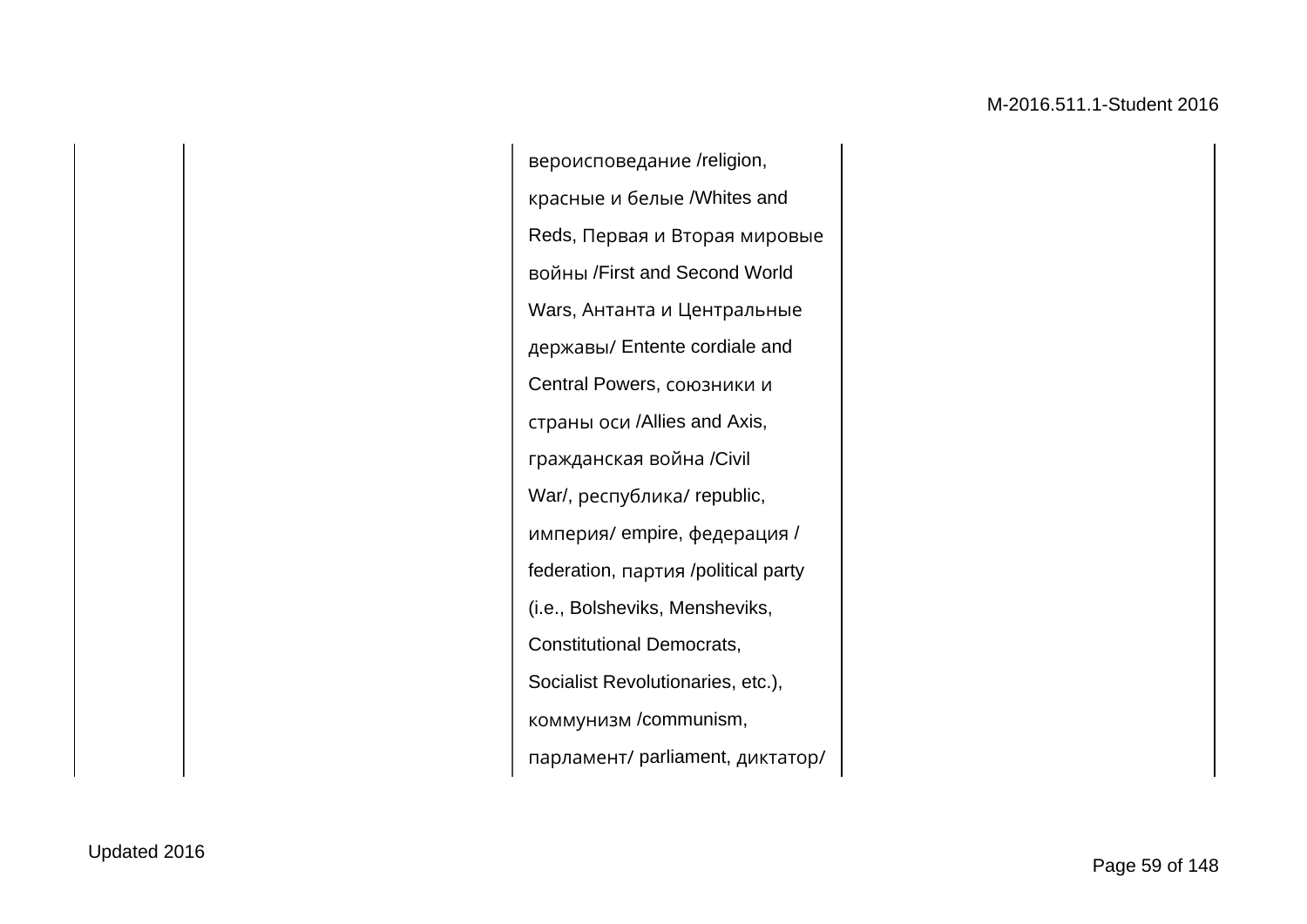| | | | |
|---|---|---|---|
| | | вероисповедание /religion, красные и белые /Whites and Reds, Первая и Вторая мировые войны /First and Second World Wars, Антанта и Центральные державы/ Entente cordiale and Central Powers, союзники и страны оси /Allies and Axis, гражданская война /Civil War/, республика/ republic, империя/ empire, федерация / federation, партия /political party (i.e., Bolsheviks, Mensheviks, Constitutional Democrats, Socialist Revolutionaries, etc.), коммунизм /communism, парламент/ parliament, диктатор/ | |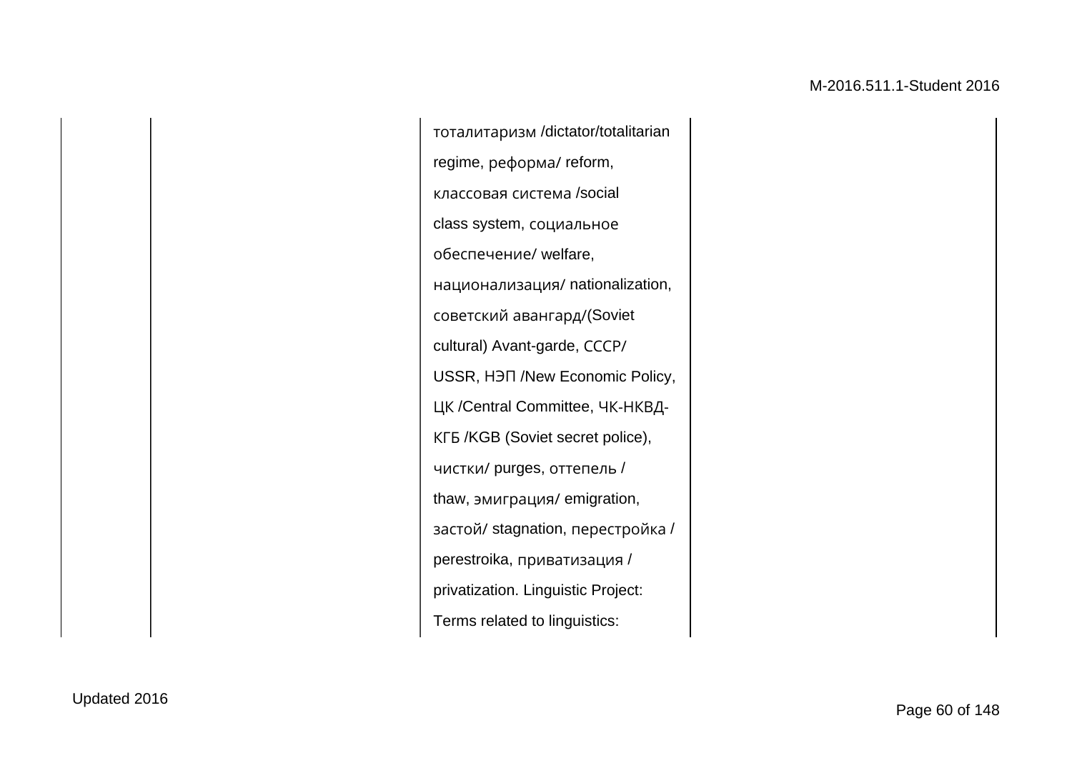|  |  |  |  |
|---|---|---|---|
|  |  | тоталитаризм /dictator/totalitarian regime, реформа/ reform, классовая система /social class system, социальное обеспечение/ welfare, национализация/ nationalization, советский авангард/(Soviet cultural) Avant-garde, СССР/ USSR, НЭП /New Economic Policy, ЦК /Central Committee, ЧК-НКВД-КГБ /KGB (Soviet secret police), чистки/ purges, оттепель / thaw, эмиграция/ emigration, застой/ stagnation, перестройка / perestroika, приватизация / privatization. Linguistic Project: Terms related to linguistics: |  |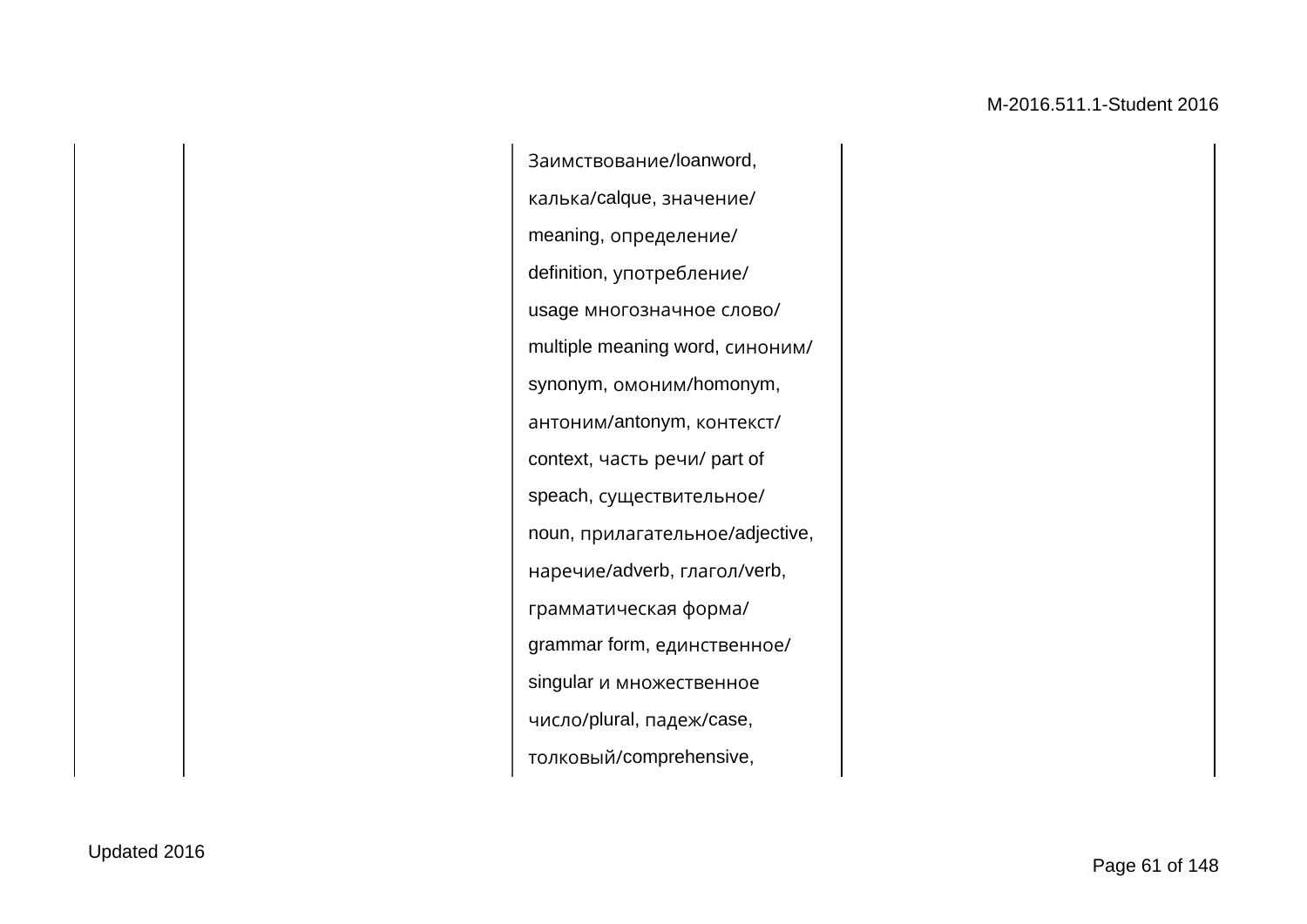|  |  |  |  |
|---|---|---|---|
|  |  | Заимствование/loanword, калька/calque, значение/ meaning, определение/ definition, употребление/ usage многозначное слово/ multiple meaning word, синоним/ synonym, омоним/homonym, антоним/antonym, контекст/ context, часть речи/ part of speach, существительное/ noun, прилагательное/adjective, наречие/adverb, глагол/verb, грамматическая форма/ grammar form, единственное/ singular и множественное число/plural, падеж/case, толковый/comprehensive, |  |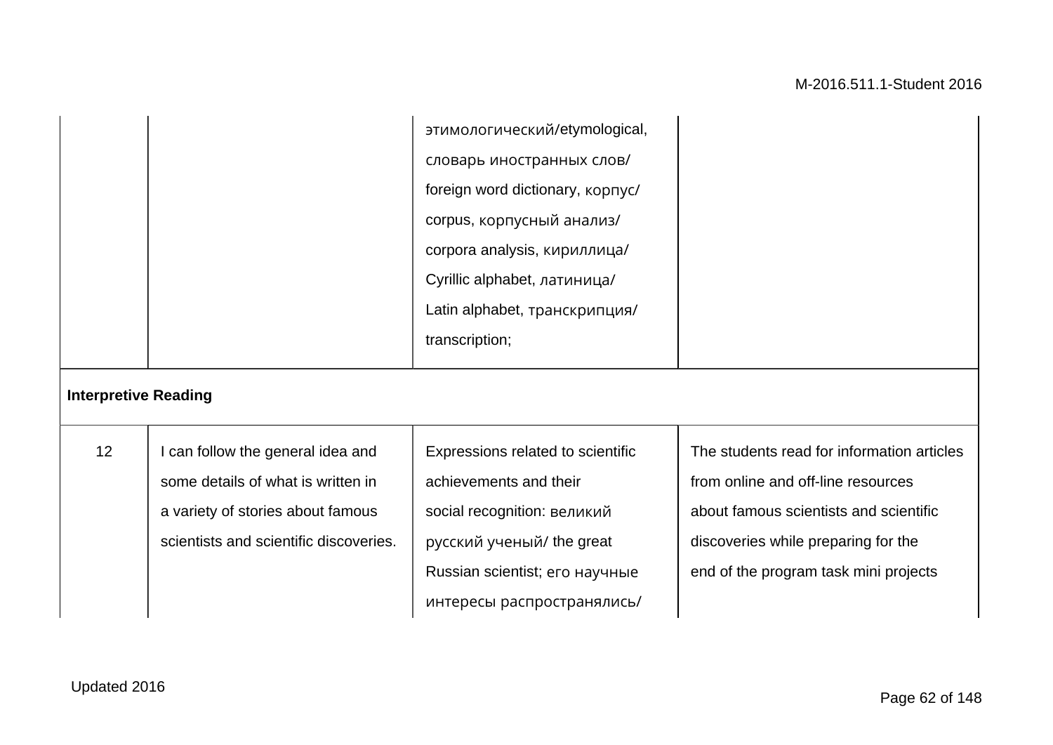| | | | |
|---|---|---|---|
| | | этимологический/etymological, словарь иностранных слов/ foreign word dictionary, корпус/ corpus, корпусный анализ/ corpora analysis, кириллица/ Cyrillic alphabet, латиница/ Latin alphabet, транскрипция/ transcription; | |
| **Interpretive Reading** | | | |
| 12 | I can follow the general idea and some details of what is written in a variety of stories about famous scientists and scientific discoveries. | Expressions related to scientific achievements and their social recognition: великий русский ученый/ the great Russian scientist; его научные интересы распространялись/ | The students read for information articles from online and off-line resources about famous scientists and scientific discoveries while preparing for the end of the program task mini projects |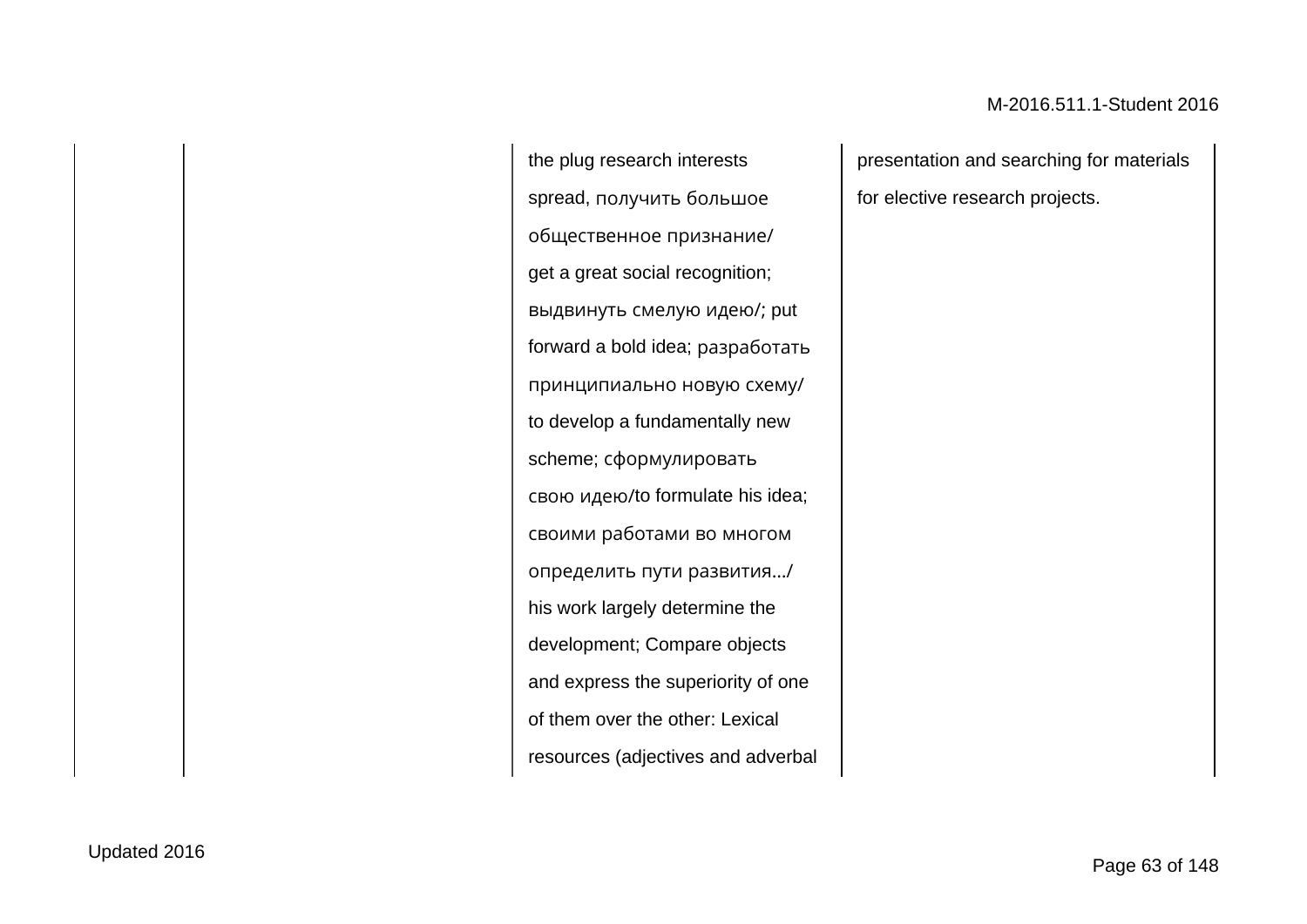| | | | | |
|---|---|---|---|---|
| | | | the plug research interests spread, получить большое общественное признание/ get a great social recognition; выдвинуть смелую идею/; put forward a bold idea; разработать принципиально новую схему/ to develop a fundamentally new scheme; сформулировать свою идею/to formulate his idea; своими работами во многом определить пути развития.../ his work largely determine the development; Compare objects and express the superiority of one of them over the other: Lexical resources (adjectives and adverbal | presentation and searching for materials for elective research projects. |

Updated 2016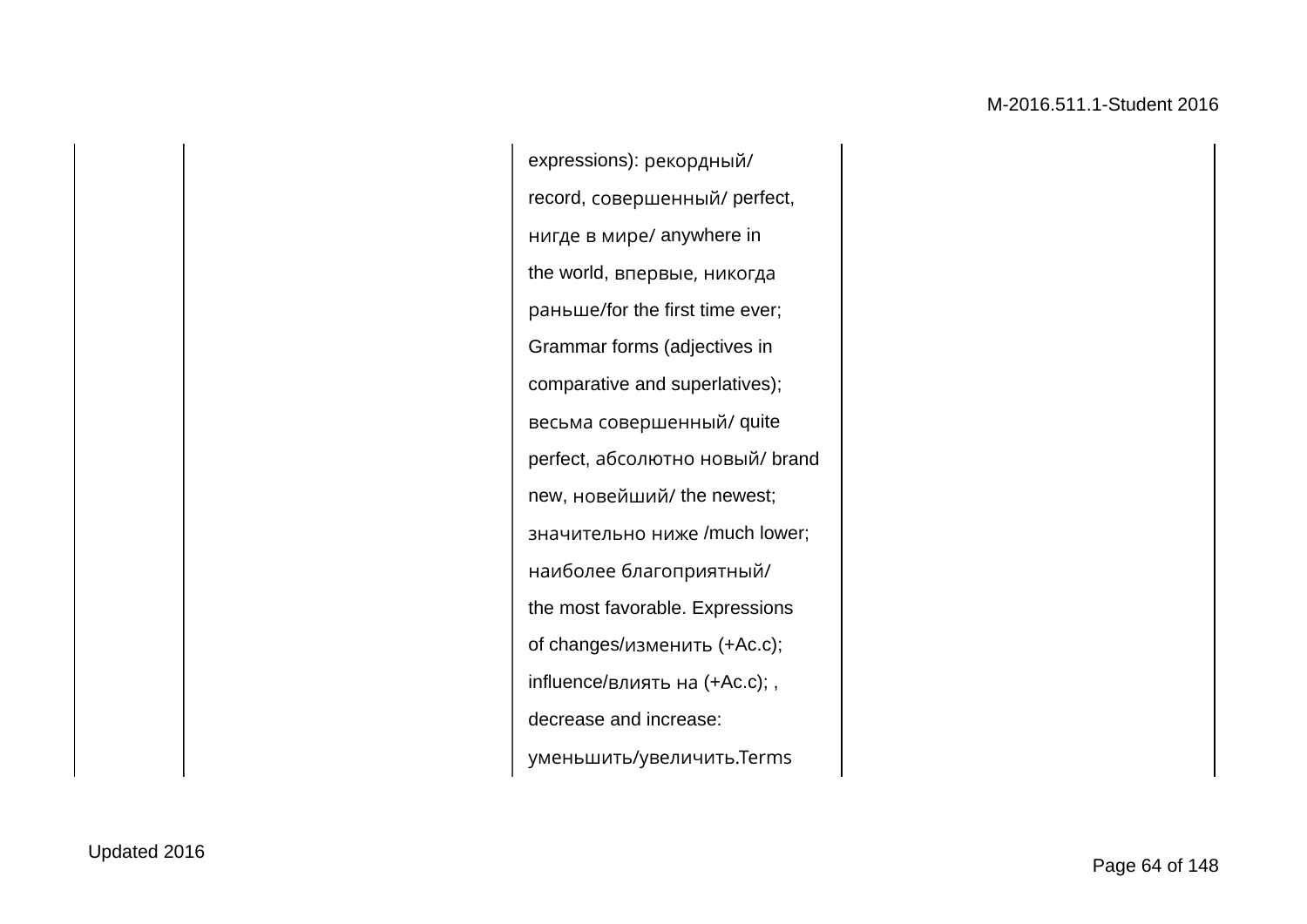|  |  |  |  |
|---|---|---|---|
|  |  | expressions): рекордный/ record, совершенный/ perfect, нигде в мире/ anywhere in the world, впервые, никогда раньше/for the first time ever; Grammar forms (adjectives in comparative and superlatives); весьма совершенный/ quite perfect, абсолютно новый/ brand new, новейший/ the newest; значительно ниже /much lower; наиболее благоприятный/ the most favorable. Expressions of changes/изменить (+Ac.c); influence/влиять на (+Ac.c); , decrease and increase: уменьшить/увеличить.Terms |  |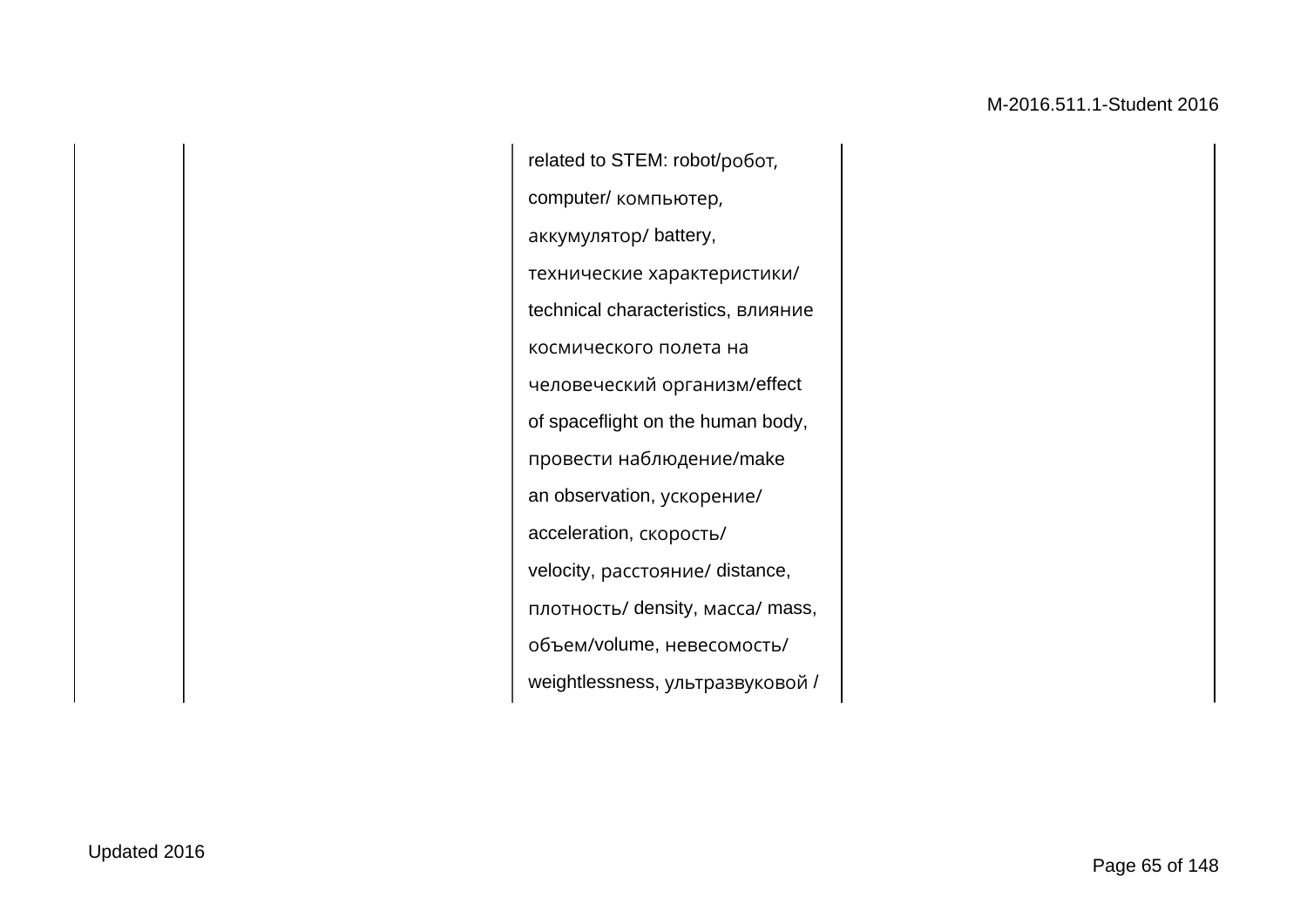|  |  |  |  |
|---|---|---|---|
|  |  | related to STEM: robot/робот, computer/ компьютер, аккумулятор/ battery, технические характеристики/ technical characteristics, влияние космического полета на человеческий организм/effect of spaceflight on the human body, провести наблюдение/make an observation, ускорение/ acceleration, скорость/ velocity, расстояние/ distance, плотность/ density, масса/ mass, объем/volume, невесомость/ weightlessness, ультразвуковой / |  |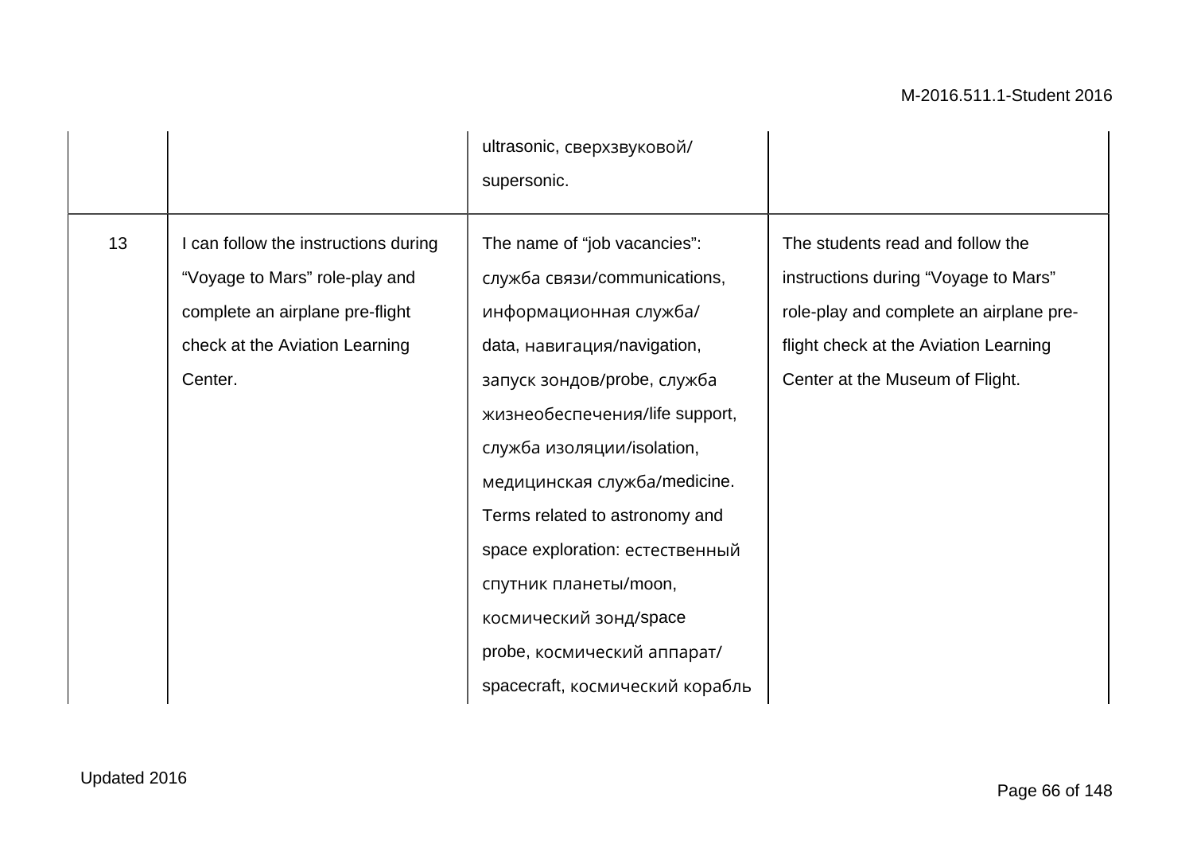| | | | |
|---|---|---|---|
| | | ultrasonic, сверхзвуковой/ supersonic. | |
| 13 | I can follow the instructions during “Voyage to Mars” role-play and complete an airplane pre-flight check at the Aviation Learning Center. | The name of “job vacancies”: служба связи/communications, информационная служба/ data, навигация/navigation, запуск зондов/probe, служба жизнеобеспечения/life support, служба изоляции/isolation, медицинская служба/medicine. Terms related to astronomy and space exploration: естественный спутник планеты/moon, космический зонд/space probe, космический аппарат/ spacecraft, космический корабль | The students read and follow the instructions during “Voyage to Mars” role-play and complete an airplane pre-flight check at the Aviation Learning Center at the Museum of Flight. |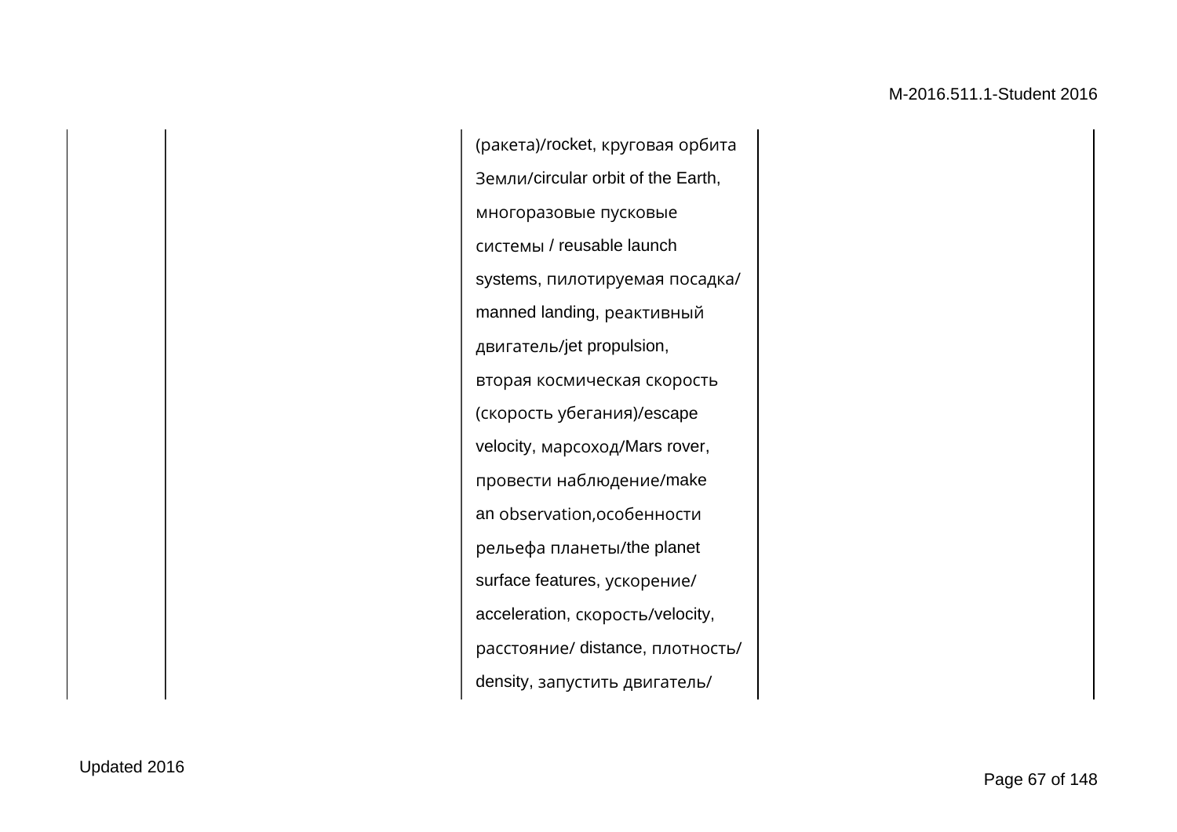|  |  |  |  |
|---|---|---|---|
|  |  | (ракета)/rocket, круговая орбита Земли/circular orbit of the Earth, многоразовые пусковые системы / reusable launch systems, пилотируемая посадка/ manned landing, реактивный двигатель/jet propulsion, вторая космическая скорость (скорость убегания)/escape velocity, марсоход/Mars rover, провести наблюдение/make an observation,особенности рельефа планеты/the planet surface features, ускорение/ acceleration, скорость/velocity, расстояние/ distance, плотность/ density, запустить двигатель/ |  |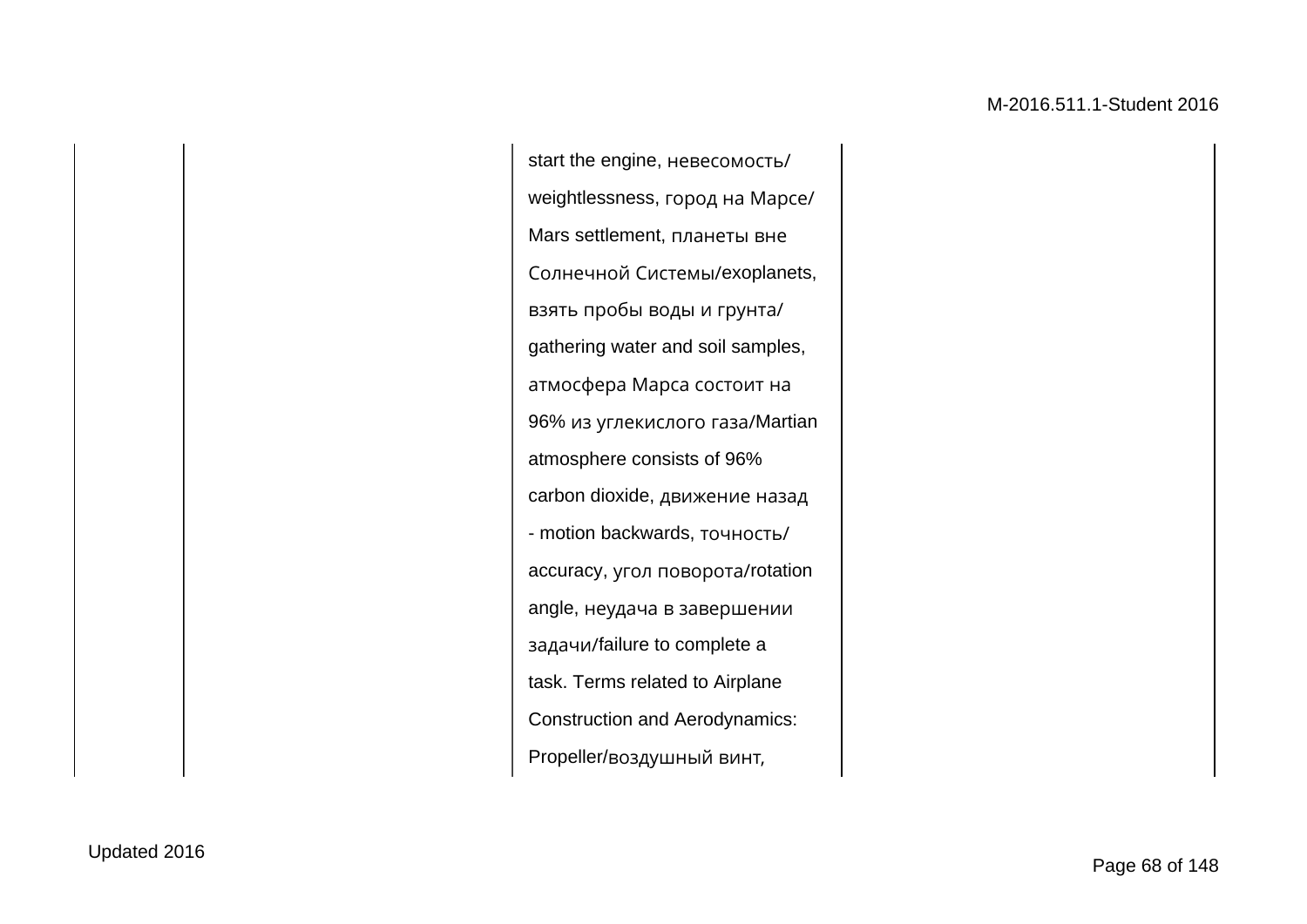| | | | |
|---|---|---|---|
| | | start the engine, невесомость/ weightlessness, город на Марсе/ Mars settlement, планеты вне Солнечной Системы/exoplanets, взять пробы воды и грунта/ gathering water and soil samples, атмосфера Марса состоит на 96% из углекислого газа/Martian atmosphere consists of 96% carbon dioxide, движение назад - motion backwards, точность/ accuracy, угол поворота/rotation angle, неудача в завершении задачи/failure to complete a task. Terms related to Airplane Construction and Aerodynamics: Propeller/воздушный винт, | |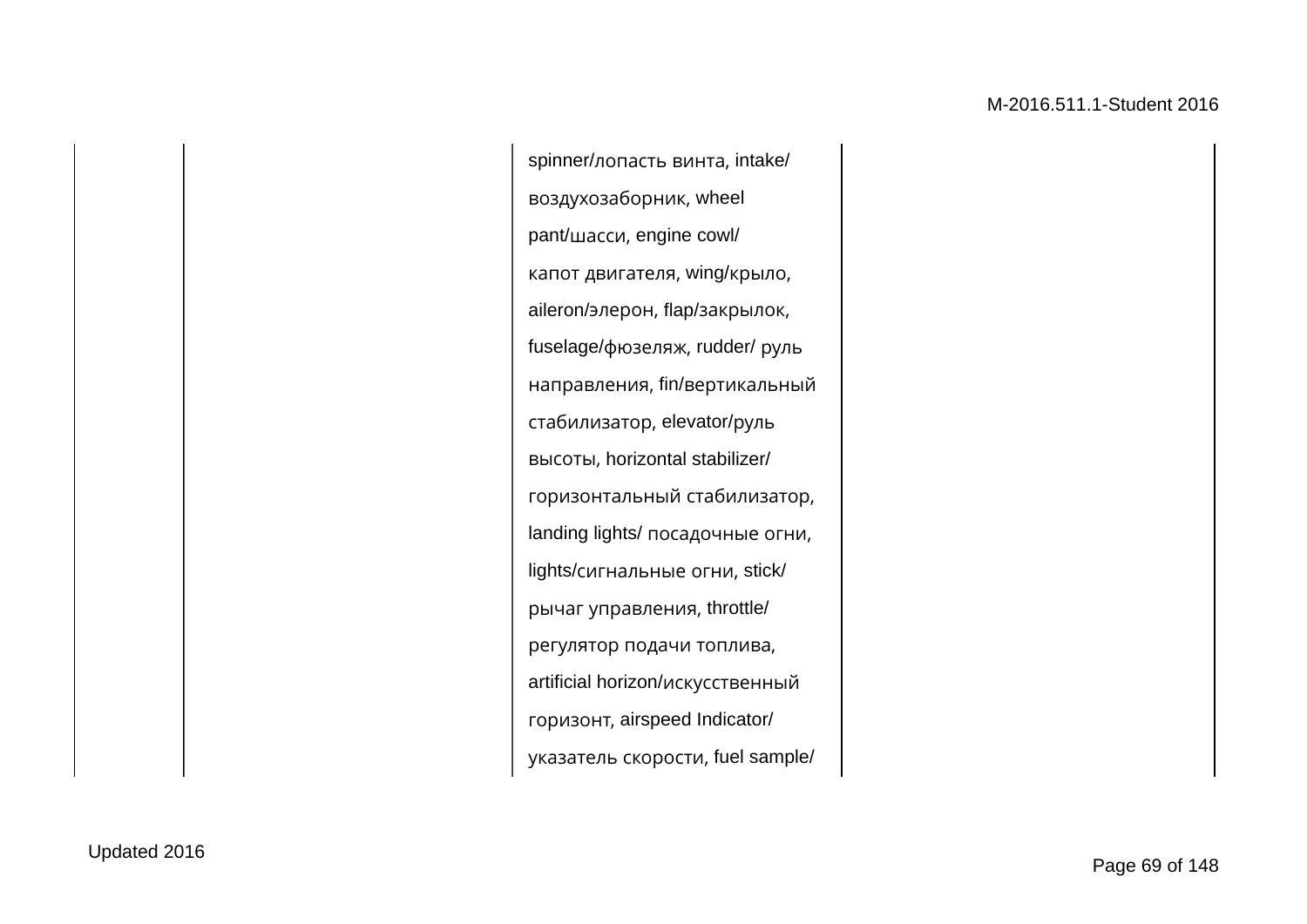|  |  | spinner/лопасть винта, intake/ воздухозаборник, wheel pant/шасси, engine cowl/ капот двигателя, wing/крыло, aileron/элерон, flap/закрылок, fuselage/фюзеляж, rudder/ руль направления, fin/вертикальный стабилизатор, elevator/руль высоты, horizontal stabilizer/ горизонтальный стабилизатор, landing lights/ посадочные огни, lights/сигнальные огни, stick/ рычаг управления, throttle/ регулятор подачи топлива, artificial horizon/искусственный горизонт, airspeed Indicator/ указатель скорости, fuel sample/ |  |
|---|---|---|---|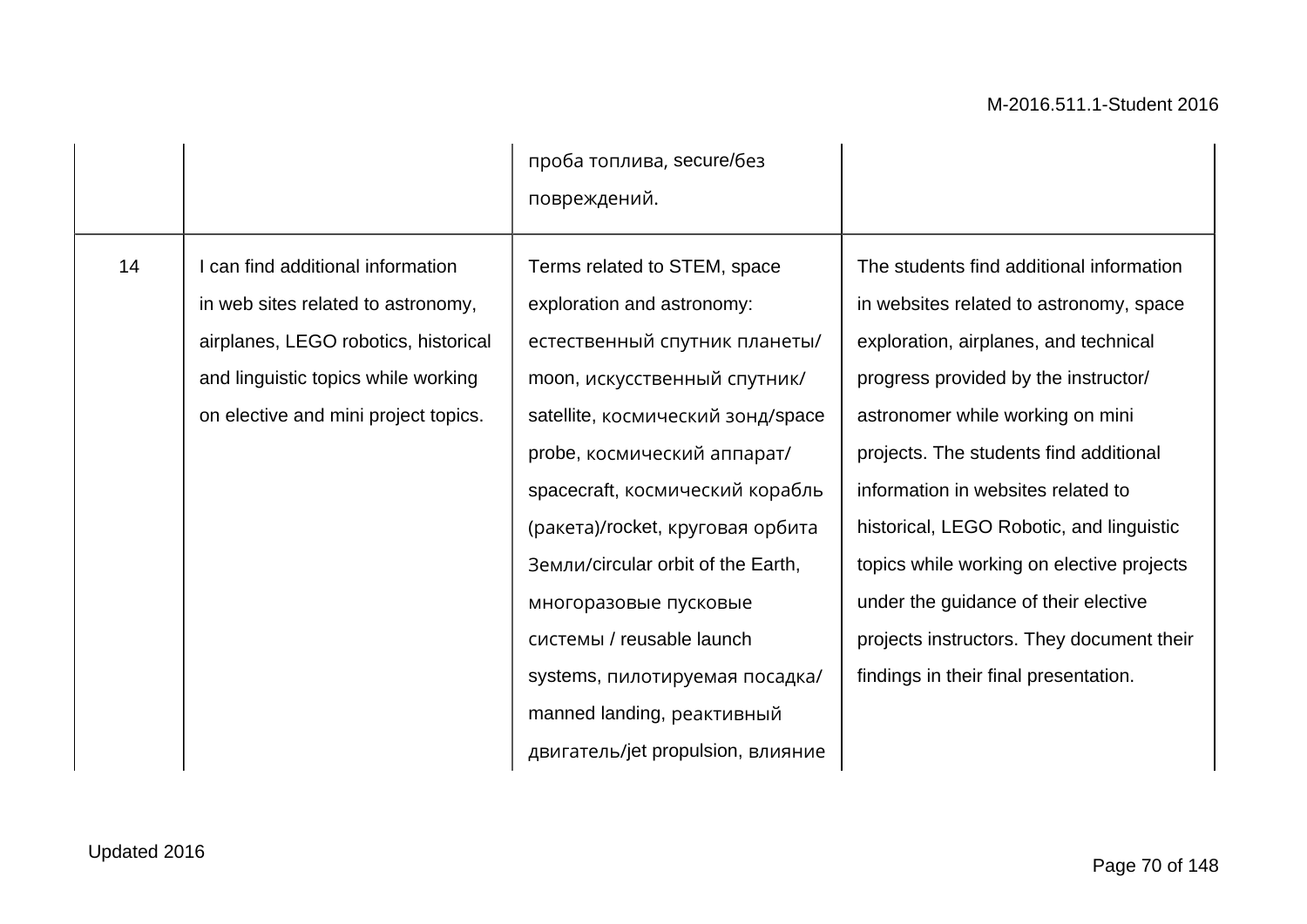| | | | |
|---|---|---|---|
| | | проба топлива, secure/без повреждений. | |
| 14 | I can find additional information in web sites related to astronomy, airplanes, LEGO robotics, historical and linguistic topics while working on elective and mini project topics. | Terms related to STEM, space exploration and astronomy: естественный спутник планеты/ moon, искусственный спутник/ satellite, космический зонд/space probe, космический аппарат/ spacecraft, космический корабль (ракета)/rocket, круговая орбита Земли/circular orbit of the Earth, многоразовые пусковые системы / reusable launch systems, пилотируемая посадка/ manned landing, реактивный двигатель/jet propulsion, влияние | The students find additional information in websites related to astronomy, space exploration, airplanes, and technical progress provided by the instructor/ astronomer while working on mini projects. The students find additional information in websites related to historical, LEGO Robotic, and linguistic topics while working on elective projects under the guidance of their elective projects instructors. They document their findings in their final presentation. |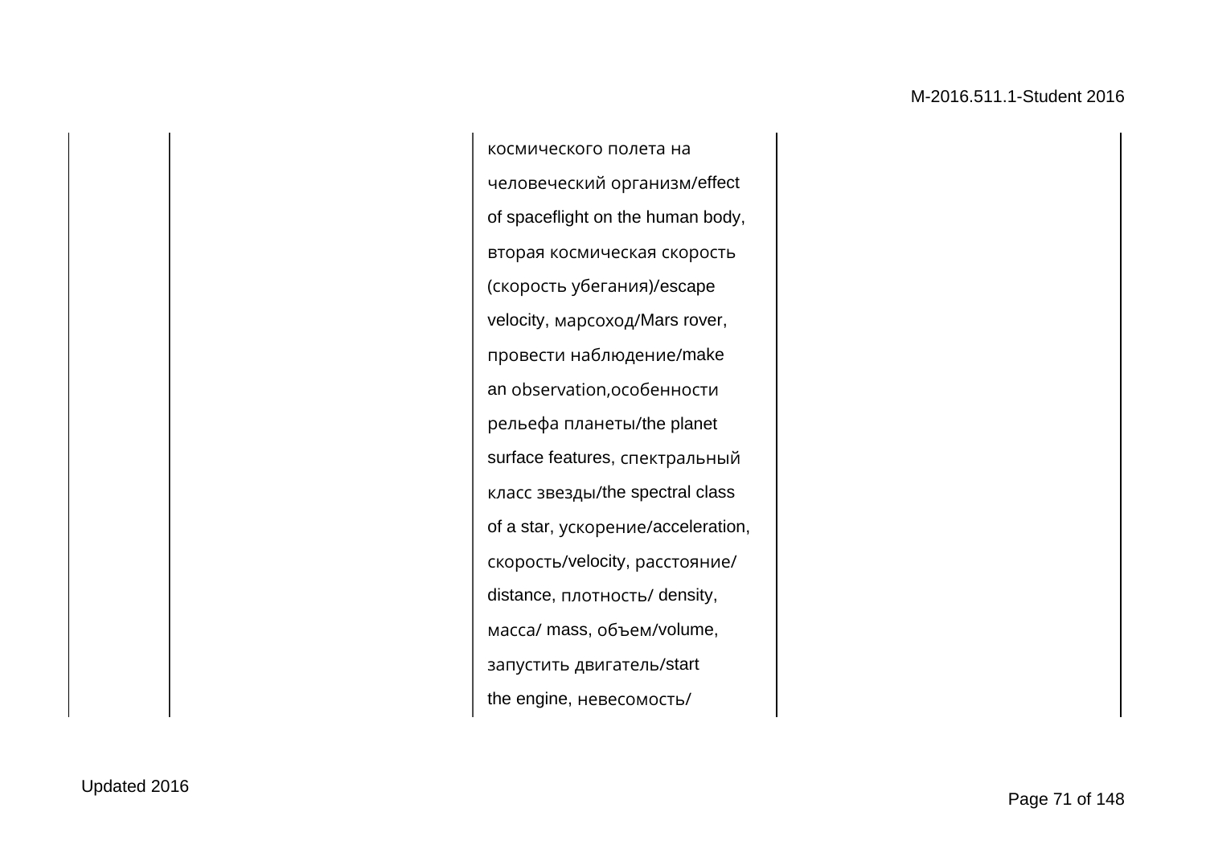|  |  |  |  |
|---|---|---|---|
|  |  | космического полета на человеческий организм/effect of spaceflight on the human body, вторая космическая скорость (скорость убегания)/escape velocity, марсоход/Mars rover, провести наблюдение/make an observation,особенности рельефа планеты/the planet surface features, спектральный класс звезды/the spectral class of a star, ускорение/acceleration, скорость/velocity, расстояние/ distance, плотность/ density, масса/ mass, объем/volume, запустить двигатель/start the engine, невесомость/ |  |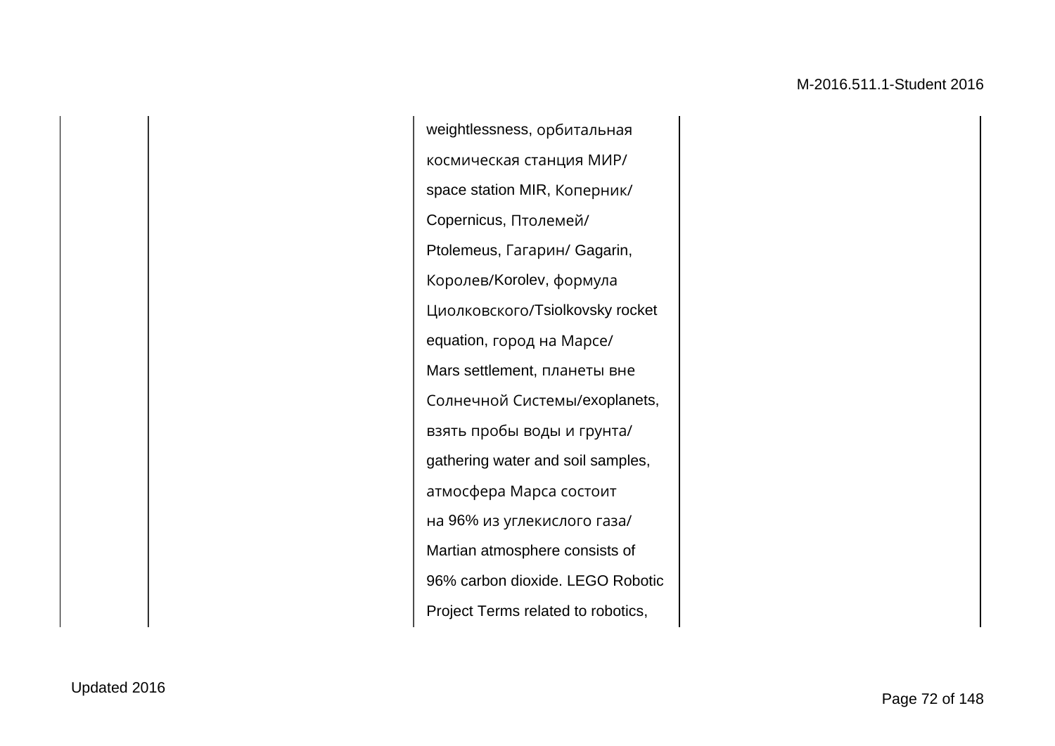|  |  |  |  |
|---|---|---|---|
|  |  | weightlessness, орбитальная космическая станция МИР/ space station MIR, Коперник/ Copernicus, Птолемей/ Ptolemeus, Гагарин/ Gagarin, Королев/Korolev, формула Циолковского/Tsiolkovsky rocket equation, город на Марсе/ Mars settlement, планеты вне Солнечной Системы/exoplanets, взять пробы воды и грунта/ gathering water and soil samples, атмосфера Марса состоит на 96% из углекислого газа/ Martian atmosphere consists of 96% carbon dioxide. LEGO Robotic Project Terms related to robotics, |  |

Updated 2016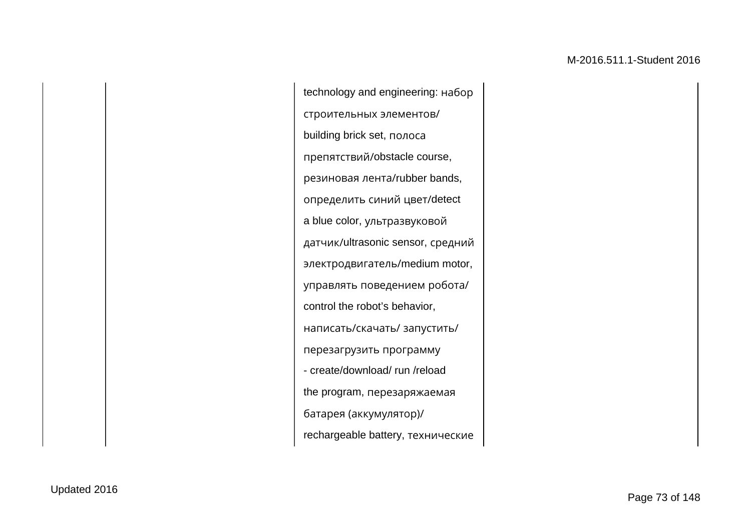|  |  |  | technology and engineering: набор строительных элементов/ building brick set, полоса препятствий/obstacle course, резиновая лента/rubber bands, определить синий цвет/detect a blue color, ультразвуковой датчик/ultrasonic sensor, средний электродвигатель/medium motor, управлять поведением робота/ control the robot's behavior, написать/скачать/ запустить/ перезагрузить программу - create/download/ run /reload the program, перезаряжаемая батарея (аккумулятор)/ rechargeable battery, технические |  |
|---|---|---|---|---|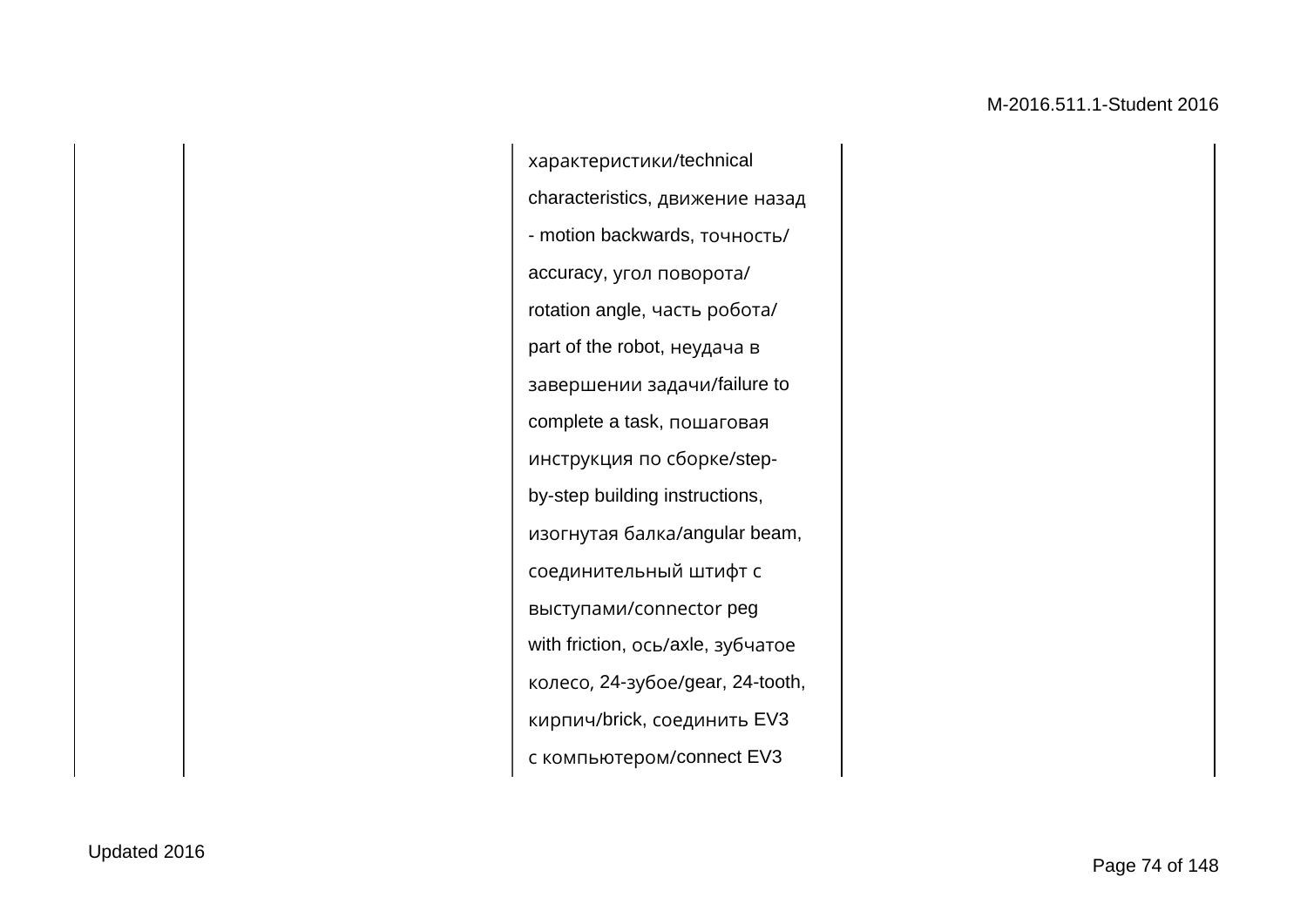|  |  |  |  |  |
|---|---|---|---|---|
|  |  |  | характеристики/technical characteristics, движение назад - motion backwards, точность/ accuracy, угол поворота/ rotation angle, часть робота/ part of the robot, неудача в завершении задачи/failure to complete a task, пошаговая инструкция по сборке/step-by-step building instructions, изогнутая балка/angular beam, соединительный штифт с выступами/connector peg with friction, ось/axle, зубчатое колесо, 24-зубое/gear, 24-tooth, кирпич/brick, соединить EV3 с компьютером/connect EV3 |  |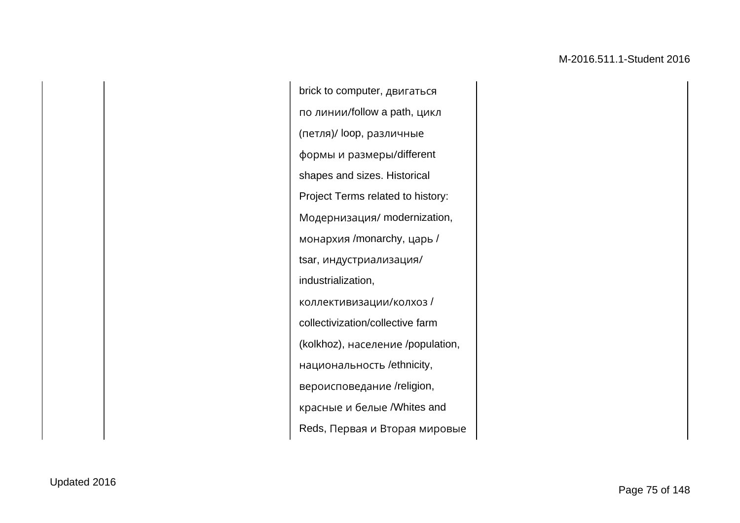|  |  |  | brick to computer, двигаться по линии/follow a path, цикл (петля)/ loop, различные формы и размеры/different shapes and sizes. Historical Project Terms related to history: Модернизация/ modernization, монархия /monarchy, царь / tsar, индустриализация/ industrialization, коллективизации/колхоз / collectivization/collective farm (kolkhoz), население /population, национальность /ethnicity, вероисповедание /religion, красные и белые /Whites and Reds, Первая и Вторая мировые |  |
|---|---|---|---|---|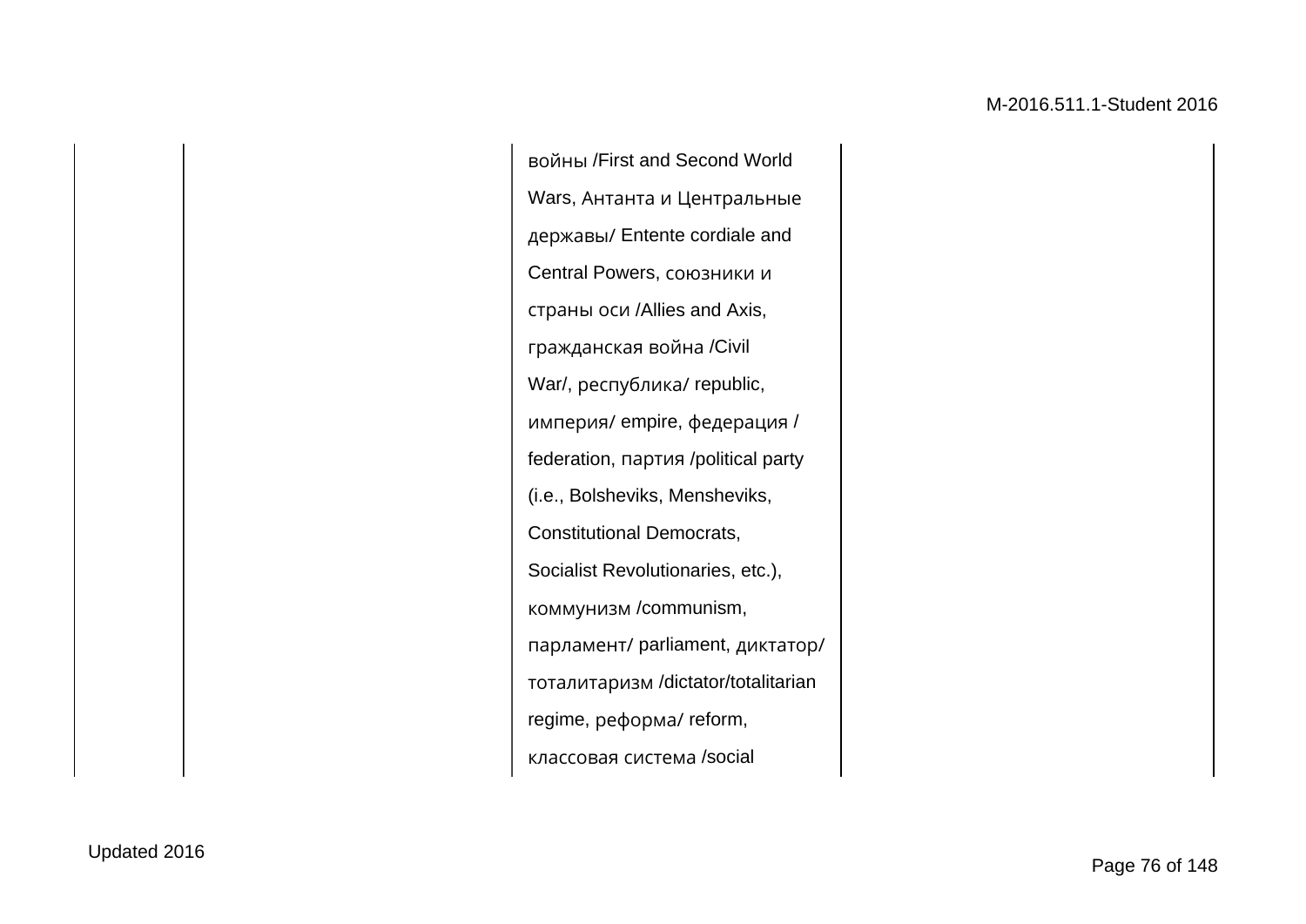|  |  |  |  |
|---|---|---|---|
|  |  | войны /First and Second World Wars, Антанта и Центральные державы/ Entente cordiale and Central Powers, союзники и страны оси /Allies and Axis, гражданская война /Civil War/, республика/ republic, империя/ empire, федерация / federation, партия /political party (i.e., Bolsheviks, Mensheviks, Constitutional Democrats, Socialist Revolutionaries, etc.), коммунизм /communism, парламент/ parliament, диктатор/ тоталитаризм /dictator/totalitarian regime, реформа/ reform, классовая система /social |  |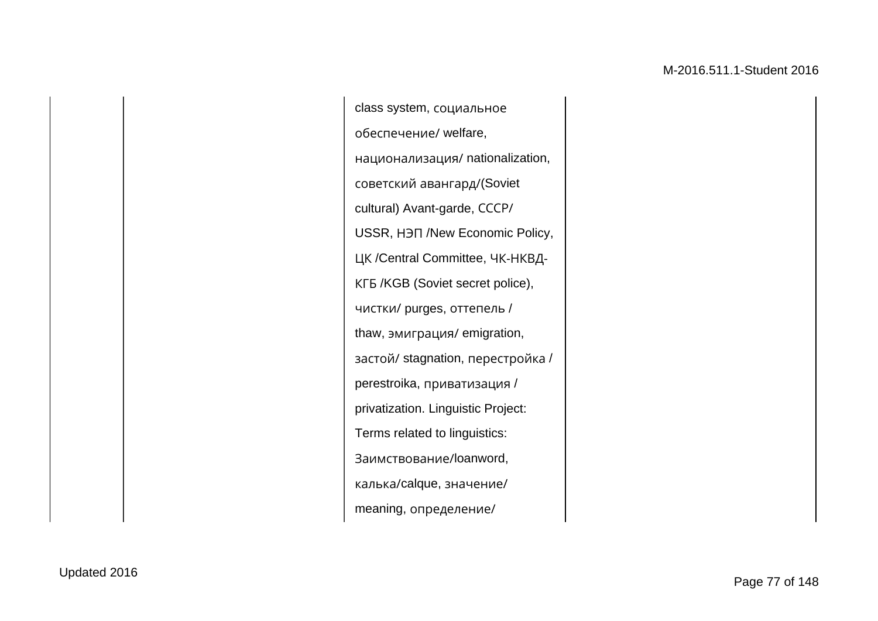|  |  |  |  |
|---|---|---|---|
|  |  | class system, социальное обеспечение/ welfare, национализация/ nationalization, советский авангард/(Soviet cultural) Avant-garde, СССР/ USSR, НЭП /New Economic Policy, ЦК /Central Committee, ЧК-НКВД-КГБ /KGB (Soviet secret police), чистки/ purges, оттепель / thaw, эмиграция/ emigration, застой/ stagnation, перестройка / perestroika, приватизация / privatization. Linguistic Project: Terms related to linguistics: Заимствование/loanword, калька/calque, значение/ meaning, определение/ |  |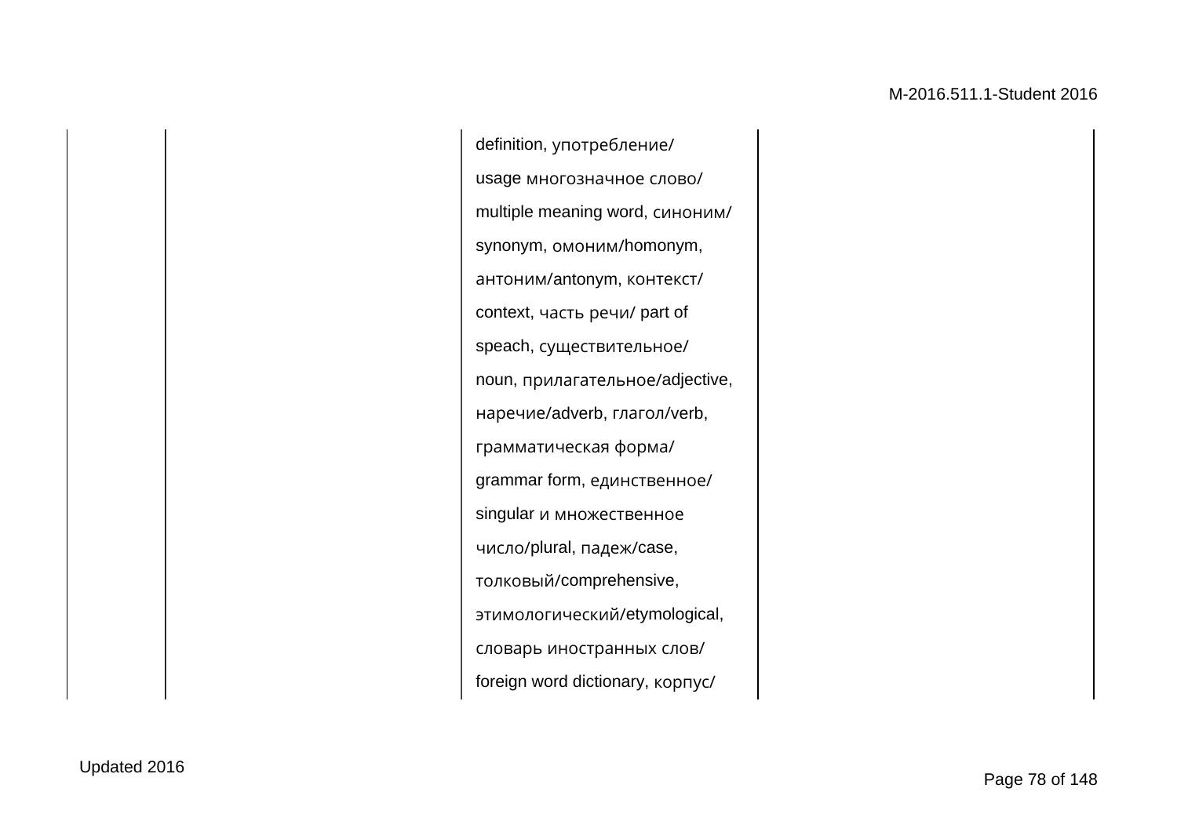|  |  | definition, употребление/ usage многозначное слово/ multiple meaning word, синоним/ synonym, омоним/homonym, антоним/antonym, контекст/ context, часть речи/ part of speach, существительное/ noun, прилагательное/adjective, наречие/adverb, глагол/verb, грамматическая форма/ grammar form, единственное/ singular и множественное число/plural, падеж/case, толковый/comprehensive, этимологический/etymological, словарь иностранных слов/ foreign word dictionary, корпус/ |  |
|---|---|---|---|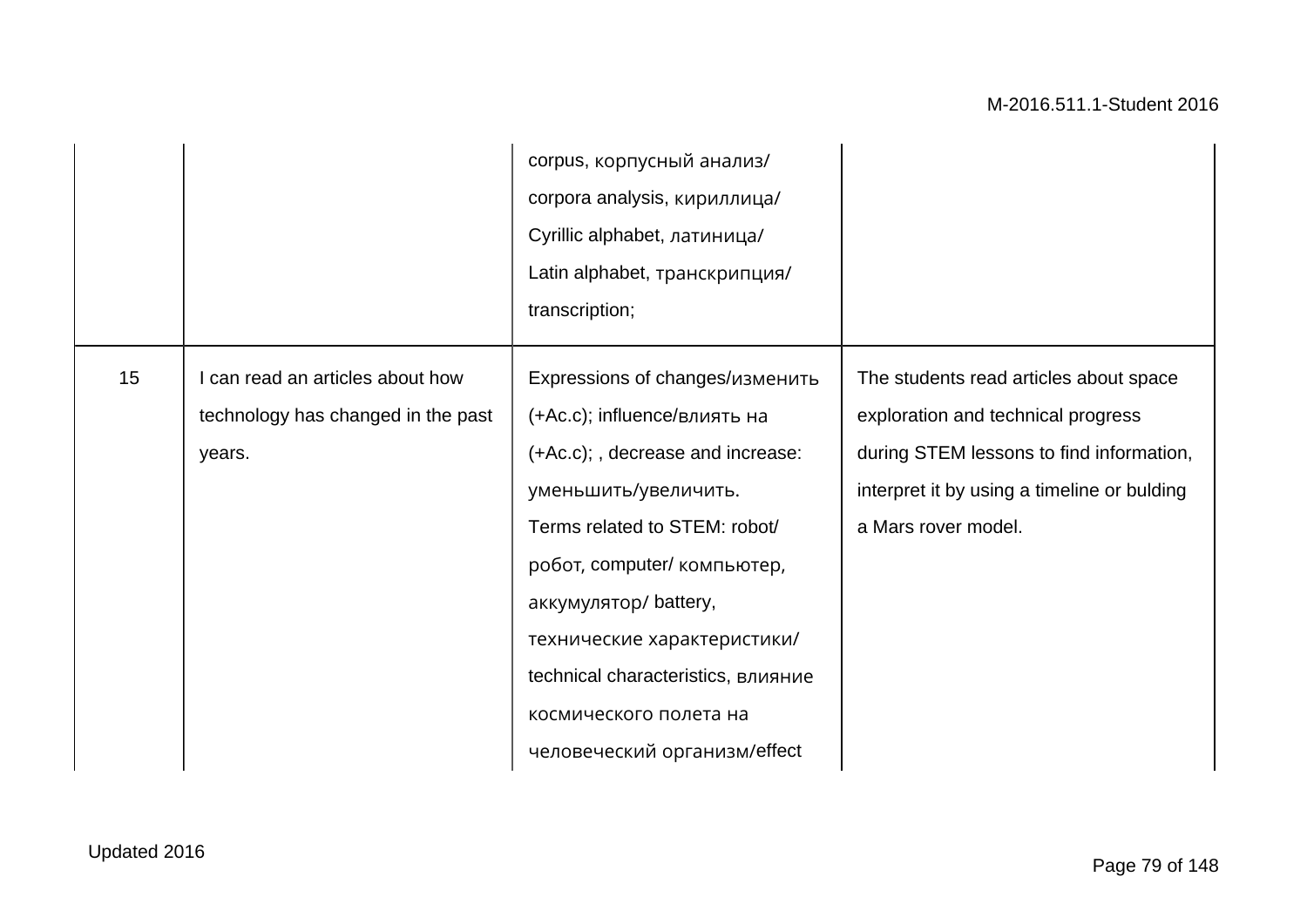| | | | |
|---|---|---|---|
| | | corpus, корпусный анализ/ corpora analysis, кириллица/ Cyrillic alphabet, латиница/ Latin alphabet, транскрипция/ transcription; | |
| 15 | I can read an articles about how technology has changed in the past years. | Expressions of changes/изменить (+Ac.c); influence/влиять на (+Ac.c); , decrease and increase: уменьшить/увеличить. Terms related to STEM: robot/ робот, computer/ компьютер, аккумулятор/ battery, технические характеристики/ technical characteristics, влияние космического полета на человеческий организм/effect | The students read articles about space exploration and technical progress during STEM lessons to find information, interpret it by using a timeline or bulding a Mars rover model. |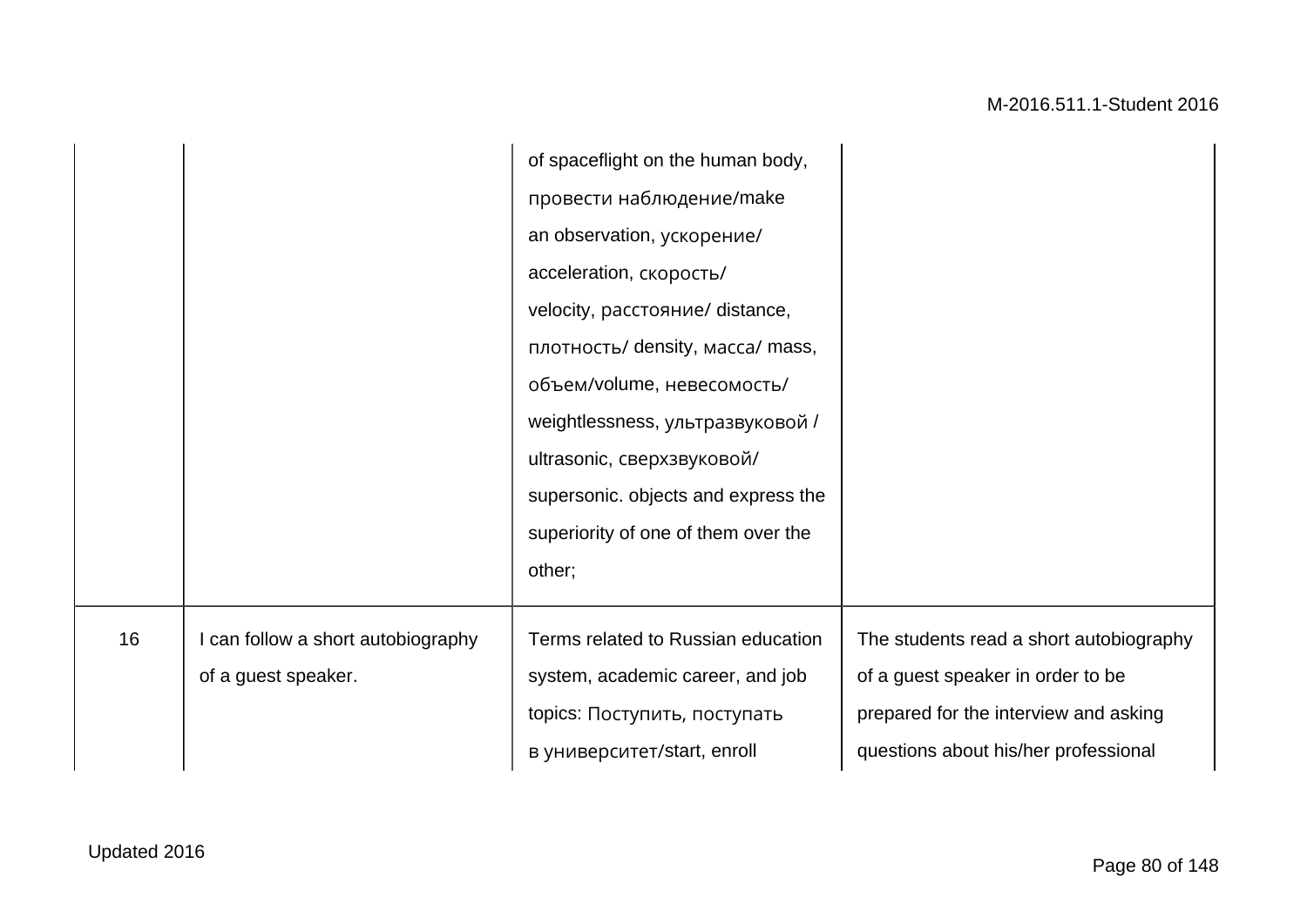|  |  |  |  |
|---|---|---|---|
|  |  | of spaceflight on the human body, провести наблюдение/make an observation, ускорение/ acceleration, скорость/ velocity, расстояние/ distance, плотность/ density, масса/ mass, объем/volume, невесомость/ weightlessness, ультразвуковой / ultrasonic, сверхзвуковой/ supersonic. objects and express the superiority of one of them over the other; |  |
| 16 | I can follow a short autobiography of a guest speaker. | Terms related to Russian education system, academic career, and job topics: Поступить, поступать в университет/start, enroll | The students read a short autobiography of a guest speaker in order to be prepared for the interview and asking questions about his/her professional |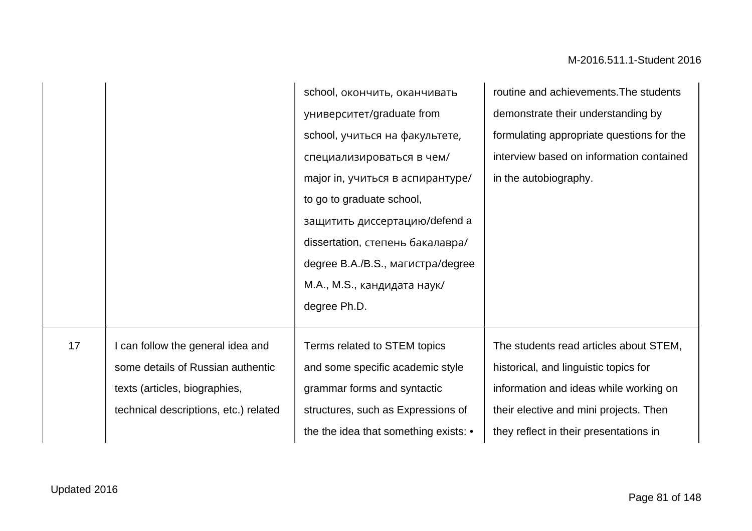| | | | |
|---|---|---|---|
| | | school, окончить, оканчивать университет/graduate from school, учиться на факультете, специализироваться в чем/ major in, учиться в аспирантуре/ to go to graduate school, защитить диссертацию/defend a dissertation, степень бакалавра/ degree B.A./B.S., магистра/degree M.A., M.S., кандидата наук/ degree Ph.D. | routine and achievements.The students demonstrate their understanding by formulating appropriate questions for the interview based on information contained in the autobiography. |
| 17 | I can follow the general idea and some details of Russian authentic texts (articles, biographies, technical descriptions, etc.) related | Terms related to STEM topics and some specific academic style grammar forms and syntactic structures, such as Expressions of the the idea that something exists: • | The students read articles about STEM, historical, and linguistic topics for information and ideas while working on their elective and mini projects. Then they reflect in their presentations in |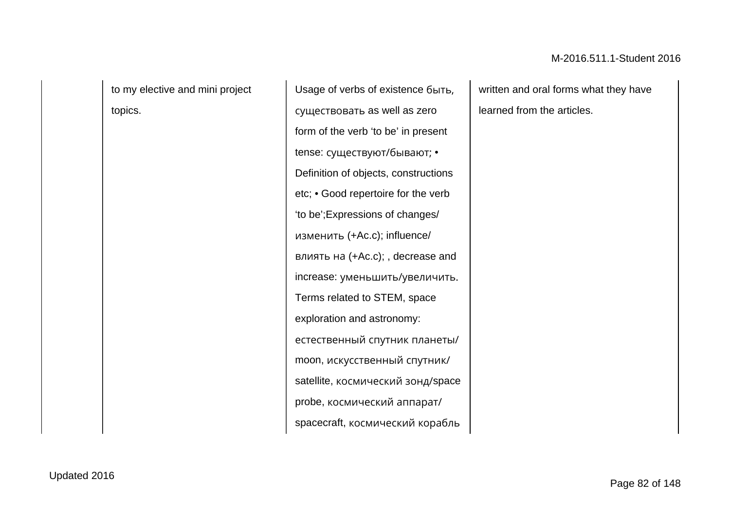| | | | |
|---|---|---|---|
| | to my elective and mini project topics. | Usage of verbs of existence быть, существовать as well as zero form of the verb 'to be' in present tense: существуют/бывают; • Definition of objects, constructions etc; • Good repertoire for the verb 'to be';Expressions of changes/ изменить (+Ac.c); influence/ влиять на (+Ac.c); , decrease and increase: уменьшить/увеличить. Terms related to STEM, space exploration and astronomy: естественный спутник планеты/ moon, искусственный спутник/ satellite, космический зонд/space probe, космический аппарат/ spacecraft, космический корабль | written and oral forms what they have learned from the articles. |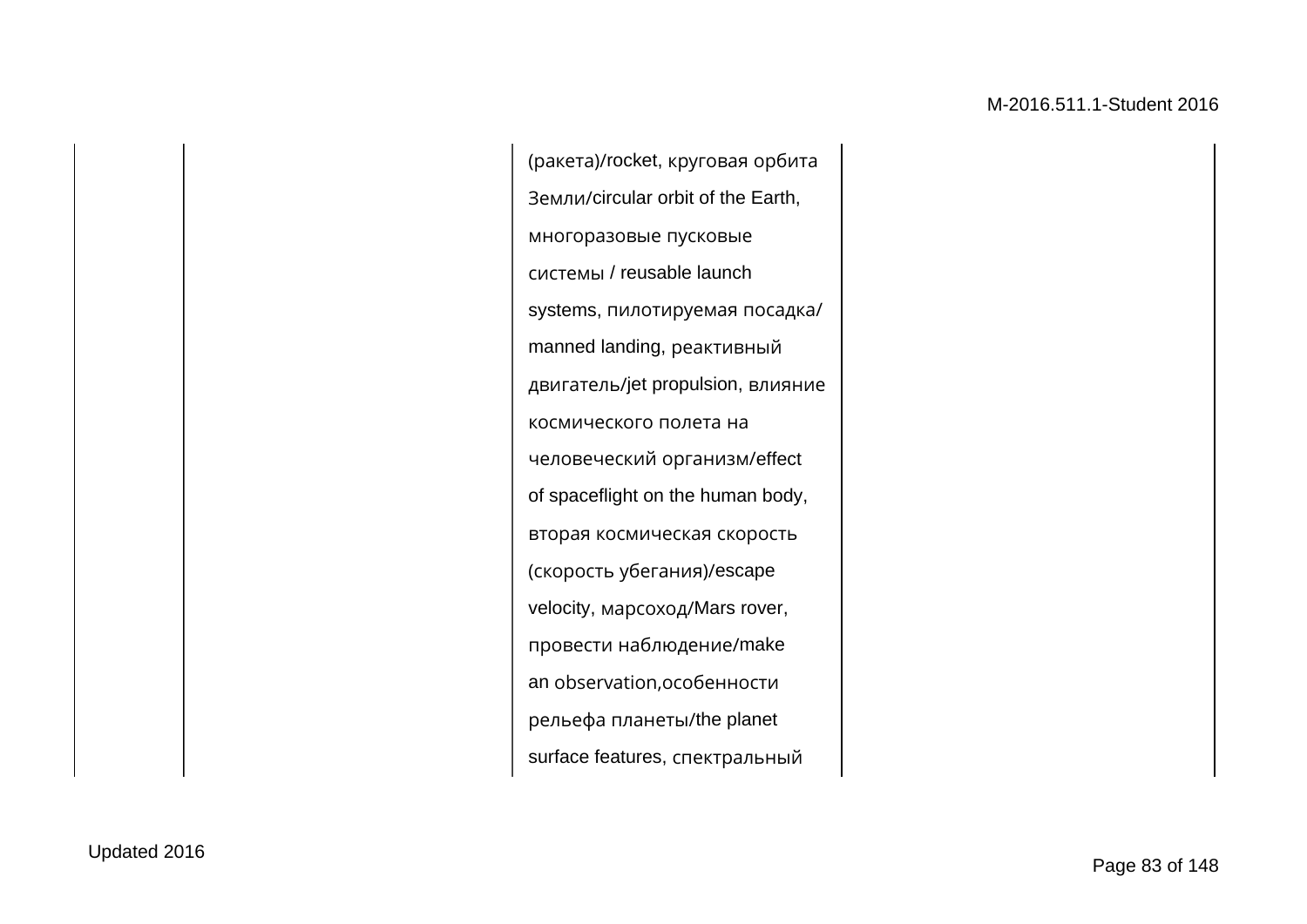|  |  |  |  |
|---|---|---|---|
|  |  | (ракета)/rocket, круговая орбита Земли/circular orbit of the Earth, многоразовые пусковые системы / reusable launch systems, пилотируемая посадка/ manned landing, реактивный двигатель/jet propulsion, влияние космического полета на человеческий организм/effect of spaceflight on the human body, вторая космическая скорость (скорость убегания)/escape velocity, марсоход/Mars rover, провести наблюдение/make an observation,особенности рельефа планеты/the planet surface features, спектральный |  |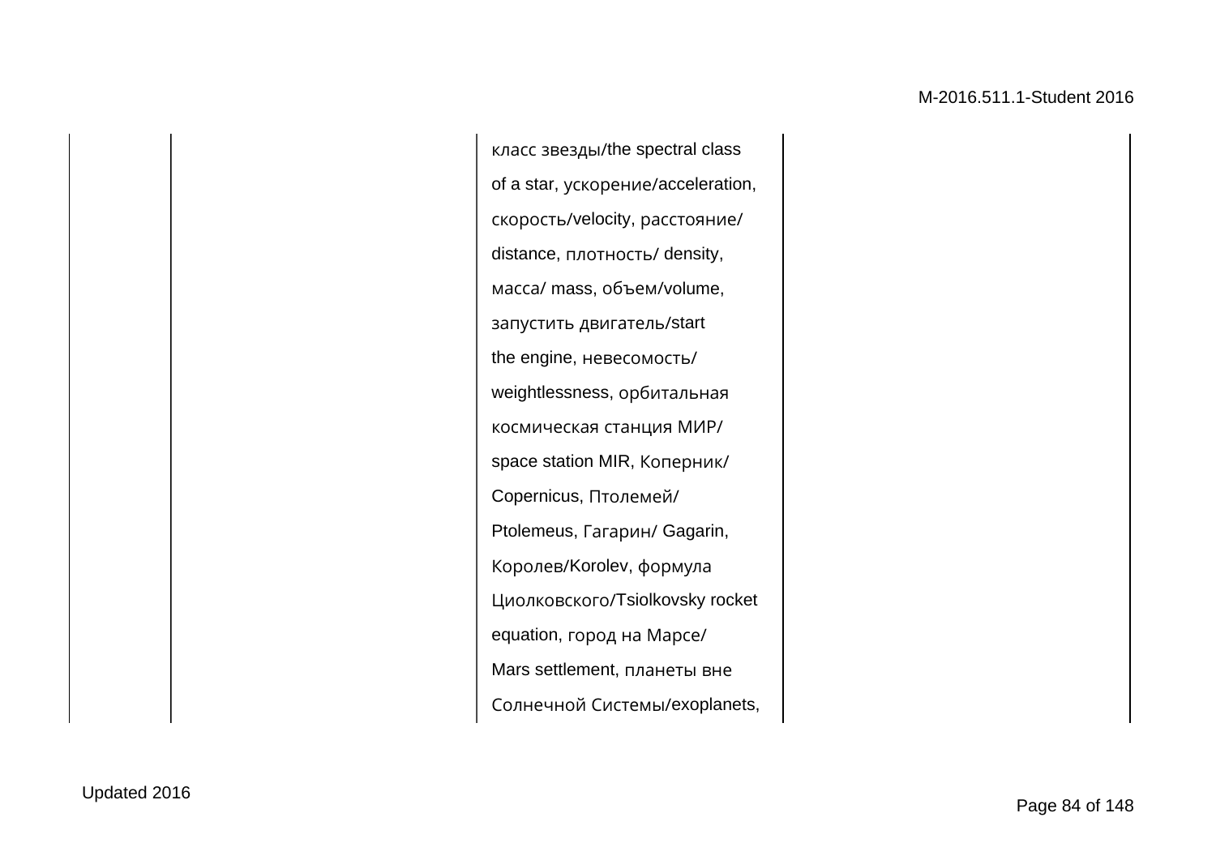|  |  |  |  |
|---|---|---|---|
|  |  | класс звезды/the spectral class of a star, ускорение/acceleration, скорость/velocity, расстояние/ distance, плотность/ density, масса/ mass, объем/volume, запустить двигатель/start the engine, невесомость/ weightlessness, орбитальная космическая станция МИР/ space station MIR, Коперник/ Copernicus, Птолемей/ Ptolemeus, Гагарин/ Gagarin, Королев/Korolev, формула Циолковского/Tsiolkovsky rocket equation, город на Марсе/ Mars settlement, планеты вне Солнечной Системы/exoplanets, |  |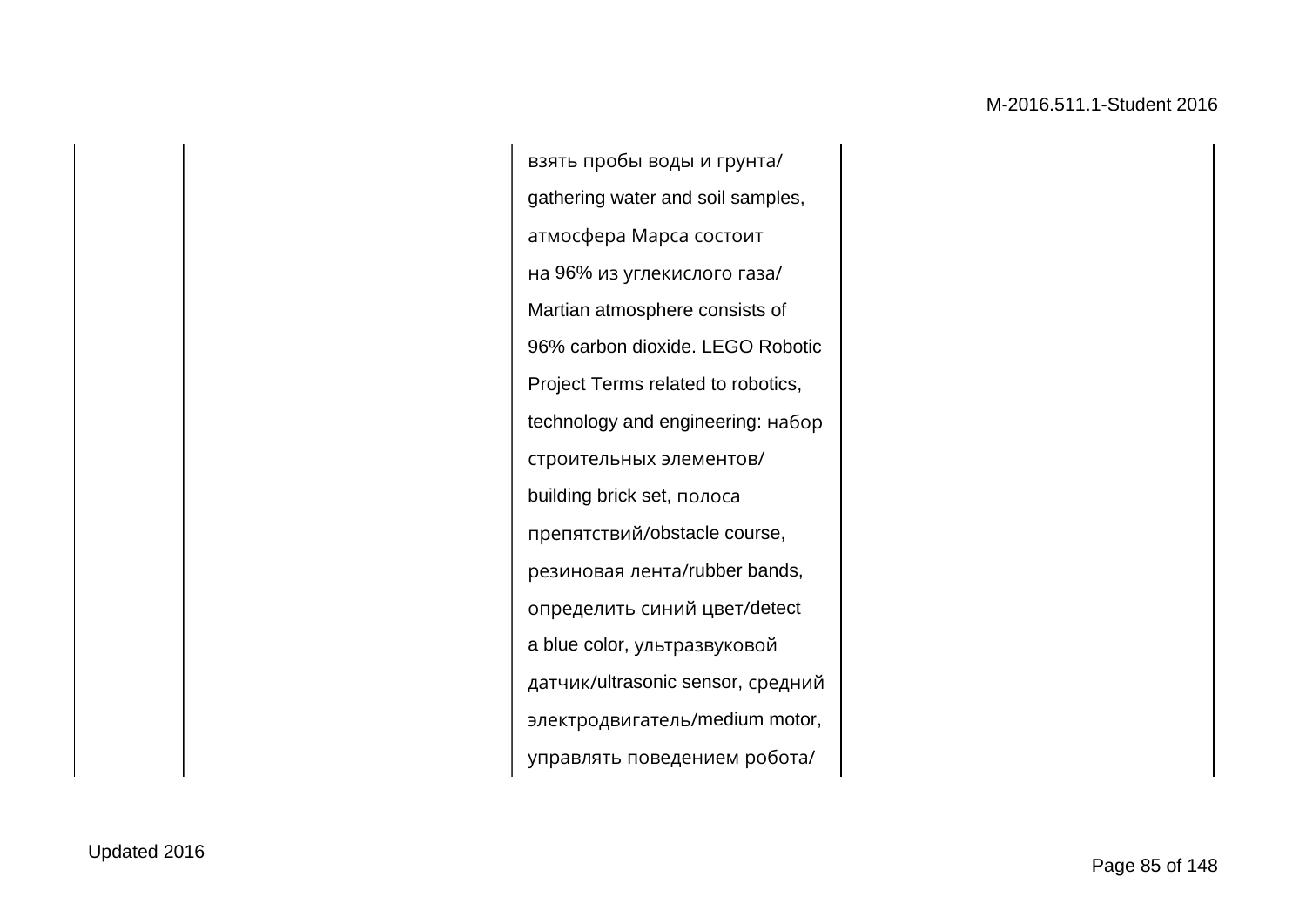|  |  | взять пробы воды и грунта/ gathering water and soil samples, атмосфера Марса состоит на 96% из углекислого газа/ Martian atmosphere consists of 96% carbon dioxide. LEGO Robotic Project Terms related to robotics, technology and engineering: набор строительных элементов/ building brick set, полоса препятствий/obstacle course, резиновая лента/rubber bands, определить синий цвет/detect a blue color, ультразвуковой датчик/ultrasonic sensor, средний электродвигатель/medium motor, управлять поведением робота/ |  |
|---|---|---|---|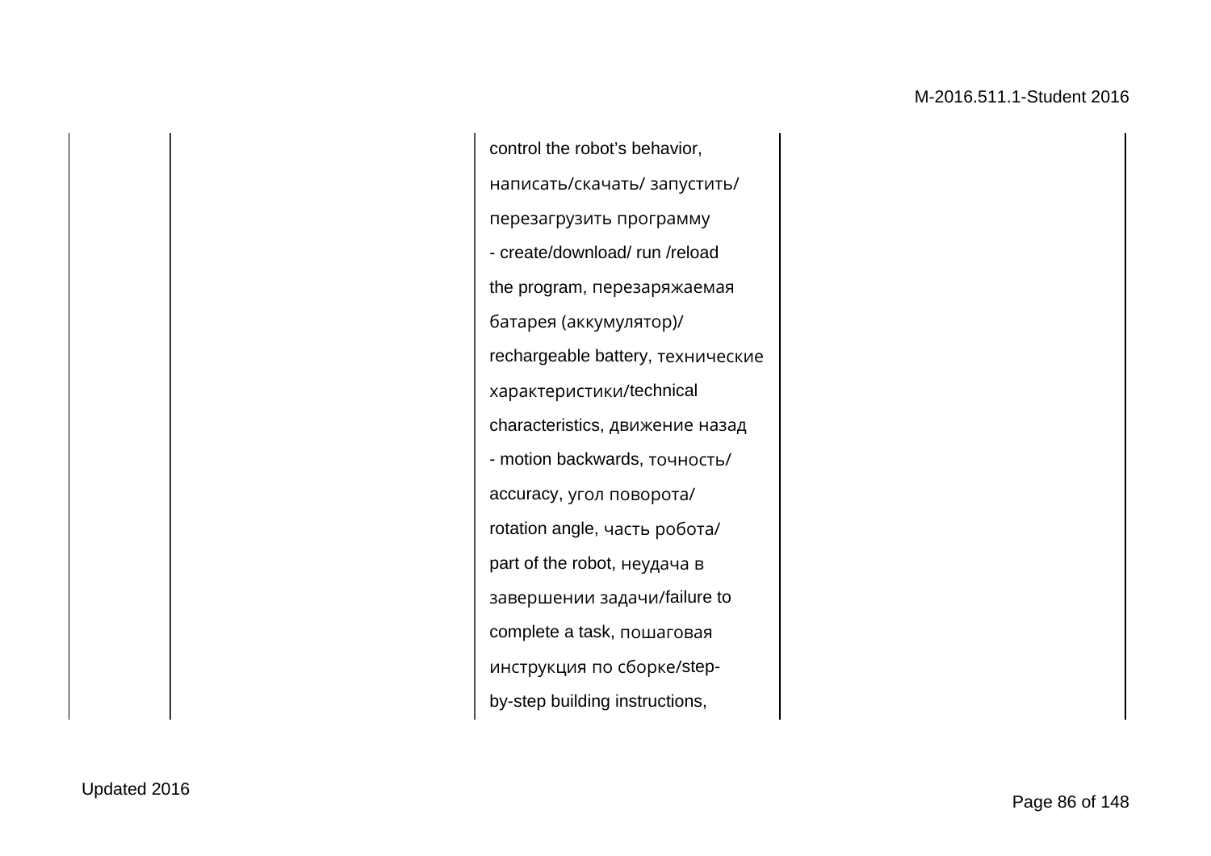|  |  | control the robot's behavior, написать/скачать/ запустить/ перезагрузить программу - create/download/ run /reload the program, перезаряжаемая батарея (аккумулятор)/ rechargeable battery, технические характеристики/technical characteristics, движение назад - motion backwards, точность/ accuracy, угол поворота/ rotation angle, часть робота/ part of the robot, неудача в завершении задачи/failure to complete a task, пошаговая инструкция по сборке/step-by-step building instructions, |  |
|---|---|---|---|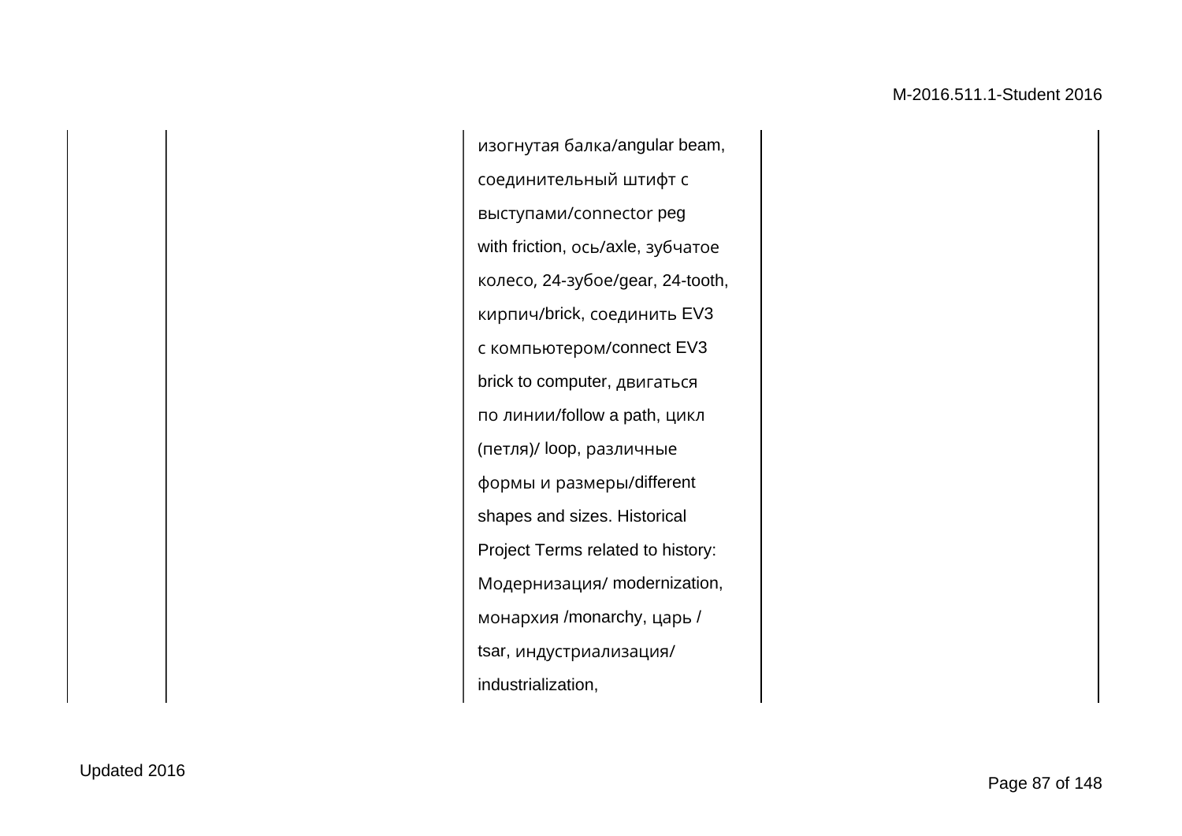| | | | |
|---|---|---|---|
| | | изогнутая балка/angular beam, соединительный штифт с выступами/connector peg with friction, ось/axle, зубчатое колесо, 24-зубое/gear, 24-tooth, кирпич/brick, соединить EV3 с компьютером/connect EV3 brick to computer, двигаться по линии/follow a path, цикл (петля)/ loop, различные формы и размеры/different shapes and sizes. Historical Project Terms related to history: Модернизация/ modernization, монархия /monarchy, царь / tsar, индустриализация/ industrialization, | |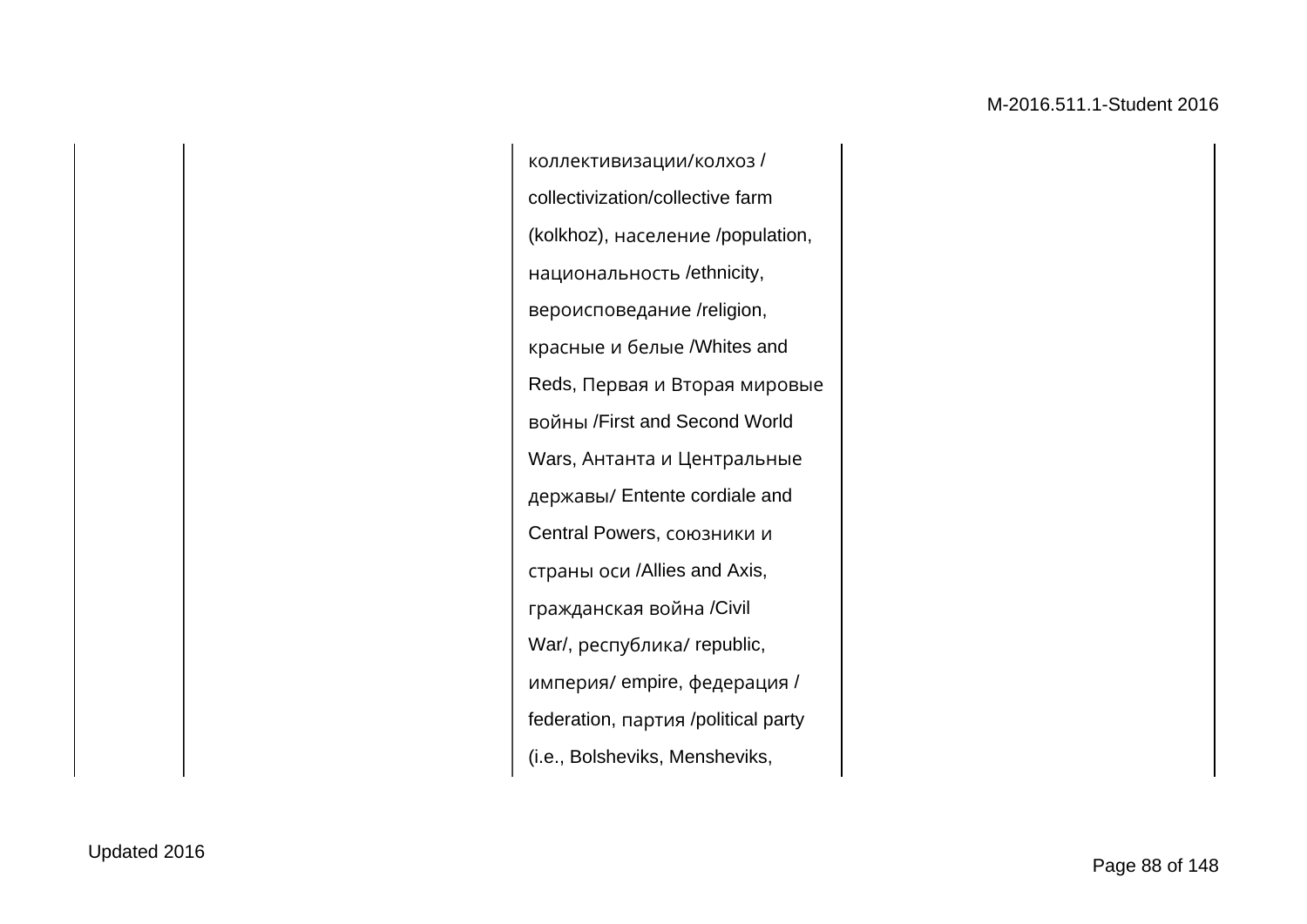|  |  | коллективизации/колхоз / collectivization/collective farm (kolkhoz), население /population, национальность /ethnicity, вероисповедание /religion, красные и белые /Whites and Reds, Первая и Вторая мировые войны /First and Second World Wars, Антанта и Центральные державы/ Entente cordiale and Central Powers, союзники и страны оси /Allies and Axis, гражданская война /Civil War/, республика/ republic, империя/ empire, федерация / federation, партия /political party (i.e., Bolsheviks, Mensheviks, |  |
|---|---|---|---|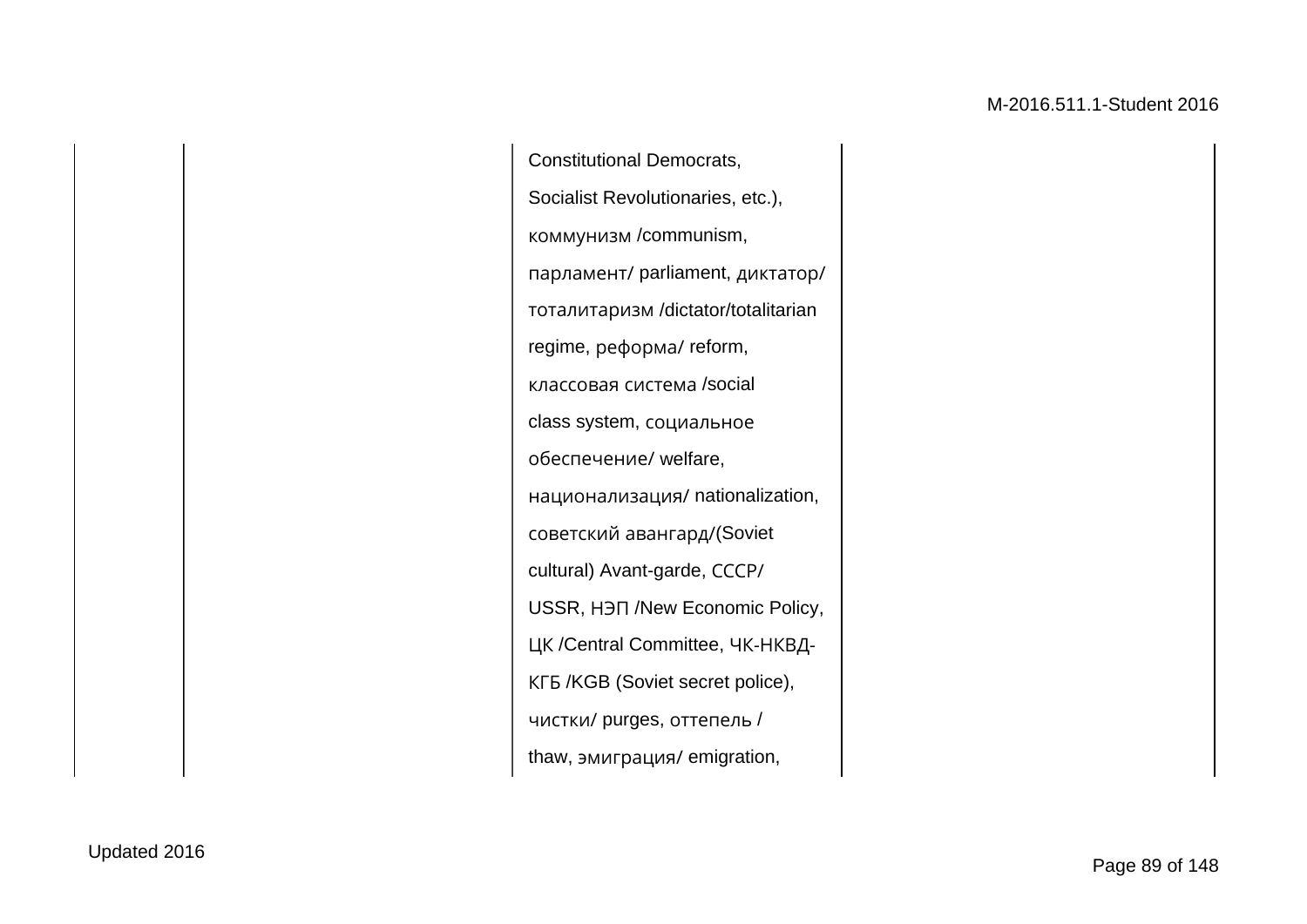|  |  | Constitutional Democrats, Socialist Revolutionaries, etc.), коммунизм /communism, парламент/ parliament, диктатор/ тоталитаризм /dictator/totalitarian regime, реформа/ reform, классовая система /social class system, социальное обеспечение/ welfare, национализация/ nationalization, советский авангард/(Soviet cultural) Avant-garde, СССР/ USSR, НЭП /New Economic Policy, ЦК /Central Committee, ЧК-НКВД-КГБ /KGB (Soviet secret police), чистки/ purges, оттепель / thaw, эмиграция/ emigration, |  |
|---|---|---|---|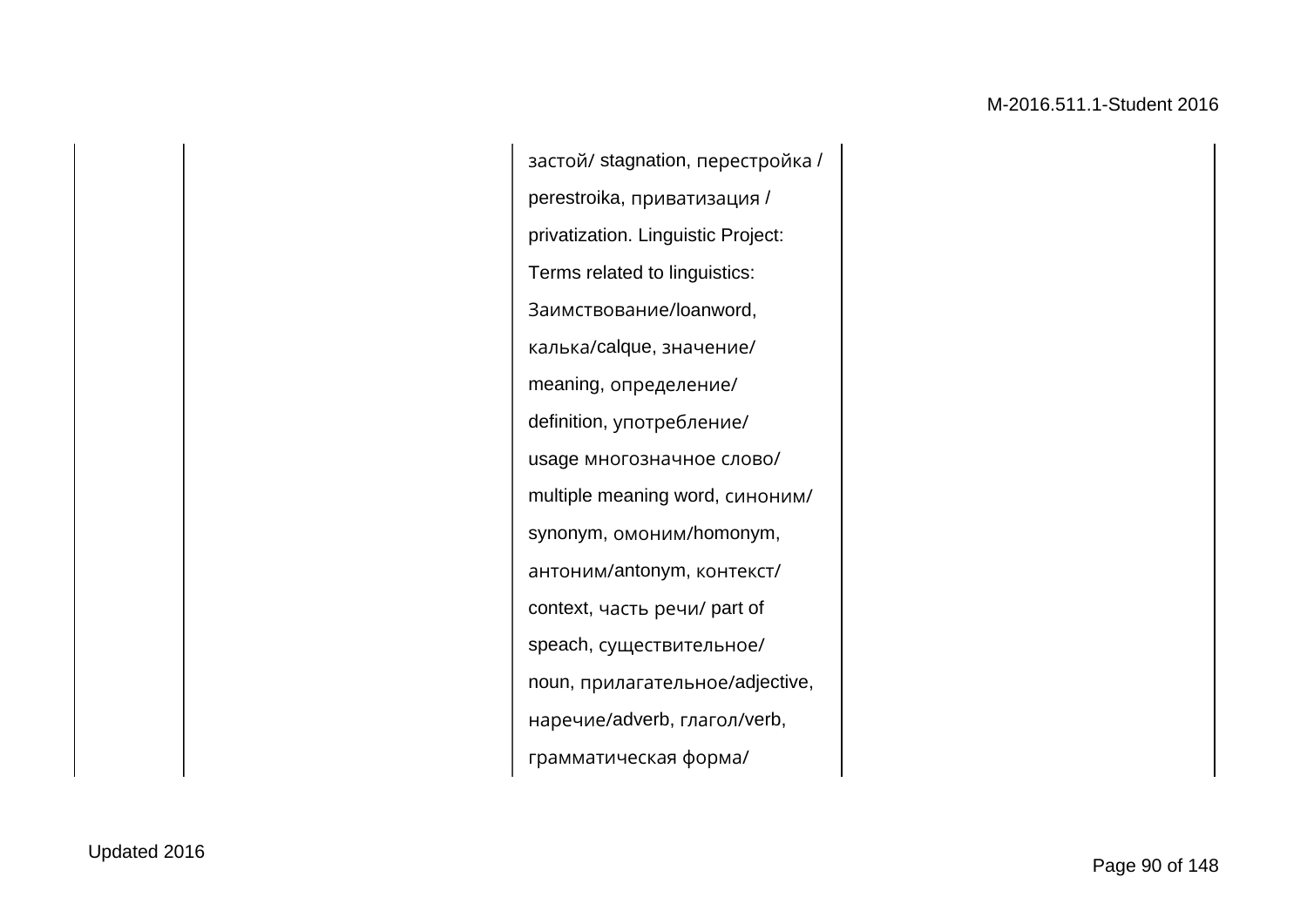|  |  | застой/ stagnation, перестройка / perestroika, приватизация / privatization. Linguistic Project: Terms related to linguistics: Заимствование/loanword, калька/calque, значение/ meaning, определение/ definition, употребление/ usage многозначное слово/ multiple meaning word, синоним/ synonym, омоним/homonym, антоним/antonym, контекст/ context, часть речи/ part of speach, существительное/ noun, прилагательное/adjective, наречие/adverb, глагол/verb, грамматическая форма/ |  |
|---|---|---|---|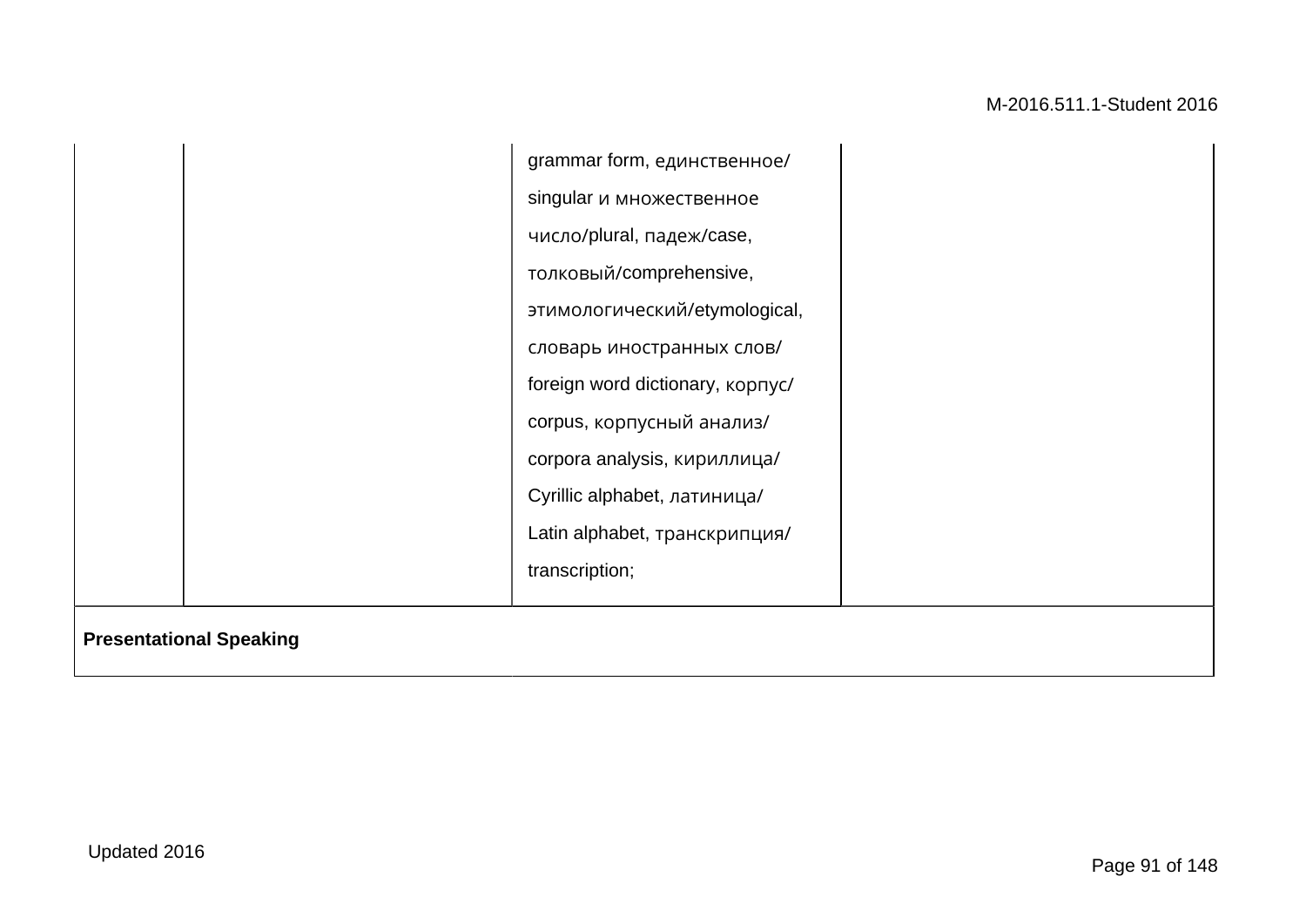|  |  |  |  |
|---|---|---|---|
|  |  | grammar form, единственное/ singular и множественное число/plural, падеж/case, толковый/comprehensive, этимологический/etymological, словарь иностранных слов/ foreign word dictionary, корпус/ corpus, корпусный анализ/ corpora analysis, кириллица/ Cyrillic alphabet, латиница/ Latin alphabet, транскрипция/ transcription; |  |
| **Presentational Speaking** |  |  |  |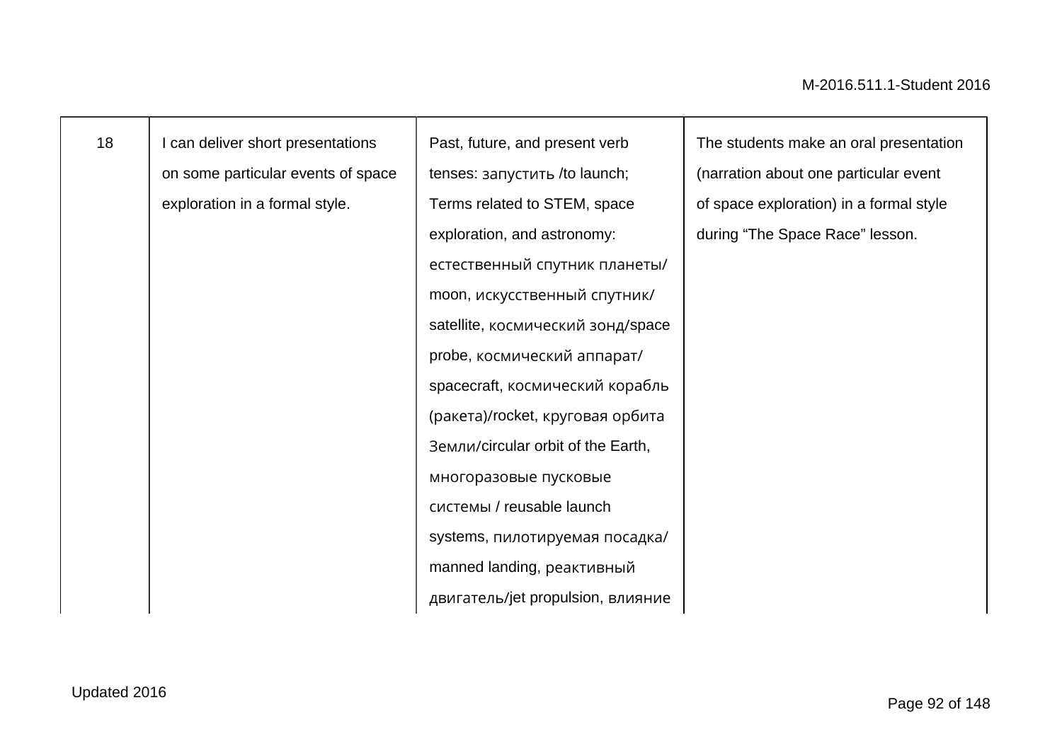| 18 | I can deliver short presentations on some particular events of space exploration in a formal style. | Past, future, and present verb tenses: запустить /to launch; Terms related to STEM, space exploration, and astronomy: естественный спутник планеты/ moon, искусственный спутник/ satellite, космический зонд/space probe, космический аппарат/ spacecraft, космический корабль (ракета)/rocket, круговая орбита Земли/circular orbit of the Earth, многоразовые пусковые системы / reusable launch systems, пилотируемая посадка/ manned landing, реактивный двигатель/jet propulsion, влияние | The students make an oral presentation (narration about one particular event of space exploration) in a formal style during “The Space Race” lesson. |
|---|---|---|---|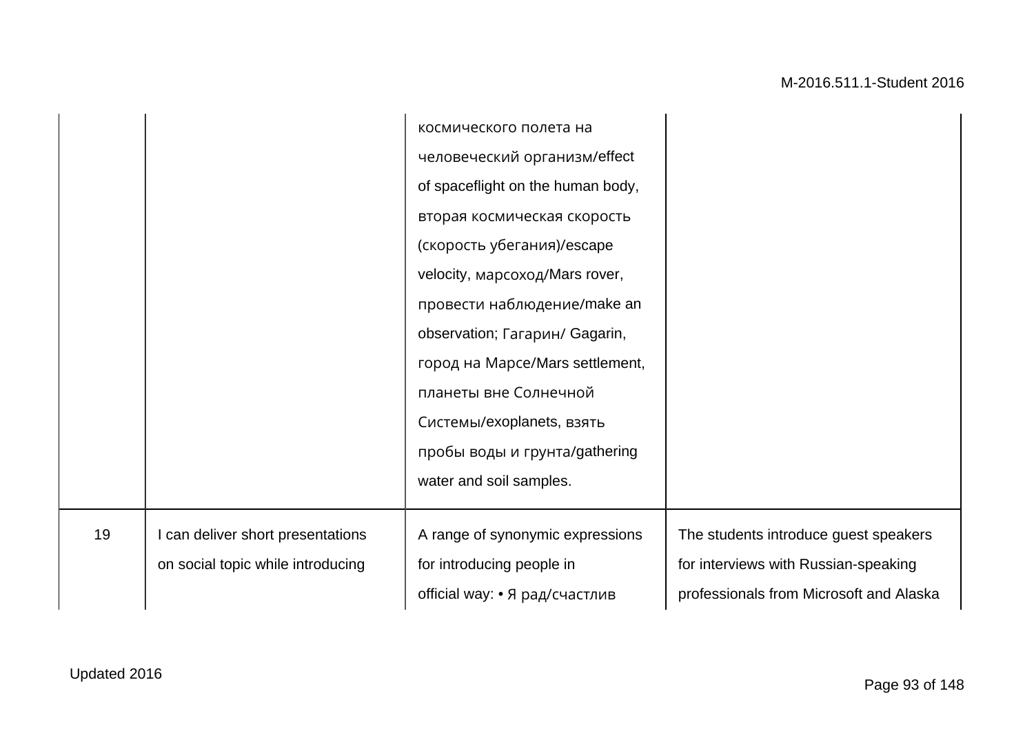| | | | |
|---|---|---|---|
| | | космического полета на человеческий организм/effect of spaceflight on the human body, вторая космическая скорость (скорость убегания)/escape velocity, марсоход/Mars rover, провести наблюдение/make an observation; Гагарин/ Gagarin, город на Марсе/Mars settlement, планеты вне Солнечной Системы/exoplanets, взять пробы воды и грунта/gathering water and soil samples. | |
| 19 | I can deliver short presentations on social topic while introducing | A range of synonymic expressions for introducing people in official way: • Я рад/счастлив | The students introduce guest speakers for interviews with Russian-speaking professionals from Microsoft and Alaska |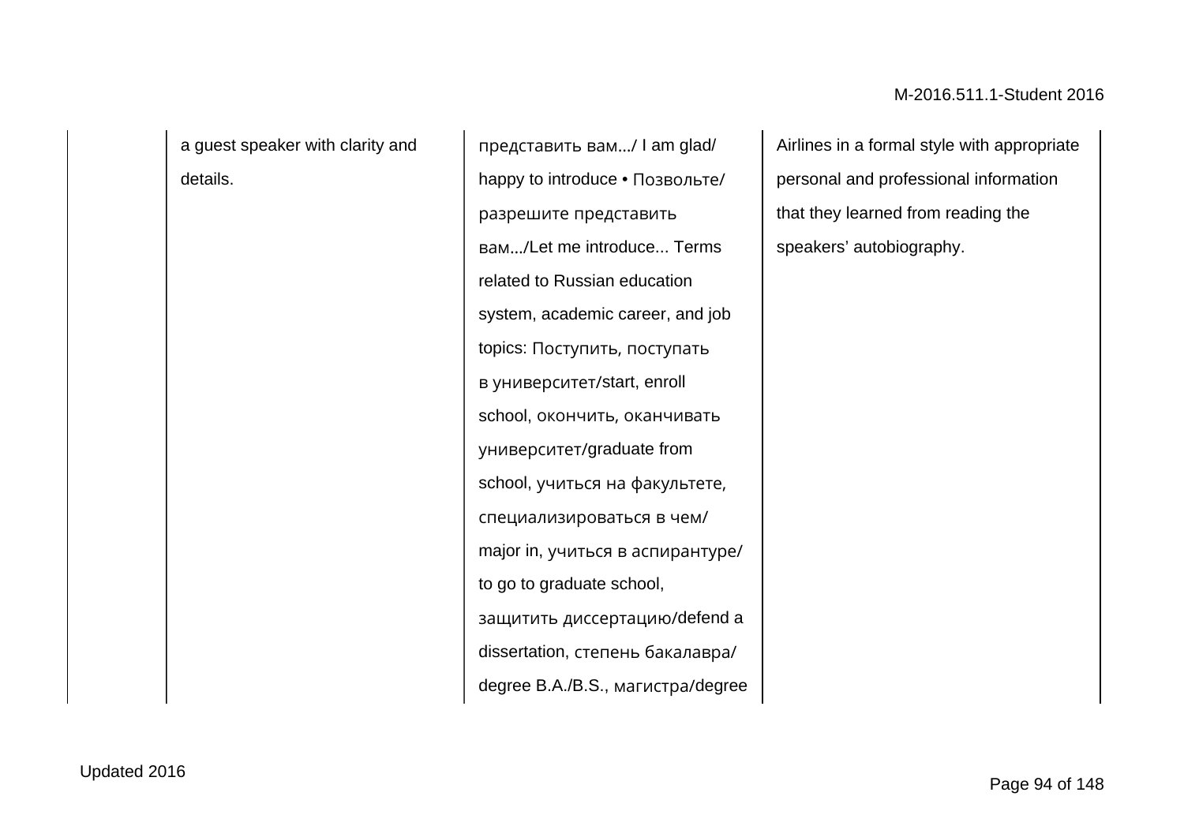| | | | |
|---|---|---|---|
| | a guest speaker with clarity and details. | представить вам.../ I am glad/ happy to introduce • Позвольте/ разрешите представить вам.../Let me introduce... Terms related to Russian education system, academic career, and job topics: Поступить, поступать в университет/start, enroll school, окончить, оканчивать университет/graduate from school, учиться на факультете, специализироваться в чем/ major in, учиться в аспирантуре/ to go to graduate school, защитить диссертацию/defend a dissertation, степень бакалавра/ degree B.A./B.S., магистра/degree | Airlines in a formal style with appropriate personal and professional information that they learned from reading the speakers' autobiography. |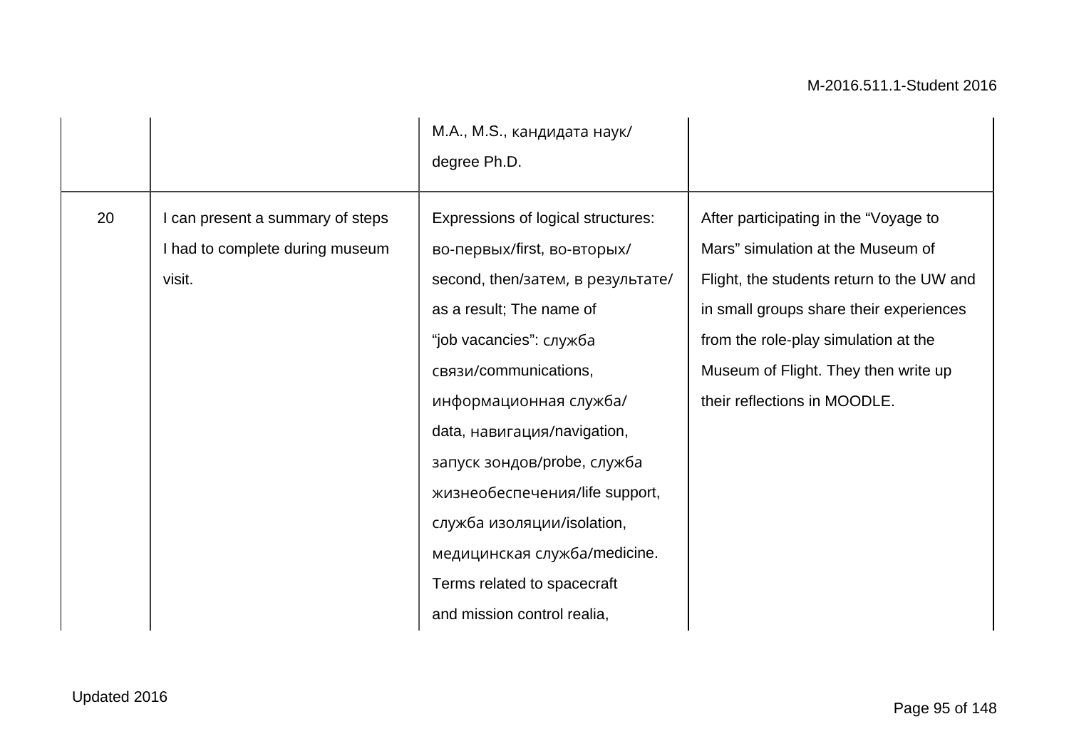| | | | |
|---|---|---|---|
| | | M.A., M.S., кандидата наук/ degree Ph.D. | |
| 20 | I can present a summary of steps I had to complete during museum visit. | Expressions of logical structures: во-первых/first, во-вторых/ second, then/затем, в результате/ as a result; The name of "job vacancies": служба связи/communications, информационная служба/ data, навигация/navigation, запуск зондов/probe, служба жизнеобеспечения/life support, служба изоляции/isolation, медицинская служба/medicine. Terms related to spacecraft and mission control realia, | After participating in the "Voyage to Mars" simulation at the Museum of Flight, the students return to the UW and in small groups share their experiences from the role-play simulation at the Museum of Flight. They then write up their reflections in MOODLE. |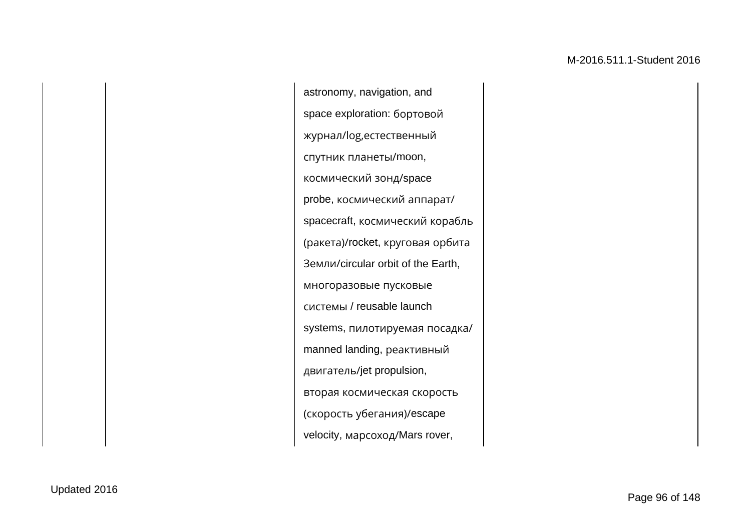|  |  |  |  |
|---|---|---|---|
|  |  | astronomy, navigation, and space exploration: бортовой журнал/log,естественный спутник планеты/moon, космический зонд/space probe, космический аппарат/ spacecraft, космический корабль (ракета)/rocket, круговая орбита Земли/circular orbit of the Earth, многоразовые пусковые системы / reusable launch systems, пилотируемая посадка/ manned landing, реактивный двигатель/jet propulsion, вторая космическая скорость (скорость убегания)/escape velocity, марсоход/Mars rover, |  |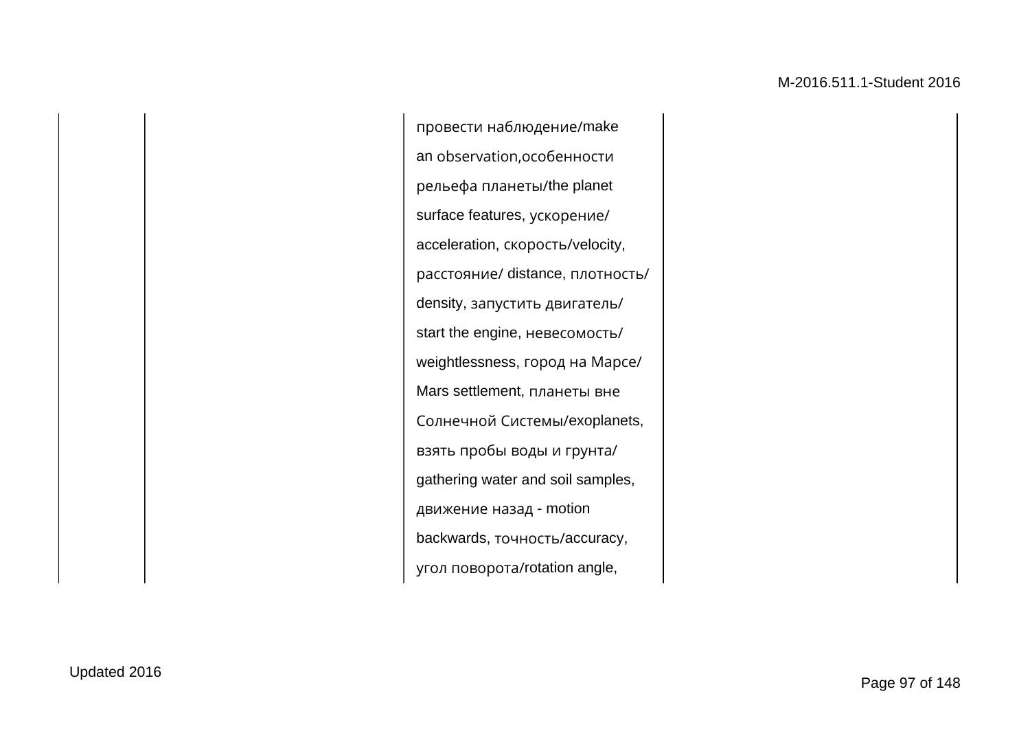|  |  | провести наблюдение/make an observation,особенности рельефа планеты/the planet surface features, ускорение/ acceleration, скорость/velocity, расстояние/ distance, плотность/ density, запустить двигатель/ start the engine, невесомость/ weightlessness, город на Марсе/ Mars settlement, планеты вне Солнечной Системы/exoplanets, взять пробы воды и грунта/ gathering water and soil samples, движение назад - motion backwards, точность/accuracy, угол поворота/rotation angle, |  |
|---|---|---|---|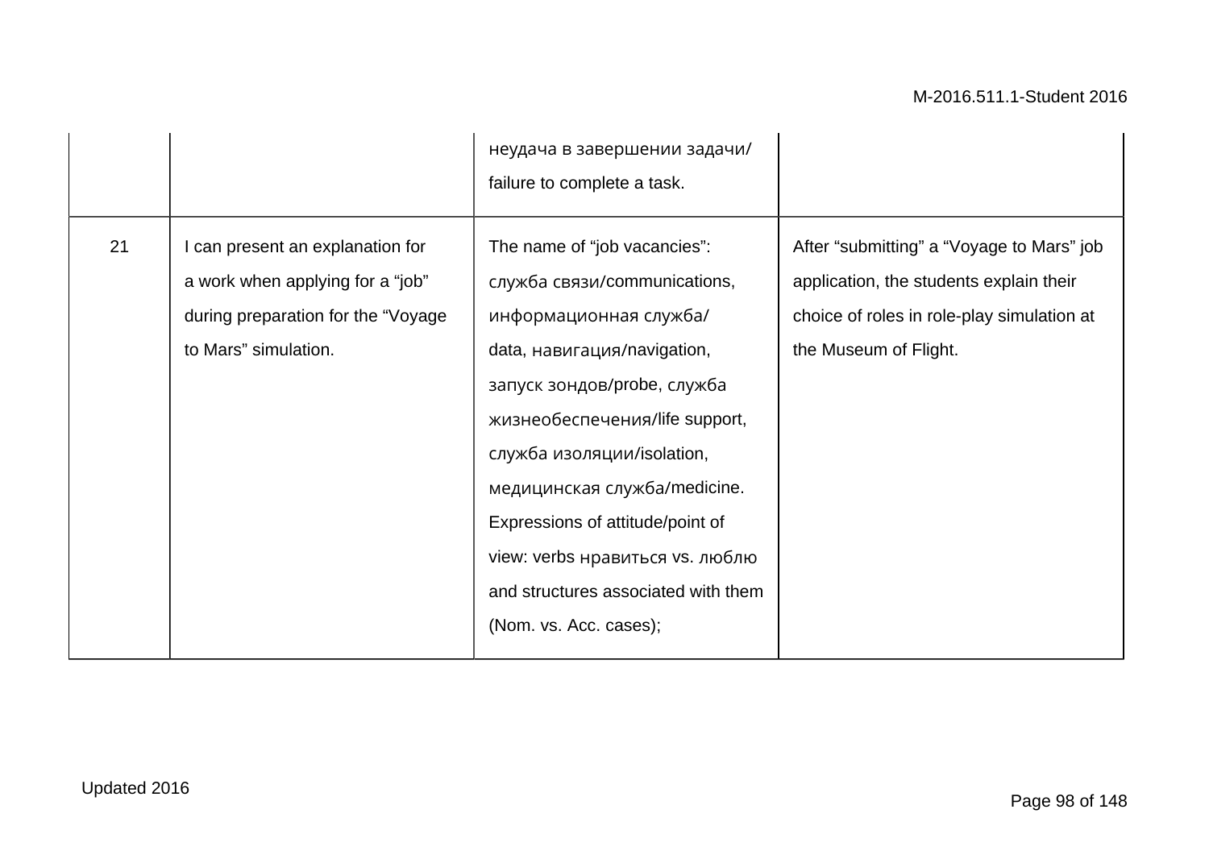| | | | |
|---|---|---|---|
| | | неудача в завершении задачи/ failure to complete a task. | |
| 21 | I can present an explanation for a work when applying for a “job” during preparation for the “Voyage to Mars” simulation. | The name of “job vacancies”: служба связи/communications, информационная служба/ data, навигация/navigation, запуск зондов/probe, служба жизнеобеспечения/life support, служба изоляции/isolation, медицинская служба/medicine. Expressions of attitude/point of view: verbs нравиться vs. люблю and structures associated with them (Nom. vs. Acc. cases); | After “submitting” a “Voyage to Mars” job application, the students explain their choice of roles in role-play simulation at the Museum of Flight. |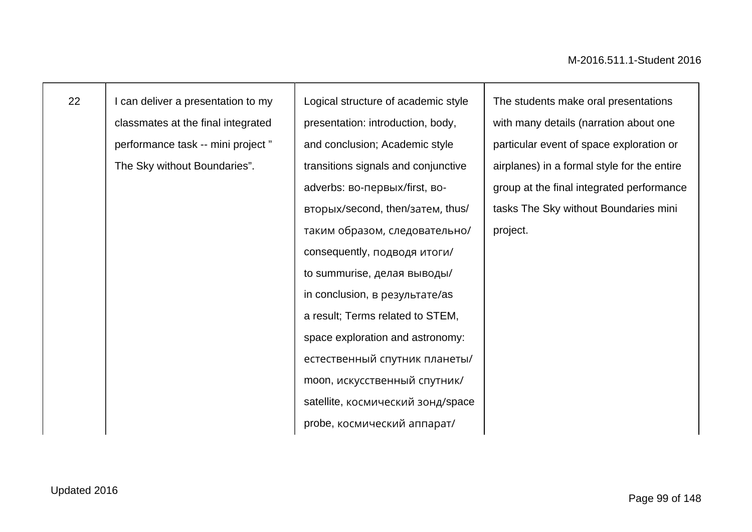| 22 | I can deliver a presentation to my classmates at the final integrated performance task -- mini project " The Sky without Boundaries". | Logical structure of academic style presentation: introduction, body, and conclusion; Academic style transitions signals and conjunctive adverbs: во-первых/first, во-вторых/second, then/затем, thus/ таким образом, следовательно/ consequently, подводя итоги/ to summurise, делая выводы/ in conclusion, в результате/as a result; Terms related to STEM, space exploration and astronomy: естественный спутник планеты/ moon, искусственный спутник/ satellite, космический зонд/space probe, космический аппарат/ | The students make oral presentations with many details (narration about one particular event of space exploration or airplanes) in a formal style for the entire group at the final integrated performance tasks The Sky without Boundaries mini project. |
|---|---|---|---|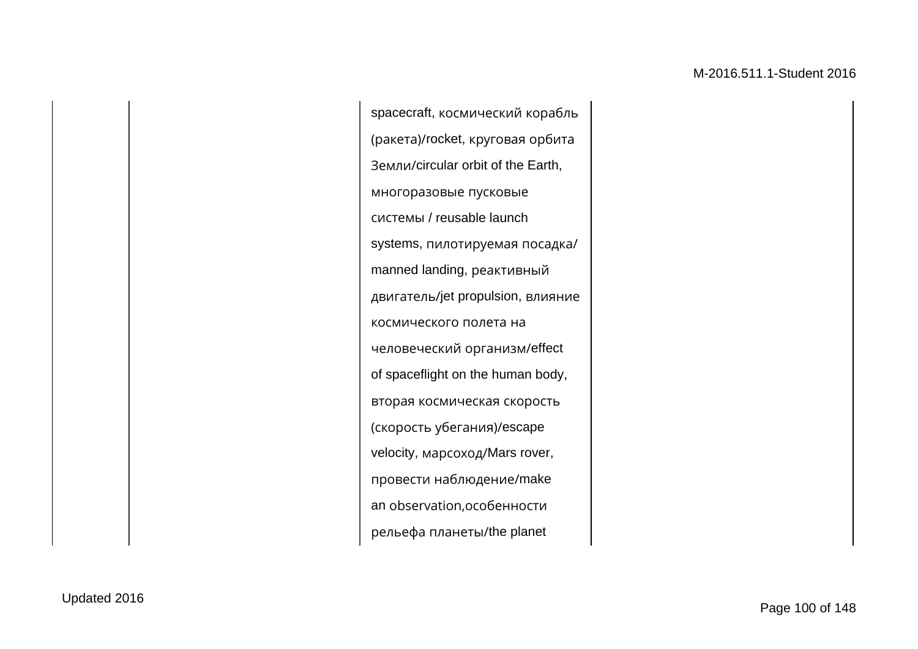|  |  | spacecraft, космический корабль (ракета)/rocket, круговая орбита Земли/circular orbit of the Earth, многоразовые пусковые системы / reusable launch systems, пилотируемая посадка/ manned landing, реактивный двигатель/jet propulsion, влияние космического полета на человеческий организм/effect of spaceflight on the human body, вторая космическая скорость (скорость убегания)/escape velocity, марсоход/Mars rover, провести наблюдение/make an observation,особенности рельефа планеты/the planet |  |
|---|---|---|---|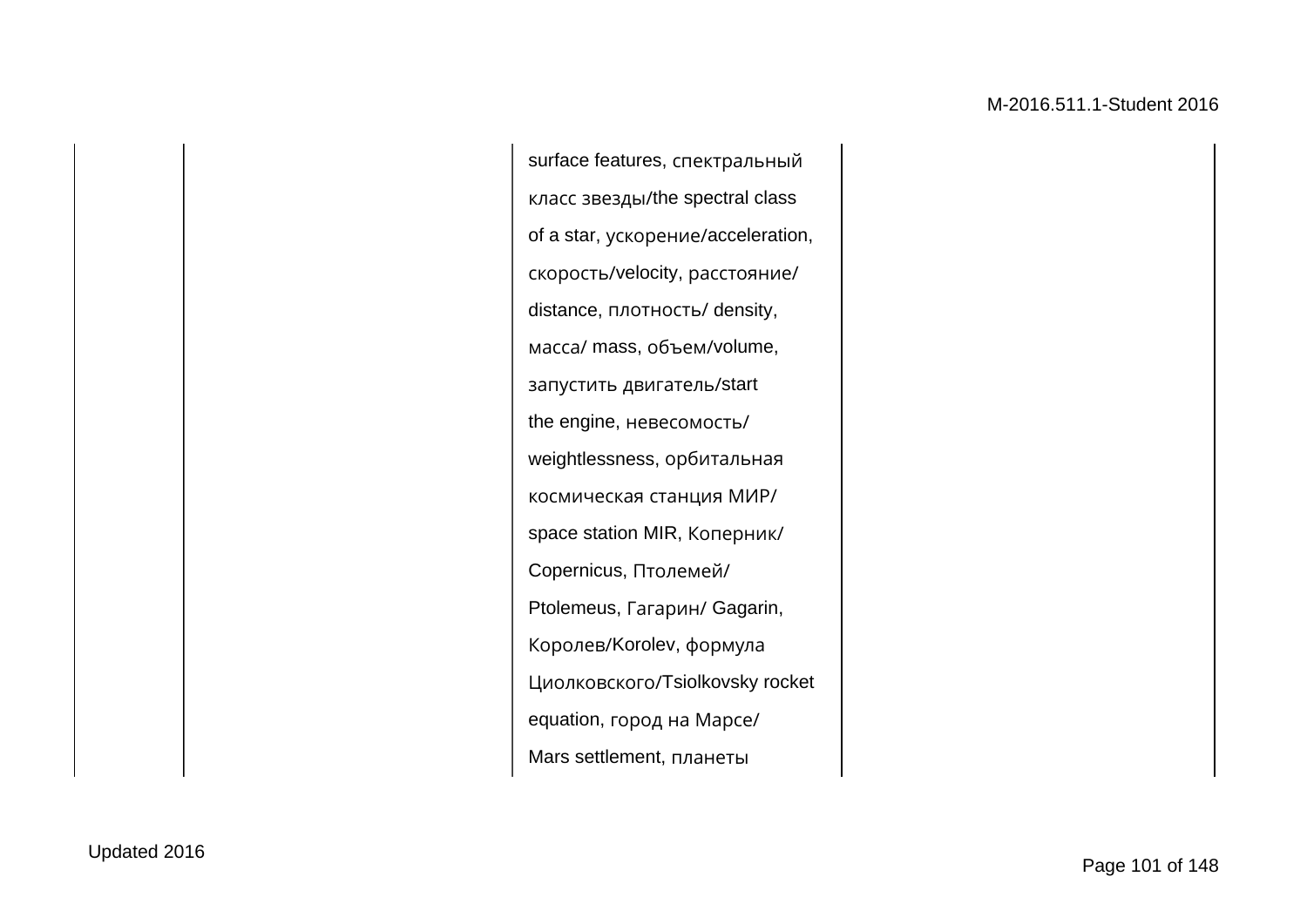|  |  |  |  |
|---|---|---|---|
|  |  | surface features, спектральный класс звезды/the spectral class of a star, ускорение/acceleration, скорость/velocity, расстояние/ distance, плотность/ density, масса/ mass, объем/volume, запустить двигатель/start the engine, невесомость/ weightlessness, орбитальная космическая станция МИР/ space station MIR, Коперник/ Copernicus, Птолемей/ Ptolemeus, Гагарин/ Gagarin, Королев/Korolev, формула Циолковского/Tsiolkovsky rocket equation, город на Марсе/ Mars settlement, планеты |  |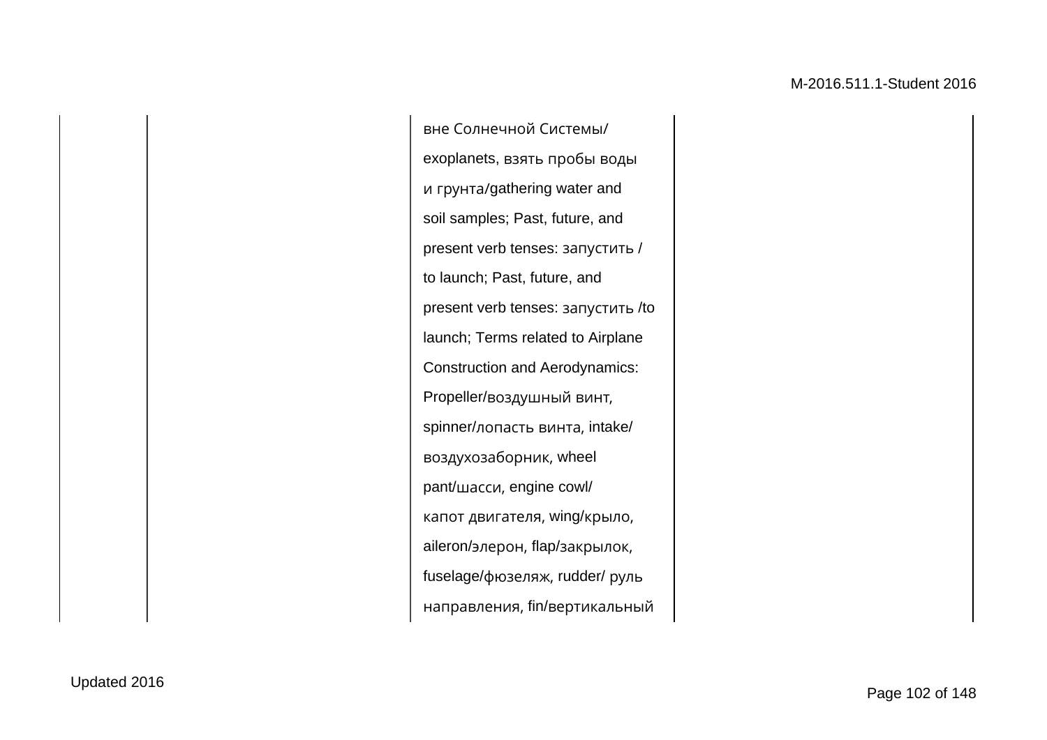| | | | |
|---|---|---|---|
| | | вне Солнечной Системы/ exoplanets, взять пробы воды и грунта/gathering water and soil samples; Past, future, and present verb tenses: запустить / to launch; Past, future, and present verb tenses: запустить /to launch; Terms related to Airplane Construction and Aerodynamics: Propeller/воздушный винт, spinner/лопасть винта, intake/ воздухозаборник, wheel pant/шасси, engine cowl/ капот двигателя, wing/крыло, aileron/элерон, flap/закрылок, fuselage/фюзеляж, rudder/ руль направления, fin/вертикальный | |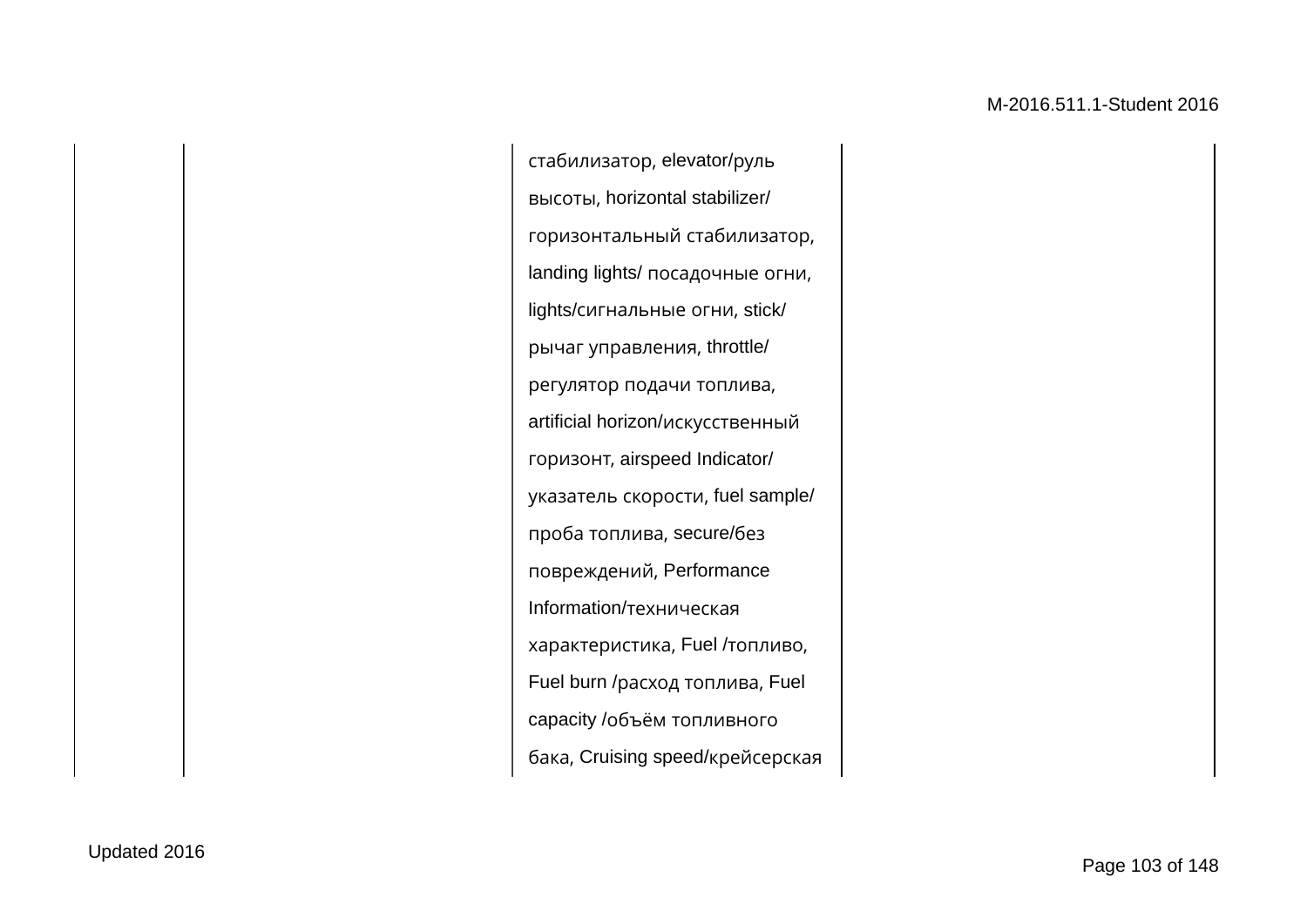|  |  | стабилизатор, elevator/руль высоты, horizontal stabilizer/ горизонтальный стабилизатор, landing lights/ посадочные огни, lights/сигнальные огни, stick/ рычаг управления, throttle/ регулятор подачи топлива, artificial horizon/искусственный горизонт, airspeed Indicator/ указатель скорости, fuel sample/ проба топлива, secure/без повреждений, Performance Information/техническая характеристика, Fuel /топливо, Fuel burn /расход топлива, Fuel capacity /объём топливного бака, Cruising speed/крейсерская |  |
|---|---|---|---|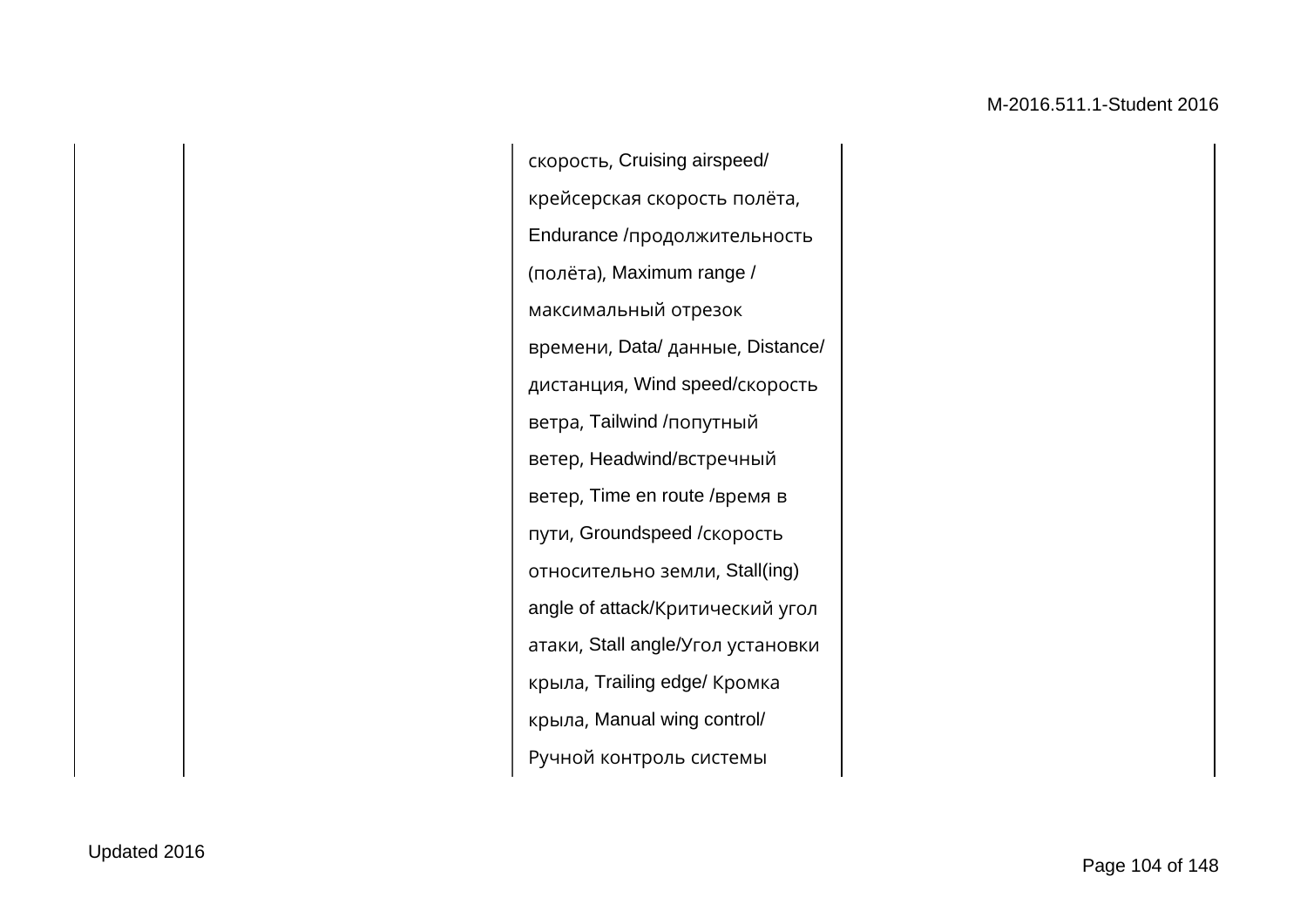|  |  |  |  |
|---|---|---|---|
|  |  | скорость, Cruising airspeed/ крейсерская скорость полёта, Endurance /продолжительность (полёта), Maximum range / максимальный отрезок времени, Data/ данные, Distance/ дистанция, Wind speed/скорость ветра, Tailwind /попутный ветер, Headwind/встречный ветер, Time en route /время в пути, Groundspeed /скорость относительно земли, Stall(ing) angle of attack/Критический угол атаки, Stall angle/Угол установки крыла, Trailing edge/ Кромка крыла, Manual wing control/ Ручной контроль системы |  |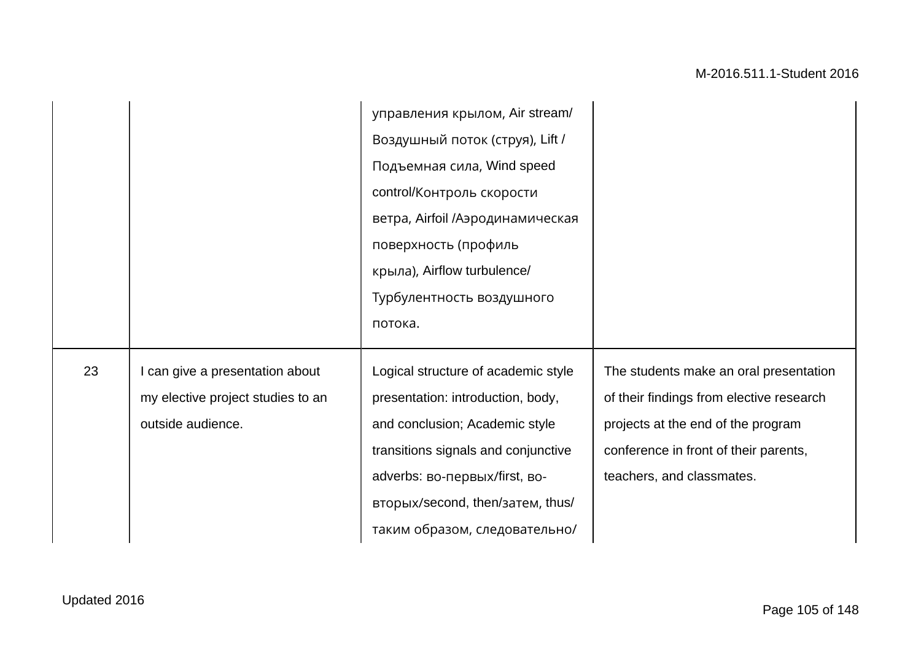| | | | |
|---|---|---|---|
| | | управления крылом, Air stream/ Воздушный поток (струя), Lift / Подъемная сила, Wind speed control/Контроль скорости ветра, Airfoil /Аэродинамическая поверхность (профиль крыла), Airflow turbulence/ Турбулентность воздушного потока. | |
| 23 | I can give a presentation about my elective project studies to an outside audience. | Logical structure of academic style presentation: introduction, body, and conclusion; Academic style transitions signals and conjunctive adverbs: во-первых/first, во-вторых/second, then/затем, thus/ таким образом, следовательно/ | The students make an oral presentation of their findings from elective research projects at the end of the program conference in front of their parents, teachers, and classmates. |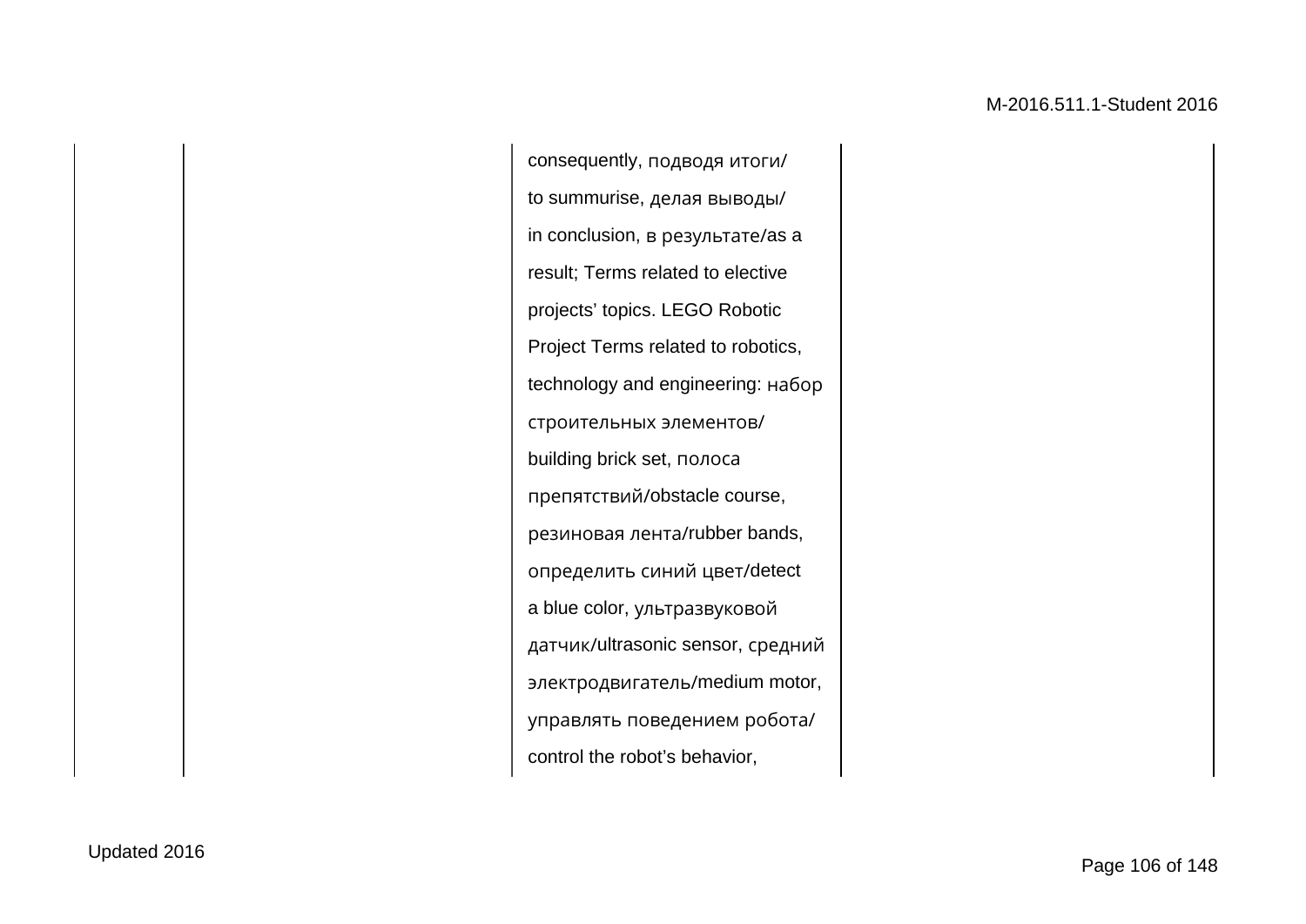|  |  |  |  |
|---|---|---|---|
|  |  | consequently, подводя итоги/ to summurise, делая выводы/ in conclusion, в результате/as a result; Terms related to elective projects' topics. LEGO Robotic Project Terms related to robotics, technology and engineering: набор строительных элементов/ building brick set, полоса препятствий/obstacle course, резиновая лента/rubber bands, определить синий цвет/detect a blue color, ультразвуковой датчик/ultrasonic sensor, средний электродвигатель/medium motor, управлять поведением робота/ control the robot's behavior, |  |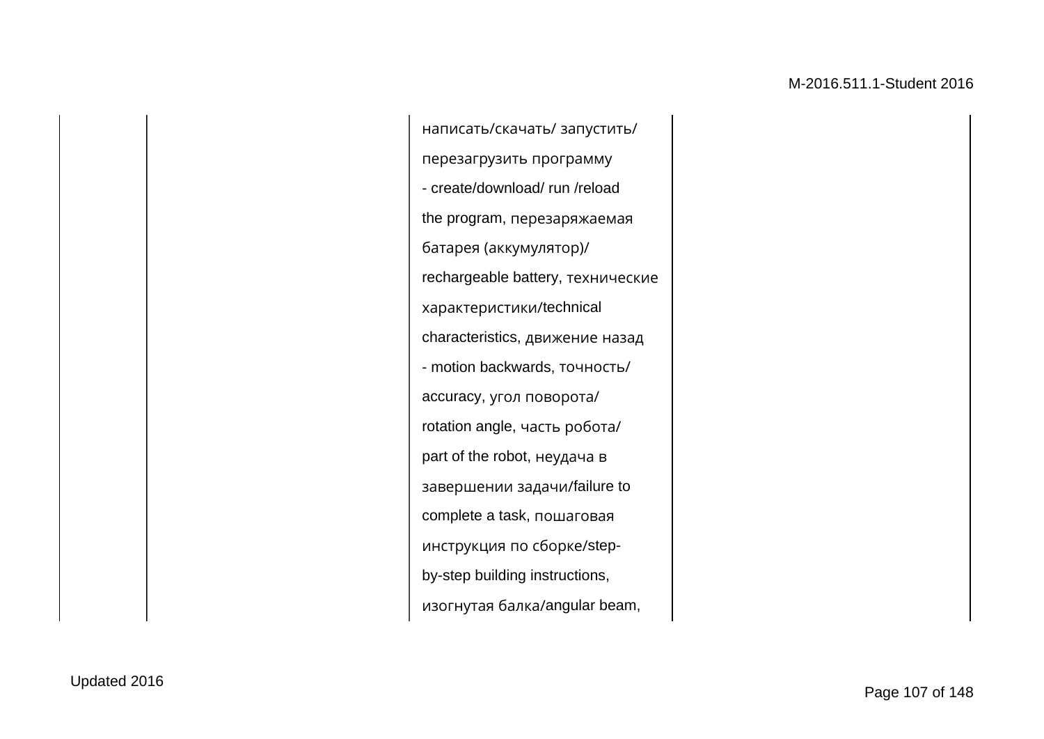|  |  |  |  |
|---|---|---|---|
|  |  | написать/скачать/ запустить/ перезагрузить программу - create/download/ run /reload the program, перезаряжаемая батарея (аккумулятор)/ rechargeable battery, технические характеристики/technical characteristics, движение назад - motion backwards, точность/ accuracy, угол поворота/ rotation angle, часть робота/ part of the robot, неудача в завершении задачи/failure to complete a task, пошаговая инструкция по сборке/step-by-step building instructions, изогнутая балка/angular beam, |  |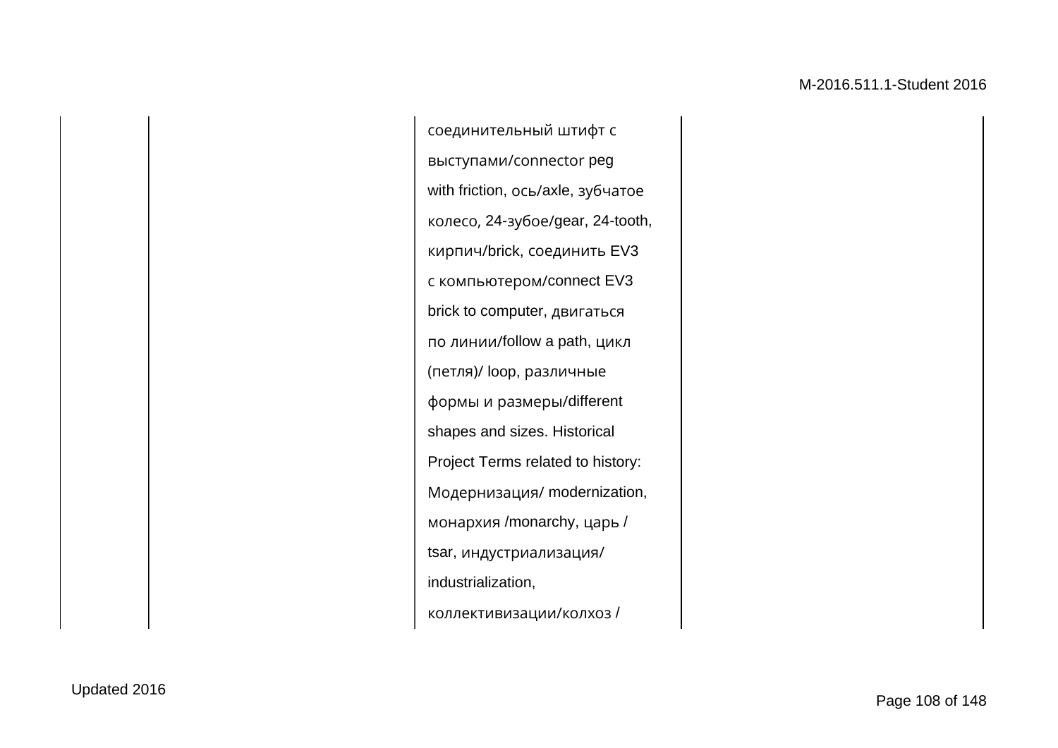|  |  |  |  |
|---|---|---|---|
|  |  | соединительный штифт с выступами/connector peg with friction, ось/axle, зубчатое колесо, 24-зубое/gear, 24-tooth, кирпич/brick, соединить EV3 с компьютером/connect EV3 brick to computer, двигаться по линии/follow a path, цикл (петля)/ loop, различные формы и размеры/different shapes and sizes. Historical Project Terms related to history: Модернизация/ modernization, монархия /monarchy, царь / tsar, индустриализация/ industrialization, коллективизации/колхоз / |  |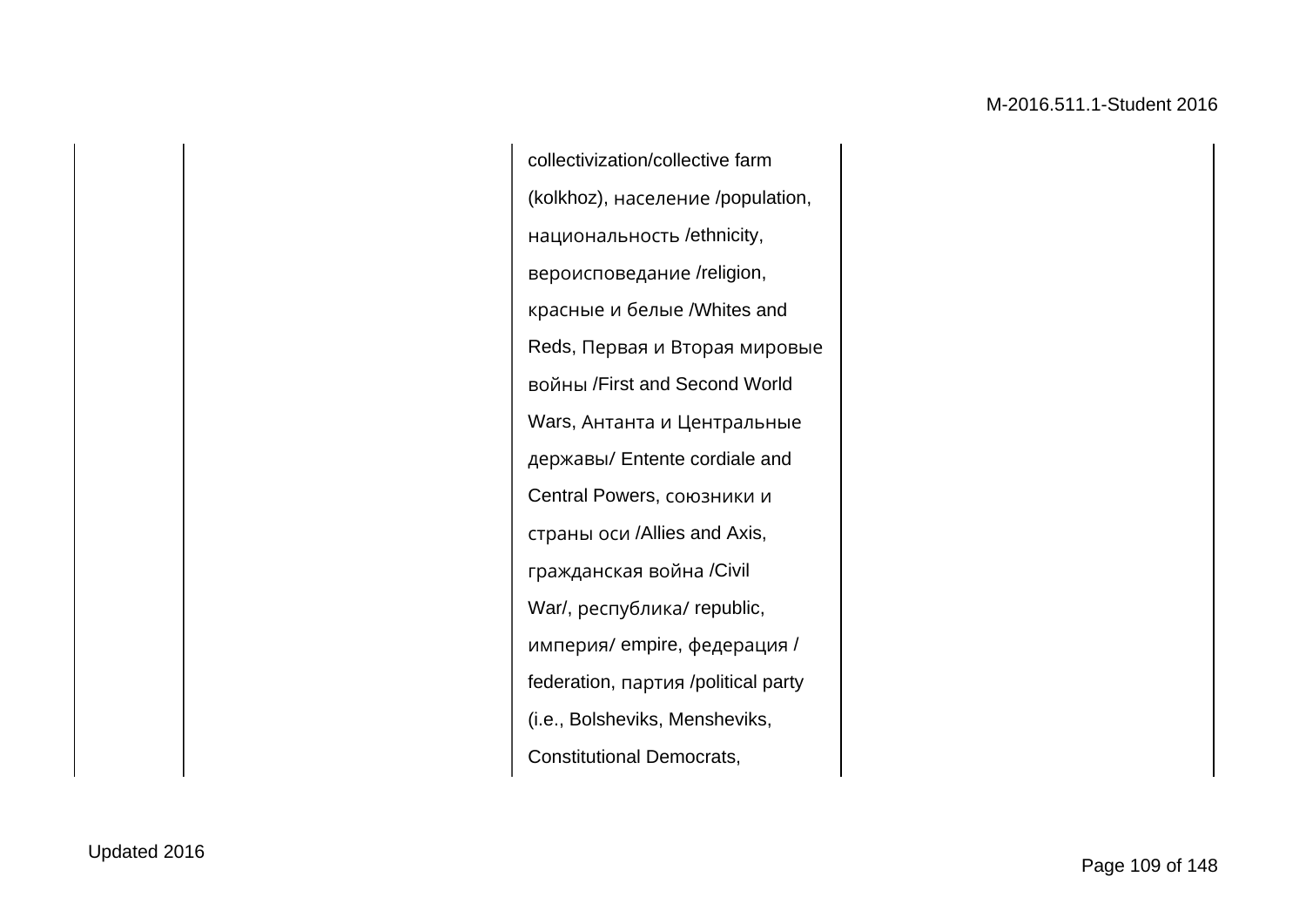|  |  | collectivization/collective farm (kolkhoz), население /population, национальность /ethnicity, вероисповедание /religion, красные и белые /Whites and Reds, Первая и Вторая мировые войны /First and Second World Wars, Антанта и Центральные державы/ Entente cordiale and Central Powers, союзники и страны оси /Allies and Axis, гражданская война /Civil War/, республика/ republic, империя/ empire, федерация / federation, партия /political party (i.e., Bolsheviks, Mensheviks, Constitutional Democrats, |  |
|---|---|---|---|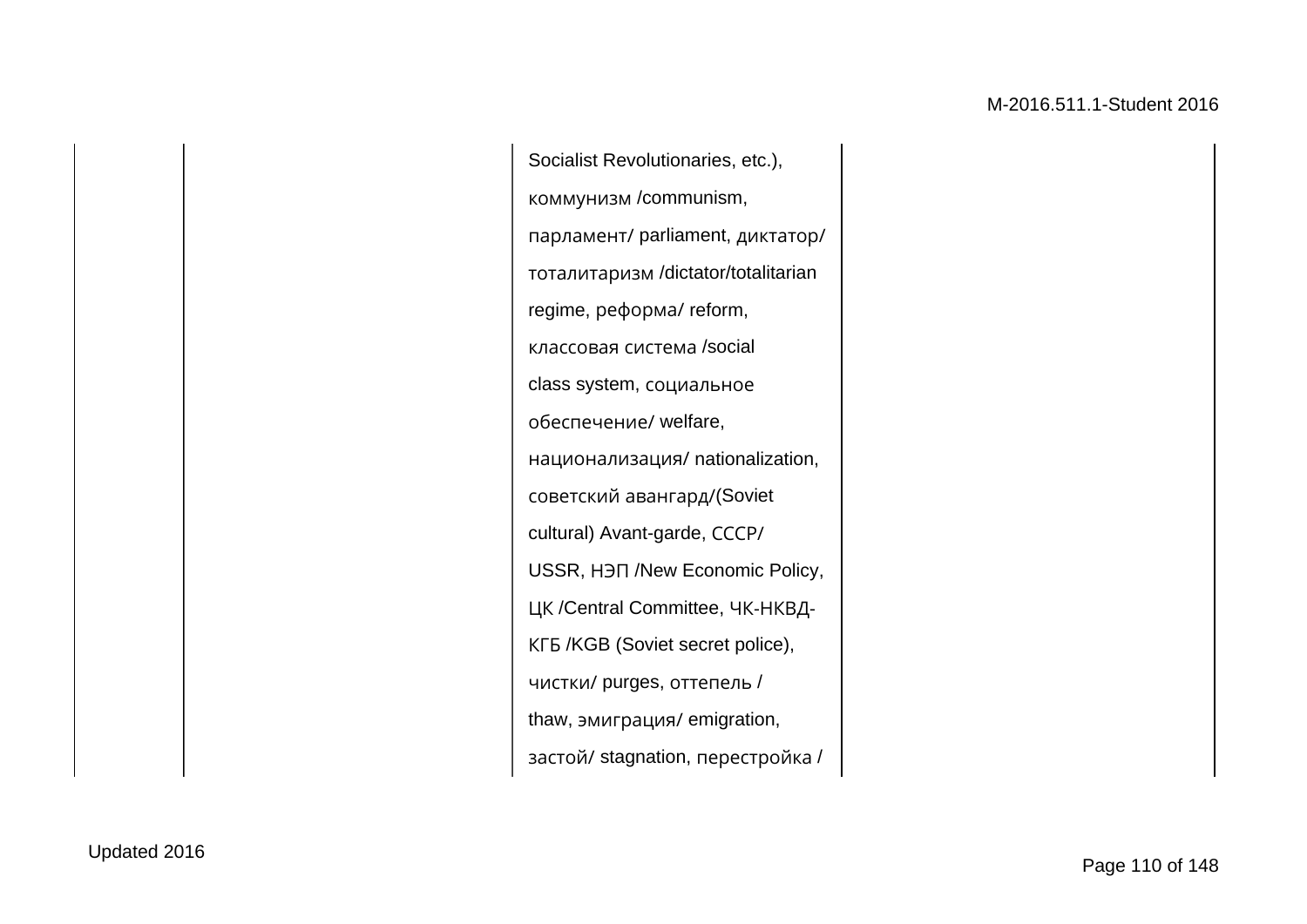|  |  |  | Socialist Revolutionaries, etc.), коммунизм /communism, парламент/ parliament, диктатор/ тоталитаризм /dictator/totalitarian regime, реформа/ reform, классовая система /social class system, социальное обеспечение/ welfare, национализация/ nationalization, советский авангард/(Soviet cultural) Avant-garde, СССР/ USSR, НЭП /New Economic Policy, ЦК /Central Committee, ЧК-НКВД-КГБ /KGB (Soviet secret police), чистки/ purges, оттепель / thaw, эмиграция/ emigration, застой/ stagnation, перестройка / |  |
|---|---|---|---|---|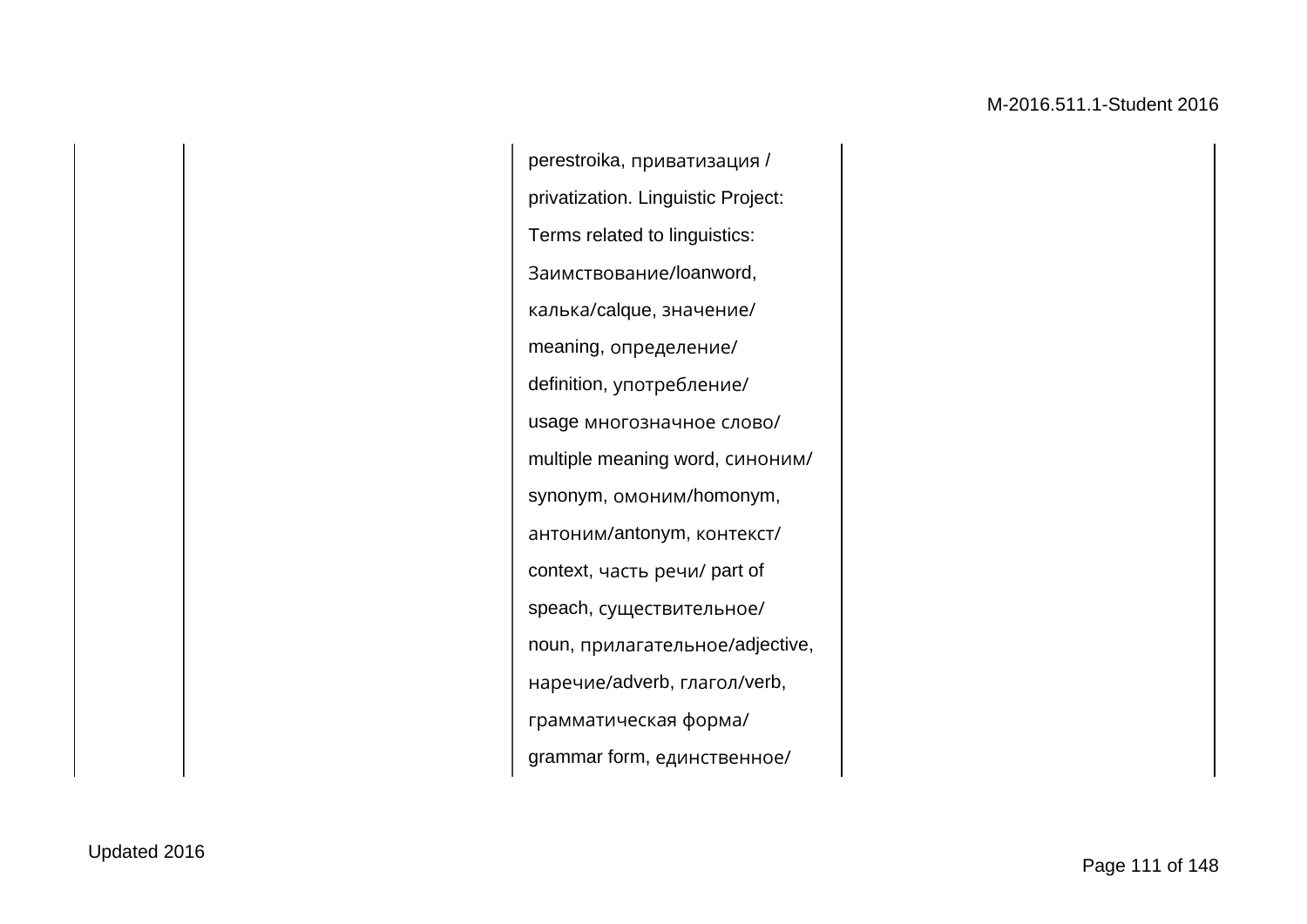|  |  | perestroika, приватизация / privatization. Linguistic Project: Terms related to linguistics: Заимствование/loanword, калька/calque, значение/ meaning, определение/ definition, употребление/ usage многозначное слово/ multiple meaning word, синоним/ synonym, омоним/homonym, антоним/antonym, контекст/ context, часть речи/ part of speach, существительное/ noun, прилагательное/adjective, наречие/adverb, глагол/verb, грамматическая форма/ grammar form, единственное/ |  |
|---|---|---|---|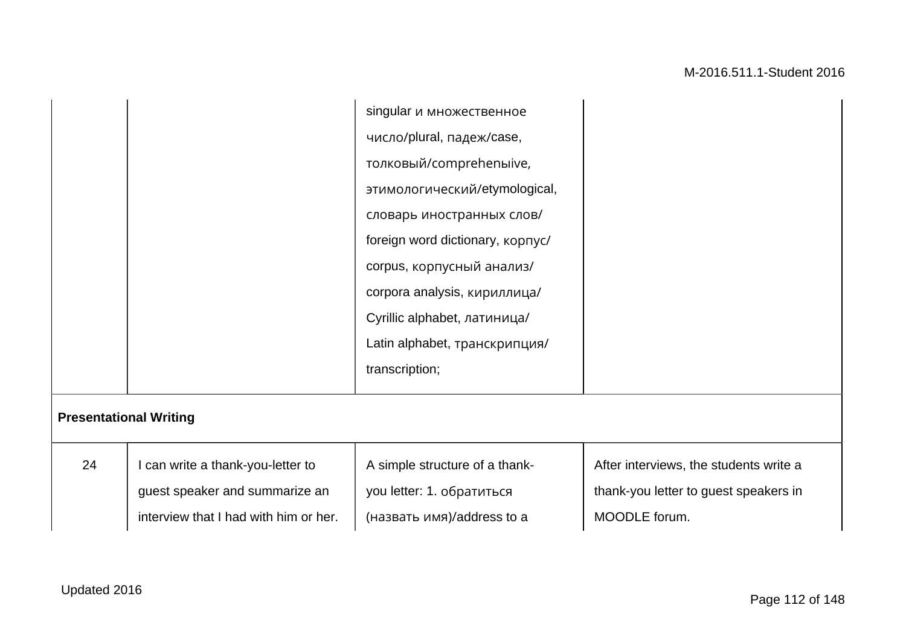| | | | |
|---|---|---|---|
| | | singular и множественное число/plural, падеж/case, толковый/comprehenыive, этимологический/etymological, словарь иностранных слов/ foreign word dictionary, корпус/ corpus, корпусный анализ/ corpora analysis, кириллица/ Cyrillic alphabet, латиница/ Latin alphabet, транскрипция/ transcription; | |
| **Presentational Writing** | | | |
| 24 | I can write a thank-you-letter to guest speaker and summarize an interview that I had with him or her. | A simple structure of a thank-you letter: 1. обратиться (назвать имя)/address to a | After interviews, the students write a thank-you letter to guest speakers in MOODLE forum. |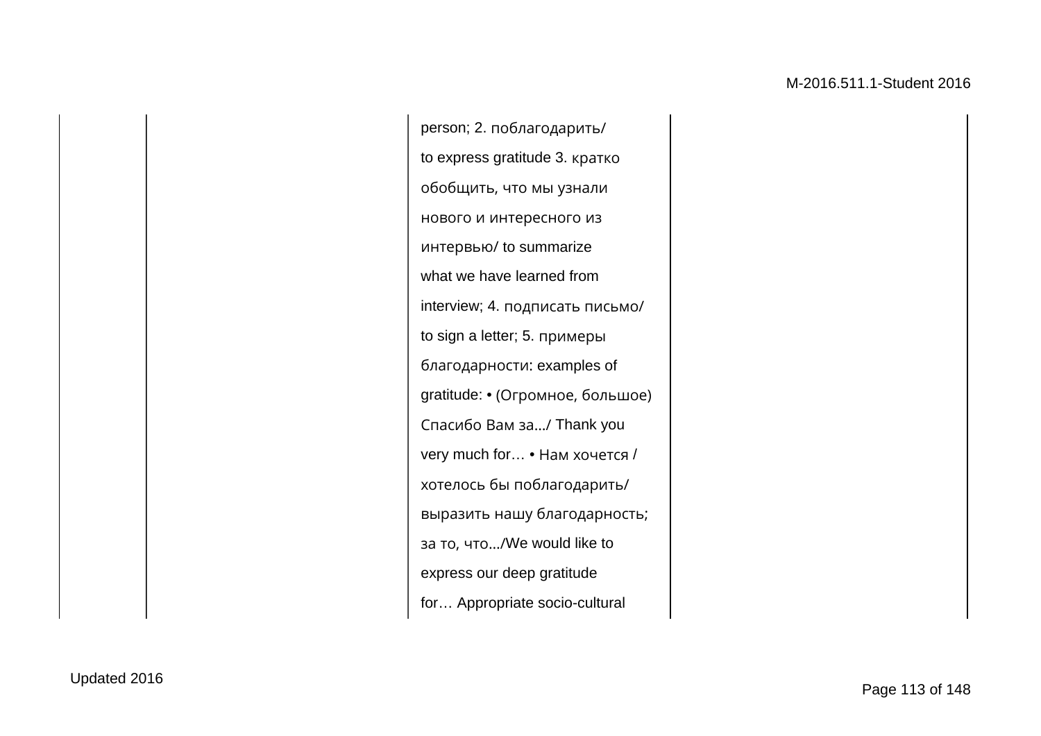|  |  |  |  |
|---|---|---|---|
|  |  | person; 2. поблагодарить/ to express gratitude 3. кратко обобщить, что мы узнали нового и интересного из интервью/ to summarize what we have learned from interview; 4. подписать письмо/ to sign a letter; 5. примеры благодарности: examples of gratitude: • (Огромное, большое) Спасибо Вам за.../ Thank you very much for… • Нам хочется / хотелось бы поблагодарить/ выразить нашу благодарность; за то, что.../We would like to express our deep gratitude for… Appropriate socio-cultural |  |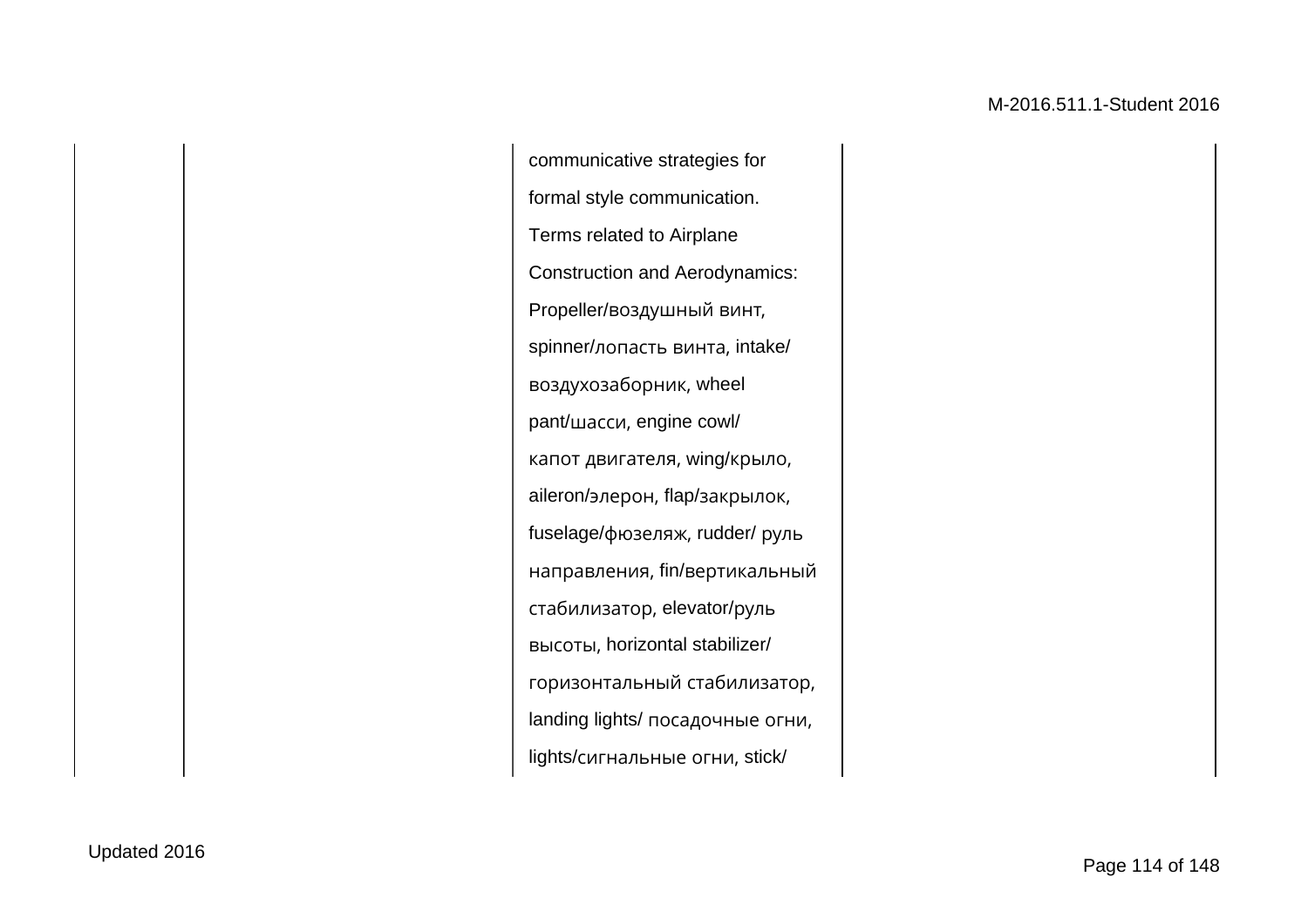|  |  |  |  |
|---|---|---|---|
|  |  | communicative strategies for formal style communication. Terms related to Airplane Construction and Aerodynamics: Propeller/воздушный винт, spinner/лопасть винта, intake/ воздухозаборник, wheel pant/шасси, engine cowl/ капот двигателя, wing/крыло, aileron/элерон, flap/закрылок, fuselage/фюзеляж, rudder/ руль направления, fin/вертикальный стабилизатор, elevator/руль высоты, horizontal stabilizer/ горизонтальный стабилизатор, landing lights/ посадочные огни, lights/сигнальные огни, stick/ |  |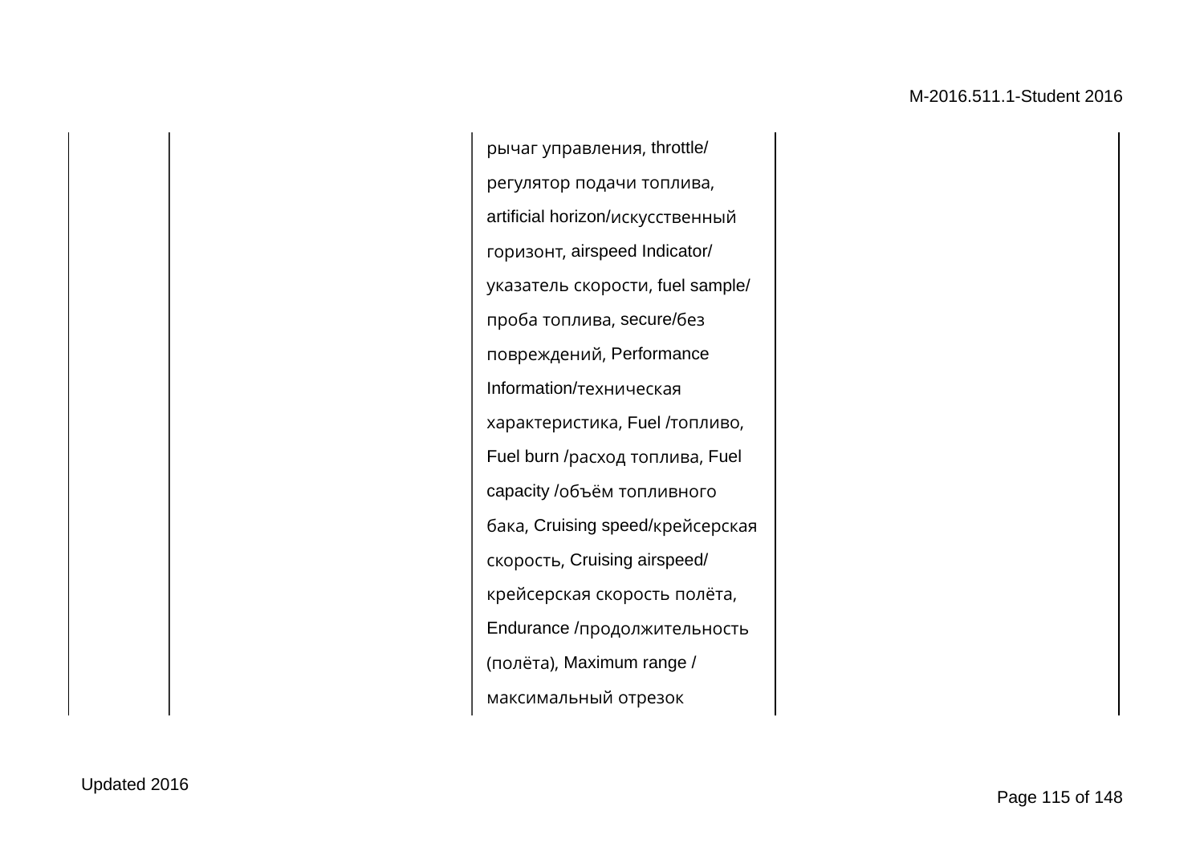|  |  | рычаг управления, throttle/ регулятор подачи топлива, artificial horizon/искусственный горизонт, airspeed Indicator/ указатель скорости, fuel sample/ проба топлива, secure/без повреждений, Performance Information/техническая характеристика, Fuel /топливо, Fuel burn /расход топлива, Fuel capacity /объём топливного бака, Cruising speed/крейсерская скорость, Cruising airspeed/ крейсерская скорость полёта, Endurance /продолжительность (полёта), Maximum range / максимальный отрезок |  |
|---|---|---|---|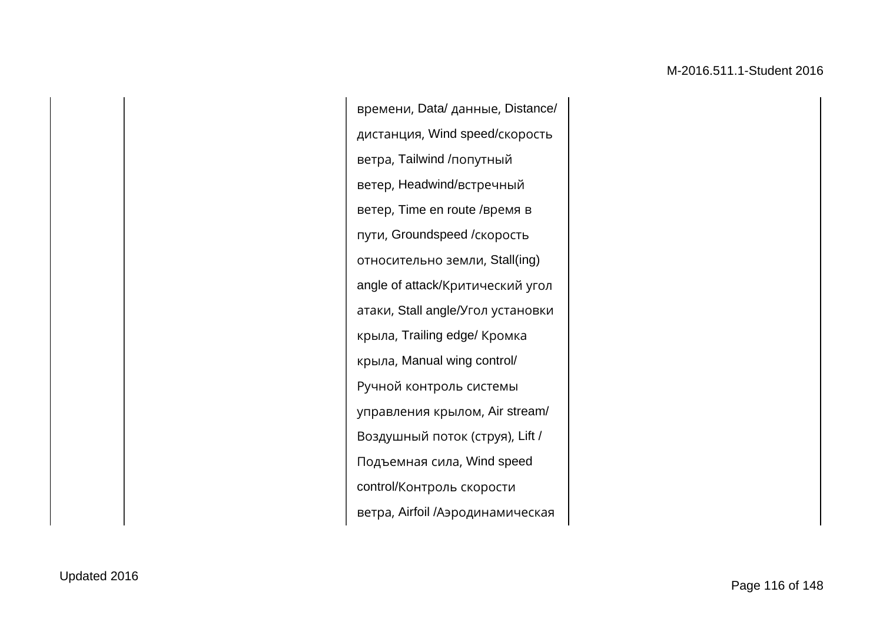|  |  | времени, Data/ данные, Distance/ дистанция, Wind speed/скорость ветра, Tailwind /попутный ветер, Headwind/встречный ветер, Time en route /время в пути, Groundspeed /скорость относительно земли, Stall(ing) angle of attack/Критический угол атаки, Stall angle/Угол установки крыла, Trailing edge/ Кромка крыла, Manual wing control/ Ручной контроль системы управления крылом, Air stream/ Воздушный поток (струя), Lift / Подъемная сила, Wind speed control/Контроль скорости ветра, Airfoil /Аэродинамическая |  |
|---|---|---|---|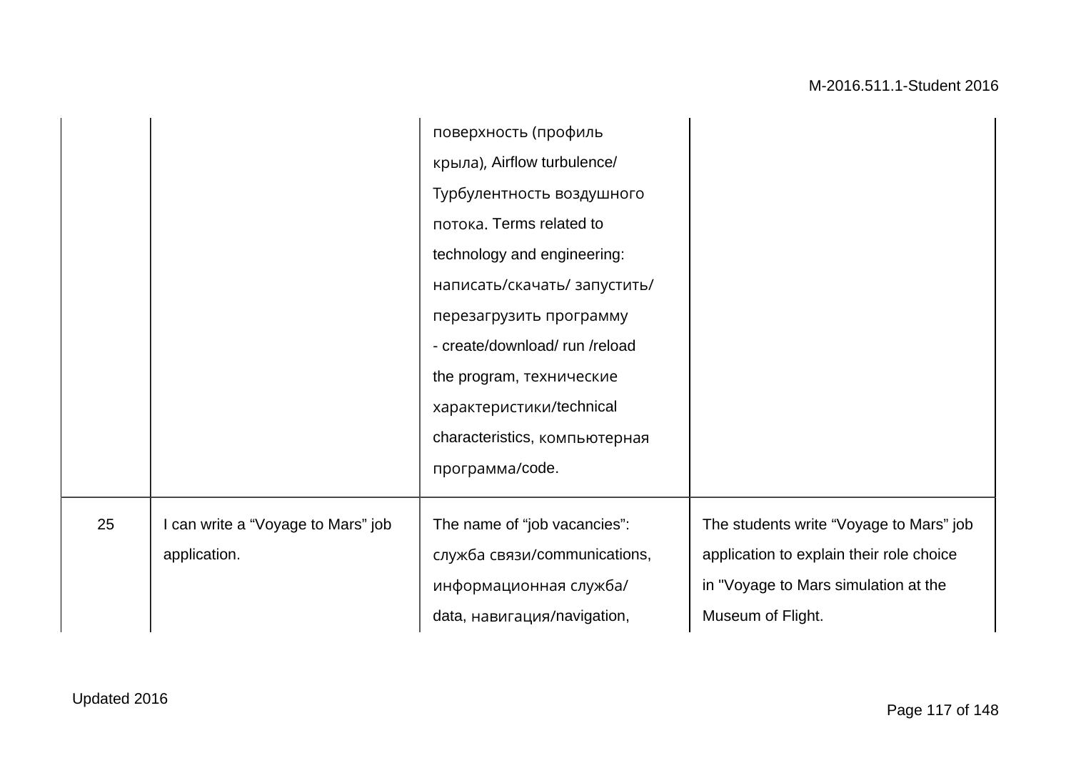| | | | |
|---|---|---|---|
| | | поверхность (профиль крыла), Airflow turbulence/ Турбулентность воздушного потока. Terms related to technology and engineering: написать/скачать/ запустить/ перезагрузить программу - create/download/ run /reload the program, технические характеристики/technical characteristics, компьютерная программа/code. | |
| 25 | I can write a “Voyage to Mars” job application. | The name of “job vacancies”: служба связи/communications, информационная служба/ data, навигация/navigation, | The students write “Voyage to Mars” job application to explain their role choice in "Voyage to Mars simulation at the Museum of Flight. |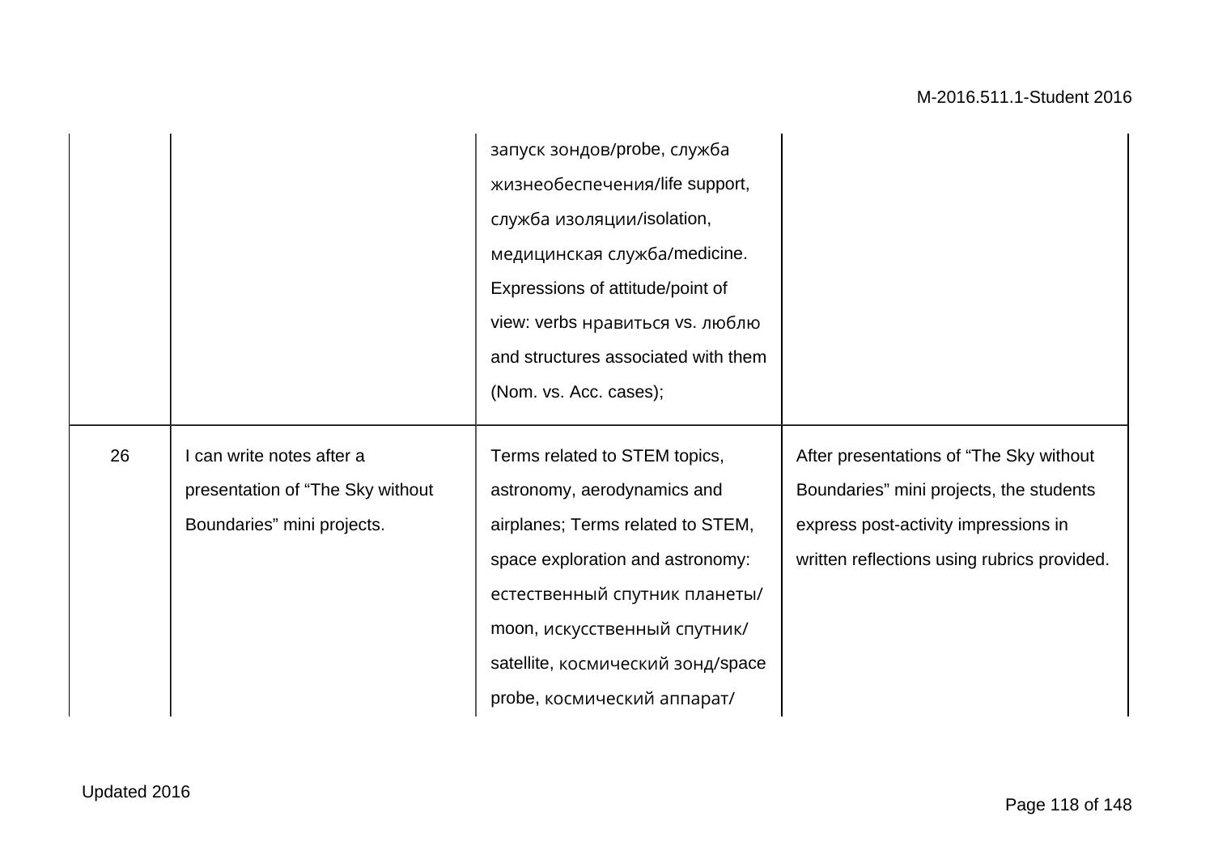| | | | |
|---|---|---|---|
| | | запуск зондов/probe, служба жизнеобеспечения/life support, служба изоляции/isolation, медицинская служба/medicine. Expressions of attitude/point of view: verbs нравиться vs. люблю and structures associated with them (Nom. vs. Acc. cases); | |
| 26 | I can write notes after a presentation of “The Sky without Boundaries” mini projects. | Terms related to STEM topics, astronomy, aerodynamics and airplanes; Terms related to STEM, space exploration and astronomy: естественный спутник планеты/ moon, искусственный спутник/ satellite, космический зонд/space probe, космический аппарат/ | After presentations of “The Sky without Boundaries” mini projects, the students express post-activity impressions in written reflections using rubrics provided. |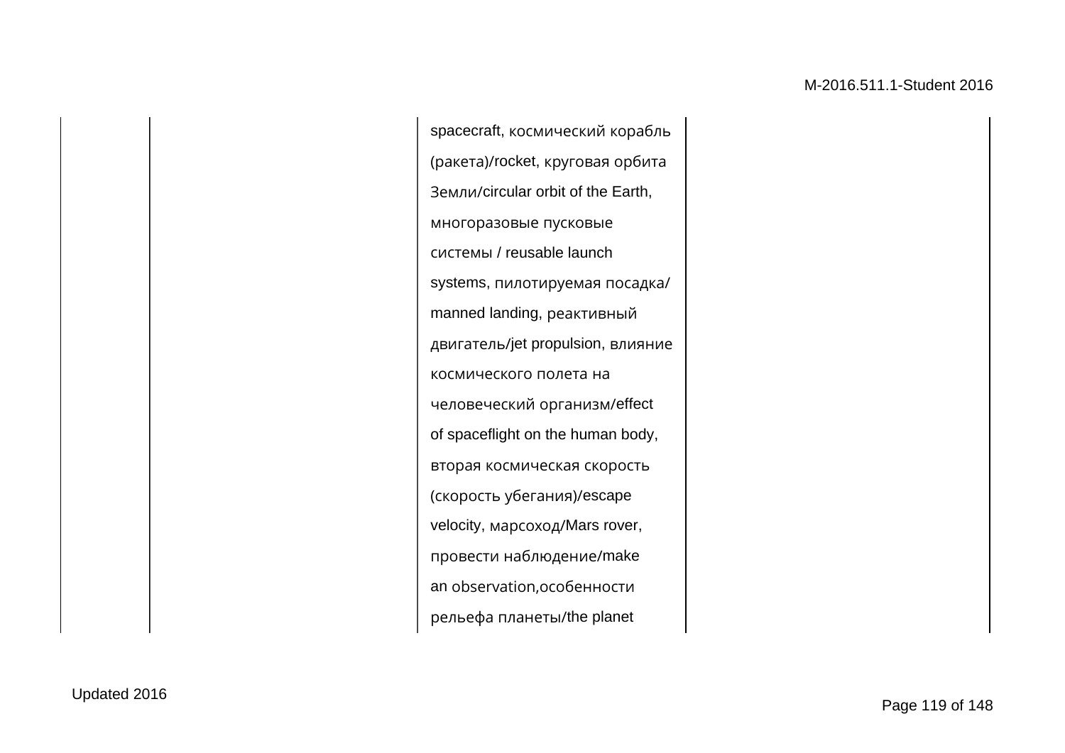|  |  | spacecraft, космический корабль (ракета)/rocket, круговая орбита Земли/circular orbit of the Earth, многоразовые пусковые системы / reusable launch systems, пилотируемая посадка/ manned landing, реактивный двигатель/jet propulsion, влияние космического полета на человеческий организм/effect of spaceflight on the human body, вторая космическая скорость (скорость убегания)/escape velocity, марсоход/Mars rover, провести наблюдение/make an observation,особенности рельефа планеты/the planet |  |
|---|---|---|---|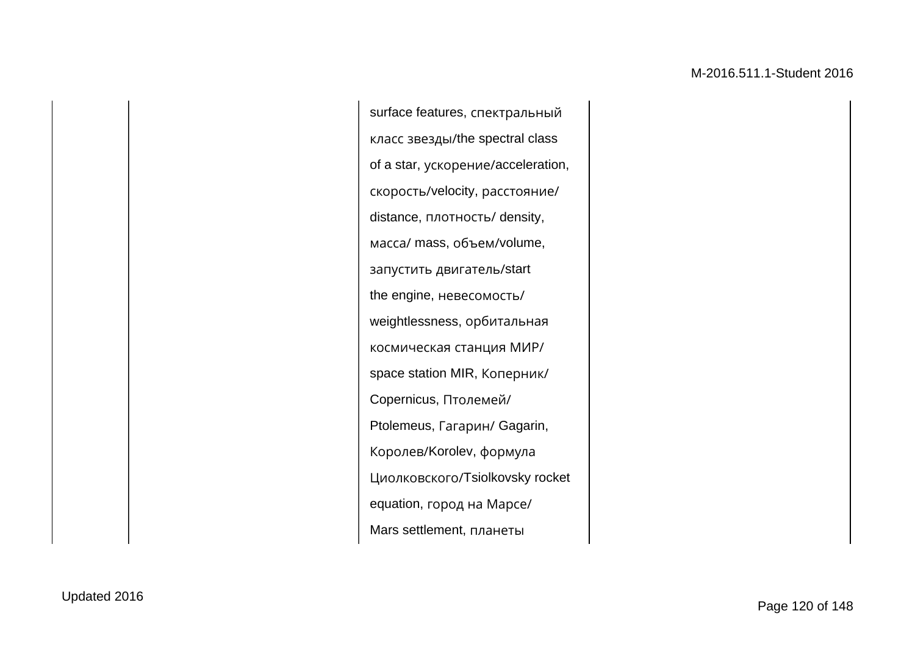| | | | |
|---|---|---|---|
| | | surface features, спектральный класс звезды/the spectral class of a star, ускорение/acceleration, скорость/velocity, расстояние/distance, плотность/ density, масса/ mass, объем/volume, запустить двигатель/start the engine, невесомость/weightlessness, орбитальная космическая станция МИР/space station MIR, Коперник/Copernicus, Птолемей/Ptolemeus, Гагарин/ Gagarin, Королев/Korolev, формула Циолковского/Tsiolkovsky rocket equation, город на Марсе/Mars settlement, планеты | |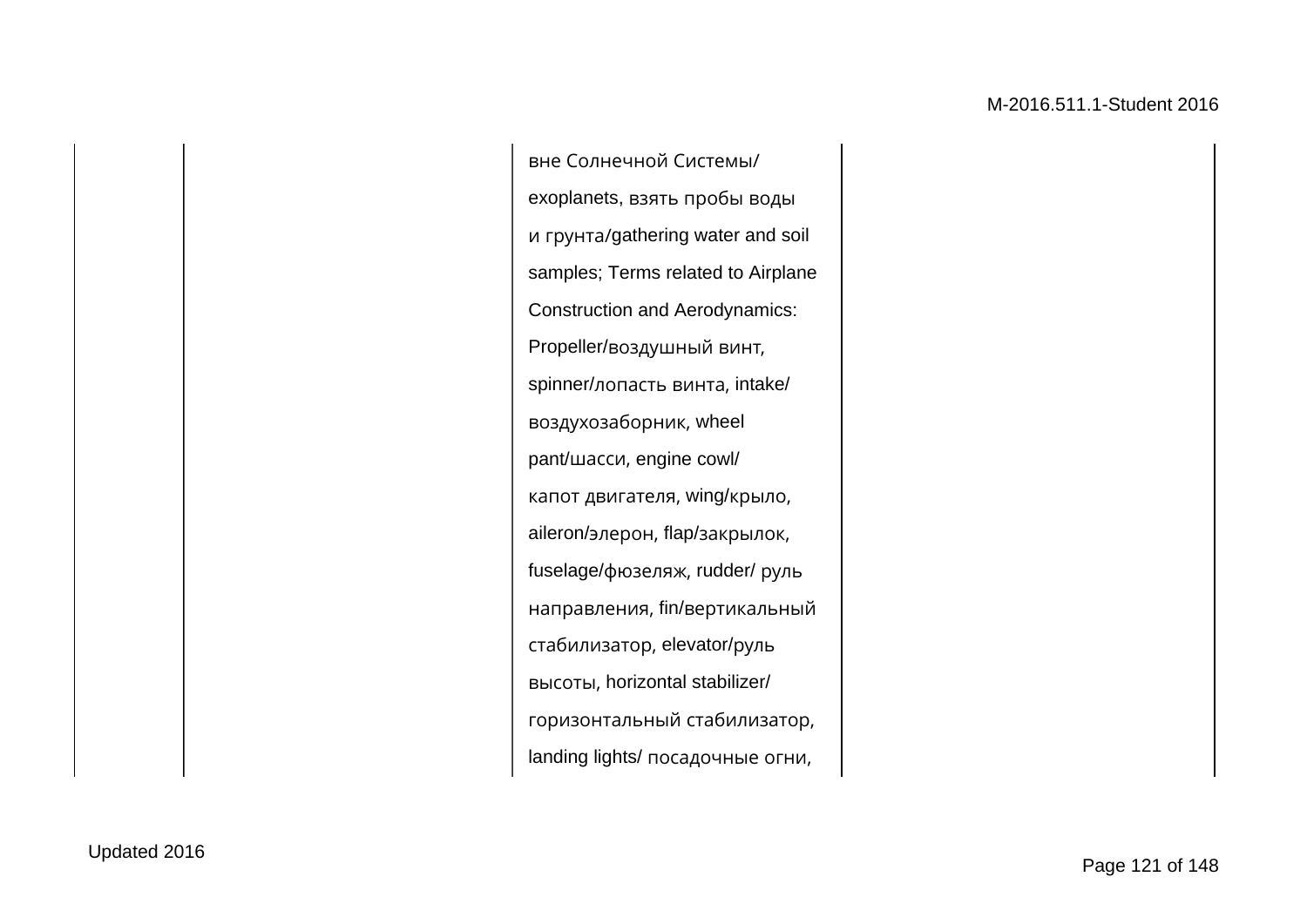|  |  |  |  |
|---|---|---|---|
|  |  | вне Солнечной Системы/ exoplanets, взять пробы воды и грунта/gathering water and soil samples; Terms related to Airplane Construction and Aerodynamics: Propeller/воздушный винт, spinner/лопасть винта, intake/ воздухозаборник, wheel pant/шасси, engine cowl/ капот двигателя, wing/крыло, aileron/элерон, flap/закрылок, fuselage/фюзеляж, rudder/ руль направления, fin/вертикальный стабилизатор, elevator/руль высоты, horizontal stabilizer/ горизонтальный стабилизатор, landing lights/ посадочные огни, |  |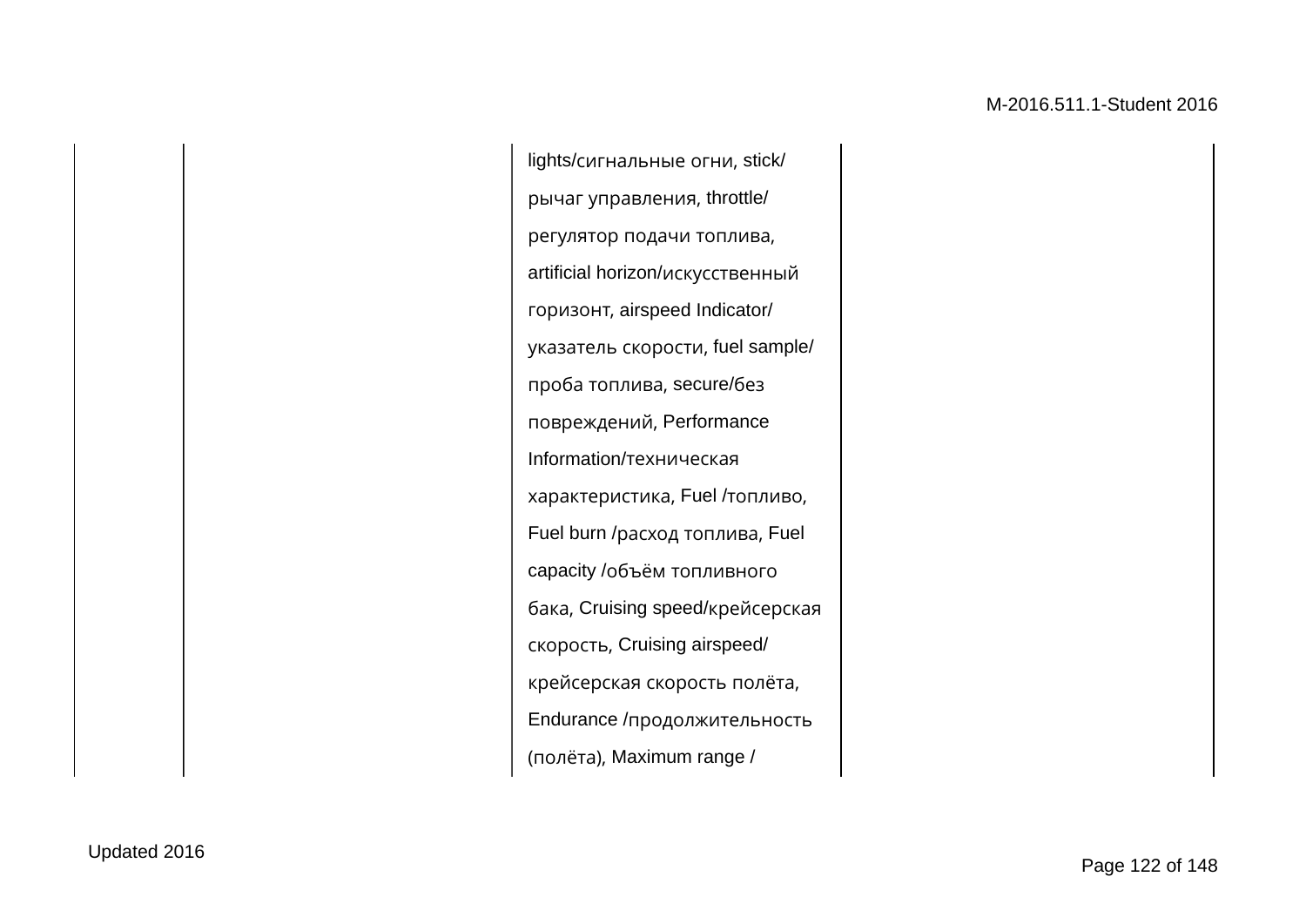|  |  | lights/сигнальные огни, stick/ рычаг управления, throttle/ регулятор подачи топлива, artificial horizon/искусственный горизонт, airspeed Indicator/ указатель скорости, fuel sample/ проба топлива, secure/без повреждений, Performance Information/техническая характеристика, Fuel /топливо, Fuel burn /расход топлива, Fuel capacity /объём топливного бака, Cruising speed/крейсерская скорость, Cruising airspeed/ крейсерская скорость полёта, Endurance /продолжительность (полёта), Maximum range / |  |
|---|---|---|---|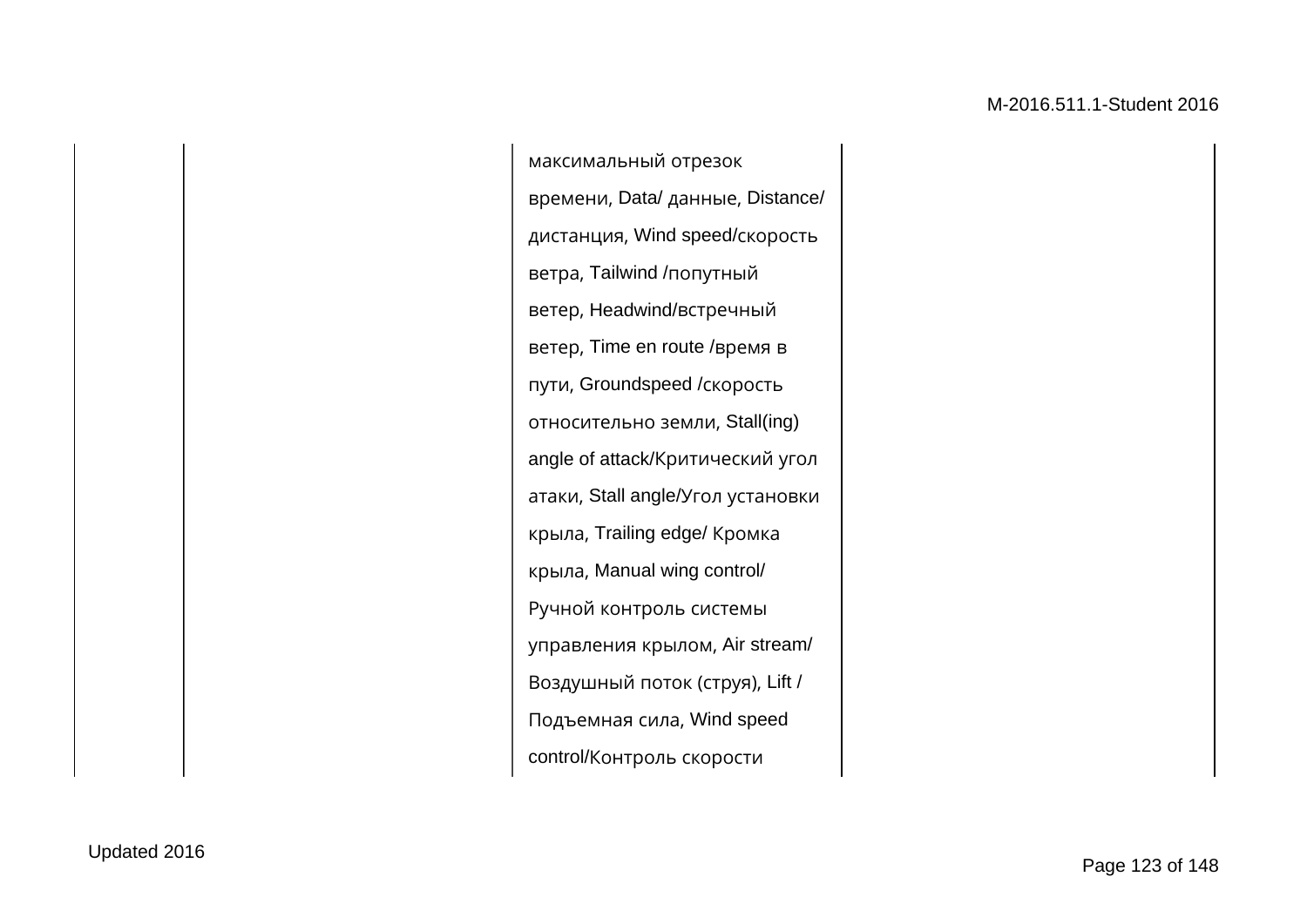|  |  |  |  |
|---|---|---|---|
|  |  | максимальный отрезок времени, Data/ данные, Distance/ дистанция, Wind speed/скорость ветра, Tailwind /попутный ветер, Headwind/встречный ветер, Time en route /время в пути, Groundspeed /скорость относительно земли, Stall(ing) angle of attack/Критический угол атаки, Stall angle/Угол установки крыла, Trailing edge/ Кромка крыла, Manual wing control/ Ручной контроль системы управления крылом, Air stream/ Воздушный поток (струя), Lift / Подъемная сила, Wind speed control/Контроль скорости |  |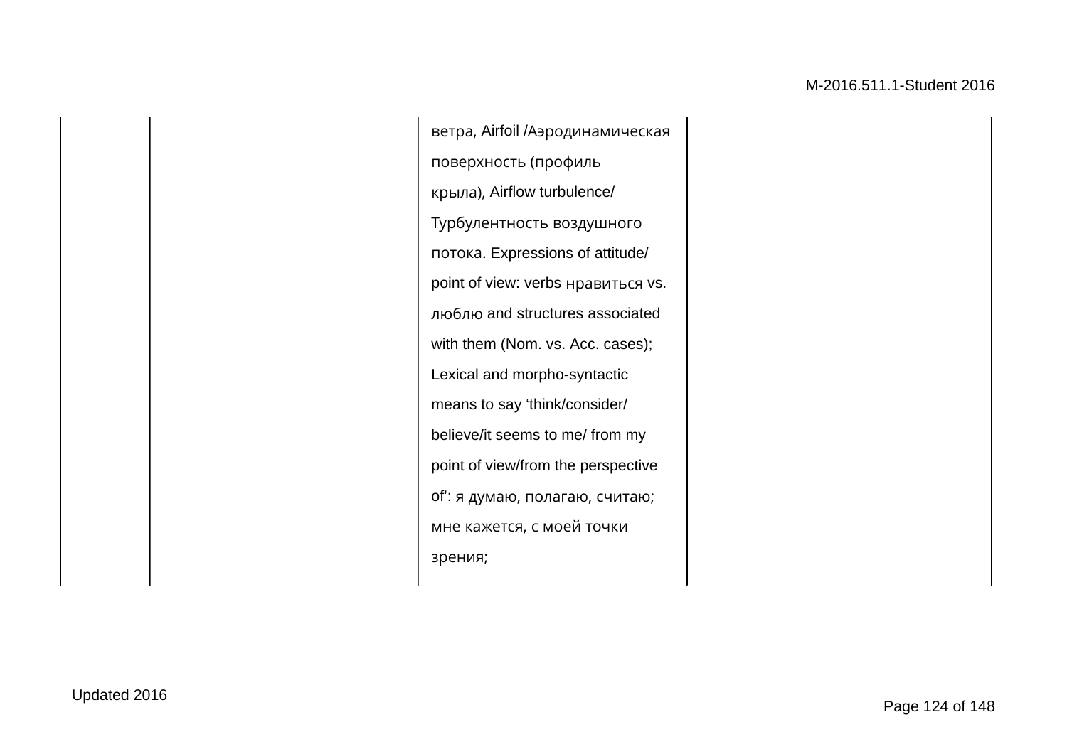| | | | |
|---|---|---|---|
| | | ветра, Airfoil /Аэродинамическая поверхность (профиль крыла), Airflow turbulence/ Турбулентность воздушного потока. Expressions of attitude/ point of view: verbs нравиться vs. люблю and structures associated with them (Nom. vs. Acc. cases); Lexical and morpho-syntactic means to say ‘think/consider/ believe/it seems to me/ from my point of view/from the perspective of’: я думаю, полагаю, считаю; мне кажется, с моей точки зрения; | |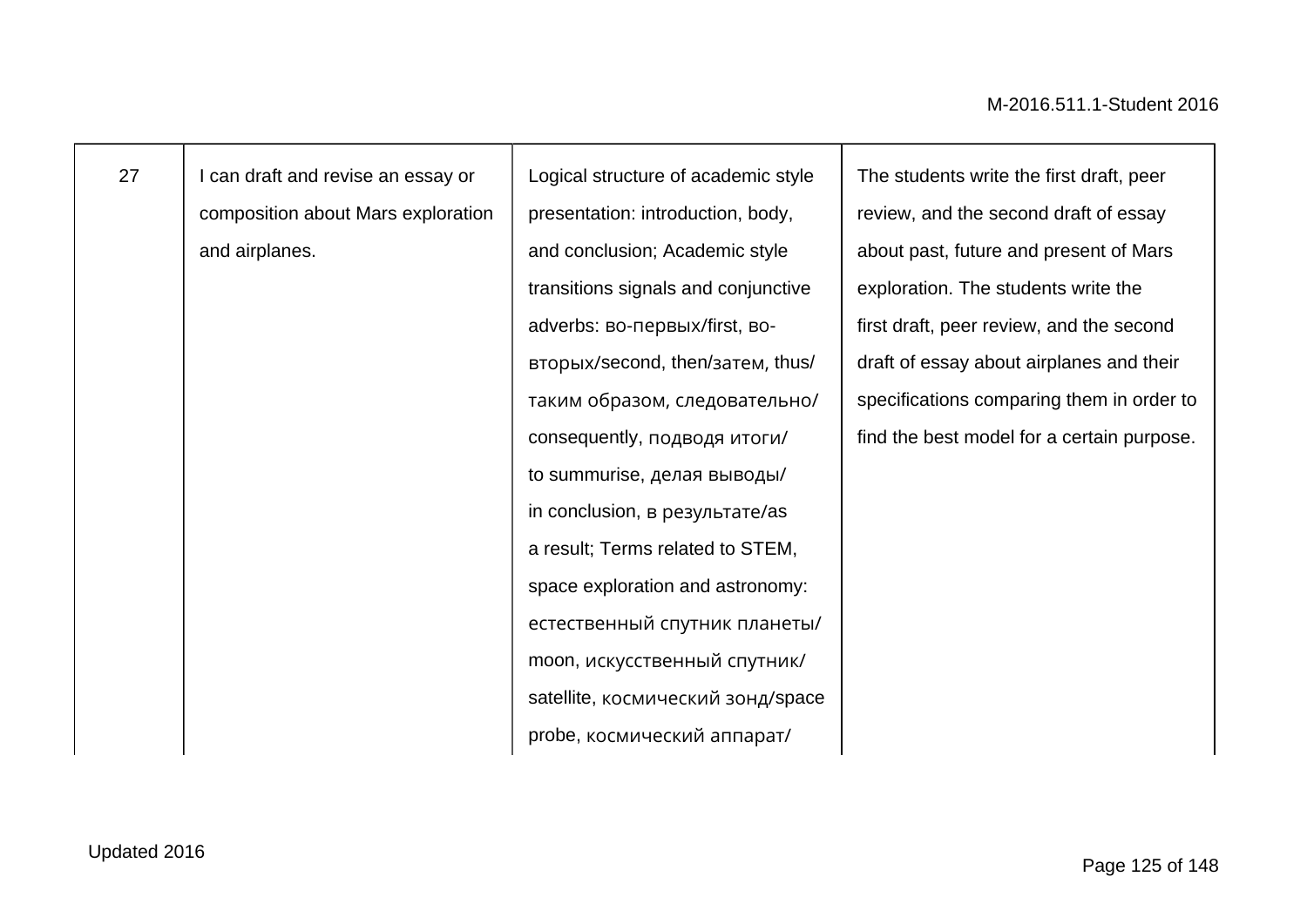| 27 | I can draft and revise an essay or composition about Mars exploration and airplanes. | Logical structure of academic style presentation: introduction, body, and conclusion; Academic style transitions signals and conjunctive adverbs: во-первых/first, во-вторых/second, then/затем, thus/таким образом, следовательно/consequently, подводя итоги/to summurise, делая выводы/in conclusion, в результате/as a result; Terms related to STEM, space exploration and astronomy: естественный спутник планеты/moon, искусственный спутник/satellite, космический зонд/space probe, космический аппарат/ | The students write the first draft, peer review, and the second draft of essay about past, future and present of Mars exploration. The students write the first draft, peer review, and the second draft of essay about airplanes and their specifications comparing them in order to find the best model for a certain purpose. |
|---|---|---|---|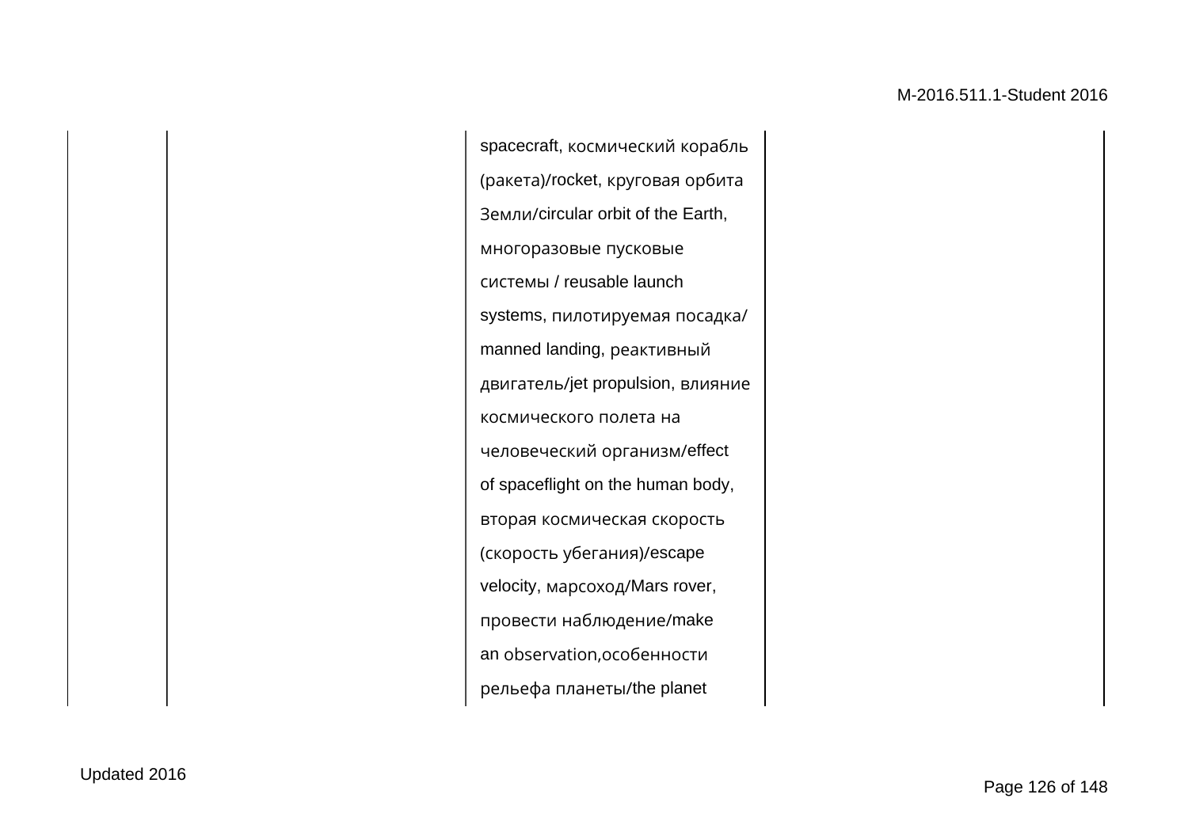| | | | |
|---|---|---|---|
| | | spacecraft, космический корабль (ракета)/rocket, круговая орбита Земли/circular orbit of the Earth, многоразовые пусковые системы / reusable launch systems, пилотируемая посадка/ manned landing, реактивный двигатель/jet propulsion, влияние космического полета на человеческий организм/effect of spaceflight on the human body, вторая космическая скорость (скорость убегания)/escape velocity, марсоход/Mars rover, провести наблюдение/make an observation,особенности рельефа планеты/the planet | |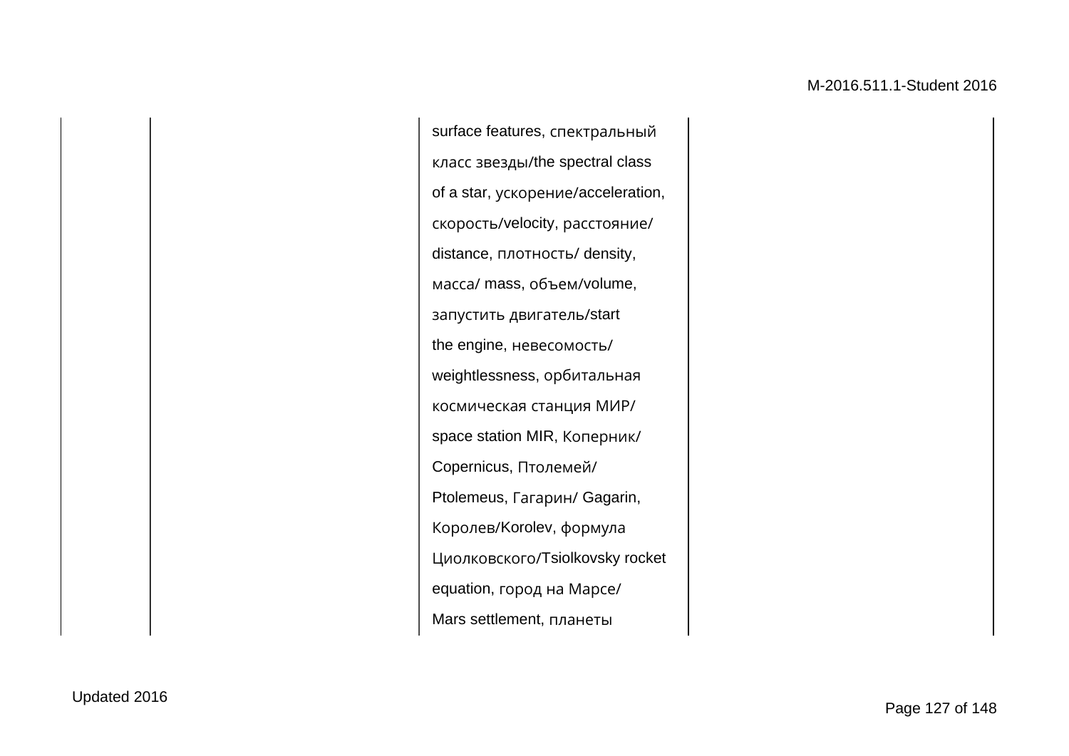|  |  | surface features, спектральный класс звезды/the spectral class of a star, ускорение/acceleration, скорость/velocity, расстояние/ distance, плотность/ density, масса/ mass, объем/volume, запустить двигатель/start the engine, невесомость/ weightlessness, орбитальная космическая станция МИР/ space station MIR, Коперник/ Copernicus, Птолемей/ Ptolemeus, Гагарин/ Gagarin, Королев/Korolev, формула Циолковского/Tsiolkovsky rocket equation, город на Марсе/ Mars settlement, планеты |  |
|---|---|---|---|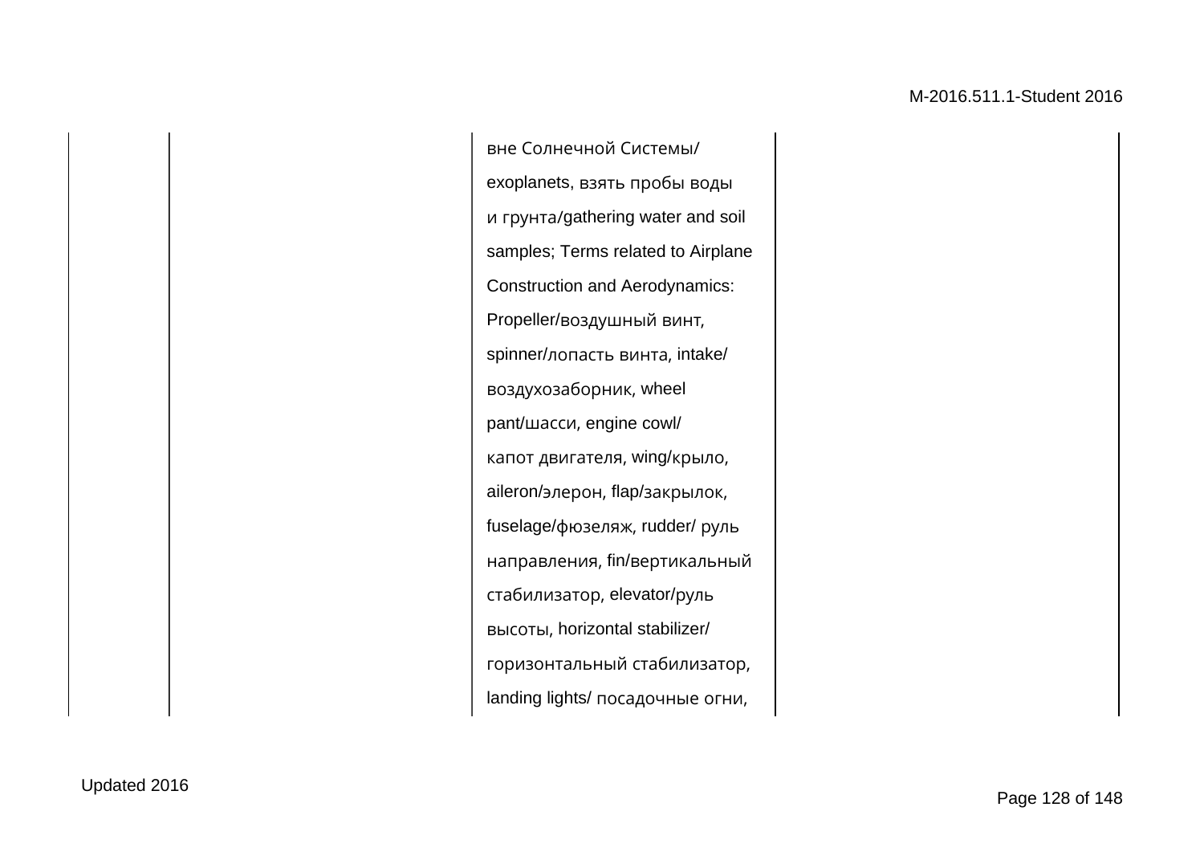|  |  | вне Солнечной Системы/ exoplanets, взять пробы воды и грунта/gathering water and soil samples; Terms related to Airplane Construction and Aerodynamics: Propeller/воздушный винт, spinner/лопасть винта, intake/ воздухозаборник, wheel pant/шасси, engine cowl/ капот двигателя, wing/крыло, aileron/элерон, flap/закрылок, fuselage/фюзеляж, rudder/ руль направления, fin/вертикальный стабилизатор, elevator/руль высоты, horizontal stabilizer/ горизонтальный стабилизатор, landing lights/ посадочные огни, |  |
|---|---|---|---|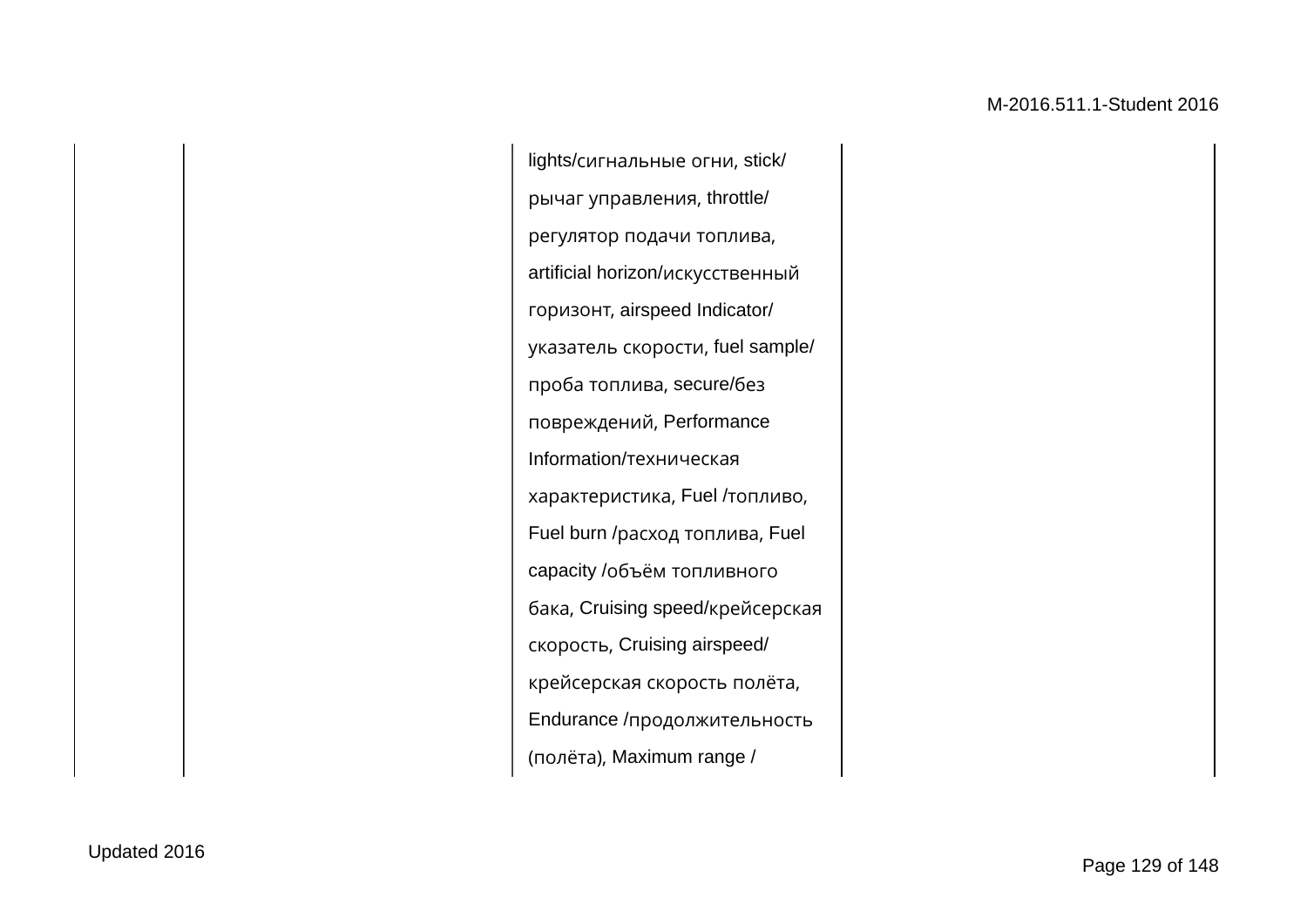|  |  | lights/сигнальные огни, stick/ рычаг управления, throttle/ регулятор подачи топлива, artificial horizon/искусственный горизонт, airspeed Indicator/ указатель скорости, fuel sample/ проба топлива, secure/без повреждений, Performance Information/техническая характеристика, Fuel /топливо, Fuel burn /расход топлива, Fuel capacity /объём топливного бака, Cruising speed/крейсерская скорость, Cruising airspeed/ крейсерская скорость полёта, Endurance /продолжительность (полёта), Maximum range / |  |
|---|---|---|---|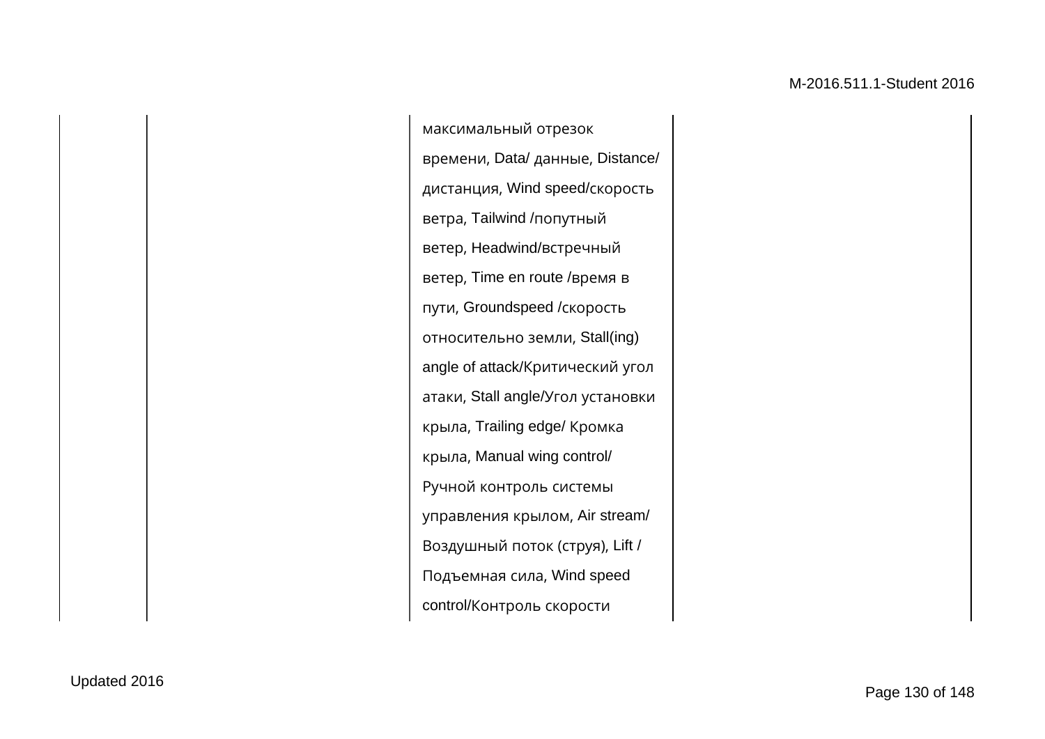|  |  | максимальный отрезок времени, Data/ данные, Distance/ дистанция, Wind speed/скорость ветра, Tailwind /попутный ветер, Headwind/встречный ветер, Time en route /время в пути, Groundspeed /скорость относительно земли, Stall(ing) angle of attack/Критический угол атаки, Stall angle/Угол установки крыла, Trailing edge/ Кромка крыла, Manual wing control/ Ручной контроль системы управления крылом, Air stream/ Воздушный поток (струя), Lift / Подъемная сила, Wind speed control/Контроль скорости |  |
|---|---|---|---|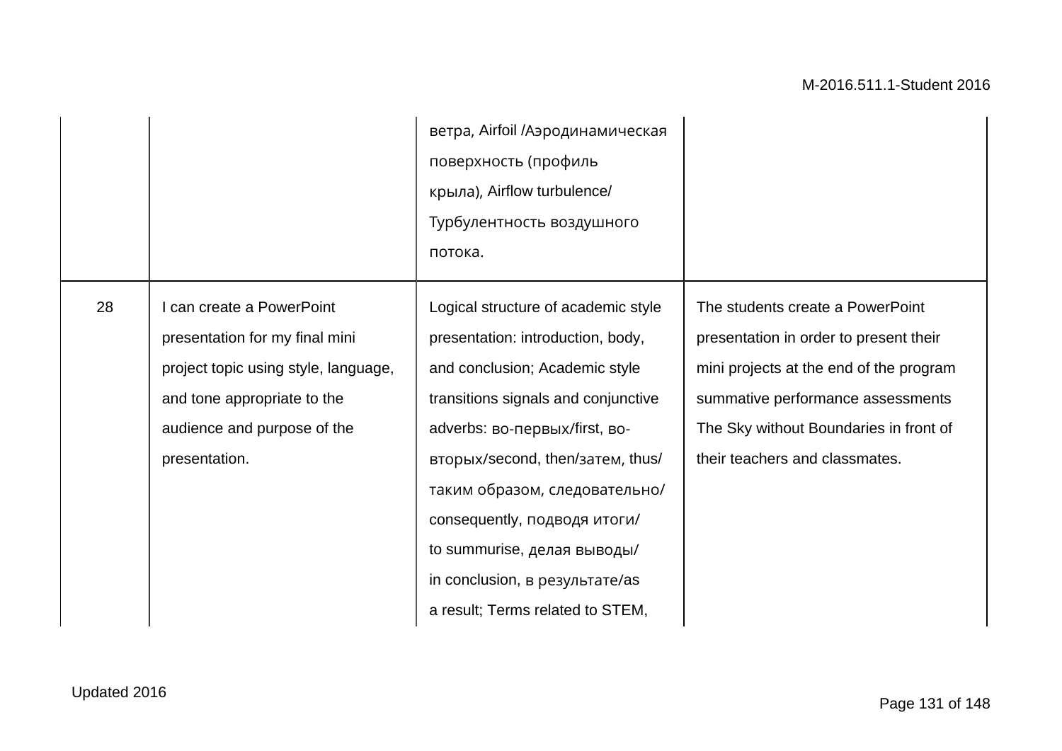| | | | |
|---|---|---|---|
| | | ветра, Airfoil /Аэродинамическая поверхность (профиль крыла), Airflow turbulence/ Турбулентность воздушного потока. | |
| 28 | I can create a PowerPoint presentation for my final mini project topic using style, language, and tone appropriate to the audience and purpose of the presentation. | Logical structure of academic style presentation: introduction, body, and conclusion; Academic style transitions signals and conjunctive adverbs: во-первых/first, во-вторых/second, then/затем, thus/ таким образом, следовательно/ consequently, подводя итоги/ to summurise, делая выводы/ in conclusion, в результате/as a result; Terms related to STEM, | The students create a PowerPoint presentation in order to present their mini projects at the end of the program summative performance assessments The Sky without Boundaries in front of their teachers and classmates. |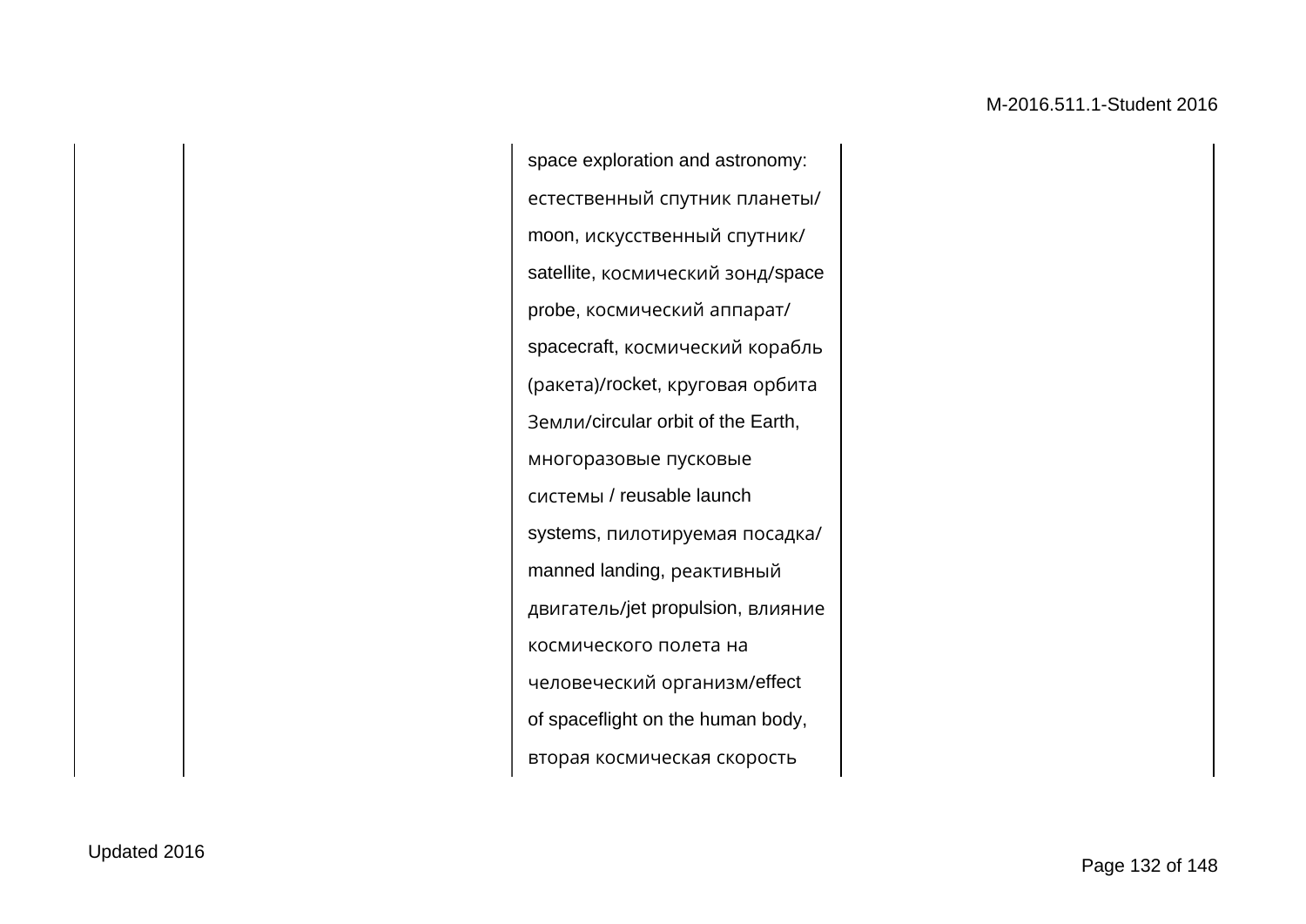|  |  | space exploration and astronomy: естественный спутник планеты/moon, искусственный спутник/satellite, космический зонд/space probe, космический аппарат/spacecraft, космический корабль (ракета)/rocket, круговая орбита Земли/circular orbit of the Earth, многоразовые пусковые системы / reusable launch systems, пилотируемая посадка/manned landing, реактивный двигатель/jet propulsion, влияние космического полета на человеческий организм/effect of spaceflight on the human body, вторая космическая скорость |  |
|---|---|---|---|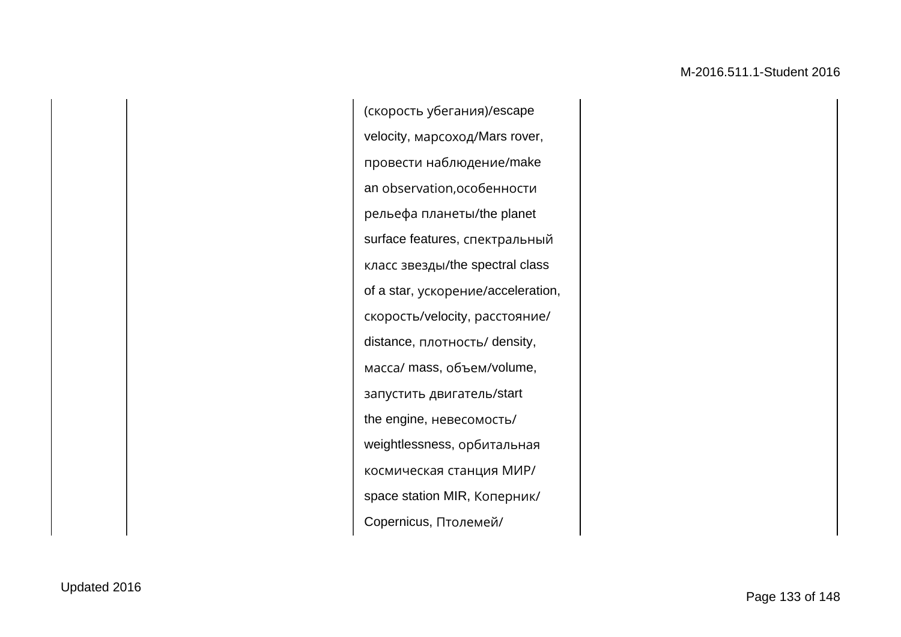|  |  | (скорость убегания)/escape velocity, марсоход/Mars rover, провести наблюдение/make an observation,особенности рельефа планеты/the planet surface features, спектральный класс звезды/the spectral class of a star, ускорение/acceleration, скорость/velocity, расстояние/ distance, плотность/ density, масса/ mass, объем/volume, запустить двигатель/start the engine, невесомость/ weightlessness, орбитальная космическая станция МИР/ space station MIR, Коперник/ Copernicus, Птолемей/ |  |
|---|---|---|---|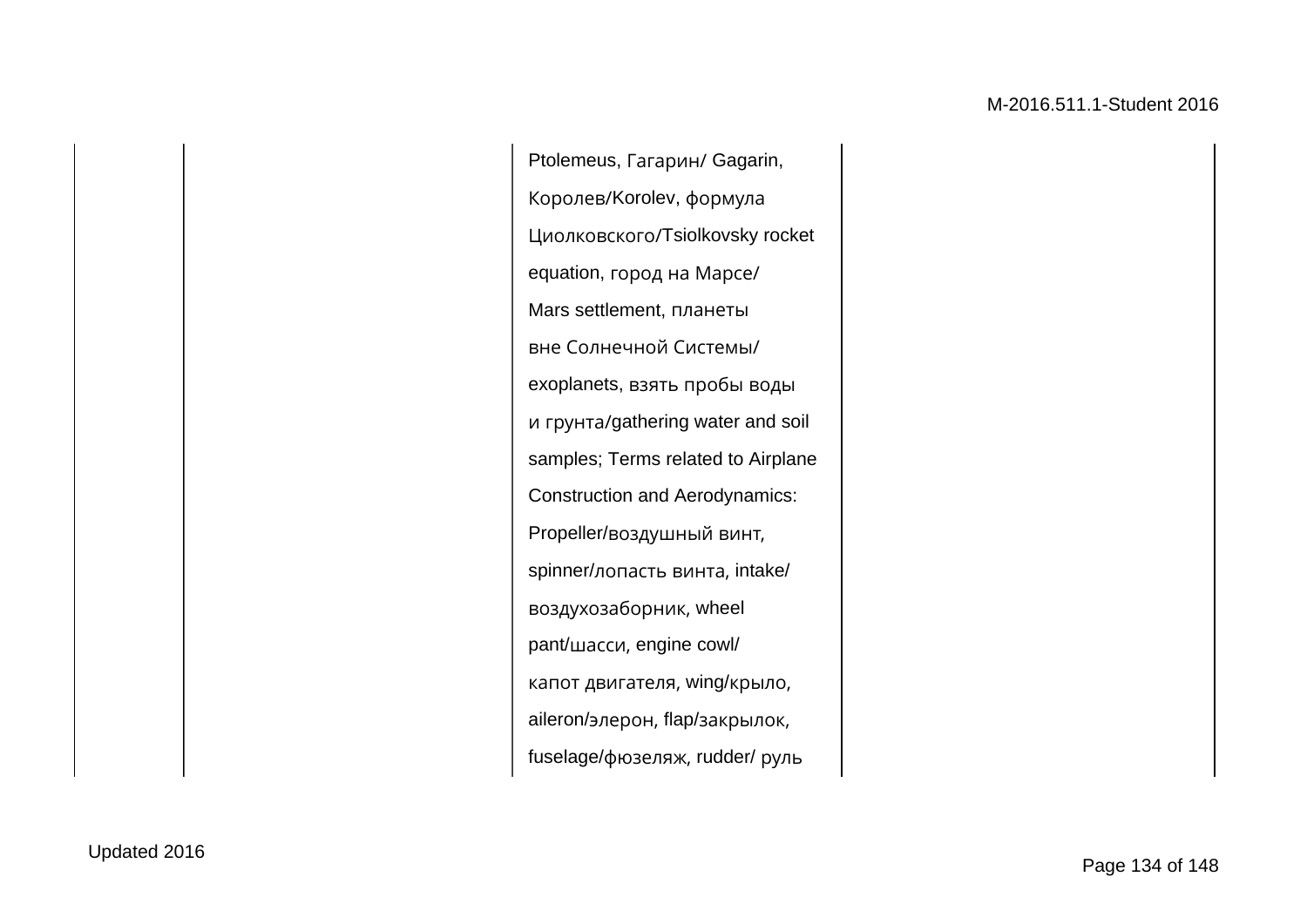|  |  |  |  |
|---|---|---|---|
|  |  | Ptolemeus, Гагарин/ Gagarin, Королев/Korolev, формула Циолковского/Tsiolkovsky rocket equation, город на Марсе/ Mars settlement, планеты вне Солнечной Системы/ exoplanets, взять пробы воды и грунта/gathering water and soil samples; Terms related to Airplane Construction and Aerodynamics: Propeller/воздушный винт, spinner/лопасть винта, intake/ воздухозаборник, wheel pant/шасси, engine cowl/ капот двигателя, wing/крыло, aileron/элерон, flap/закрылок, fuselage/фюзеляж, rudder/ руль |  |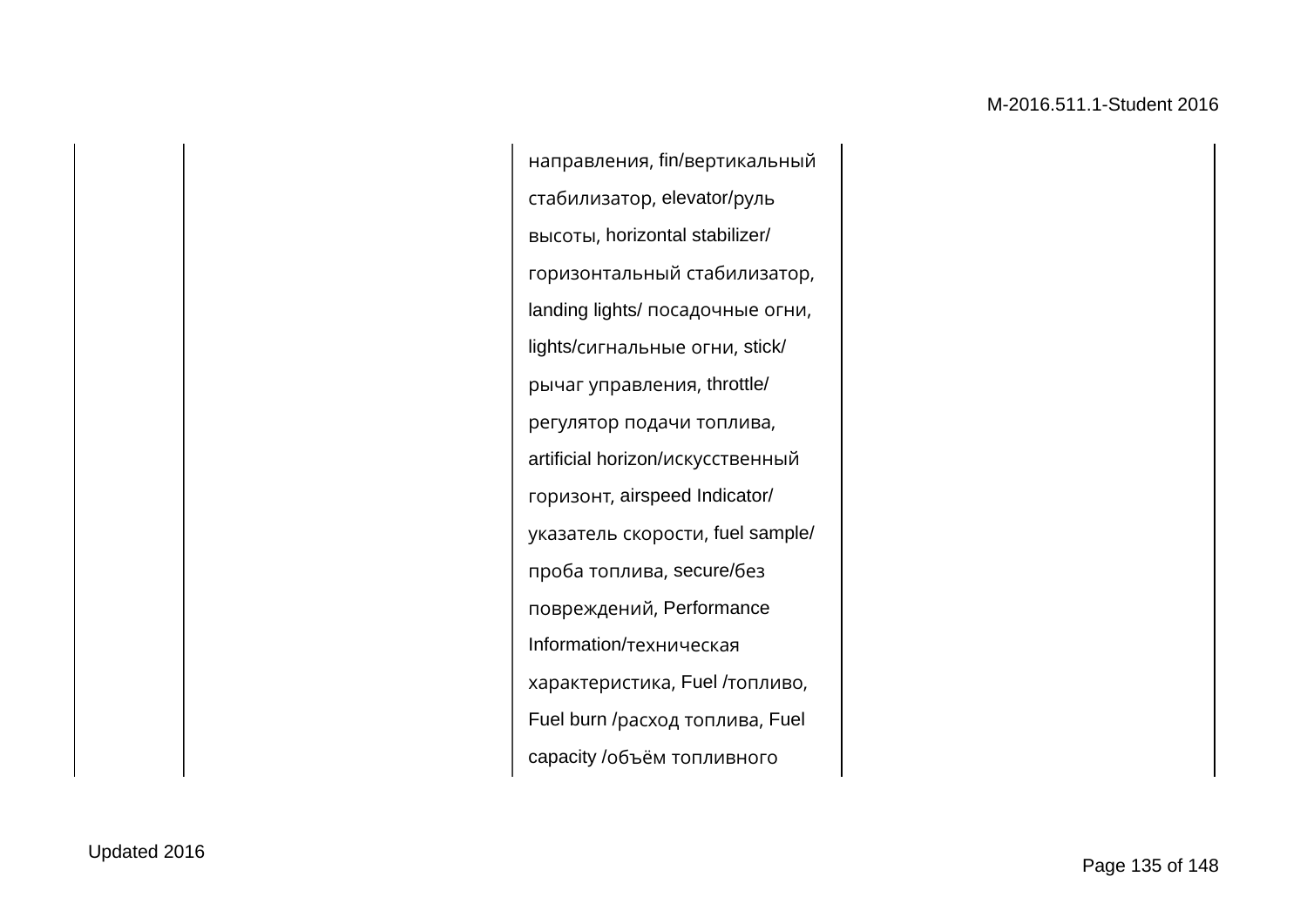|  |  |  |  |
|---|---|---|---|
|  |  | направления, fin/вертикальный стабилизатор, elevator/руль высоты, horizontal stabilizer/ горизонтальный стабилизатор, landing lights/ посадочные огни, lights/сигнальные огни, stick/ рычаг управления, throttle/ регулятор подачи топлива, artificial horizon/искусственный горизонт, airspeed Indicator/ указатель скорости, fuel sample/ проба топлива, secure/без повреждений, Performance Information/техническая характеристика, Fuel /топливо, Fuel burn /расход топлива, Fuel capacity /объём топливного |  |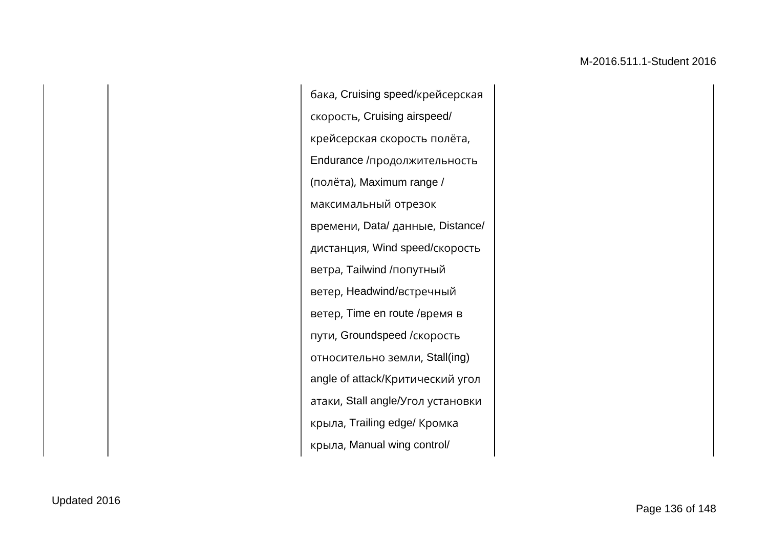|  |  | бака, Cruising speed/крейсерская скорость, Cruising airspeed/ крейсерская скорость полёта, Endurance /продолжительность (полёта), Maximum range / максимальный отрезок времени, Data/ данные, Distance/ дистанция, Wind speed/скорость ветра, Tailwind /попутный ветер, Headwind/встречный ветер, Time en route /время в пути, Groundspeed /скорость относительно земли, Stall(ing) angle of attack/Критический угол атаки, Stall angle/Угол установки крыла, Trailing edge/ Кромка крыла, Manual wing control/ |  |
|---|---|---|---|

Updated 2016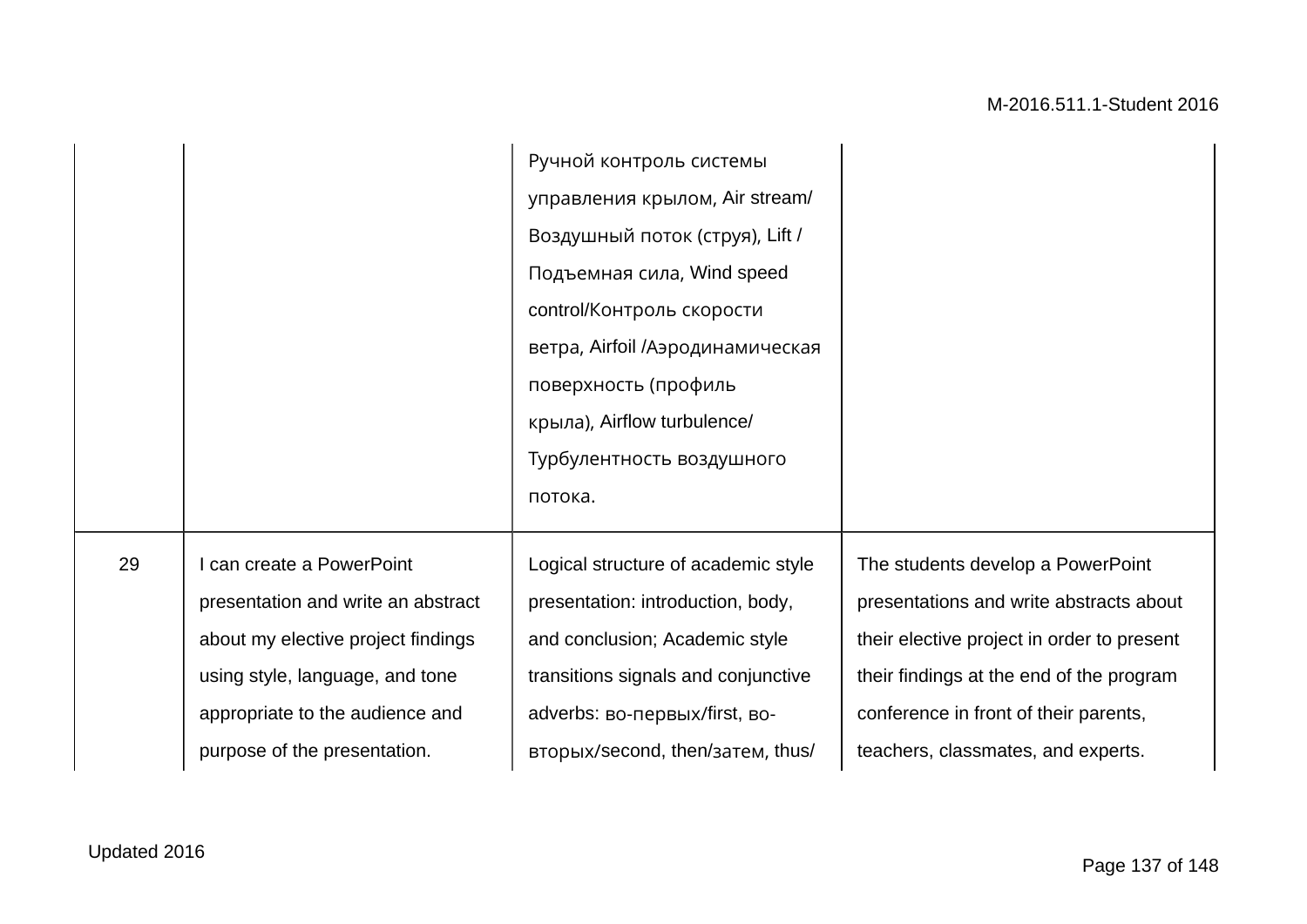|  |  |  |  |
|---|---|---|---|
|  |  | Ручной контроль системы управления крылом, Air stream/ Воздушный поток (струя), Lift / Подъемная сила, Wind speed control/Контроль скорости ветра, Airfoil /Аэродинамическая поверхность (профиль крыла), Airflow turbulence/ Турбулентность воздушного потока. |  |
| 29 | I can create a PowerPoint presentation and write an abstract about my elective project findings using style, language, and tone appropriate to the audience and purpose of the presentation. | Logical structure of academic style presentation: introduction, body, and conclusion; Academic style transitions signals and conjunctive adverbs: во-первых/first, во-вторых/second, then/затем, thus/ | The students develop a PowerPoint presentations and write abstracts about their elective project in order to present their findings at the end of the program conference in front of their parents, teachers, classmates, and experts. |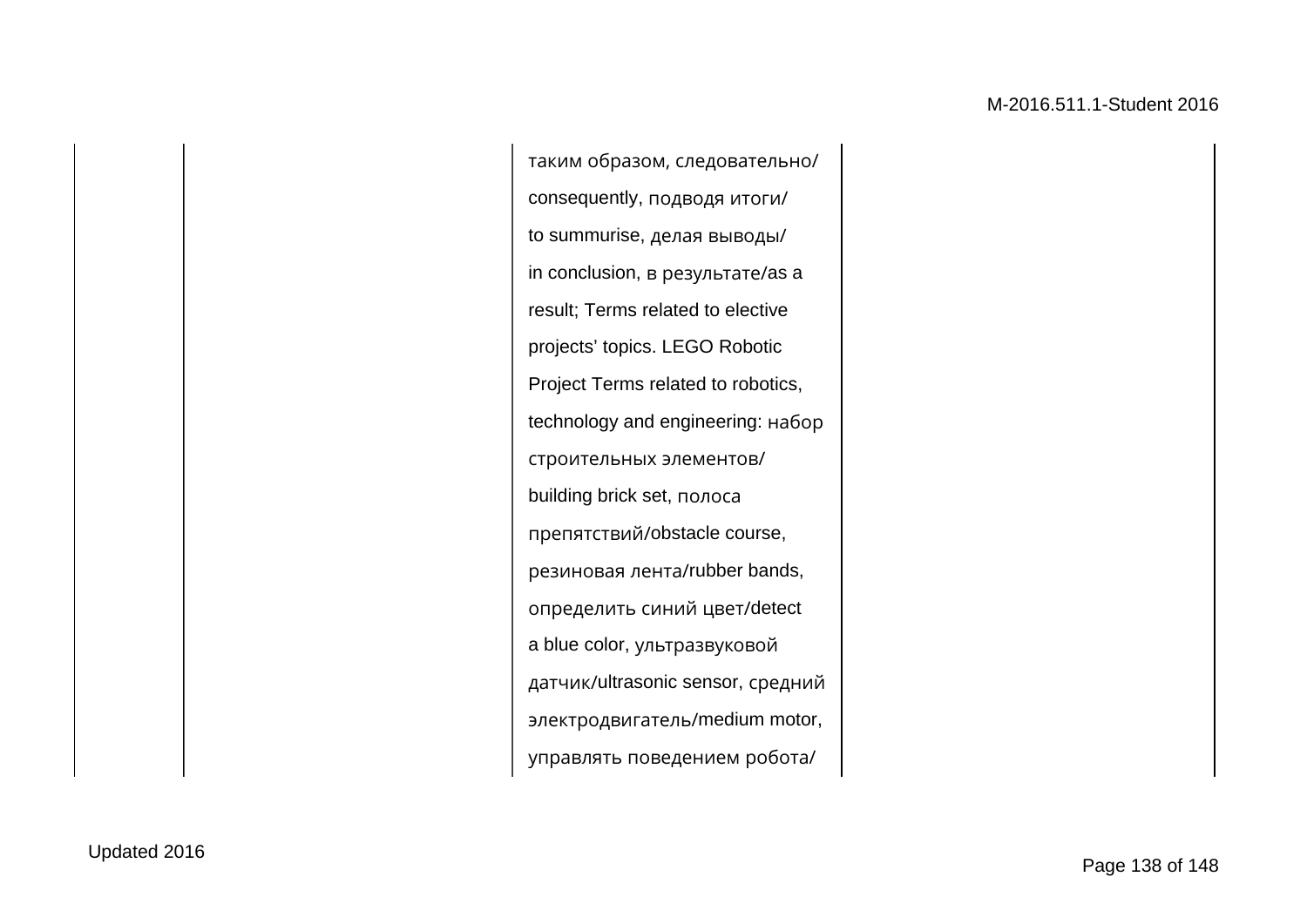|  |  | таким образом, следовательно/ consequently, подводя итоги/ to summurise, делая выводы/ in conclusion, в результате/as a result; Terms related to elective projects' topics. LEGO Robotic Project Terms related to robotics, technology and engineering: набор строительных элементов/ building brick set, полоса препятствий/obstacle course, резиновая лента/rubber bands, определить синий цвет/detect a blue color, ультразвуковой датчик/ultrasonic sensor, средний электродвигатель/medium motor, управлять поведением робота/ |  |
|---|---|---|---|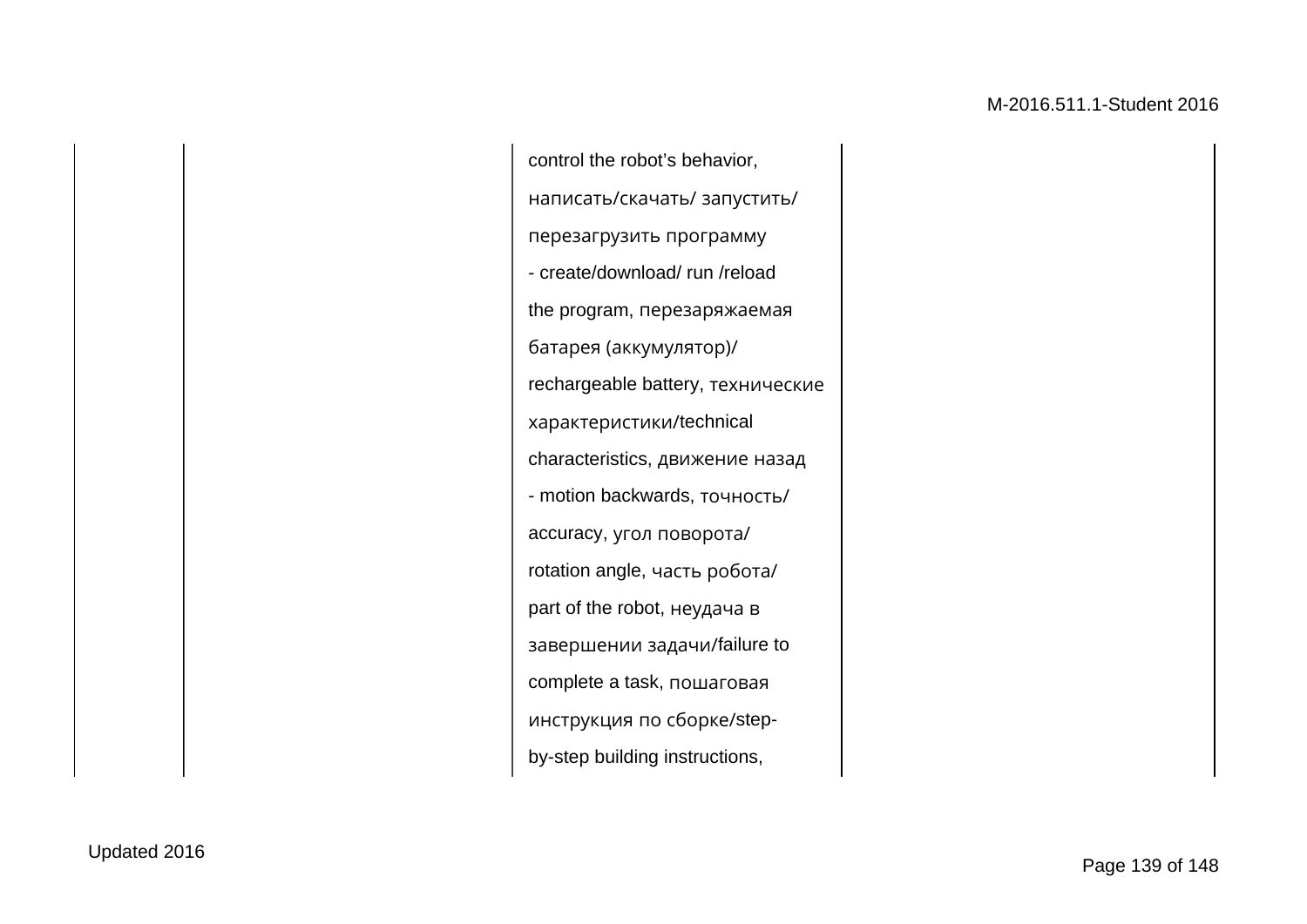|  |  | control the robot's behavior, написать/скачать/ запустить/ перезагрузить программу - create/download/ run /reload the program, перезаряжаемая батарея (аккумулятор)/ rechargeable battery, технические характеристики/technical characteristics, движение назад - motion backwards, точность/ accuracy, угол поворота/ rotation angle, часть робота/ part of the robot, неудача в завершении задачи/failure to complete a task, пошаговая инструкция по сборке/step-by-step building instructions, |  |
|---|---|---|---|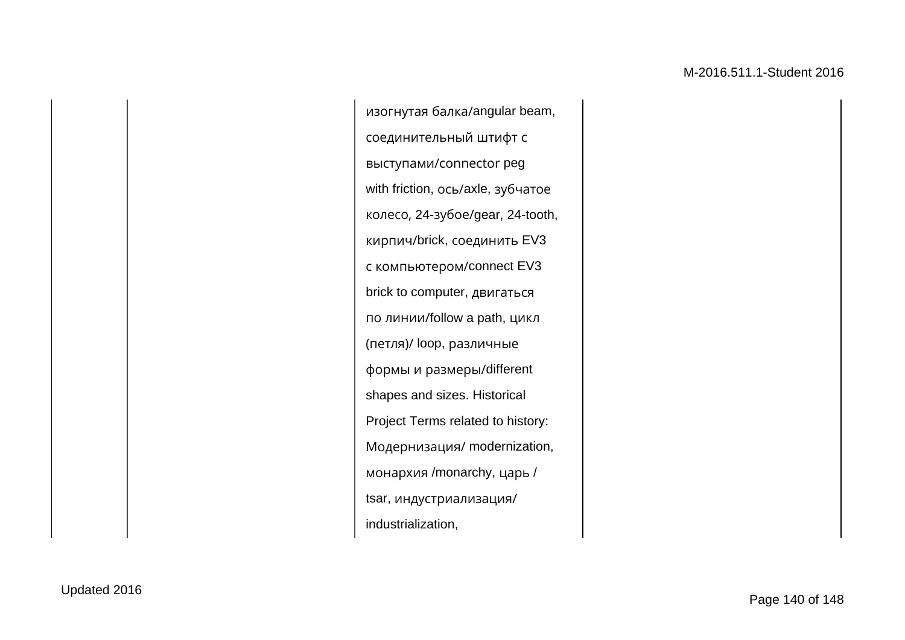|  |  |  |  |
|---|---|---|---|
|  |  | изогнутая балка/angular beam, соединительный штифт с выступами/connector peg with friction, ось/axle, зубчатое колесо, 24-зубое/gear, 24-tooth, кирпич/brick, соединить EV3 с компьютером/connect EV3 brick to computer, двигаться по линии/follow a path, цикл (петля)/ loop, различные формы и размеры/different shapes and sizes. Historical Project Terms related to history: Модернизация/ modernization, монархия /monarchy, царь / tsar, индустриализация/ industrialization, |  |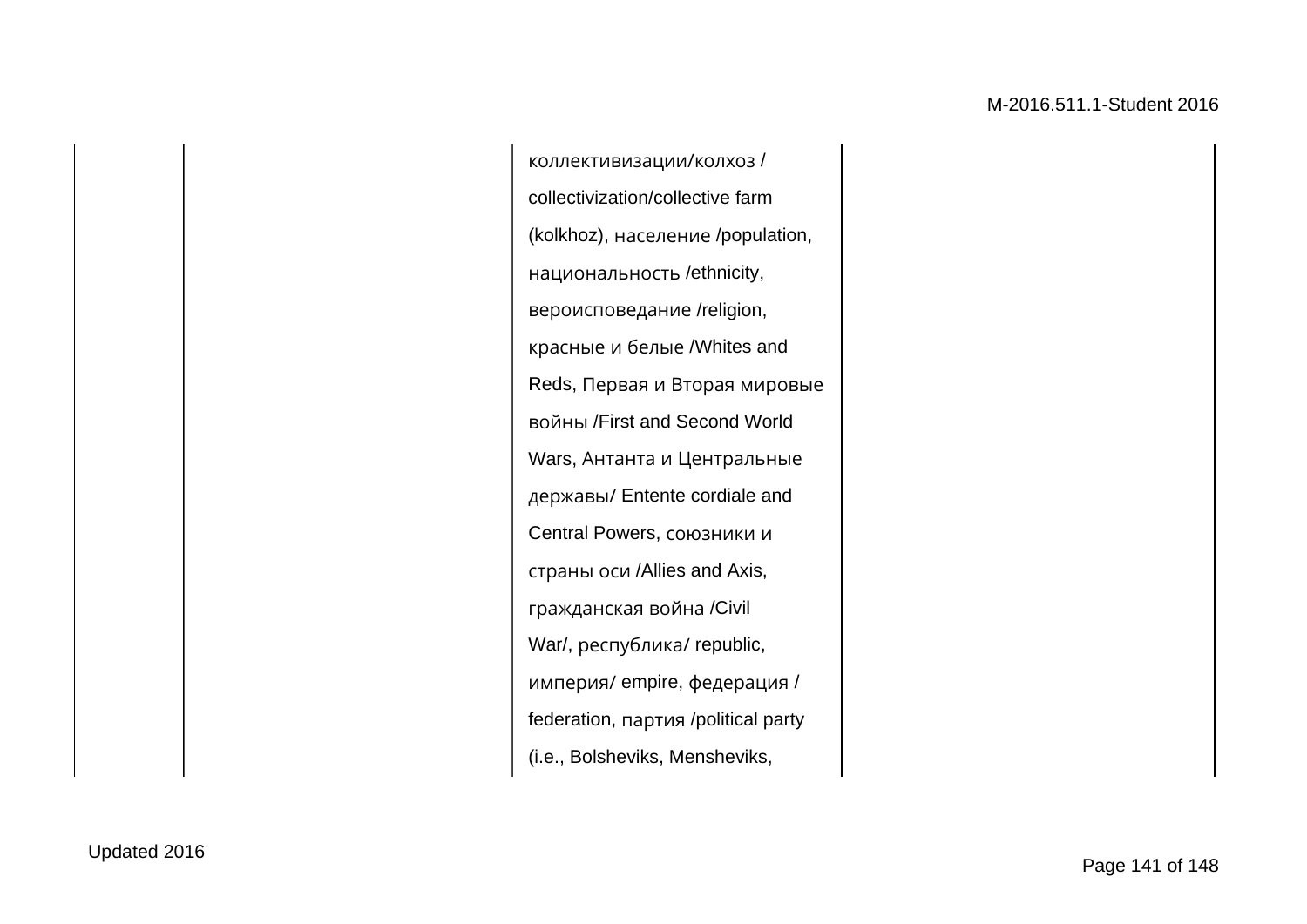|  |  |  |  |
|---|---|---|---|
|  |  | коллективизации/колхоз / collectivization/collective farm (kolkhoz), население /population, национальность /ethnicity, вероисповедание /religion, красные и белые /Whites and Reds, Первая и Вторая мировые войны /First and Second World Wars, Антанта и Центральные державы/ Entente cordiale and Central Powers, союзники и страны оси /Allies and Axis, гражданская война /Civil War/, республика/ republic, империя/ empire, федерация / federation, партия /political party (i.e., Bolsheviks, Mensheviks, |  |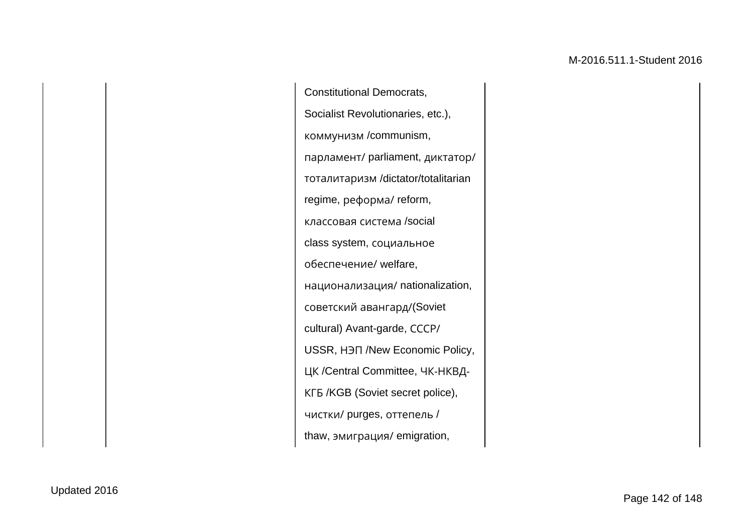|  |  | Constitutional Democrats, Socialist Revolutionaries, etc.), коммунизм /communism, парламент/ parliament, диктатор/ тоталитаризм /dictator/totalitarian regime, реформа/ reform, классовая система /social class system, социальное обеспечение/ welfare, национализация/ nationalization, советский авангард/(Soviet cultural) Avant-garde, СССР/ USSR, НЭП /New Economic Policy, ЦК /Central Committee, ЧК-НКВД-КГБ /KGB (Soviet secret police), чистки/ purges, оттепель / thaw, эмиграция/ emigration, |  |
|---|---|---|---|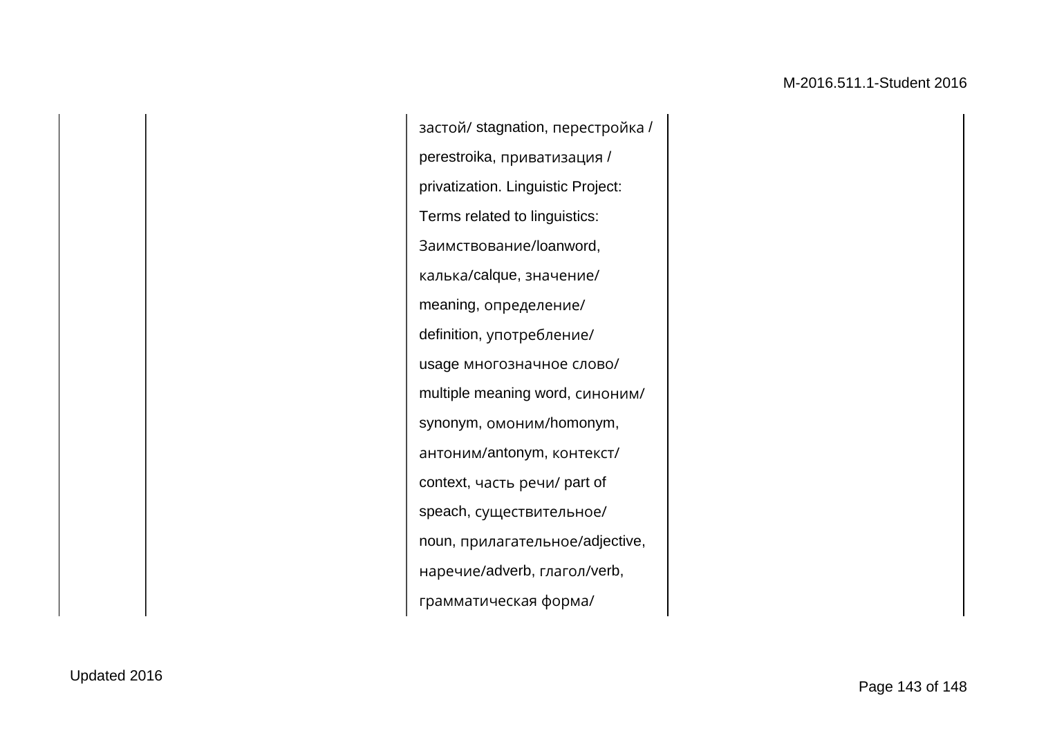| | | | |
|---|---|---|---|
| | | застой/ stagnation, перестройка / perestroika, приватизация / privatization. Linguistic Project: Terms related to linguistics: Заимствование/loanword, калька/calque, значение/ meaning, определение/ definition, употребление/ usage многозначное слово/ multiple meaning word, синоним/ synonym, омоним/homonym, антоним/antonym, контекст/ context, часть речи/ part of speach, существительное/ noun, прилагательное/adjective, наречие/adverb, глагол/verb, грамматическая форма/ | |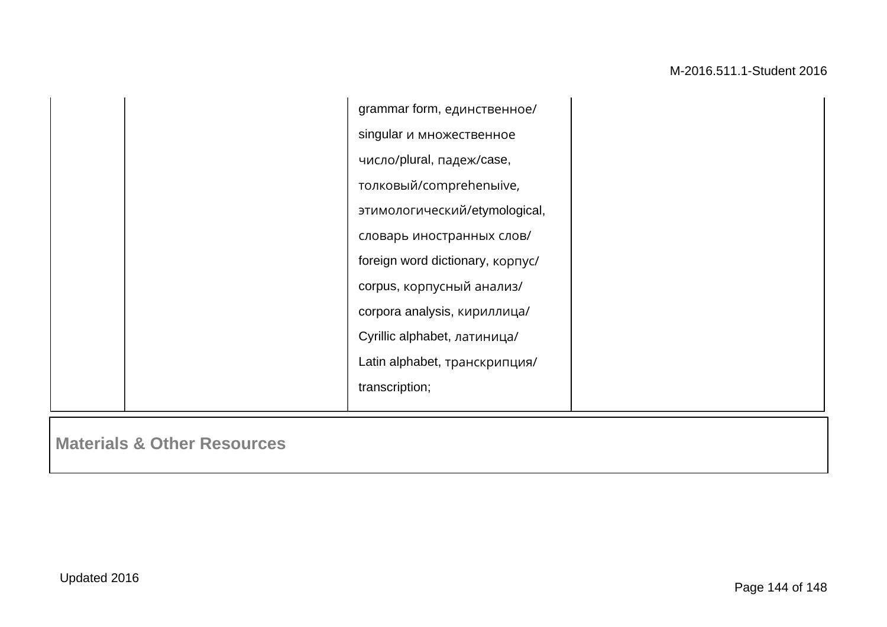| | | | |
|---|---|---|---|
| | | grammar form, единственное/ singular и множественное число/plural, падеж/case, толковый/comprehenыive, этимологический/etymological, словарь иностранных слов/ foreign word dictionary, корпус/ corpus, корпусный анализ/ corpora analysis, кириллица/ Cyrillic alphabet, латиница/ Latin alphabet, транскрипция/ transcription; | |

| Materials & Other Resources |
|---|
| |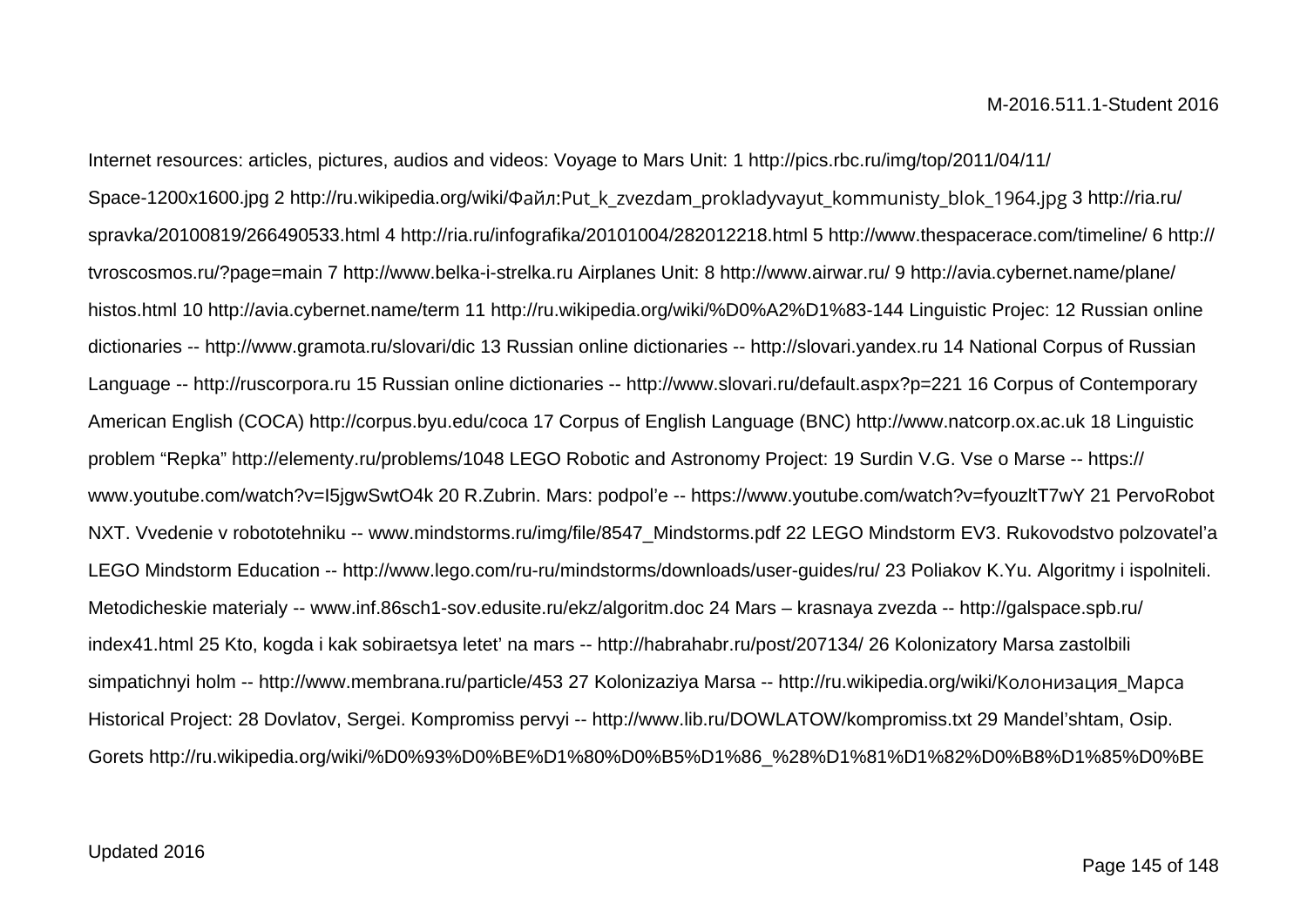Internet resources: articles, pictures, audios and videos: Voyage to Mars Unit: 1 http://pics.rbc.ru/img/top/2011/04/11/Space-1200x1600.jpg 2 http://ru.wikipedia.org/wiki/Файл:Put_k_zvezdam_prokladyvayut_kommunisty_blok_1964.jpg 3 http://ria.ru/spravka/20100819/266490533.html 4 http://ria.ru/infografika/20101004/282012218.html 5 http://www.thespacerace.com/timeline/ 6 http://tvroscosmos.ru/?page=main 7 http://www.belka-i-strelka.ru Airplanes Unit: 8 http://www.airwar.ru/ 9 http://avia.cybernet.name/plane/histos.html 10 http://avia.cybernet.name/term 11 http://ru.wikipedia.org/wiki/%D0%A2%D1%83-144 Linguistic Projec: 12 Russian online dictionaries -- http://www.gramota.ru/slovari/dic 13 Russian online dictionaries -- http://slovari.yandex.ru 14 National Corpus of Russian Language -- http://ruscorpora.ru 15 Russian online dictionaries -- http://www.slovari.ru/default.aspx?p=221 16 Corpus of Contemporary American English (COCA) http://corpus.byu.edu/coca 17 Corpus of English Language (BNC) http://www.natcorp.ox.ac.uk 18 Linguistic problem "Repka" http://elementy.ru/problems/1048 LEGO Robotic and Astronomy Project: 19 Surdin V.G. Vse o Marse -- https://www.youtube.com/watch?v=I5jgwSwtO4k 20 R.Zubrin. Mars: podpol'e -- https://www.youtube.com/watch?v=fyouzltT7wY 21 PervoRobot NXT. Vvedenie v robototehniku -- www.mindstorms.ru/img/file/8547_Mindstorms.pdf 22 LEGO Mindstorm EV3. Rukovodstvo polzovatel'a LEGO Mindstorm Education -- http://www.lego.com/ru-ru/mindstorms/downloads/user-guides/ru/ 23 Poliakov K.Yu. Algoritmy i ispolniteli. Metodicheskie materialy -- www.inf.86sch1-sov.edusite.ru/ekz/algoritm.doc 24 Mars – krasnaya zvezda -- http://galspace.spb.ru/index41.html 25 Kto, kogda i kak sobiraetsya letet' na mars -- http://habrahabr.ru/post/207134/ 26 Kolonizatory Marsa zastolbili simpatichnyi holm -- http://www.membrana.ru/particle/453 27 Kolonizaziya Marsa -- http://ru.wikipedia.org/wiki/Колонизация_Марса Historical Project: 28 Dovlatov, Sergei. Kompromiss pervyi -- http://www.lib.ru/DOWLATOW/kompromiss.txt 29 Mandel'shtam, Osip. Gorets http://ru.wikipedia.org/wiki/%D0%93%D0%BE%D1%80%D0%B5%D1%86_%28%D1%81%D1%82%D0%B8%D1%85%D0%BE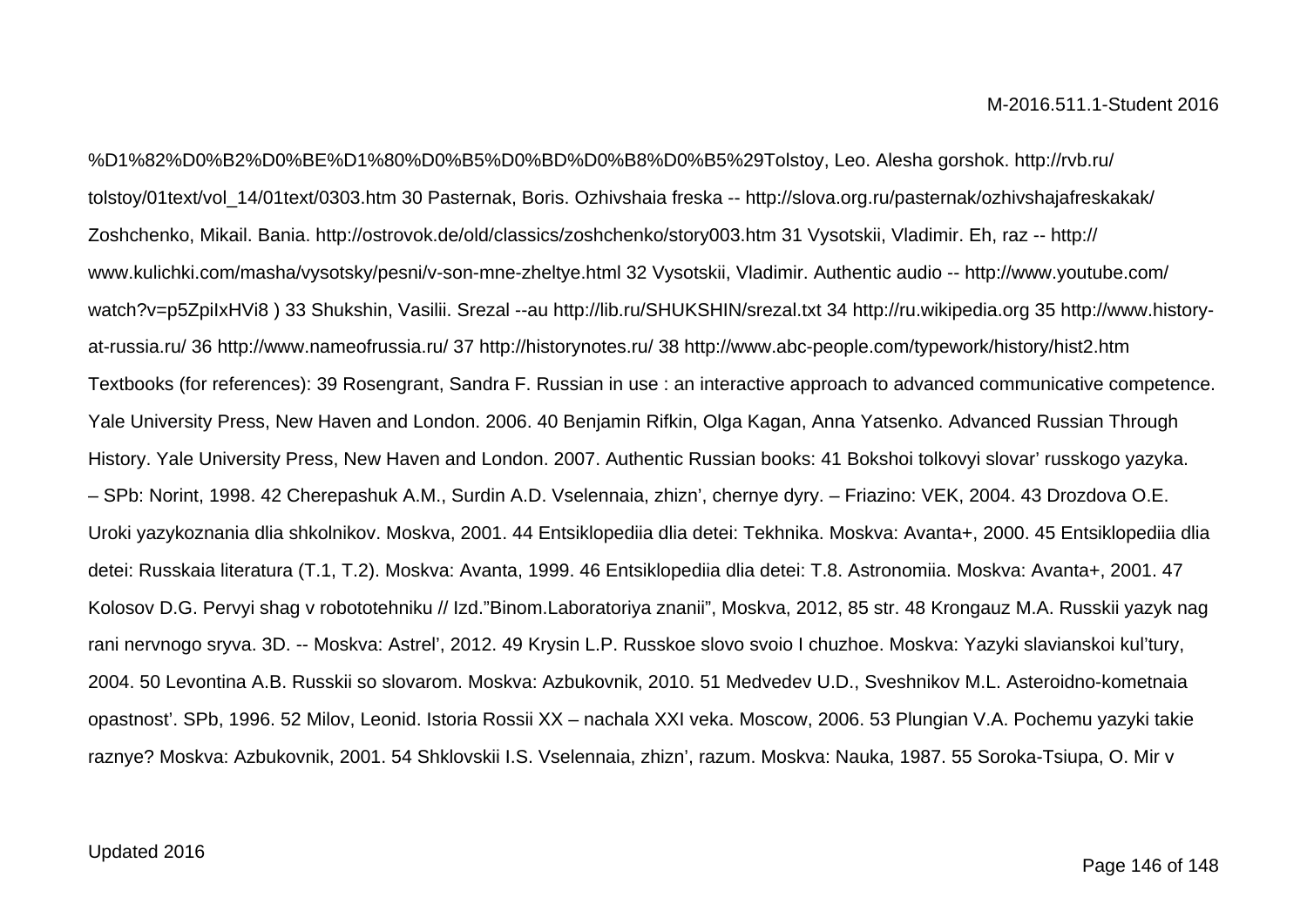%D1%82%D0%B2%D0%BE%D1%80%D0%B5%D0%BD%D0%B8%D0%B5%29Tolstoy, Leo. Alesha gorshok. http://rvb.ru/tolstoy/01text/vol_14/01text/0303.htm 30 Pasternak, Boris. Ozhivshaia freska -- http://slova.org.ru/pasternak/ozhivshajafreskakak/ Zoshchenko, Mikail. Bania. http://ostrovok.de/old/classics/zoshchenko/story003.htm 31 Vysotskii, Vladimir. Eh, raz -- http://www.kulichki.com/masha/vysotsky/pesni/v-son-mne-zheltye.html 32 Vysotskii, Vladimir. Authentic audio -- http://www.youtube.com/watch?v=p5ZpiIxHVi8 ) 33 Shukshin, Vasilii. Srezal --au http://lib.ru/SHUKSHIN/srezal.txt 34 http://ru.wikipedia.org 35 http://www.history-at-russia.ru/ 36 http://www.nameofrussia.ru/ 37 http://historynotes.ru/ 38 http://www.abc-people.com/typework/history/hist2.htm Textbooks (for references): 39 Rosengrant, Sandra F. Russian in use : an interactive approach to advanced communicative competence. Yale University Press, New Haven and London. 2006. 40 Benjamin Rifkin, Olga Kagan, Anna Yatsenko. Advanced Russian Through History. Yale University Press, New Haven and London. 2007. Authentic Russian books: 41 Bokshoi tolkovyi slovar' russkogo yazyka. – SPb: Norint, 1998. 42 Cherepashuk A.M., Surdin A.D. Vselennaia, zhizn', chernye dyry. – Friazino: VEK, 2004. 43 Drozdova O.E. Uroki yazykoznania dlia shkolnikov. Moskva, 2001. 44 Entsiklopediia dlia detei: Tekhnika. Moskva: Avanta+, 2000. 45 Entsiklopediia dlia detei: Russkaia literatura (T.1, T.2). Moskva: Avanta, 1999. 46 Entsiklopediia dlia detei: T.8. Astronomiia. Moskva: Avanta+, 2001. 47 Kolosov D.G. Pervyi shag v robototehniku // Izd."Binom.Laboratoriya znanii", Moskva, 2012, 85 str. 48 Krongauz M.A. Russkii yazyk nag rani nervnogo sryva. 3D. -- Moskva: Astrel', 2012. 49 Krysin L.P. Russkoe slovo svoio I chuzhoe. Moskva: Yazyki slavianskoi kul'tury, 2004. 50 Levontina A.B. Russkii so slovarom. Moskva: Azbukovnik, 2010. 51 Medvedev U.D., Sveshnikov M.L. Asteroidno-kometnaia opastnost'. SPb, 1996. 52 Milov, Leonid. Istoria Rossii XX – nachala XXI veka. Moscow, 2006. 53 Plungian V.A. Pochemu yazyki takie raznye? Moskva: Azbukovnik, 2001. 54 Shklovskii I.S. Vselennaia, zhizn', razum. Moskva: Nauka, 1987. 55 Soroka-Tsiupa, O. Mir v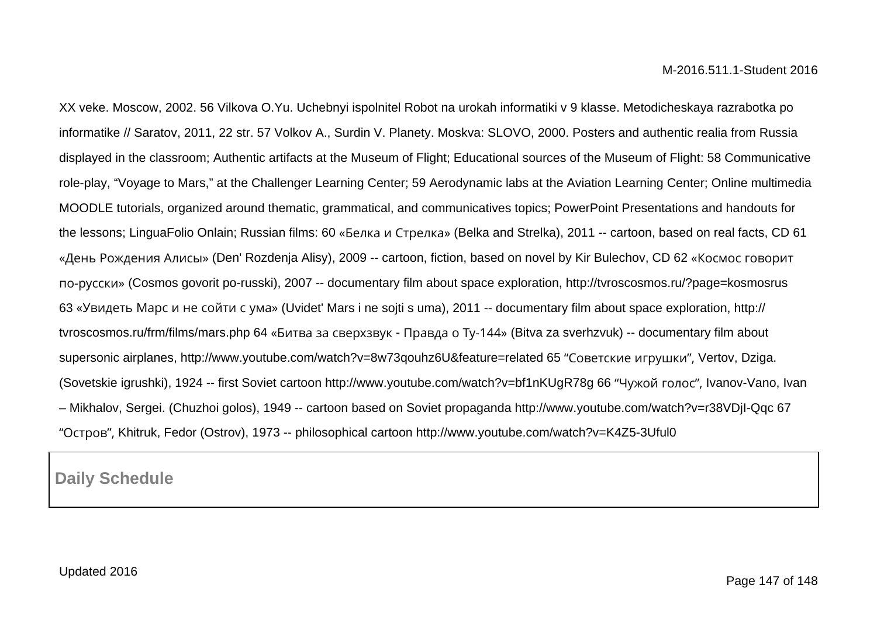XX veke. Moscow, 2002. 56 Vilkova O.Yu. Uchebnyi ispolnitel Robot na urokah informatiki v 9 klasse. Metodicheskaya razrabotka po informatike // Saratov, 2011, 22 str. 57 Volkov A., Surdin V. Planety. Moskva: SLOVO, 2000. Posters and authentic realia from Russia displayed in the classroom; Authentic artifacts at the Museum of Flight; Educational sources of the Museum of Flight: 58 Communicative role-play, “Voyage to Mars,” at the Challenger Learning Center; 59 Aerodynamic labs at the Aviation Learning Center; Online multimedia MOODLE tutorials, organized around thematic, grammatical, and communicatives topics; PowerPoint Presentations and handouts for the lessons; LinguaFolio Onlain; Russian films: 60 «Белка и Стрелка» (Belka and Strelka), 2011 -- cartoon, based on real facts, CD 61 «День Рождения Алисы» (Den' Rozdenja Alisy), 2009 -- cartoon, fiction, based on novel by Kir Bulechov, CD 62 «Космос говорит по-русски» (Cosmos govorit po-russki), 2007 -- documentary film about space exploration, http://tvroscosmos.ru/?page=kosmosrus 63 «Увидеть Марс и не сойти с ума» (Uvidet' Mars i ne sojti s uma), 2011 -- documentary film about space exploration, http://tvroscosmos.ru/frm/films/mars.php 64 «Битва за сверхзвук - Правда о Ту-144» (Bitva za sverhzvuk) -- documentary film about supersonic airplanes, http://www.youtube.com/watch?v=8w73qouhz6U&feature=related 65 “Советские игрушки”, Vertov, Dziga. (Sovetskie igrushki), 1924 -- first Soviet cartoon http://www.youtube.com/watch?v=bf1nKUgR78g 66 “Чужой голос”, Ivanov-Vano, Ivan – Mikhalov, Sergei. (Chuzhoi golos), 1949 -- cartoon based on Soviet propaganda http://www.youtube.com/watch?v=r38VDjI-Qqc 67 “Остров”, Khitruk, Fedor (Ostrov), 1973 -- philosophical cartoon http://www.youtube.com/watch?v=K4Z5-3Uful0

| **Daily Schedule** |
| --- |

Updated 2016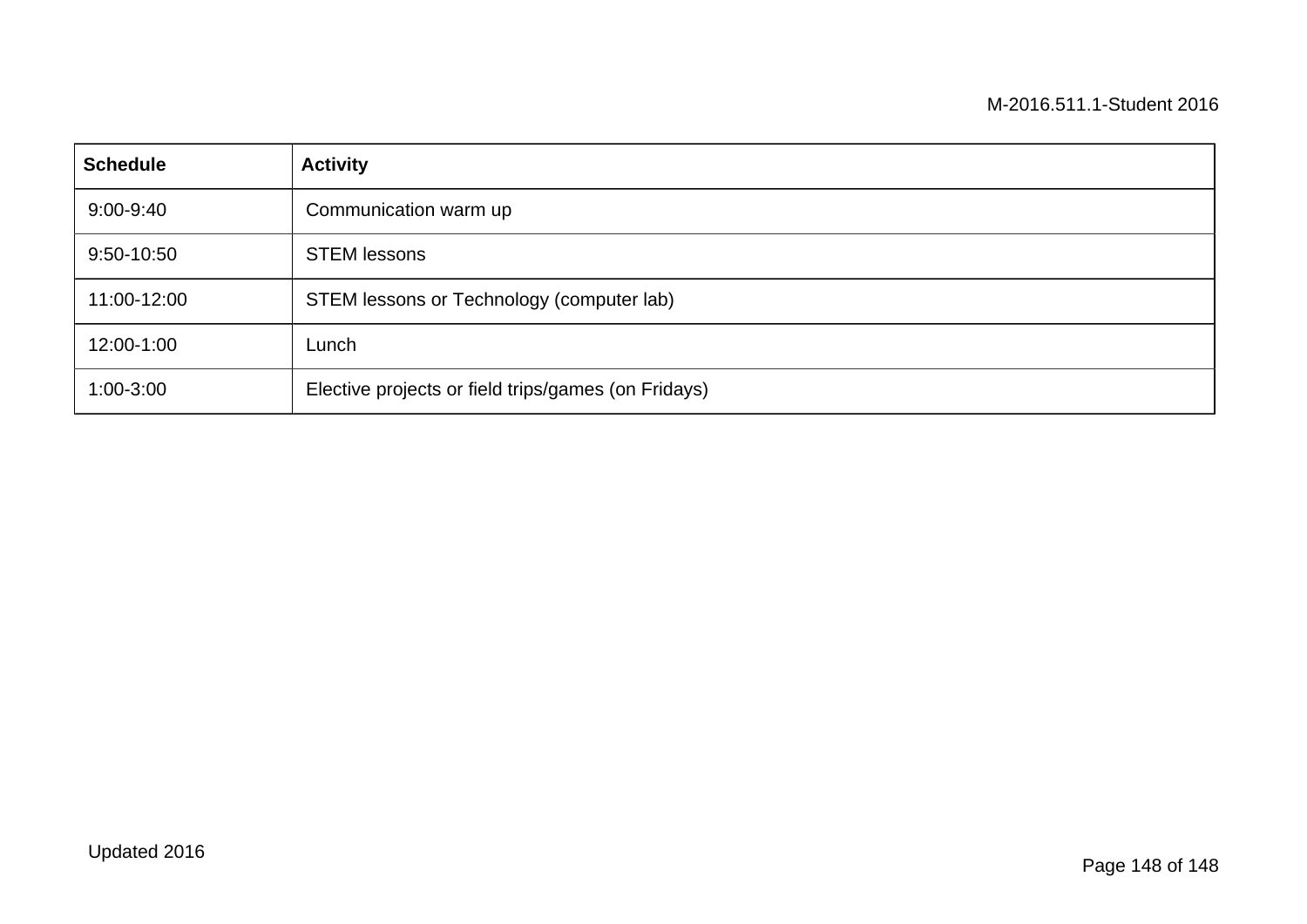| Schedule | Activity |
|---|---|
| 9:00-9:40 | Communication warm up |
| 9:50-10:50 | STEM lessons |
| 11:00-12:00 | STEM lessons or Technology (computer lab) |
| 12:00-1:00 | Lunch |
| 1:00-3:00 | Elective projects or field trips/games (on Fridays) |